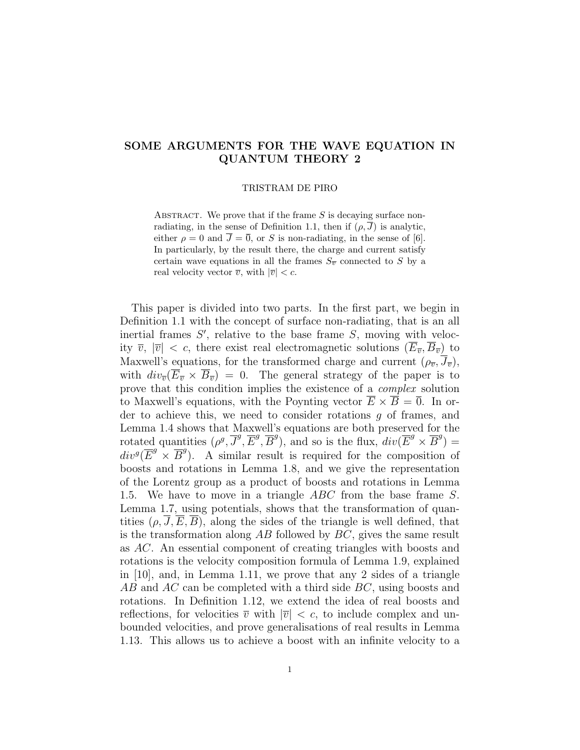# SOME ARGUMENTS FOR THE WAVE EQUATION IN QUANTUM THEORY 2

TRISTRAM DE PIRO

Abstract. We prove that if the frame $S$ is decaying surface non-radiating, in the sense of Definition 1.1, then if $(\rho, \overline{J})$ is analytic, either $\rho = 0$ and $\overline{J} = \overline{0}$, or $S$ is non-radiating, in the sense of [6]. In particularly, by the result there, the charge and current satisfy certain wave equations in all the frames $S_{\overline{v}}$ connected to $S$ by a real velocity vector $\overline{v}$, with $|\overline{v}| < c$.

This paper is divided into two parts. In the first part, we begin in Definition 1.1 with the concept of surface non-radiating, that is an all inertial frames $S'$, relative to the base frame $S$, moving with velocity $\overline{v}$, $|\overline{v}| < c$, there exist real electromagnetic solutions $(\overline{E}_{\overline{v}}, \overline{B}_{\overline{v}})$ to Maxwell's equations, for the transformed charge and current $(\rho_{\overline{v}}, \overline{J}_{\overline{v}})$, with $div_{\overline{v}}(\overline{E}_{\overline{v}} \times \overline{B}_{\overline{v}}) = 0$. The general strategy of the paper is to prove that this condition implies the existence of a *complex* solution to Maxwell's equations, with the Poynting vector $\overline{E} \times \overline{B} = \overline{0}$. In order to achieve this, we need to consider rotations $g$ of frames, and Lemma 1.4 shows that Maxwell's equations are both preserved for the rotated quantities $(\rho^g, \overline{J}^g, \overline{E}^g, \overline{B}^g)$, and so is the flux, $div(\overline{E}^g \times \overline{B}^g) = div^g(\overline{E}^g \times \overline{B}^g)$. A similar result is required for the composition of boosts and rotations in Lemma 1.8, and we give the representation of the Lorentz group as a product of boosts and rotations in Lemma 1.5. We have to move in a triangle $ABC$ from the base frame $S$. Lemma 1.7, using potentials, shows that the transformation of quantities $(\rho, \overline{J}, \overline{E}, \overline{B})$, along the sides of the triangle is well defined, that is the transformation along $AB$ followed by $BC$, gives the same result as $AC$. An essential component of creating triangles with boosts and rotations is the velocity composition formula of Lemma 1.9, explained in [10], and, in Lemma 1.11, we prove that any 2 sides of a triangle $AB$ and $AC$ can be completed with a third side $BC$, using boosts and rotations. In Definition 1.12, we extend the idea of real boosts and reflections, for velocities $\overline{v}$ with $|\overline{v}| < c$, to include complex and unbounded velocities, and prove generalisations of real results in Lemma 1.13. This allows us to achieve a boost with an infinite velocity to a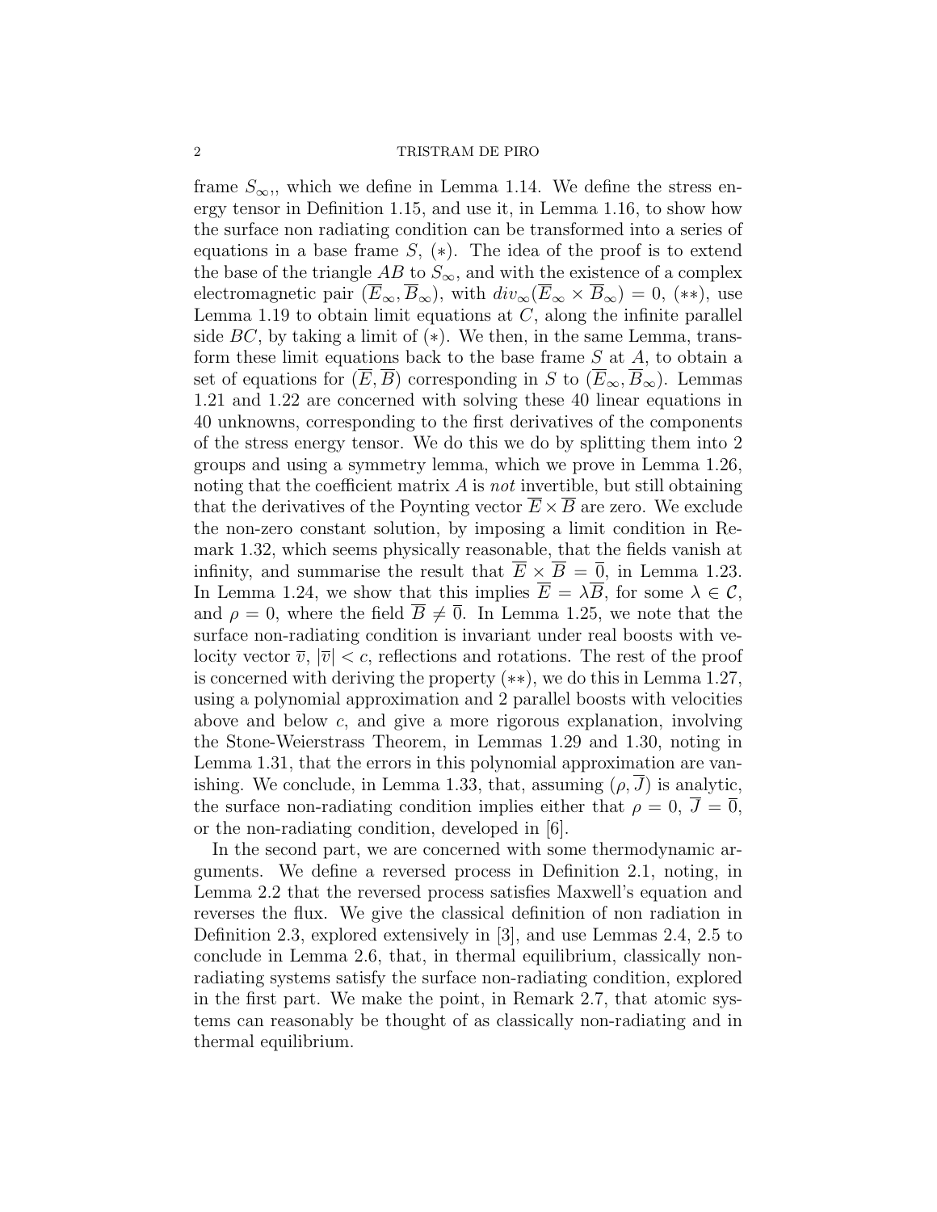frame $S_{\infty}$,, which we define in Lemma 1.14. We define the stress energy tensor in Definition 1.15, and use it, in Lemma 1.16, to show how the surface non radiating condition can be transformed into a series of equations in a base frame $S$, $(*)$. The idea of the proof is to extend the base of the triangle $AB$ to $S_{\infty}$, and with the existence of a complex electromagnetic pair $(\overline{E}_{\infty}, \overline{B}_{\infty})$, with $div_{\infty}(\overline{E}_{\infty} \times \overline{B}_{\infty}) = 0$, $(**)$, use Lemma 1.19 to obtain limit equations at $C$, along the infinite parallel side $BC$, by taking a limit of $(*)$. We then, in the same Lemma, transform these limit equations back to the base frame $S$ at $A$, to obtain a set of equations for $(\overline{E}, \overline{B})$ corresponding in $S$ to $(\overline{E}_{\infty}, \overline{B}_{\infty})$. Lemmas 1.21 and 1.22 are concerned with solving these 40 linear equations in 40 unknowns, corresponding to the first derivatives of the components of the stress energy tensor. We do this we do by splitting them into 2 groups and using a symmetry lemma, which we prove in Lemma 1.26, noting that the coefficient matrix $A$ is *not* invertible, but still obtaining that the derivatives of the Poynting vector $\overline{E} \times \overline{B}$ are zero. We exclude the non-zero constant solution, by imposing a limit condition in Remark 1.32, which seems physically reasonable, that the fields vanish at infinity, and summarise the result that $\overline{E} \times \overline{B} = \overline{0}$, in Lemma 1.23. In Lemma 1.24, we show that this implies $\overline{E} = \lambda \overline{B}$, for some $\lambda \in \mathcal{C}$, and $\rho = 0$, where the field $\overline{B} \neq \overline{0}$. In Lemma 1.25, we note that the surface non-radiating condition is invariant under real boosts with velocity vector $\overline{v}$, $|\overline{v}| < c$, reflections and rotations. The rest of the proof is concerned with deriving the property $(**)$, we do this in Lemma 1.27, using a polynomial approximation and 2 parallel boosts with velocities above and below $c$, and give a more rigorous explanation, involving the Stone-Weierstrass Theorem, in Lemmas 1.29 and 1.30, noting in Lemma 1.31, that the errors in this polynomial approximation are vanishing. We conclude, in Lemma 1.33, that, assuming $(\rho, \overline{J})$ is analytic, the surface non-radiating condition implies either that $\rho = 0$, $\overline{J} = \overline{0}$, or the non-radiating condition, developed in [6].

In the second part, we are concerned with some thermodynamic arguments. We define a reversed process in Definition 2.1, noting, in Lemma 2.2 that the reversed process satisfies Maxwell's equation and reverses the flux. We give the classical definition of non radiation in Definition 2.3, explored extensively in [3], and use Lemmas 2.4, 2.5 to conclude in Lemma 2.6, that, in thermal equilibrium, classically non-radiating systems satisfy the surface non-radiating condition, explored in the first part. We make the point, in Remark 2.7, that atomic systems can reasonably be thought of as classically non-radiating and in thermal equilibrium.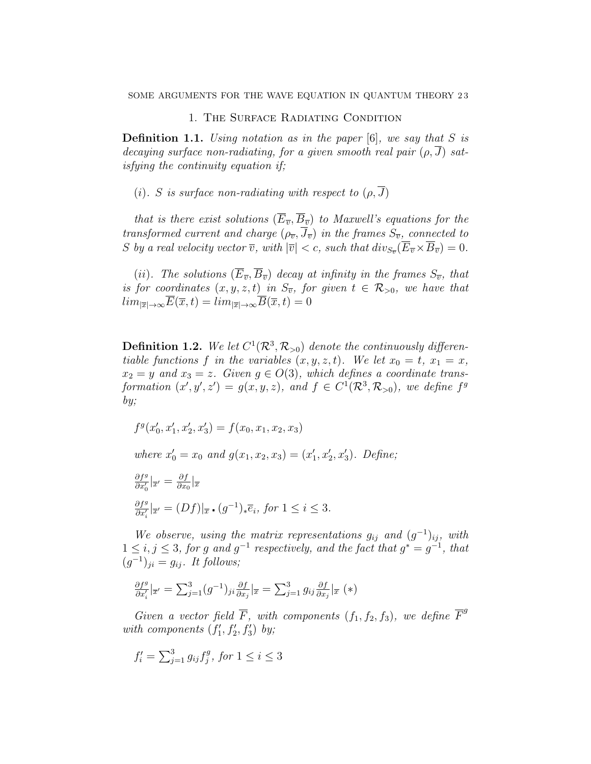## 1. The Surface Radiating Condition

**Definition 1.1.** *Using notation as in the paper [6], we say that $S$ is decaying surface non-radiating, for a given smooth real pair $(\rho, \overline{J})$ satisfying the continuity equation if;*

*(i). $S$ is surface non-radiating with respect to $(\rho, \overline{J})$*

*that is there exist solutions $(\overline{E}_{\overline{v}}, \overline{B}_{\overline{v}})$ to Maxwell's equations for the transformed current and charge $(\rho_{\overline{v}}, \overline{J}_{\overline{v}})$ in the frames $S_{\overline{v}}$, connected to $S$ by a real velocity vector $\overline{v}$, with $|\overline{v}| < c$, such that $div_{S_{\overline{v}}}(\overline{E}_{\overline{v}} \times \overline{B}_{\overline{v}}) = 0$.*

*(ii). The solutions $(\overline{E}_{\overline{v}}, \overline{B}_{\overline{v}})$ decay at infinity in the frames $S_{\overline{v}}$, that is for coordinates $(x, y, z, t)$ in $S_{\overline{v}}$, for given $t \in \mathcal{R}_{>0}$, we have that $lim_{|\overline{x}| \rightarrow \infty} \overline{E}(\overline{x}, t) = lim_{|\overline{x}| \rightarrow \infty} \overline{B}(\overline{x}, t) = 0$*

**Definition 1.2.** *We let $C^1(\mathcal{R}^3, \mathcal{R}_{>0})$ denote the continuously differentiable functions $f$ in the variables $(x, y, z, t)$. We let $x_0 = t$, $x_1 = x$, $x_2 = y$ and $x_3 = z$. Given $g \in O(3)$, which defines a coordinate transformation $(x', y', z') = g(x, y, z)$, and $f \in C^1(\mathcal{R}^3, \mathcal{R}_{>0})$, we define $f^g$ by;*

$f^g(x'_0, x'_1, x'_2, x'_3) = f(x_0, x_1, x_2, x_3)$

*where $x'_0 = x_0$ and $g(x_1, x_2, x_3) = (x'_1, x'_2, x'_3)$. Define;*

$\frac{\partial f^g}{\partial x'_0}|_{\overline{x}'} = \frac{\partial f}{\partial x_0}|_{\overline{x}}$

$\frac{\partial f^g}{\partial x'_i}|_{\overline{x}'} = (Df)|_{\overline{x}} \centerdot (g^{-1})_* \overline{e}_i$, *for $1 \leq i \leq 3$.*

*We observe, using the matrix representations $g_{ij}$ and $(g^{-1})_{ij}$, with $1 \leq i, j \leq 3$, for $g$ and $g^{-1}$ respectively, and the fact that $g^* = g^{-1}$, that $(g^{-1})_{ji} = g_{ij}$. It follows;*

$\frac{\partial f^g}{\partial x'_i}|_{\overline{x}'} = \sum_{j=1}^{3} (g^{-1})_{ji} \frac{\partial f}{\partial x_j}|_{\overline{x}} = \sum_{j=1}^{3} g_{ij} \frac{\partial f}{\partial x_j}|_{\overline{x}}$ $(*)$

*Given a vector field $\overline{F}$, with components $(f_1, f_2, f_3)$, we define $\overline{F}^g$ with components $(f'_1, f'_2, f'_3)$ by;*

$f'_i = \sum_{j=1}^{3} g_{ij} f_j^g$, *for $1 \leq i \leq 3$*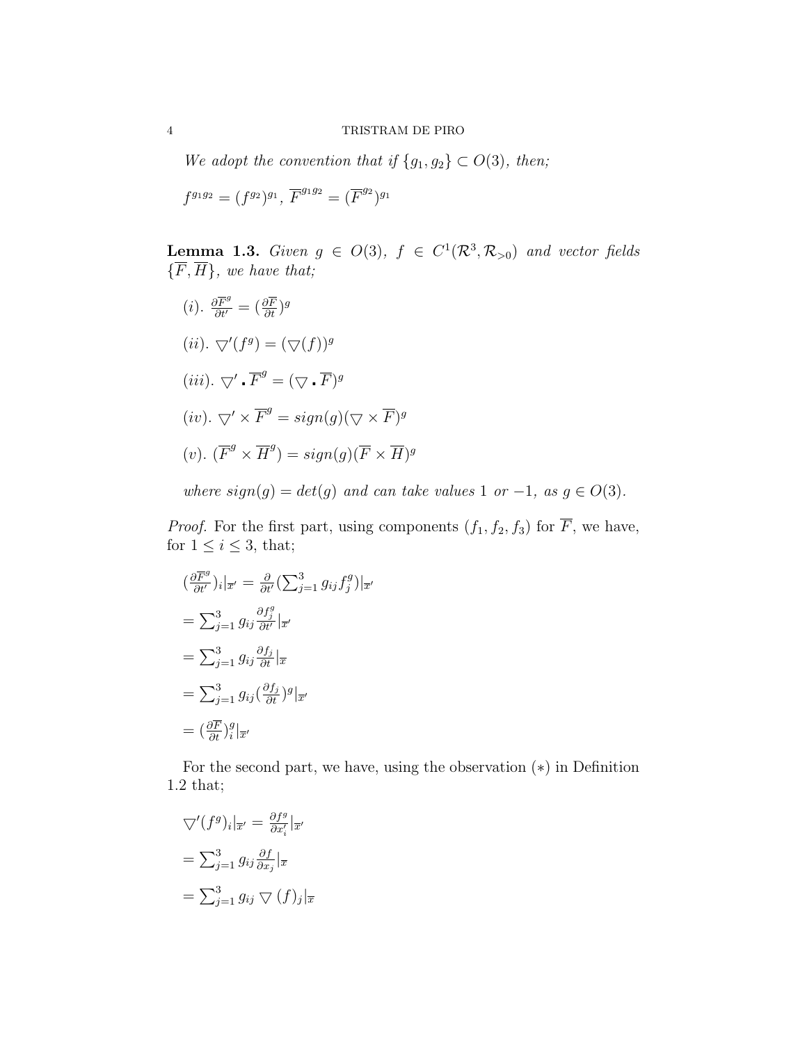*We adopt the convention that if $\{g_1, g_2\} \subset O(3)$, then;*

$f^{g_1 g_2} = (f^{g_2})^{g_1}$, $\overline{F}^{g_1 g_2} = (\overline{F}^{g_2})^{g_1}$

**Lemma 1.3.** *Given $g \in O(3)$, $f \in C^1(\mathcal{R}^3, \mathcal{R}_{>0})$ and vector fields $\{\overline{F}, \overline{H}\}$, we have that;*

*(i).* $\frac{\partial \overline{F}^g}{\partial t'} = (\frac{\partial \overline{F}}{\partial t})^g$

*(ii).* $\bigtriangledown'(f^g) = (\bigtriangledown(f))^g$

*(iii).* $\bigtriangledown' \cdot \overline{F}^g = (\bigtriangledown \cdot \overline{F})^g$

*(iv).* $\bigtriangledown' \times \overline{F}^g = sign(g)(\bigtriangledown \times \overline{F})^g$

*(v).* $(\overline{F}^g \times \overline{H}^g) = sign(g)(\overline{F} \times \overline{H})^g$

*where $sign(g) = det(g)$ and can take values $1$ or $-1$, as $g \in O(3)$.*

*Proof.* For the first part, using components $(f_1, f_2, f_3)$ for $\overline{F}$, we have, for $1 \leq i \leq 3$, that;

$(\frac{\partial \overline{F}^g}{\partial t'})_i|_{\overline{x}'} = \frac{\partial}{\partial t'}(\sum_{j=1}^3 g_{ij} f_j^g)|_{\overline{x}'}$

$= \sum_{j=1}^3 g_{ij} \frac{\partial f_j^g}{\partial t'}|_{\overline{x}'}$

$= \sum_{j=1}^3 g_{ij} \frac{\partial f_j}{\partial t}|_{\overline{x}}$

$= \sum_{j=1}^3 g_{ij} (\frac{\partial f_j}{\partial t})^g|_{\overline{x}'}$

$= (\frac{\partial \overline{F}}{\partial t})_i^g|_{\overline{x}'}$

For the second part, we have, using the observation $(*)$ in Definition 1.2 that;

$\bigtriangledown'(f^g)_i|_{\overline{x}'} = \frac{\partial f^g}{\partial x_i'}|_{\overline{x}'}$

$= \sum_{j=1}^3 g_{ij} \frac{\partial f}{\partial x_j}|_{\overline{x}}$

$= \sum_{j=1}^3 g_{ij} \bigtriangledown(f)_j|_{\overline{x}}$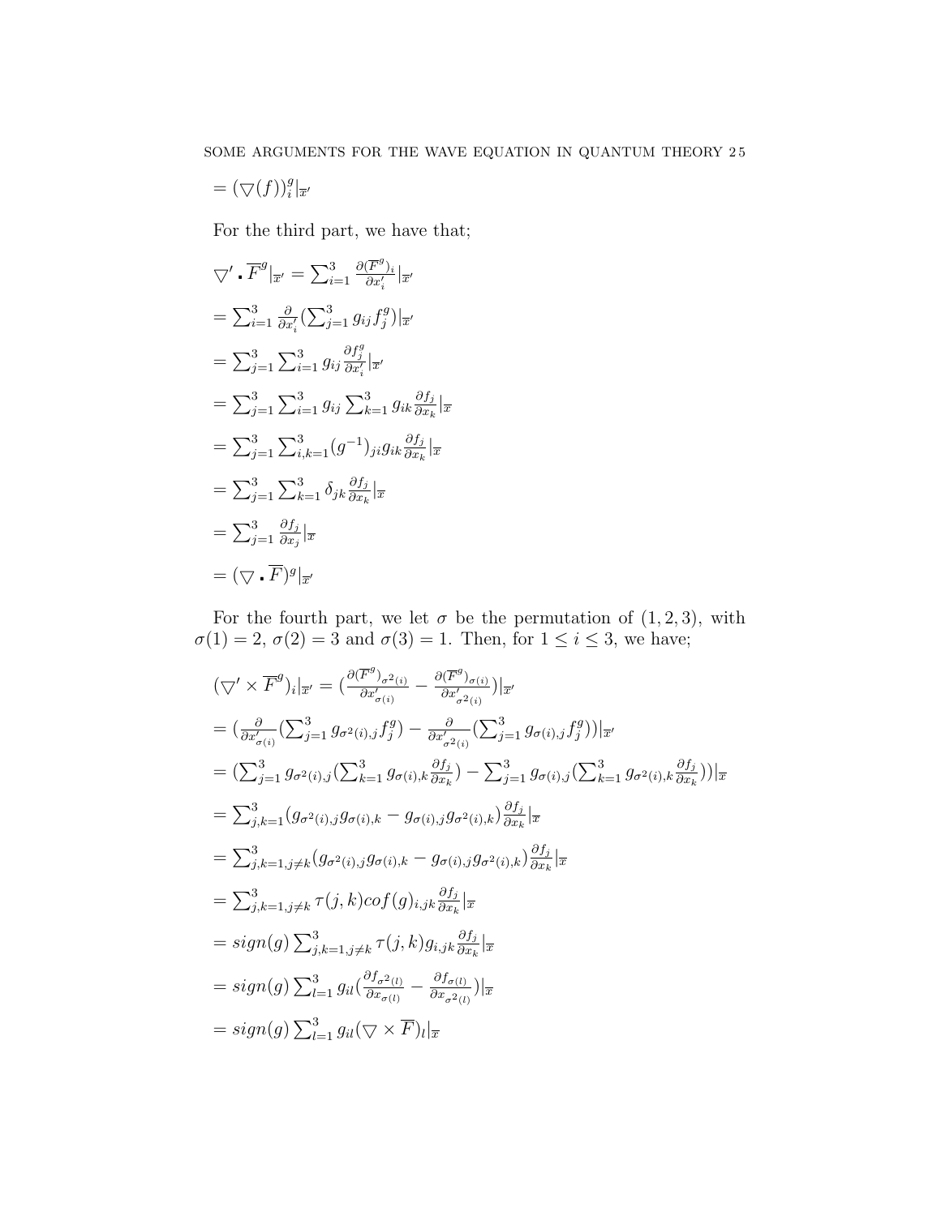$= (\bigtriangledown(f))_i^g|_{\overline{x}'}$

For the third part, we have that;

$\bigtriangledown' \centerdot \overline{F}^g|_{\overline{x}'} = \sum_{i=1}^3 \frac{\partial(\overline{F}^g)_i}{\partial x_i'}|_{\overline{x}'}$

$= \sum_{i=1}^3 \frac{\partial}{\partial x_i'}(\sum_{j=1}^3 g_{ij} f_j^g)|_{\overline{x}'}$

$= \sum_{j=1}^3 \sum_{i=1}^3 g_{ij} \frac{\partial f_j^g}{\partial x_i'}|_{\overline{x}'}$

$= \sum_{j=1}^3 \sum_{i=1}^3 g_{ij} \sum_{k=1}^3 g_{ik} \frac{\partial f_j}{\partial x_k}|_{\overline{x}}$

$= \sum_{j=1}^3 \sum_{i,k=1}^3 (g^{-1})_{ji} g_{ik} \frac{\partial f_j}{\partial x_k}|_{\overline{x}}$

$= \sum_{j=1}^3 \sum_{k=1}^3 \delta_{jk} \frac{\partial f_j}{\partial x_k}|_{\overline{x}}$

$= \sum_{j=1}^3 \frac{\partial f_j}{\partial x_j}|_{\overline{x}}$

$= (\bigtriangledown \centerdot \overline{F})^g|_{\overline{x}'}$

For the fourth part, we let $\sigma$ be the permutation of $(1, 2, 3)$, with $\sigma(1) = 2$, $\sigma(2) = 3$ and $\sigma(3) = 1$. Then, for $1 \leq i \leq 3$, we have;

$(\bigtriangledown' \times \overline{F}^g)_i|_{\overline{x}'} = (\frac{\partial(\overline{F}^g)_{\sigma^2(i)}}{\partial x'_{\sigma(i)}} - \frac{\partial(\overline{F}^g)_{\sigma(i)}}{\partial x'_{\sigma^2(i)}})|_{\overline{x}'}$

$= (\frac{\partial}{\partial x'_{\sigma(i)}}(\sum_{j=1}^3 g_{\sigma^2(i),j} f_j^g) - \frac{\partial}{\partial x'_{\sigma^2(i)}}(\sum_{j=1}^3 g_{\sigma(i),j} f_j^g))|_{\overline{x}'}$

$= (\sum_{j=1}^3 g_{\sigma^2(i),j}(\sum_{k=1}^3 g_{\sigma(i),k} \frac{\partial f_j}{\partial x_k}) - \sum_{j=1}^3 g_{\sigma(i),j}(\sum_{k=1}^3 g_{\sigma^2(i),k} \frac{\partial f_j}{\partial x_k}))|_{\overline{x}}$

$= \sum_{j,k=1}^3 (g_{\sigma^2(i),j} g_{\sigma(i),k} - g_{\sigma(i),j} g_{\sigma^2(i),k}) \frac{\partial f_j}{\partial x_k}|_{\overline{x}}$

$= \sum_{j,k=1, j \neq k}^3 (g_{\sigma^2(i),j} g_{\sigma(i),k} - g_{\sigma(i),j} g_{\sigma^2(i),k}) \frac{\partial f_j}{\partial x_k}|_{\overline{x}}$

$= \sum_{j,k=1, j \neq k}^3 \tau(j,k) cof(g)_{i,jk} \frac{\partial f_j}{\partial x_k}|_{\overline{x}}$

$= sign(g) \sum_{j,k=1, j \neq k}^3 \tau(j,k) g_{i,jk} \frac{\partial f_j}{\partial x_k}|_{\overline{x}}$

$= sign(g) \sum_{l=1}^3 g_{il}(\frac{\partial f_{\sigma^2(l)}}{\partial x_{\sigma(l)}} - \frac{\partial f_{\sigma(l)}}{\partial x_{\sigma^2(l)}})|_{\overline{x}}$

$= sign(g) \sum_{l=1}^3 g_{il}(\bigtriangledown \times \overline{F})_l|_{\overline{x}}$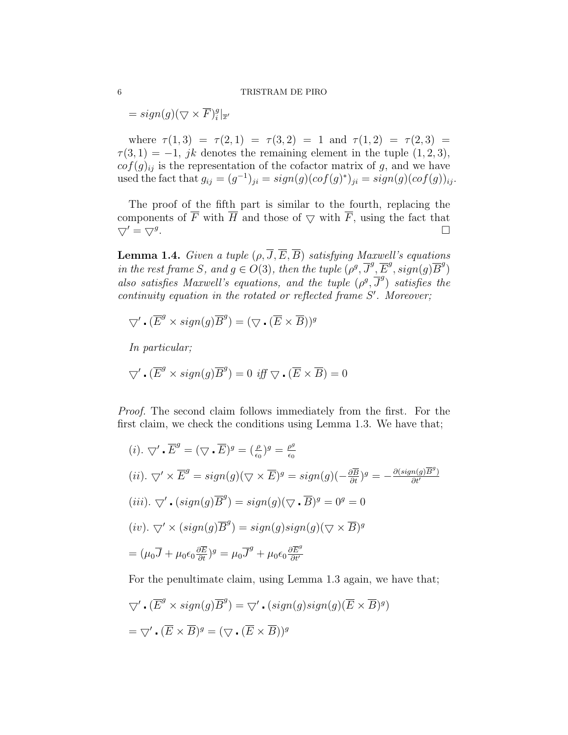$= sign(g)(\bigtriangledown \times \overline{F})_i^g|_{\overline{x}'}$

where $\tau(1,3) = \tau(2,1) = \tau(3,2) = 1$ and $\tau(1,2) = \tau(2,3) = \tau(3,1) = -1$, $jk$ denotes the remaining element in the tuple $(1,2,3)$, $cof(g)_{ij}$ is the representation of the cofactor matrix of $g$, and we have used the fact that $g_{ij} = (g^{-1})_{ji} = sign(g)(cof(g)^*)_{ji} = sign(g)(cof(g))_{ij}$.

The proof of the fifth part is similar to the fourth, replacing the components of $\overline{F}$ with $\overline{H}$ and those of $\bigtriangledown$ with $\overline{F}$, using the fact that $\bigtriangledown' = \bigtriangledown^g$. □

**Lemma 1.4.** *Given a tuple $(\rho, \overline{J}, \overline{E}, \overline{B})$ satisfying Maxwell's equations in the rest frame $S$, and $g \in O(3)$, then the tuple $(\rho^g, \overline{J}^g, \overline{E}^g, sign(g)\overline{B}^g)$ also satisfies Maxwell's equations, and the tuple $(\rho^g, \overline{J}^g)$ satisfies the continuity equation in the rotated or reflected frame $S'$. Moreover;*

$$\bigtriangledown' \cdot (\overline{E}^g \times sign(g)\overline{B}^g) = (\bigtriangledown \cdot (\overline{E} \times \overline{B}))^g$$

*In particular;*

$$\bigtriangledown' \cdot (\overline{E}^g \times sign(g)\overline{B}^g) = 0 \text{ iff } \bigtriangledown \cdot (\overline{E} \times \overline{B}) = 0$$

*Proof.* The second claim follows immediately from the first. For the first claim, we check the conditions using Lemma 1.3. We have that;

$(i)$. $\bigtriangledown' \cdot \overline{E}^g = (\bigtriangledown \cdot \overline{E})^g = (\frac{\rho}{\epsilon_0})^g = \frac{\rho^g}{\epsilon_0}$

$(ii)$. $\bigtriangledown' \times \overline{E}^g = sign(g)(\bigtriangledown \times \overline{E})^g = sign(g)(-\frac{\partial \overline{B}}{\partial t})^g = -\frac{\partial(sign(g)\overline{B}^g)}{\partial t'}$

$(iii)$. $\bigtriangledown' \cdot (sign(g)\overline{B}^g) = sign(g)(\bigtriangledown \cdot \overline{B})^g = 0^g = 0$

$(iv)$. $\bigtriangledown' \times (sign(g)\overline{B}^g) = sign(g)sign(g)(\bigtriangledown \times \overline{B})^g$

$= (\mu_0\overline{J} + \mu_0\epsilon_0\frac{\partial \overline{E}}{\partial t})^g = \mu_0\overline{J}^g + \mu_0\epsilon_0\frac{\partial \overline{E}^g}{\partial t'}$

For the penultimate claim, using Lemma 1.3 again, we have that;

$\bigtriangledown' \cdot (\overline{E}^g \times sign(g)\overline{B}^g) = \bigtriangledown' \cdot (sign(g)sign(g)(\overline{E} \times \overline{B})^g)$

$= \bigtriangledown' \cdot (\overline{E} \times \overline{B})^g = (\bigtriangledown \cdot (\overline{E} \times \overline{B}))^g$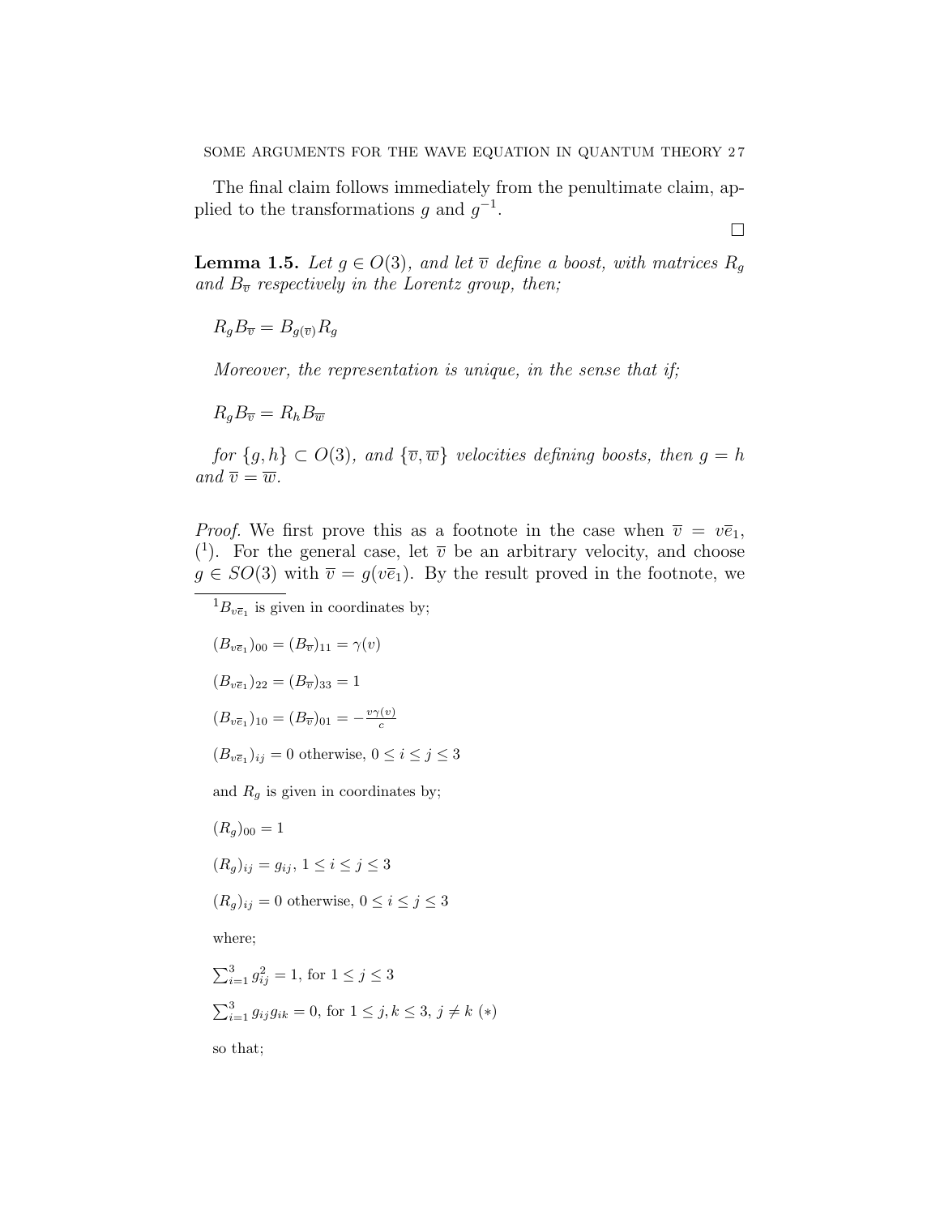The final claim follows immediately from the penultimate claim, applied to the transformations $g$ and $g^{-1}$.

$\square$

**Lemma 1.5.** *Let $g \in O(3)$, and let $\overline{v}$ define a boost, with matrices $R_g$ and $B_{\overline{v}}$ respectively in the Lorentz group, then;*

$R_g B_{\overline{v}} = B_{g(\overline{v})} R_g$

*Moreover, the representation is unique, in the sense that if;*

$R_g B_{\overline{v}} = R_h B_{\overline{w}}$

*for $\{g, h\} \subset O(3)$, and $\{\overline{v}, \overline{w}\}$ velocities defining boosts, then $g = h$ and $\overline{v} = \overline{w}$.*

*Proof.* We first prove this as a footnote in the case when $\overline{v} = v\overline{e}_1$, ([1]). For the general case, let $\overline{v}$ be an arbitrary velocity, and choose $g \in SO(3)$ with $\overline{v} = g(v\overline{e}_1)$. By the result proved in the footnote, we

---

[1] $B_{v\overline{e}_1}$ is given in coordinates by;

$(B_{v\overline{e}_1})_{00} = (B_{\overline{v}})_{11} = \gamma(v)$

$(B_{v\overline{e}_1})_{22} = (B_{\overline{v}})_{33} = 1$

$(B_{v\overline{e}_1})_{10} = (B_{\overline{v}})_{01} = -\frac{v\gamma(v)}{c}$

$(B_{v\overline{e}_1})_{ij} = 0$ otherwise, $0 \leq i \leq j \leq 3$

and $R_g$ is given in coordinates by;

$(R_g)_{00} = 1$

$(R_g)_{ij} = g_{ij}$, $1 \leq i \leq j \leq 3$

$(R_g)_{ij} = 0$ otherwise, $0 \leq i \leq j \leq 3$

where;

$\sum_{i=1}^{3} g_{ij}^2 = 1$, for $1 \leq j \leq 3$

$\sum_{i=1}^{3} g_{ij} g_{ik} = 0$, for $1 \leq j, k \leq 3$, $j \neq k$ $(*)$

so that;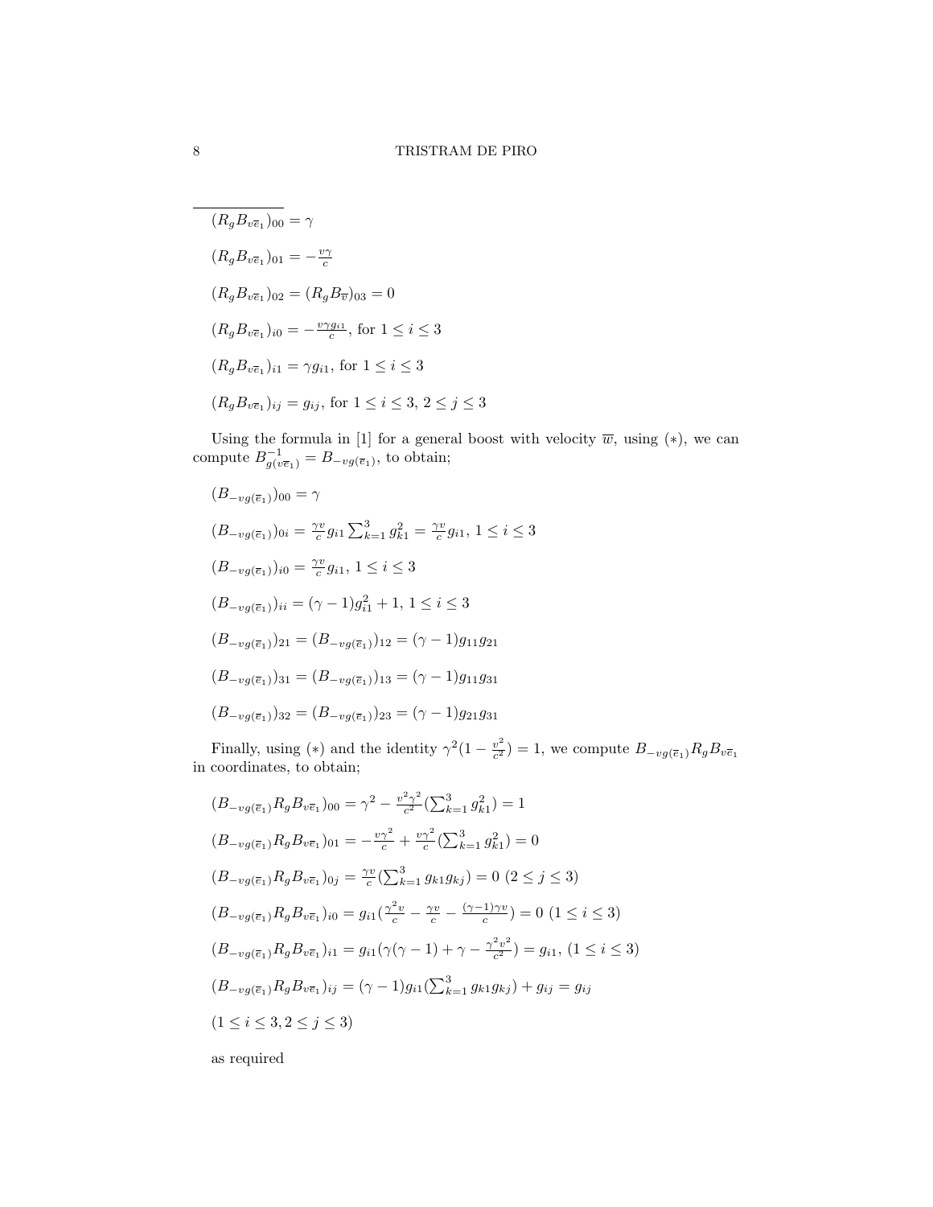$\overline{(R_g B_{v\overline{e}_1})_{00}} = \gamma$

$(R_g B_{v\overline{e}_1})_{01} = -\frac{v\gamma}{c}$

$(R_g B_{v\overline{e}_1})_{02} = (R_g B_{\overline{v}})_{03} = 0$

$(R_g B_{v\overline{e}_1})_{i0} = -\frac{v\gamma g_{i1}}{c}$, for $1 \leq i \leq 3$

$(R_g B_{v\overline{e}_1})_{i1} = \gamma g_{i1}$, for $1 \leq i \leq 3$

$(R_g B_{v\overline{e}_1})_{ij} = g_{ij}$, for $1 \leq i \leq 3$, $2 \leq j \leq 3$

Using the formula in [1] for a general boost with velocity $\overline{w}$, using $(*)$, we can compute $B^{-1}_{g(v\overline{e}_1)} = B_{-vg(\overline{e}_1)}$, to obtain;

$(B_{-vg(\overline{e}_1)})_{00} = \gamma$

$(B_{-vg(\overline{e}_1)})_{0i} = \frac{\gamma v}{c} g_{i1} \sum_{k=1}^{3} g_{k1}^2 = \frac{\gamma v}{c} g_{i1}$, $1 \leq i \leq 3$

$(B_{-vg(\overline{e}_1)})_{i0} = \frac{\gamma v}{c} g_{i1}$, $1 \leq i \leq 3$

$(B_{-vg(\overline{e}_1)})_{ii} = (\gamma - 1) g_{i1}^2 + 1$, $1 \leq i \leq 3$

$(B_{-vg(\overline{e}_1)})_{21} = (B_{-vg(\overline{e}_1)})_{12} = (\gamma - 1) g_{11} g_{21}$

$(B_{-vg(\overline{e}_1)})_{31} = (B_{-vg(\overline{e}_1)})_{13} = (\gamma - 1) g_{11} g_{31}$

$(B_{-vg(\overline{e}_1)})_{32} = (B_{-vg(\overline{e}_1)})_{23} = (\gamma - 1) g_{21} g_{31}$

Finally, using $(*)$ and the identity $\gamma^2(1 - \frac{v^2}{c^2}) = 1$, we compute $B_{-vg(\overline{e}_1)} R_g B_{v\overline{e}_1}$ in coordinates, to obtain;

$(B_{-vg(\overline{e}_1)} R_g B_{v\overline{e}_1})_{00} = \gamma^2 - \frac{v^2\gamma^2}{c^2} (\sum_{k=1}^{3} g_{k1}^2) = 1$

$(B_{-vg(\overline{e}_1)} R_g B_{v\overline{e}_1})_{01} = -\frac{v\gamma^2}{c} + \frac{v\gamma^2}{c} (\sum_{k=1}^{3} g_{k1}^2) = 0$

$(B_{-vg(\overline{e}_1)} R_g B_{v\overline{e}_1})_{0j} = \frac{\gamma v}{c} (\sum_{k=1}^{3} g_{k1} g_{kj}) = 0$ $(2 \leq j \leq 3)$

$(B_{-vg(\overline{e}_1)} R_g B_{v\overline{e}_1})_{i0} = g_{i1} (\frac{\gamma^2 v}{c} - \frac{\gamma v}{c} - \frac{(\gamma - 1)\gamma v}{c}) = 0$ $(1 \leq i \leq 3)$

$(B_{-vg(\overline{e}_1)} R_g B_{v\overline{e}_1})_{i1} = g_{i1} (\gamma(\gamma - 1) + \gamma - \frac{\gamma^2 v^2}{c^2}) = g_{i1}$, $(1 \leq i \leq 3)$

$(B_{-vg(\overline{e}_1)} R_g B_{v\overline{e}_1})_{ij} = (\gamma - 1) g_{i1} (\sum_{k=1}^{3} g_{k1} g_{kj}) + g_{ij} = g_{ij}$

$(1 \leq i \leq 3, 2 \leq j \leq 3)$

as required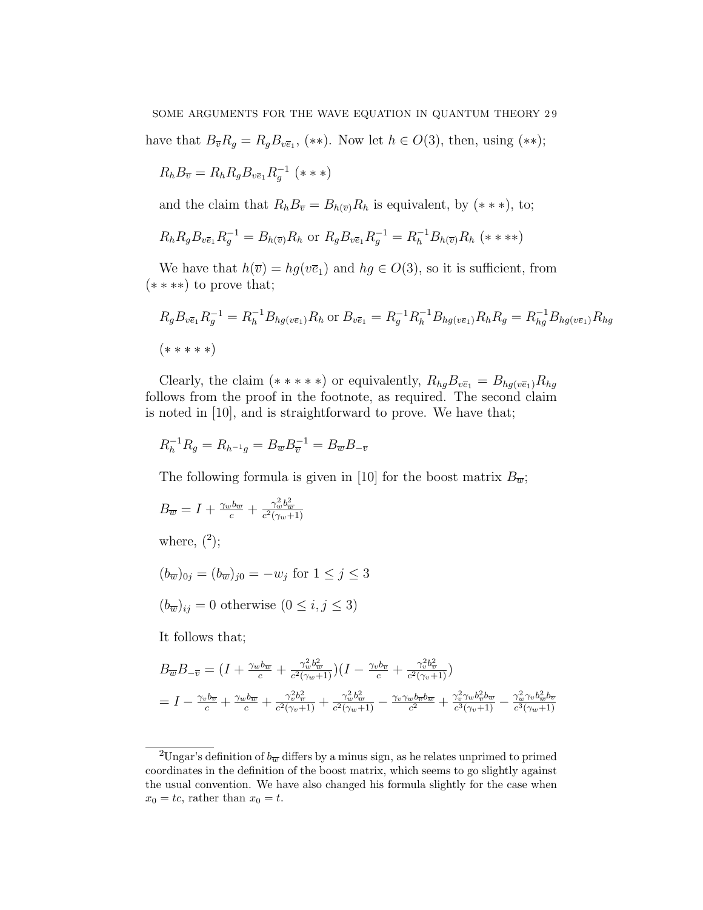have that $B_{\overline{v}}R_g = R_g B_{v\overline{e}_1}$, $(**)$. Now let $h \in O(3)$, then, using $(**)$;

$R_h B_{\overline{v}} = R_h R_g B_{v\overline{e}_1} R_g^{-1}$ $(***)$

and the claim that $R_h B_{\overline{v}} = B_{h(\overline{v})} R_h$ is equivalent, by $(***)$, to;

$R_h R_g B_{v\overline{e}_1} R_g^{-1} = B_{h(\overline{v})} R_h$ or $R_g B_{v\overline{e}_1} R_g^{-1} = R_h^{-1} B_{h(\overline{v})} R_h$ $(****)$

We have that $h(\overline{v}) = hg(v\overline{e}_1)$ and $hg \in O(3)$, so it is sufficient, from $(****)$ to prove that;

$R_g B_{v\overline{e}_1} R_g^{-1} = R_h^{-1} B_{hg(v\overline{e}_1)} R_h$ or $B_{v\overline{e}_1} = R_g^{-1} R_h^{-1} B_{hg(v\overline{e}_1)} R_h R_g = R_{hg}^{-1} B_{hg(v\overline{e}_1)} R_{hg}$

$(*****)$

Clearly, the claim $(*****)$ or equivalently, $R_{hg} B_{v\overline{e}_1} = B_{hg(v\overline{e}_1)} R_{hg}$ follows from the proof in the footnote, as required. The second claim is noted in [10], and is straightforward to prove. We have that;

$R_h^{-1} R_g = R_{h^{-1}g} = B_{\overline{w}} B_{\overline{v}}^{-1} = B_{\overline{w}} B_{-\overline{v}}$

The following formula is given in [10] for the boost matrix $B_{\overline{w}}$;

$B_{\overline{w}} = I + \frac{\gamma_w b_{\overline{w}}}{c} + \frac{\gamma_w^2 b_{\overline{w}}^2}{c^2(\gamma_w+1)}$

where, [2];

$(b_{\overline{w}})_{0j} = (b_{\overline{w}})_{j0} = -w_j$ for $1 \leq j \leq 3$

$(b_{\overline{w}})_{ij} = 0$ otherwise $(0 \leq i, j \leq 3)$

It follows that;

$B_{\overline{w}} B_{-\overline{v}} = (I + \frac{\gamma_w b_{\overline{w}}}{c} + \frac{\gamma_w^2 b_{\overline{w}}^2}{c^2(\gamma_w+1)})(I - \frac{\gamma_v b_{\overline{v}}}{c} + \frac{\gamma_v^2 b_{\overline{v}}^2}{c^2(\gamma_v+1)})$

$= I - \frac{\gamma_v b_{\overline{v}}}{c} + \frac{\gamma_w b_{\overline{w}}}{c} + \frac{\gamma_v^2 b_{\overline{v}}^2}{c^2(\gamma_v+1)} + \frac{\gamma_w^2 b_{\overline{w}}^2}{c^2(\gamma_w+1)} - \frac{\gamma_v \gamma_w b_{\overline{v}} b_{\overline{w}}}{c^2} + \frac{\gamma_v^2 \gamma_w b_{\overline{v}}^2 b_{\overline{w}}}{c^3(\gamma_v+1)} - \frac{\gamma_w^2 \gamma_v b_{\overline{w}}^2 b_{\overline{v}}}{c^3(\gamma_w+1)}$

---

[2] Ungar's definition of $b_{\overline{w}}$ differs by a minus sign, as he relates unprimed to primed coordinates in the definition of the boost matrix, which seems to go slightly against the usual convention. We have also changed his formula slightly for the case when $x_0 = tc$, rather than $x_0 = t$.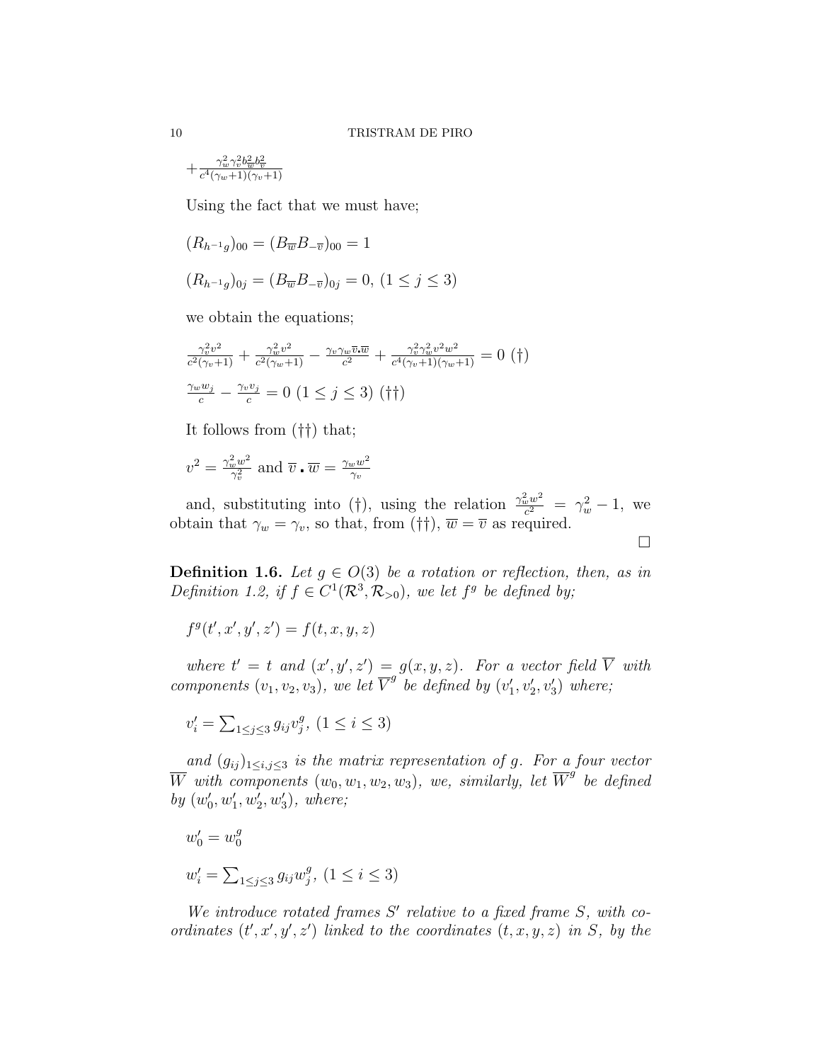$+\frac{\gamma_w^2\gamma_v^2 b_{\overline{w}}^2 b_{\overline{v}}^2}{c^4(\gamma_w+1)(\gamma_v+1)}$

Using the fact that we must have;

$(R_{h^{-1}g})_{00} = (B_{\overline{w}}B_{-\overline{v}})_{00} = 1$

$(R_{h^{-1}g})_{0j} = (B_{\overline{w}}B_{-\overline{v}})_{0j} = 0$, $(1 \leq j \leq 3)$

we obtain the equations;

$\frac{\gamma_v^2 v^2}{c^2(\gamma_v+1)} + \frac{\gamma_w^2 v^2}{c^2(\gamma_w+1)} - \frac{\gamma_v\gamma_w \overline{v}.\overline{w}}{c^2} + \frac{\gamma_v^2\gamma_w^2 v^2 w^2}{c^4(\gamma_v+1)(\gamma_w+1)} = 0$ (†)

$\frac{\gamma_w w_j}{c} - \frac{\gamma_v v_j}{c} = 0$ $(1 \leq j \leq 3)$ (††)

It follows from (††) that;

$v^2 = \frac{\gamma_w^2 w^2}{\gamma_v^2}$ and $\overline{v}\,.\,\overline{w} = \frac{\gamma_w w^2}{\gamma_v}$

and, substituting into (†), using the relation $\frac{\gamma_w^2 w^2}{c^2} = \gamma_w^2 - 1$, we obtain that $\gamma_w = \gamma_v$, so that, from (††), $\overline{w} = \overline{v}$ as required.

□

**Definition 1.6.** *Let $g \in O(3)$ be a rotation or reflection, then, as in Definition 1.2, if $f \in C^1(\mathcal{R}^3, \mathcal{R}_{>0})$, we let $f^g$ be defined by;*

$f^g(t', x', y', z') = f(t, x, y, z)$

*where $t' = t$ and $(x', y', z') = g(x, y, z)$. For a vector field $\overline{V}$ with components $(v_1, v_2, v_3)$, we let $\overline{V}^g$ be defined by $(v_1', v_2', v_3')$ where;*

$v_i' = \sum_{1 \leq j \leq 3} g_{ij} v_j^g$, $(1 \leq i \leq 3)$

*and $(g_{ij})_{1 \leq i,j \leq 3}$ is the matrix representation of $g$. For a four vector $\overline{W}$ with components $(w_0, w_1, w_2, w_3)$, we, similarly, let $\overline{W}^g$ be defined by $(w_0', w_1', w_2', w_3')$, where;*

$w_0' = w_0^g$

$w_i' = \sum_{1 \leq j \leq 3} g_{ij} w_j^g$, $(1 \leq i \leq 3)$

*We introduce rotated frames $S'$ relative to a fixed frame $S$, with coordinates $(t', x', y', z')$ linked to the coordinates $(t, x, y, z)$ in $S$, by the*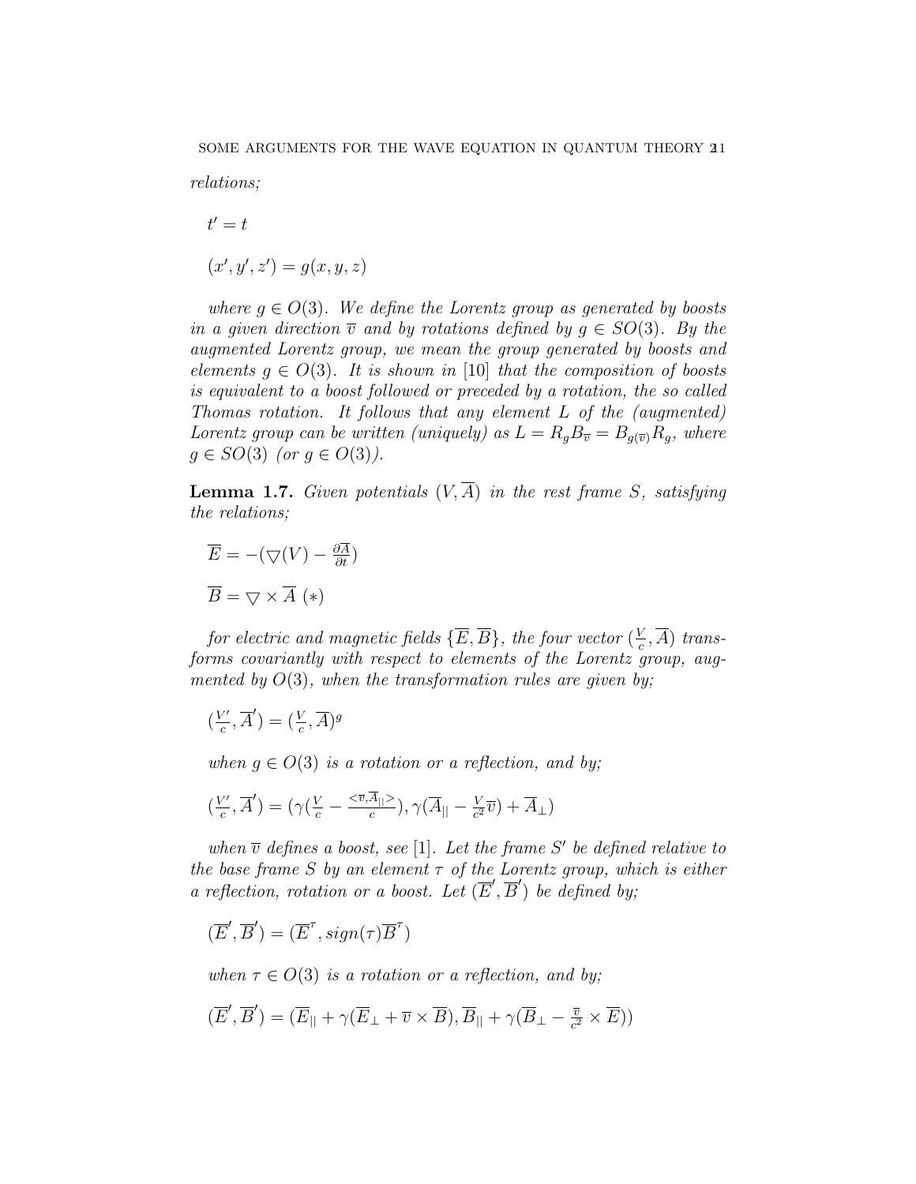*relations;*

$$t' = t$$

$$(x', y', z') = g(x, y, z)$$

*where $g \in O(3)$. We define the Lorentz group as generated by boosts in a given direction $\overline{v}$ and by rotations defined by $g \in SO(3)$. By the augmented Lorentz group, we mean the group generated by boosts and elements $g \in O(3)$. It is shown in [10] that the composition of boosts is equivalent to a boost followed or preceded by a rotation, the so called Thomas rotation. It follows that any element $L$ of the (augmented) Lorentz group can be written (uniquely) as $L = R_g B_{\overline{v}} = B_{g(\overline{v})} R_g$, where $g \in SO(3)$ (or $g \in O(3)$).*

**Lemma 1.7.** *Given potentials $(V, \overline{A})$ in the rest frame $S$, satisfying the relations;*

$$\overline{E} = -(\bigtriangledown(V) - \tfrac{\partial \overline{A}}{\partial t})$$

$$\overline{B} = \bigtriangledown \times \overline{A} \ (*)$$

*for electric and magnetic fields $\{\overline{E}, \overline{B}\}$, the four vector $(\frac{V}{c}, \overline{A})$ transforms covariantly with respect to elements of the Lorentz group, augmented by $O(3)$, when the transformation rules are given by;*

$$(\tfrac{V'}{c}, \overline{A}') = (\tfrac{V}{c}, \overline{A})^g$$

*when $g \in O(3)$ is a rotation or a reflection, and by;*

$$(\tfrac{V'}{c}, \overline{A}') = (\gamma(\tfrac{V}{c} - \tfrac{<\overline{v}, \overline{A}_{||}>}{c}), \gamma(\overline{A}_{||} - \tfrac{V}{c^2}\overline{v}) + \overline{A}_{\perp})$$

*when $\overline{v}$ defines a boost, see [1]. Let the frame $S'$ be defined relative to the base frame $S$ by an element $\tau$ of the Lorentz group, which is either a reflection, rotation or a boost. Let $(\overline{E}', \overline{B}')$ be defined by;*

$$(\overline{E}', \overline{B}') = (\overline{E}^{\tau}, sign(\tau)\overline{B}^{\tau})$$

*when $\tau \in O(3)$ is a rotation or a reflection, and by;*

$$(\overline{E}', \overline{B}') = (\overline{E}_{||} + \gamma(\overline{E}_{\perp} + \overline{v} \times \overline{B}), \overline{B}_{||} + \gamma(\overline{B}_{\perp} - \tfrac{\overline{v}}{c^2} \times \overline{E}))$$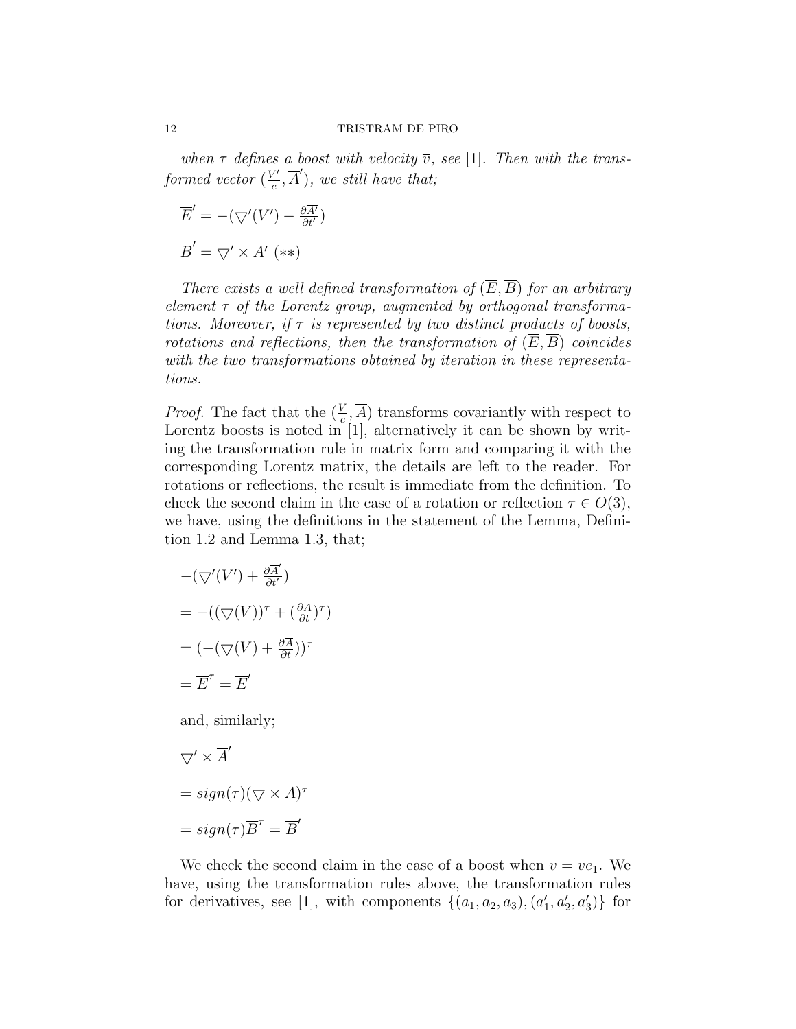*when $\tau$ defines a boost with velocity $\overline{v}$, see [1]. Then with the transformed vector $(\frac{V'}{c}, \overline{A}')$, we still have that;*

$\overline{E}' = -(\bigtriangledown'(V') - \frac{\partial \overline{A'}}{\partial t'})$

$\overline{B}' = \bigtriangledown' \times \overline{A'}$ $(**)$

*There exists a well defined transformation of $(\overline{E}, \overline{B})$ for an arbitrary element $\tau$ of the Lorentz group, augmented by orthogonal transformations. Moreover, if $\tau$ is represented by two distinct products of boosts, rotations and reflections, then the transformation of $(\overline{E}, \overline{B})$ coincides with the two transformations obtained by iteration in these representations.*

*Proof.* The fact that the $(\frac{V}{c}, \overline{A})$ transforms covariantly with respect to Lorentz boosts is noted in [1], alternatively it can be shown by writing the transformation rule in matrix form and comparing it with the corresponding Lorentz matrix, the details are left to the reader. For rotations or reflections, the result is immediate from the definition. To check the second claim in the case of a rotation or reflection $\tau \in O(3)$, we have, using the definitions in the statement of the Lemma, Definition 1.2 and Lemma 1.3, that;

$-(\bigtriangledown'(V') + \frac{\partial \overline{A}'}{\partial t'})$

$= -((\bigtriangledown(V))^{\tau} + (\frac{\partial \overline{A}}{\partial t})^{\tau})$

$= (-(\bigtriangledown(V) + \frac{\partial \overline{A}}{\partial t}))^{\tau}$

$= \overline{E}^{\tau} = \overline{E}'$

and, similarly;

$\bigtriangledown' \times \overline{A}'$

$= sign(\tau)(\bigtriangledown \times \overline{A})^{\tau}$

$= sign(\tau)\overline{B}^{\tau} = \overline{B}'$

We check the second claim in the case of a boost when $\overline{v} = v\overline{e}_1$. We have, using the transformation rules above, the transformation rules for derivatives, see [1], with components $\{(a_1, a_2, a_3), (a_1', a_2', a_3')\}$ for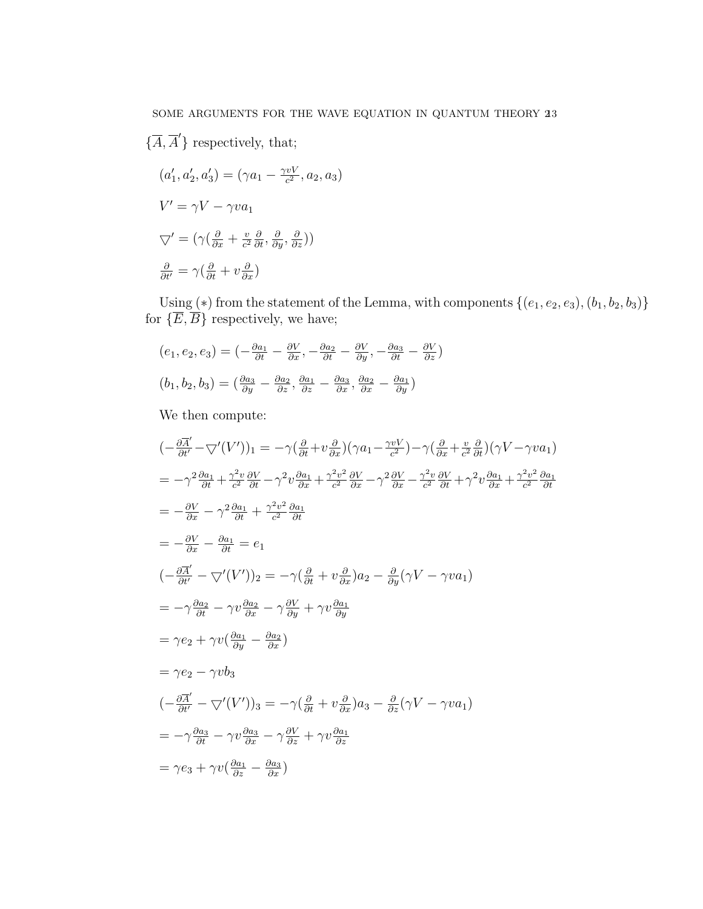$\{\overline{A},\overline{A}'\}$ respectively, that;

$$(a_1',a_2',a_3')=(\gamma a_1-\tfrac{\gamma v V}{c^2},a_2,a_3)$$

$$V'=\gamma V-\gamma v a_1$$

$$\bigtriangledown'=(\gamma(\tfrac{\partial}{\partial x}+\tfrac{v}{c^2}\tfrac{\partial}{\partial t},\tfrac{\partial}{\partial y},\tfrac{\partial}{\partial z}))$$

$$\tfrac{\partial}{\partial t'}=\gamma(\tfrac{\partial}{\partial t}+v\tfrac{\partial}{\partial x})$$

Using $(*)$ from the statement of the Lemma, with components $\{(e_1,e_2,e_3),(b_1,b_2,b_3)\}$ for $\{\overline{E},\overline{B}\}$ respectively, we have;

$$(e_1,e_2,e_3)=(-\tfrac{\partial a_1}{\partial t}-\tfrac{\partial V}{\partial x},-\tfrac{\partial a_2}{\partial t}-\tfrac{\partial V}{\partial y},-\tfrac{\partial a_3}{\partial t}-\tfrac{\partial V}{\partial z})$$

$$(b_1,b_2,b_3)=(\tfrac{\partial a_3}{\partial y}-\tfrac{\partial a_2}{\partial z},\tfrac{\partial a_1}{\partial z}-\tfrac{\partial a_3}{\partial x},\tfrac{\partial a_2}{\partial x}-\tfrac{\partial a_1}{\partial y})$$

We then compute:

$$(-\tfrac{\partial \overline{A}'}{\partial t'}-\bigtriangledown'(V'))_1=-\gamma(\tfrac{\partial}{\partial t}+v\tfrac{\partial}{\partial x})(\gamma a_1-\tfrac{\gamma v V}{c^2})-\gamma(\tfrac{\partial}{\partial x}+\tfrac{v}{c^2}\tfrac{\partial}{\partial t})(\gamma V-\gamma v a_1)$$

$$=-\gamma^2\tfrac{\partial a_1}{\partial t}+\tfrac{\gamma^2 v}{c^2}\tfrac{\partial V}{\partial t}-\gamma^2 v\tfrac{\partial a_1}{\partial x}+\tfrac{\gamma^2 v^2}{c^2}\tfrac{\partial V}{\partial x}-\gamma^2\tfrac{\partial V}{\partial x}-\tfrac{\gamma^2 v}{c^2}\tfrac{\partial V}{\partial t}+\gamma^2 v\tfrac{\partial a_1}{\partial x}+\tfrac{\gamma^2 v^2}{c^2}\tfrac{\partial a_1}{\partial t}$$

$$=-\tfrac{\partial V}{\partial x}-\gamma^2\tfrac{\partial a_1}{\partial t}+\tfrac{\gamma^2 v^2}{c^2}\tfrac{\partial a_1}{\partial t}$$

$$=-\tfrac{\partial V}{\partial x}-\tfrac{\partial a_1}{\partial t}=e_1$$

$$(-\tfrac{\partial \overline{A}'}{\partial t'}-\bigtriangledown'(V'))_2=-\gamma(\tfrac{\partial}{\partial t}+v\tfrac{\partial}{\partial x})a_2-\tfrac{\partial}{\partial y}(\gamma V-\gamma v a_1)$$

$$=-\gamma\tfrac{\partial a_2}{\partial t}-\gamma v\tfrac{\partial a_2}{\partial x}-\gamma\tfrac{\partial V}{\partial y}+\gamma v\tfrac{\partial a_1}{\partial y}$$

$$=\gamma e_2+\gamma v(\tfrac{\partial a_1}{\partial y}-\tfrac{\partial a_2}{\partial x})$$

$$=\gamma e_2-\gamma v b_3$$

$$(-\tfrac{\partial \overline{A}'}{\partial t'}-\bigtriangledown'(V'))_3=-\gamma(\tfrac{\partial}{\partial t}+v\tfrac{\partial}{\partial x})a_3-\tfrac{\partial}{\partial z}(\gamma V-\gamma v a_1)$$

$$=-\gamma\tfrac{\partial a_3}{\partial t}-\gamma v\tfrac{\partial a_3}{\partial x}-\gamma\tfrac{\partial V}{\partial z}+\gamma v\tfrac{\partial a_1}{\partial z}$$

$$=\gamma e_3+\gamma v(\tfrac{\partial a_1}{\partial z}-\tfrac{\partial a_3}{\partial x})$$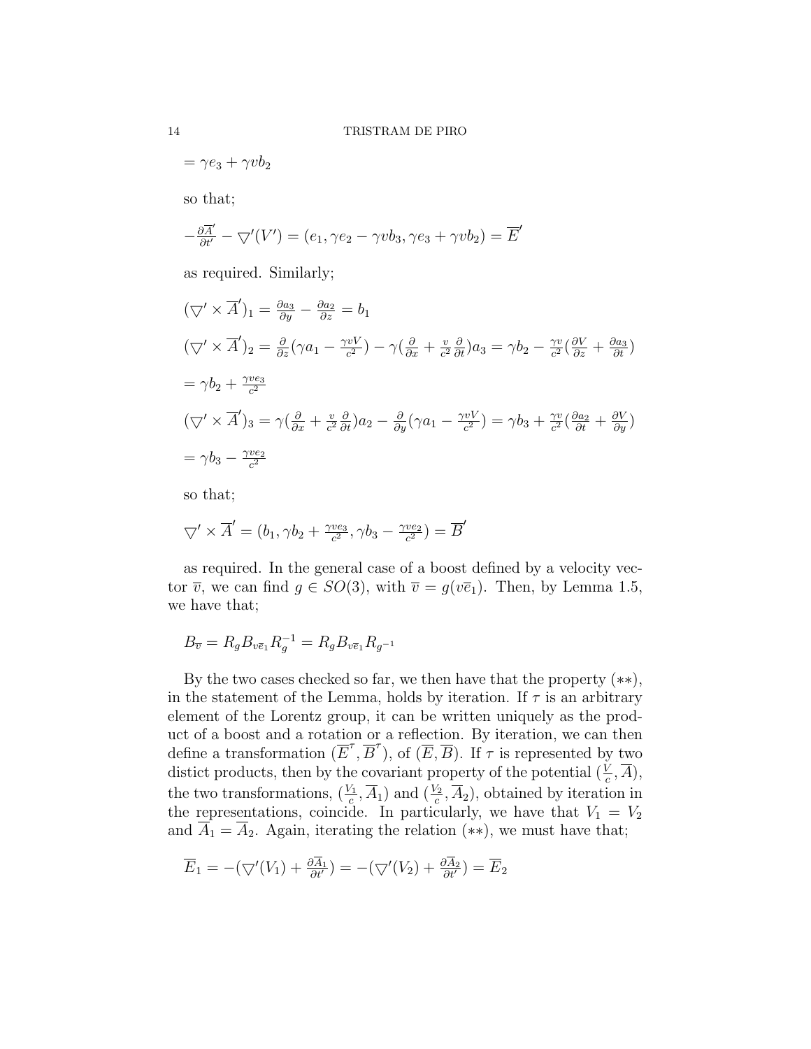$= \gamma e_3 + \gamma v b_2$

so that;

$$-\frac{\partial \overline{A}'}{\partial t'} - \bigtriangledown'(V') = (e_1, \gamma e_2 - \gamma v b_3, \gamma e_3 + \gamma v b_2) = \overline{E}'$$

as required. Similarly;

$$(\bigtriangledown' \times \overline{A}')_1 = \frac{\partial a_3}{\partial y} - \frac{\partial a_2}{\partial z} = b_1$$

$$(\bigtriangledown' \times \overline{A}')_2 = \frac{\partial}{\partial z}(\gamma a_1 - \frac{\gamma v V}{c^2}) - \gamma(\frac{\partial}{\partial x} + \frac{v}{c^2}\frac{\partial}{\partial t})a_3 = \gamma b_2 - \frac{\gamma v}{c^2}(\frac{\partial V}{\partial z} + \frac{\partial a_3}{\partial t})$$

$$= \gamma b_2 + \frac{\gamma v e_3}{c^2}$$

$$(\bigtriangledown' \times \overline{A}')_3 = \gamma(\frac{\partial}{\partial x} + \frac{v}{c^2}\frac{\partial}{\partial t})a_2 - \frac{\partial}{\partial y}(\gamma a_1 - \frac{\gamma v V}{c^2}) = \gamma b_3 + \frac{\gamma v}{c^2}(\frac{\partial a_2}{\partial t} + \frac{\partial V}{\partial y})$$

$$= \gamma b_3 - \frac{\gamma v e_2}{c^2}$$

so that;

$$\bigtriangledown' \times \overline{A}' = (b_1, \gamma b_2 + \frac{\gamma v e_3}{c^2}, \gamma b_3 - \frac{\gamma v e_2}{c^2}) = \overline{B}'$$

as required. In the general case of a boost defined by a velocity vector $\overline{v}$, we can find $g \in SO(3)$, with $\overline{v} = g(v\overline{e}_1)$. Then, by Lemma 1.5, we have that;

$$B_{\overline{v}} = R_g B_{v\overline{e}_1} R_g^{-1} = R_g B_{v\overline{e}_1} R_{g^{-1}}$$

By the two cases checked so far, we then have that the property $(**)$, in the statement of the Lemma, holds by iteration. If $\tau$ is an arbitrary element of the Lorentz group, it can be written uniquely as the product of a boost and a rotation or a reflection. By iteration, we can then define a transformation $(\overline{E}^{\tau}, \overline{B}^{\tau})$, of $(\overline{E}, \overline{B})$. If $\tau$ is represented by two distict products, then by the covariant property of the potential $(\frac{V}{c}, \overline{A})$, the two transformations, $(\frac{V_1}{c}, \overline{A}_1)$ and $(\frac{V_2}{c}, \overline{A}_2)$, obtained by iteration in the representations, coincide. In particularly, we have that $V_1 = V_2$ and $\overline{A}_1 = \overline{A}_2$. Again, iterating the relation $(**)$, we must have that;

$$\overline{E}_1 = -(\bigtriangledown'(V_1) + \frac{\partial \overline{A}_1}{\partial t'}) = -(\bigtriangledown'(V_2) + \frac{\partial \overline{A}_2}{\partial t'}) = \overline{E}_2$$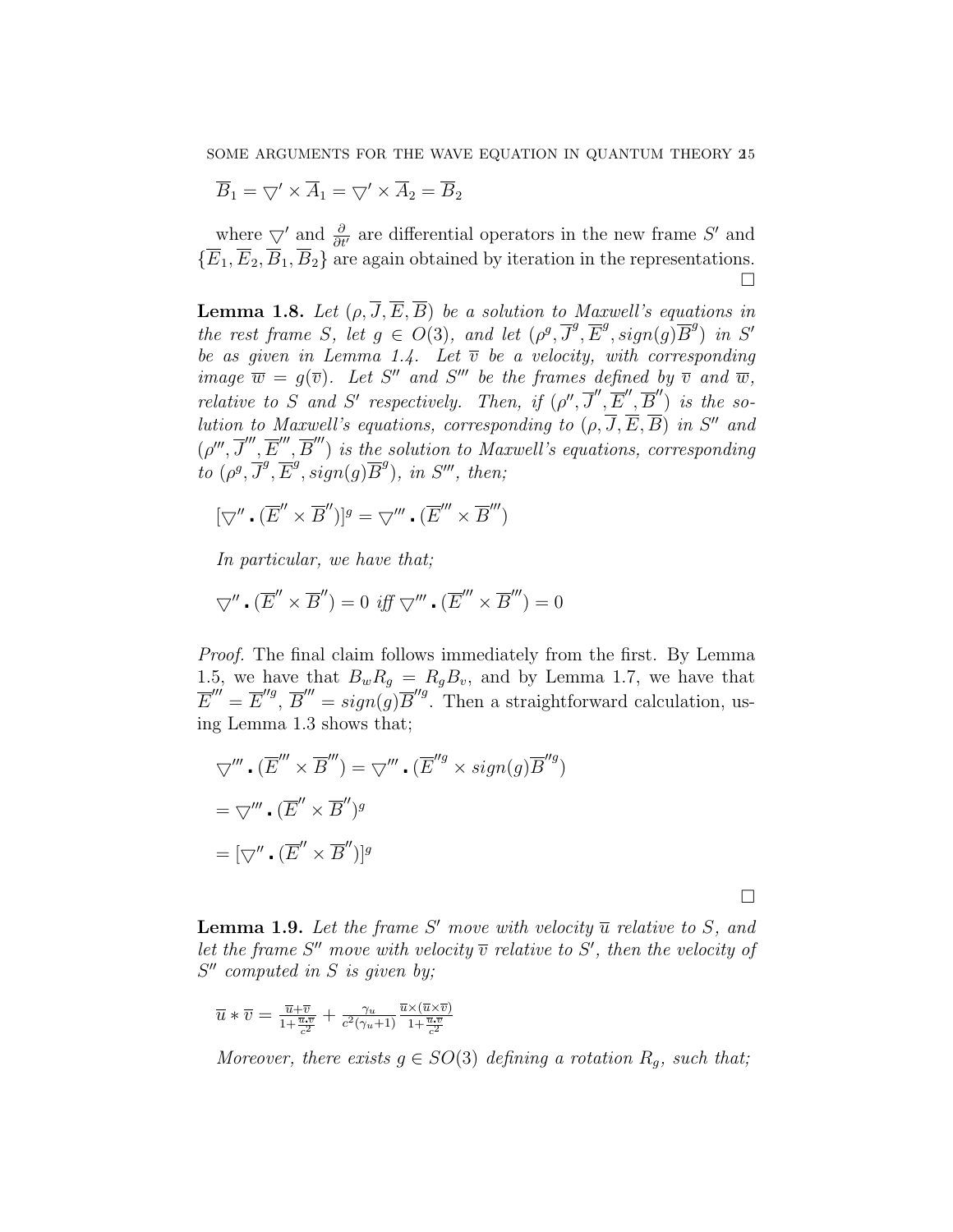$$\overline{B}_1 = \bigtriangledown' \times \overline{A}_1 = \bigtriangledown' \times \overline{A}_2 = \overline{B}_2$$

where $\bigtriangledown'$ and $\frac{\partial}{\partial t'}$ are differential operators in the new frame $S'$ and $\{\overline{E}_1, \overline{E}_2, \overline{B}_1, \overline{B}_2\}$ are again obtained by iteration in the representations. □

**Lemma 1.8.** *Let $(\rho, \overline{J}, \overline{E}, \overline{B})$ be a solution to Maxwell's equations in the rest frame $S$, let $g \in O(3)$, and let $(\rho^g, \overline{J}^g, \overline{E}^g, sign(g)\overline{B}^g)$ in $S'$ be as given in Lemma 1.4. Let $\overline{v}$ be a velocity, with corresponding image $\overline{w} = g(\overline{v})$. Let $S''$ and $S'''$ be the frames defined by $\overline{v}$ and $\overline{w}$, relative to $S$ and $S'$ respectively. Then, if $(\rho'', \overline{J}'', \overline{E}'', \overline{B}'')$ is the solution to Maxwell's equations, corresponding to $(\rho, \overline{J}, \overline{E}, \overline{B})$ in $S''$ and $(\rho''', \overline{J}''', \overline{E}''', \overline{B}''')$ is the solution to Maxwell's equations, corresponding to $(\rho^g, \overline{J}^g, \overline{E}^g, sign(g)\overline{B}^g)$, in $S'''$, then;*

$$[\bigtriangledown'' \cdot (\overline{E}'' \times \overline{B}'')]^g = \bigtriangledown''' \cdot (\overline{E}''' \times \overline{B}''')$$

*In particular, we have that;*

$$\bigtriangledown'' \cdot (\overline{E}'' \times \overline{B}'') = 0 \text{ iff } \bigtriangledown''' \cdot (\overline{E}''' \times \overline{B}''') = 0$$

*Proof.* The final claim follows immediately from the first. By Lemma 1.5, we have that $B_w R_g = R_g B_v$, and by Lemma 1.7, we have that $\overline{E}''' = \overline{E}''^g$, $\overline{B}''' = sign(g)\overline{B}''^g$. Then a straightforward calculation, using Lemma 1.3 shows that;

$$\bigtriangledown''' \cdot (\overline{E}''' \times \overline{B}''') = \bigtriangledown''' \cdot (\overline{E}''^g \times sign(g)\overline{B}''^g)$$

$$= \bigtriangledown''' \cdot (\overline{E}'' \times \overline{B}'')^g$$

$$= [\bigtriangledown'' \cdot (\overline{E}'' \times \overline{B}'')]^g$$

□

**Lemma 1.9.** *Let the frame $S'$ move with velocity $\overline{u}$ relative to $S$, and let the frame $S''$ move with velocity $\overline{v}$ relative to $S'$, then the velocity of $S''$ computed in $S$ is given by;*

$$\overline{u} * \overline{v} = \frac{\overline{u}+\overline{v}}{1+\frac{\overline{u}\cdot\overline{v}}{c^2}} + \frac{\gamma_u}{c^2(\gamma_u+1)} \frac{\overline{u}\times(\overline{u}\times\overline{v})}{1+\frac{\overline{u}\cdot\overline{v}}{c^2}}$$

*Moreover, there exists $g \in SO(3)$ defining a rotation $R_g$, such that;*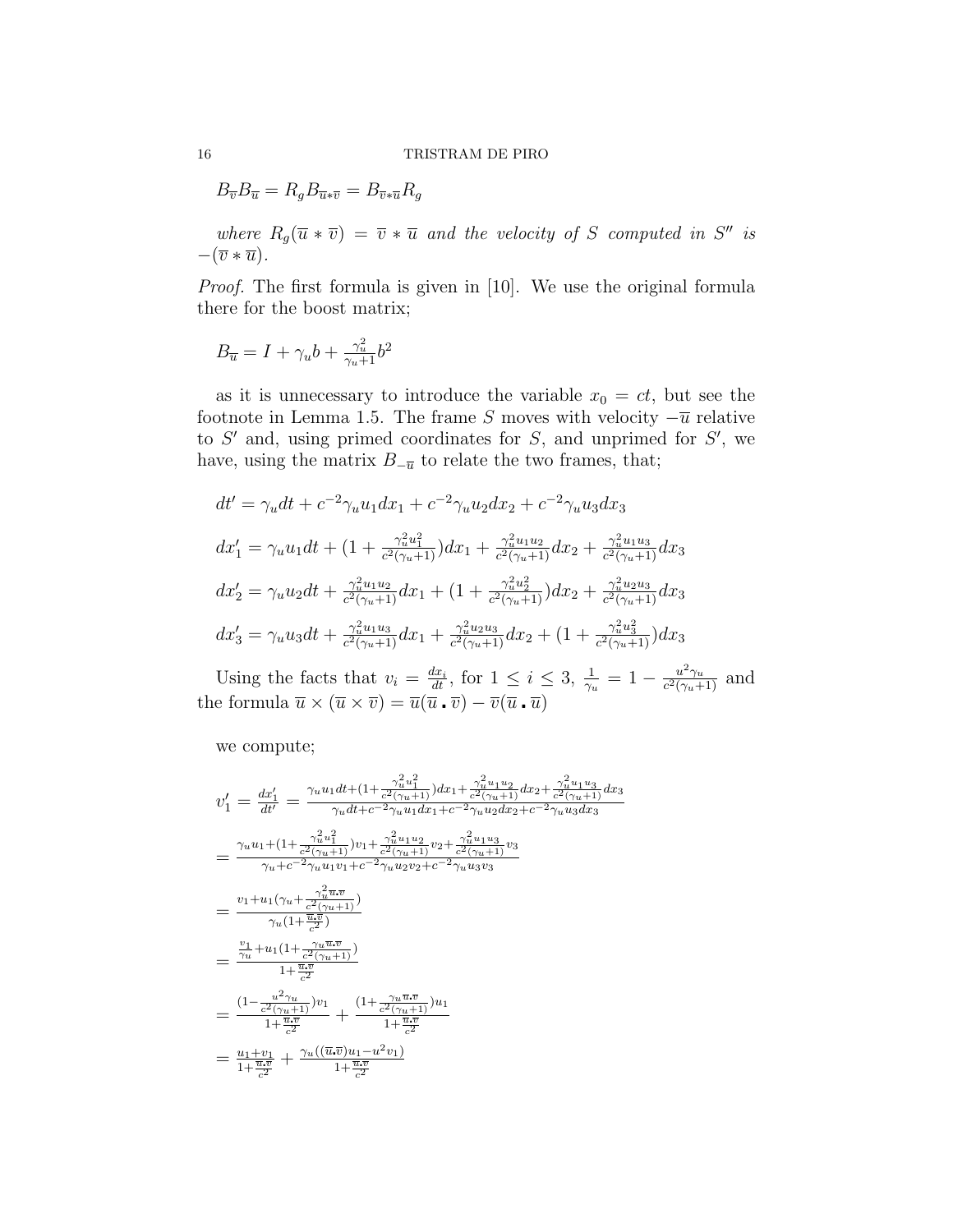$B_{\overline{v}} B_{\overline{u}} = R_g B_{\overline{u}*\overline{v}} = B_{\overline{v}*\overline{u}} R_g$

*where $R_g(\overline{u} * \overline{v}) = \overline{v} * \overline{u}$ and the velocity of $S$ computed in $S''$ is $-(\overline{v} * \overline{u})$.*

*Proof.* The first formula is given in [10]. We use the original formula there for the boost matrix;

$B_{\overline{u}} = I + \gamma_u b + \frac{\gamma_u^2}{\gamma_u + 1} b^2$

as it is unnecessary to introduce the variable $x_0 = ct$, but see the footnote in Lemma 1.5. The frame $S$ moves with velocity $-\overline{u}$ relative to $S'$ and, using primed coordinates for $S$, and unprimed for $S'$, we have, using the matrix $B_{-\overline{u}}$ to relate the two frames, that;

$$dt' = \gamma_u dt + c^{-2}\gamma_u u_1 dx_1 + c^{-2}\gamma_u u_2 dx_2 + c^{-2}\gamma_u u_3 dx_3$$

$$dx_1' = \gamma_u u_1 dt + \left(1 + \frac{\gamma_u^2 u_1^2}{c^2(\gamma_u+1)}\right)dx_1 + \frac{\gamma_u^2 u_1 u_2}{c^2(\gamma_u+1)} dx_2 + \frac{\gamma_u^2 u_1 u_3}{c^2(\gamma_u+1)} dx_3$$

$$dx_2' = \gamma_u u_2 dt + \frac{\gamma_u^2 u_1 u_2}{c^2(\gamma_u+1)} dx_1 + \left(1 + \frac{\gamma_u^2 u_2^2}{c^2(\gamma_u+1)}\right)dx_2 + \frac{\gamma_u^2 u_2 u_3}{c^2(\gamma_u+1)} dx_3$$

$$dx_3' = \gamma_u u_3 dt + \frac{\gamma_u^2 u_1 u_3}{c^2(\gamma_u+1)} dx_1 + \frac{\gamma_u^2 u_2 u_3}{c^2(\gamma_u+1)} dx_2 + \left(1 + \frac{\gamma_u^2 u_3^2}{c^2(\gamma_u+1)}\right)dx_3$$

Using the facts that $v_i = \frac{dx_i}{dt}$, for $1 \leq i \leq 3$, $\frac{1}{\gamma_u} = 1 - \frac{u^2\gamma_u}{c^2(\gamma_u+1)}$ and the formula $\overline{u} \times (\overline{u} \times \overline{v}) = \overline{u}(\overline{u} \cdot \overline{v}) - \overline{v}(\overline{u} \cdot \overline{u})$

we compute;

$$v_1' = \frac{dx_1'}{dt'} = \frac{\gamma_u u_1 dt + \left(1 + \frac{\gamma_u^2 u_1^2}{c^2(\gamma_u+1)}\right)dx_1 + \frac{\gamma_u^2 u_1 u_2}{c^2(\gamma_u+1)} dx_2 + \frac{\gamma_u^2 u_1 u_3}{c^2(\gamma_u+1)} dx_3}{\gamma_u dt + c^{-2}\gamma_u u_1 dx_1 + c^{-2}\gamma_u u_2 dx_2 + c^{-2}\gamma_u u_3 dx_3}$$

$$= \frac{\gamma_u u_1 + \left(1 + \frac{\gamma_u^2 u_1^2}{c^2(\gamma_u+1)}\right)v_1 + \frac{\gamma_u^2 u_1 u_2}{c^2(\gamma_u+1)} v_2 + \frac{\gamma_u^2 u_1 u_3}{c^2(\gamma_u+1)} v_3}{\gamma_u + c^{-2}\gamma_u u_1 v_1 + c^{-2}\gamma_u u_2 v_2 + c^{-2}\gamma_u u_3 v_3}$$

$$= \frac{v_1 + u_1\left(\gamma_u + \frac{\gamma_u^2 \overline{u} \cdot \overline{v}}{c^2(\gamma_u+1)}\right)}{\gamma_u\left(1 + \frac{\overline{u} \cdot \overline{v}}{c^2}\right)}$$

$$= \frac{\frac{v_1}{\gamma_u} + u_1\left(1 + \frac{\gamma_u \overline{u} \cdot \overline{v}}{c^2(\gamma_u+1)}\right)}{1 + \frac{\overline{u} \cdot \overline{v}}{c^2}}$$

$$= \frac{\left(1 - \frac{u^2\gamma_u}{c^2(\gamma_u+1)}\right)v_1}{1 + \frac{\overline{u} \cdot \overline{v}}{c^2}} + \frac{\left(1 + \frac{\gamma_u \overline{u} \cdot \overline{v}}{c^2(\gamma_u+1)}\right)u_1}{1 + \frac{\overline{u} \cdot \overline{v}}{c^2}}$$

$$= \frac{u_1 + v_1}{1 + \frac{\overline{u} \cdot \overline{v}}{c^2}} + \frac{\gamma_u((\overline{u} \cdot \overline{v})u_1 - u^2 v_1)}{1 + \frac{\overline{u} \cdot \overline{v}}{c^2}}$$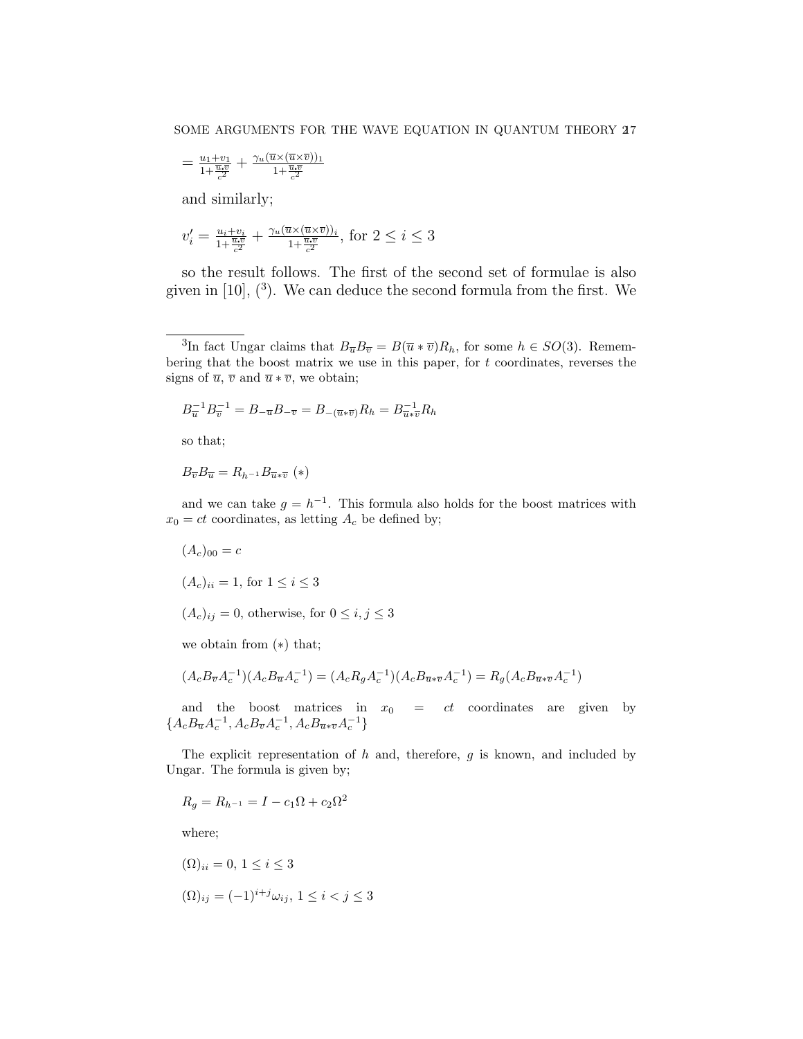$= \frac{u_1+v_1}{1+\frac{\overline{u}\cdot\overline{v}}{c^2}} + \frac{\gamma_u(\overline{u}\times(\overline{u}\times\overline{v}))_1}{1+\frac{\overline{u}\cdot\overline{v}}{c^2}}$

and similarly;

$v_i' = \frac{u_i+v_i}{1+\frac{\overline{u}\cdot\overline{v}}{c^2}} + \frac{\gamma_u(\overline{u}\times(\overline{u}\times\overline{v}))_i}{1+\frac{\overline{u}\cdot\overline{v}}{c^2}}$, for $2 \leq i \leq 3$

so the result follows. The first of the second set of formulae is also given in [10], ([3]). We can deduce the second formula from the first. We

---

[3] In fact Ungar claims that $B_{\overline{u}}B_{\overline{v}} = B(\overline{u} * \overline{v})R_h$, for some $h \in SO(3)$. Remembering that the boost matrix we use in this paper, for $t$ coordinates, reverses the signs of $\overline{u}$, $\overline{v}$ and $\overline{u} * \overline{v}$, we obtain;

$B_{\overline{u}}^{-1}B_{\overline{v}}^{-1} = B_{-\overline{u}}B_{-\overline{v}} = B_{-(\overline{u}*\overline{v})}R_h = B_{\overline{u}*\overline{v}}^{-1}R_h$

so that;

$B_{\overline{v}}B_{\overline{u}} = R_{h^{-1}}B_{\overline{u}*\overline{v}}$ $(*)$

and we can take $g = h^{-1}$. This formula also holds for the boost matrices with $x_0 = ct$ coordinates, as letting $A_c$ be defined by;

$(A_c)_{00} = c$

$(A_c)_{ii} = 1$, for $1 \leq i \leq 3$

$(A_c)_{ij} = 0$, otherwise, for $0 \leq i, j \leq 3$

we obtain from $(*)$ that;

$(A_cB_{\overline{v}}A_c^{-1})(A_cB_{\overline{u}}A_c^{-1}) = (A_cR_gA_c^{-1})(A_cB_{\overline{u}*\overline{v}}A_c^{-1}) = R_g(A_cB_{\overline{u}*\overline{v}}A_c^{-1})$

and the boost matrices in $x_0 = ct$ coordinates are given by $\{A_cB_{\overline{u}}A_c^{-1}, A_cB_{\overline{v}}A_c^{-1}, A_cB_{\overline{u}*\overline{v}}A_c^{-1}\}$

The explicit representation of $h$ and, therefore, $g$ is known, and included by Ungar. The formula is given by;

$R_g = R_{h^{-1}} = I - c_1\Omega + c_2\Omega^2$

where;

$(\Omega)_{ii} = 0$, $1 \leq i \leq 3$

$(\Omega)_{ij} = (-1)^{i+j}\omega_{ij}$, $1 \leq i < j \leq 3$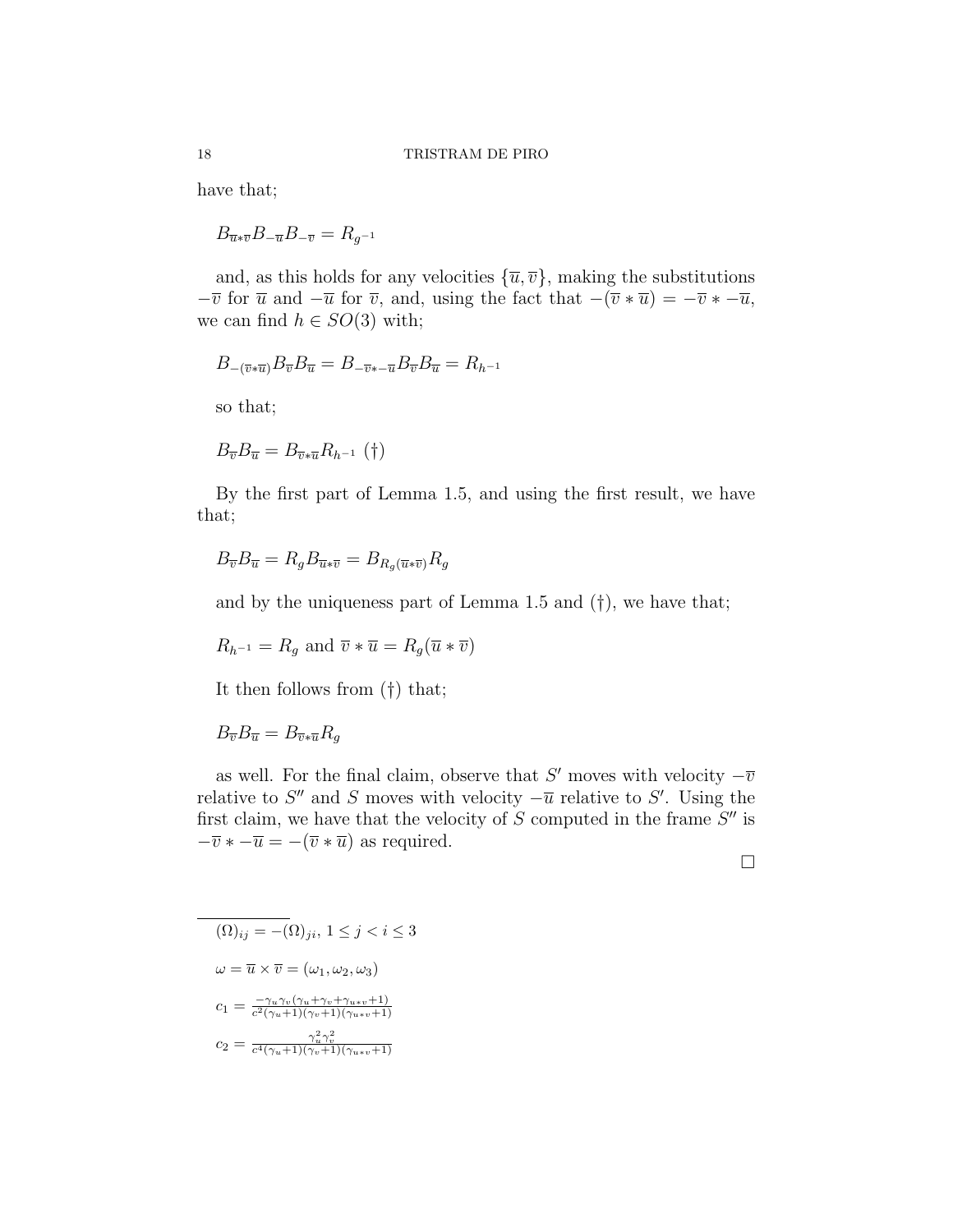have that;

$B_{\overline{u}*\overline{v}}B_{-\overline{u}}B_{-\overline{v}} = R_{g^{-1}}$

and, as this holds for any velocities $\{\overline{u},\overline{v}\}$, making the substitutions $-\overline{v}$ for $\overline{u}$ and $-\overline{u}$ for $\overline{v}$, and, using the fact that $-(\overline{v}*\overline{u}) = -\overline{v}*-\overline{u}$, we can find $h \in SO(3)$ with;

$B_{-(\overline{v}*\overline{u})}B_{\overline{v}}B_{\overline{u}} = B_{-\overline{v}*-\overline{u}}B_{\overline{v}}B_{\overline{u}} = R_{h^{-1}}$

so that;

$B_{\overline{v}}B_{\overline{u}} = B_{\overline{v}*\overline{u}}R_{h^{-1}}$ (†)

By the first part of Lemma 1.5, and using the first result, we have that;

$B_{\overline{v}}B_{\overline{u}} = R_g B_{\overline{u}*\overline{v}} = B_{R_g(\overline{u}*\overline{v})}R_g$

and by the uniqueness part of Lemma 1.5 and (†), we have that;

$R_{h^{-1}} = R_g$ and $\overline{v}*\overline{u} = R_g(\overline{u}*\overline{v})$

It then follows from (†) that;

$B_{\overline{v}}B_{\overline{u}} = B_{\overline{v}*\overline{u}}R_g$

as well. For the final claim, observe that $S'$ moves with velocity $-\overline{v}$ relative to $S''$ and $S$ moves with velocity $-\overline{u}$ relative to $S'$. Using the first claim, we have that the velocity of $S$ computed in the frame $S''$ is $-\overline{v}*-\overline{u} = -(\overline{v}*\overline{u})$ as required.

□

---

$(\Omega)_{ij} = -(\Omega)_{ji}$, $1 \leq j < i \leq 3$

$\omega = \overline{u} \times \overline{v} = (\omega_1, \omega_2, \omega_3)$

$c_1 = \frac{-\gamma_u\gamma_v(\gamma_u+\gamma_v+\gamma_{u*v}+1)}{c^2(\gamma_u+1)(\gamma_v+1)(\gamma_{u*v}+1)}$

$c_2 = \frac{\gamma_u^2\gamma_v^2}{c^4(\gamma_u+1)(\gamma_v+1)(\gamma_{u*v}+1)}$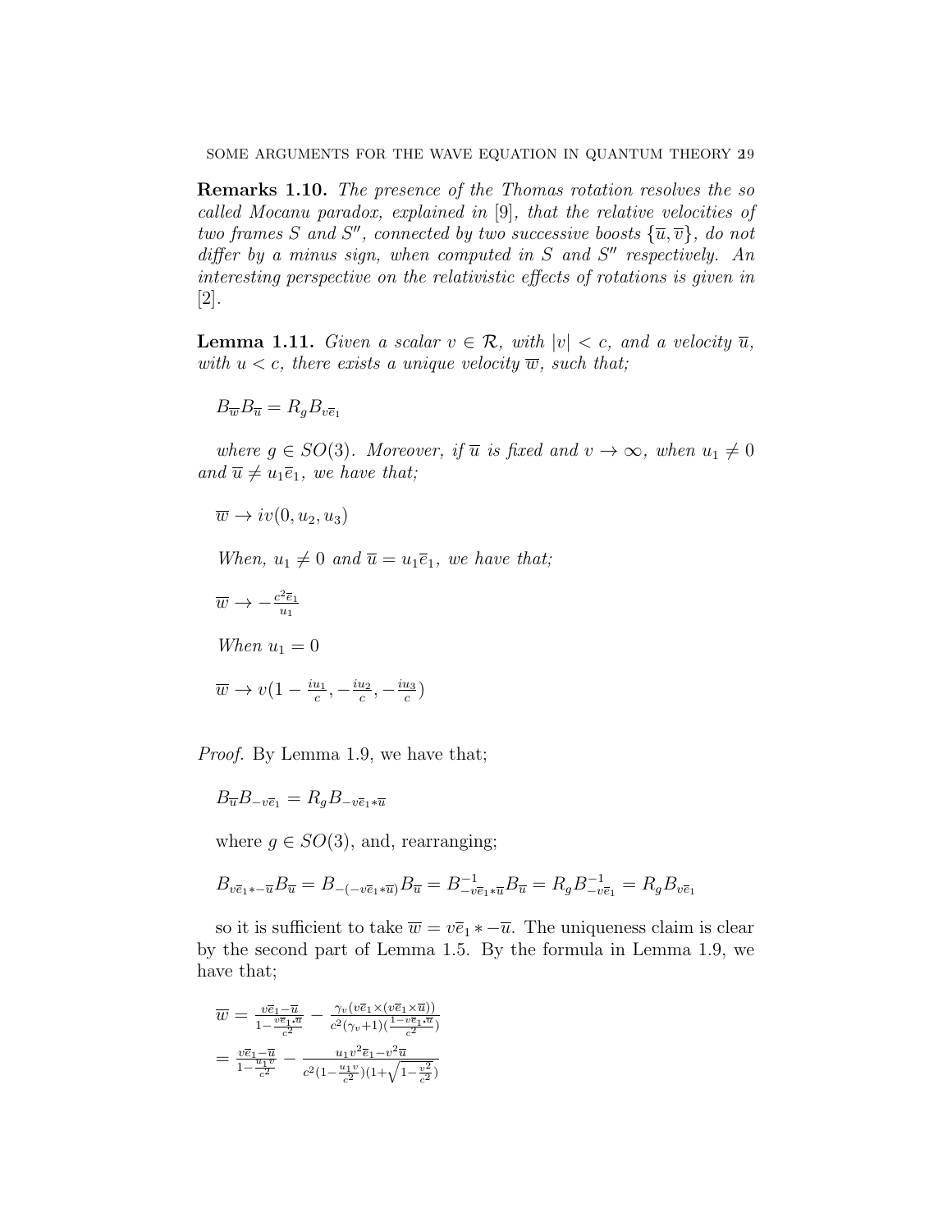**Remarks 1.10.** *The presence of the Thomas rotation resolves the so called Mocanu paradox, explained in [9], that the relative velocities of two frames $S$ and $S''$, connected by two successive boosts $\{\overline{u}, \overline{v}\}$, do not differ by a minus sign, when computed in $S$ and $S''$ respectively. An interesting perspective on the relativistic effects of rotations is given in [2].*

**Lemma 1.11.** *Given a scalar $v \in \mathcal{R}$, with $|v| < c$, and a velocity $\overline{u}$, with $u < c$, there exists a unique velocity $\overline{w}$, such that;*

$$B_{\overline{w}} B_{\overline{u}} = R_g B_{v\overline{e}_1}$$

*where $g \in SO(3)$. Moreover, if $\overline{u}$ is fixed and $v \rightarrow \infty$, when $u_1 \neq 0$ and $\overline{u} \neq u_1 \overline{e}_1$, we have that;*

$$\overline{w} \rightarrow iv(0, u_2, u_3)$$

*When, $u_1 \neq 0$ and $\overline{u} = u_1 \overline{e}_1$, we have that;*

$$\overline{w} \rightarrow -\frac{c^2 \overline{e}_1}{u_1}$$

*When $u_1 = 0$*

$$\overline{w} \rightarrow v(1 - \tfrac{iu_1}{c}, -\tfrac{iu_2}{c}, -\tfrac{iu_3}{c})$$

*Proof.* By Lemma 1.9, we have that;

$$B_{\overline{u}} B_{-v\overline{e}_1} = R_g B_{-v\overline{e}_1 * \overline{u}}$$

where $g \in SO(3)$, and, rearranging;

$$B_{v\overline{e}_1 * -\overline{u}} B_{\overline{u}} = B_{-(-v\overline{e}_1 * \overline{u})} B_{\overline{u}} = B^{-1}_{-v\overline{e}_1 * \overline{u}} B_{\overline{u}} = R_g B^{-1}_{-v\overline{e}_1} = R_g B_{v\overline{e}_1}$$

so it is sufficient to take $\overline{w} = v\overline{e}_1 * -\overline{u}$. The uniqueness claim is clear by the second part of Lemma 1.5. By the formula in Lemma 1.9, we have that;

$$\overline{w} = \frac{v\overline{e}_1 - \overline{u}}{1 - \frac{v\overline{e}_1 \cdot \overline{u}}{c^2}} - \frac{\gamma_v (v\overline{e}_1 \times (v\overline{e}_1 \times \overline{u}))}{c^2(\gamma_v + 1)(\frac{1 - v\overline{e}_1 \cdot \overline{u}}{c^2})}$$

$$= \frac{v\overline{e}_1 - \overline{u}}{1 - \frac{u_1 v}{c^2}} - \frac{u_1 v^2 \overline{e}_1 - v^2 \overline{u}}{c^2(1 - \frac{u_1 v}{c^2})(1 + \sqrt{1 - \frac{v^2}{c^2}})}$$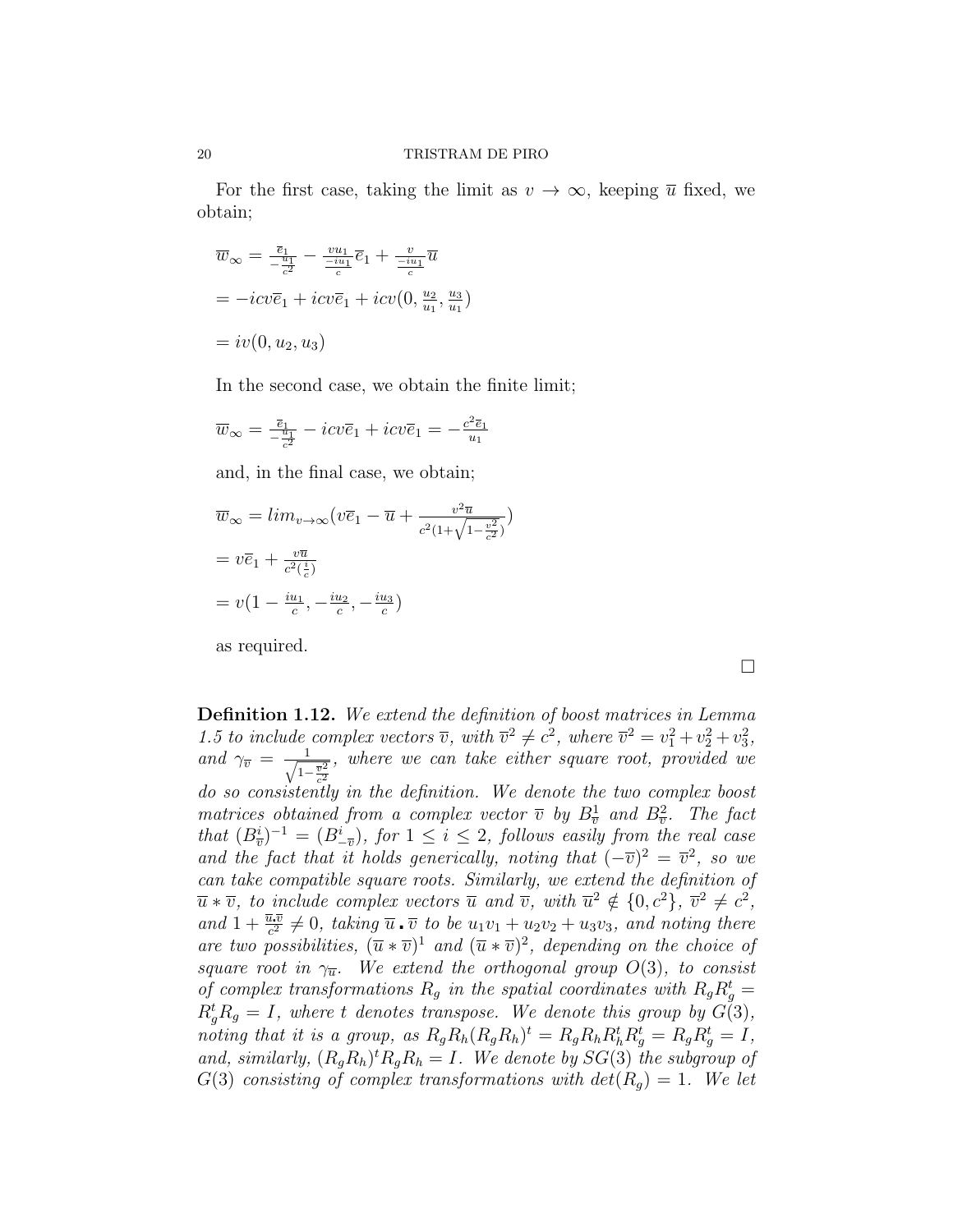For the first case, taking the limit as $v \rightarrow \infty$, keeping $\overline{u}$ fixed, we obtain;

$$\overline{w}_\infty = \frac{\overline{e}_1}{-\frac{u_1}{c^2}} - \frac{vu_1}{\frac{-iu_1}{c}}\overline{e}_1 + \frac{v}{\frac{-iu_1}{c}}\overline{u}$$

$$= -icv\overline{e}_1 + icv\overline{e}_1 + icv(0, \tfrac{u_2}{u_1}, \tfrac{u_3}{u_1})$$

$$= iv(0, u_2, u_3)$$

In the second case, we obtain the finite limit;

$$\overline{w}_\infty = \frac{\overline{e}_1}{-\frac{u_1}{c^2}} - icv\overline{e}_1 + icv\overline{e}_1 = -\frac{c^2\overline{e}_1}{u_1}$$

and, in the final case, we obtain;

$$\overline{w}_\infty = lim_{v\rightarrow\infty}(v\overline{e}_1 - \overline{u} + \frac{v^2\overline{u}}{c^2(1+\sqrt{1-\frac{v^2}{c^2}})})$$

$$= v\overline{e}_1 + \frac{v\overline{u}}{c^2(\frac{i}{c})}$$

$$= v(1 - \tfrac{iu_1}{c}, -\tfrac{iu_2}{c}, -\tfrac{iu_3}{c})$$

as required.

$\square$

**Definition 1.12.** *We extend the definition of boost matrices in Lemma 1.5 to include complex vectors $\overline{v}$, with $\overline{v}^2 \neq c^2$, where $\overline{v}^2 = v_1^2 + v_2^2 + v_3^2$, and $\gamma_{\overline{v}} = \frac{1}{\sqrt{1-\frac{\overline{v}^2}{c^2}}}$, where we can take either square root, provided we do so consistently in the definition. We denote the two complex boost matrices obtained from a complex vector $\overline{v}$ by $B^1_{\overline{v}}$ and $B^2_{\overline{v}}$. The fact that $(B^i_{\overline{v}})^{-1} = (B^i_{-\overline{v}})$, for $1 \leq i \leq 2$, follows easily from the real case and the fact that it holds generically, noting that $(-\overline{v})^2 = \overline{v}^2$, so we can take compatible square roots. Similarly, we extend the definition of $\overline{u} * \overline{v}$, to include complex vectors $\overline{u}$ and $\overline{v}$, with $\overline{u}^2 \notin \{0, c^2\}$, $\overline{v}^2 \neq c^2$, and $1 + \frac{\overline{u}\cdot\overline{v}}{c^2} \neq 0$, taking $\overline{u} \cdot \overline{v}$ to be $u_1v_1 + u_2v_2 + u_3v_3$, and noting there are two possibilities, $(\overline{u} * \overline{v})^1$ and $(\overline{u} * \overline{v})^2$, depending on the choice of square root in $\gamma_{\overline{u}}$. We extend the orthogonal group $O(3)$, to consist of complex transformations $R_g$ in the spatial coordinates with $R_gR_g^t = R_g^tR_g = I$, where $t$ denotes transpose. We denote this group by $G(3)$, noting that it is a group, as $R_gR_h(R_gR_h)^t = R_gR_hR_h^tR_g^t = R_gR_g^t = I$, and, similarly, $(R_gR_h)^tR_gR_h = I$. We denote by $SG(3)$ the subgroup of $G(3)$ consisting of complex transformations with $det(R_g) = 1$. We let*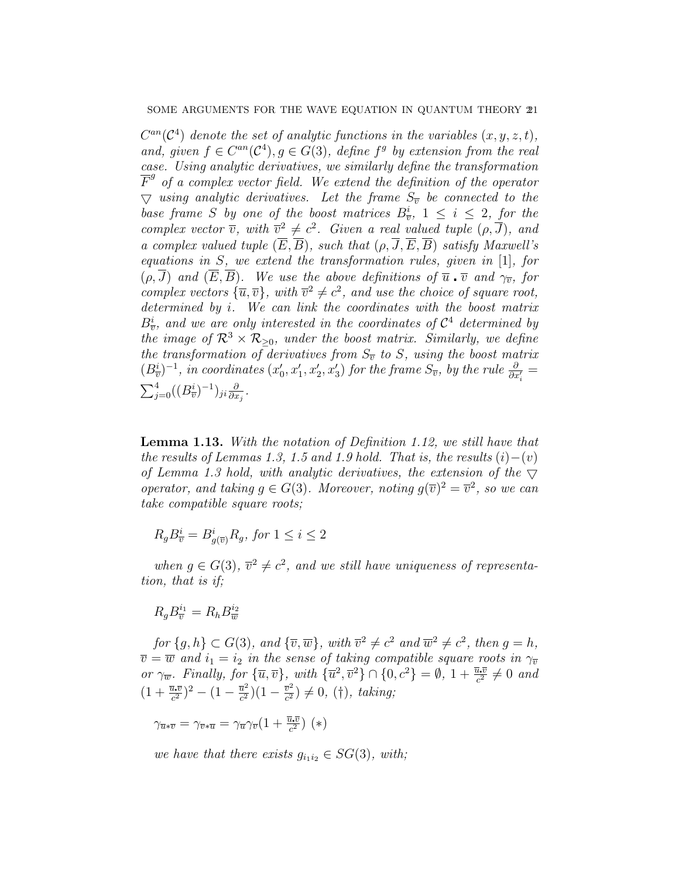$C^{an}(\mathcal{C}^4)$ *denote the set of analytic functions in the variables* $(x, y, z, t)$*, and, given* $f \in C^{an}(\mathcal{C}^4), g \in G(3)$*, define* $f^g$ *by extension from the real case. Using analytic derivatives, we similarly define the transformation* $\overline{F}^g$ *of a complex vector field. We extend the definition of the operator* $\bigtriangledown$ *using analytic derivatives. Let the frame* $S_{\overline{v}}$ *be connected to the base frame* $S$ *by one of the boost matrices* $B^i_{\overline{v}}$*,* $1 \leq i \leq 2$*, for the complex vector* $\overline{v}$*, with* $\overline{v}^2 \neq c^2$*. Given a real valued tuple* $(\rho, \overline{J})$*, and a complex valued tuple* $(\overline{E}, \overline{B})$*, such that* $(\rho, \overline{J}, \overline{E}, \overline{B})$ *satisfy Maxwell's equations in* $S$*, we extend the transformation rules, given in* [1]*, for* $(\rho, \overline{J})$ *and* $(\overline{E}, \overline{B})$*. We use the above definitions of* $\overline{u} \centerdot \overline{v}$ *and* $\gamma_{\overline{v}}$*, for complex vectors* $\{\overline{u}, \overline{v}\}$*, with* $\overline{v}^2 \neq c^2$*, and use the choice of square root, determined by* $i$*. We can link the coordinates with the boost matrix* $B^i_{\overline{v}}$*, and we are only interested in the coordinates of* $\mathcal{C}^4$ *determined by the image of* $\mathcal{R}^3 \times \mathcal{R}_{\geq 0}$*, under the boost matrix. Similarly, we define the transformation of derivatives from* $S_{\overline{v}}$ *to* $S$*, using the boost matrix* $(B^i_{\overline{v}})^{-1}$*, in coordinates* $(x'_0, x'_1, x'_2, x'_3)$ *for the frame* $S_{\overline{v}}$*, by the rule* $\frac{\partial}{\partial x'_i} = \sum_{j=0}^{4} ((B^i_{\overline{v}})^{-1})_{ji} \frac{\partial}{\partial x_j}$*.*

**Lemma 1.13.** *With the notation of Definition 1.12, we still have that the results of Lemmas 1.3, 1.5 and 1.9 hold. That is, the results* $(i)-(v)$ *of Lemma 1.3 hold, with analytic derivatives, the extension of the* $\bigtriangledown$ *operator, and taking* $g \in G(3)$*. Moreover, noting* $g(\overline{v})^2 = \overline{v}^2$*, so we can take compatible square roots;*

$R_g B^i_{\overline{v}} = B^i_{g(\overline{v})} R_g$*, for* $1 \leq i \leq 2$

*when* $g \in G(3)$*,* $\overline{v}^2 \neq c^2$*, and we still have uniqueness of representation, that is if;*

$R_g B^{i_1}_{\overline{v}} = R_h B^{i_2}_{\overline{w}}$

*for* $\{g, h\} \subset G(3)$*, and* $\{\overline{v}, \overline{w}\}$*, with* $\overline{v}^2 \neq c^2$ *and* $\overline{w}^2 \neq c^2$*, then* $g = h$*,* $\overline{v} = \overline{w}$ *and* $i_1 = i_2$ *in the sense of taking compatible square roots in* $\gamma_{\overline{v}}$ *or* $\gamma_{\overline{w}}$*. Finally, for* $\{\overline{u}, \overline{v}\}$*, with* $\{\overline{u}^2, \overline{v}^2\} \cap \{0, c^2\} = \emptyset$*,* $1 + \frac{\overline{u} \centerdot \overline{v}}{c^2} \neq 0$ *and* $(1 + \frac{\overline{u} \centerdot \overline{v}}{c^2})^2 - (1 - \frac{\overline{u}^2}{c^2})(1 - \frac{\overline{v}^2}{c^2}) \neq 0$*,* $(\dagger)$*, taking;*

$\gamma_{\overline{u} * \overline{v}} = \gamma_{\overline{v} * \overline{u}} = \gamma_{\overline{u}} \gamma_{\overline{v}} (1 + \frac{\overline{u} \centerdot \overline{v}}{c^2})$ $(*)$

*we have that there exists* $g_{i_1 i_2} \in SG(3)$*, with;*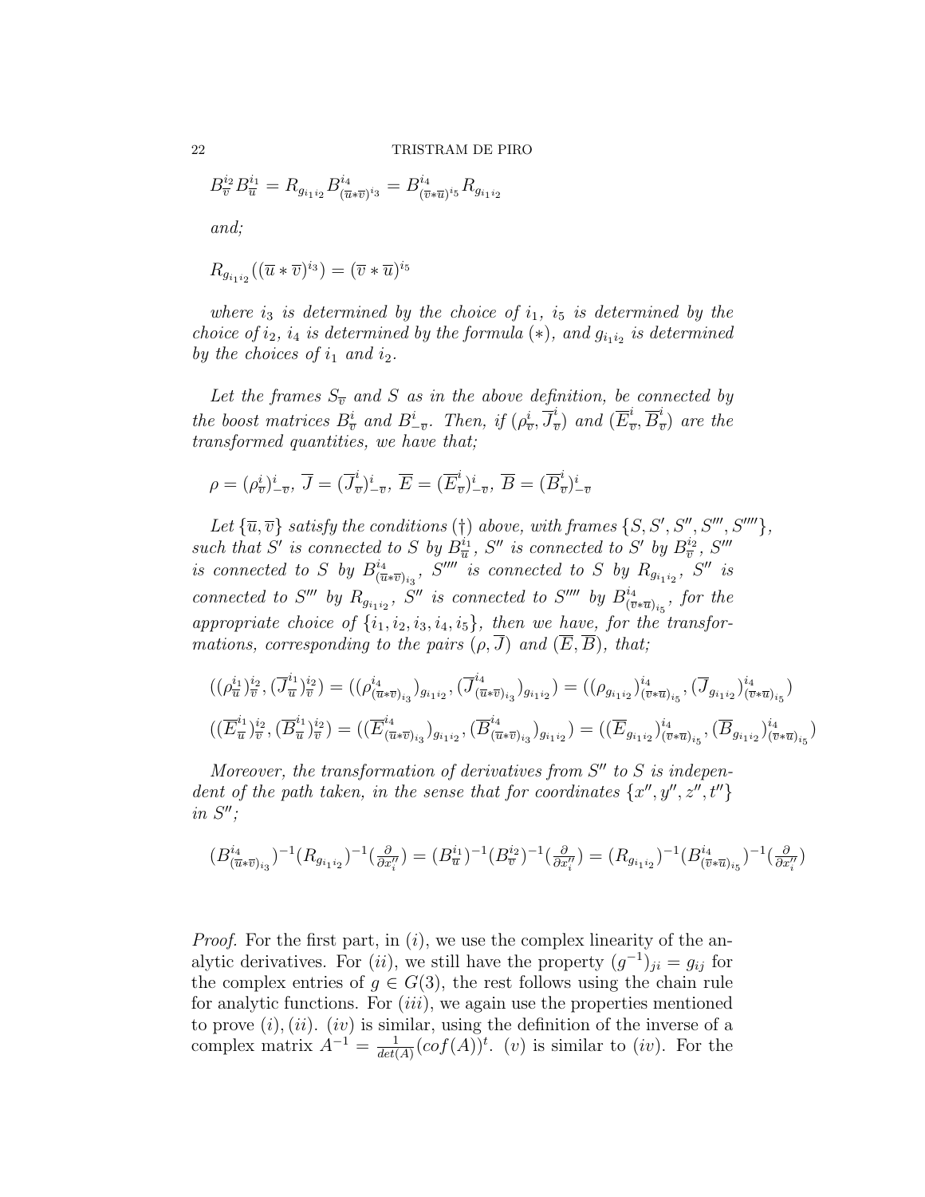$$B^{i_2}_{\overline{v}} B^{i_1}_{\overline{u}} = R_{g_{i_1 i_2}} B^{i_4}_{(\overline{u}*\overline{v})^{i_3}} = B^{i_4}_{(\overline{v}*\overline{u})^{i_5}} R_{g_{i_1 i_2}}$$

*and;*

$$R_{g_{i_1 i_2}}((\overline{u}*\overline{v})^{i_3}) = (\overline{v}*\overline{u})^{i_5}$$

*where $i_3$ is determined by the choice of $i_1$, $i_5$ is determined by the choice of $i_2$, $i_4$ is determined by the formula $(*)$, and $g_{i_1 i_2}$ is determined by the choices of $i_1$ and $i_2$.*

*Let the frames $S_{\overline{v}}$ and $S$ as in the above definition, be connected by the boost matrices $B^i_{\overline{v}}$ and $B^i_{-\overline{v}}$. Then, if $(\rho^i_{\overline{v}}, \overline{J}^i_{\overline{v}})$ and $(\overline{E}^i_{\overline{v}}, \overline{B}^i_{\overline{v}})$ are the transformed quantities, we have that;*

$$\rho = (\rho^i_{\overline{v}})^i_{-\overline{v}},\ \overline{J} = (\overline{J}^i_{\overline{v}})^i_{-\overline{v}},\ \overline{E} = (\overline{E}^i_{\overline{v}})^i_{-\overline{v}},\ \overline{B} = (\overline{B}^i_{\overline{v}})^i_{-\overline{v}}$$

*Let $\{\overline{u}, \overline{v}\}$ satisfy the conditions $(\dagger)$ above, with frames $\{S, S', S'', S''', S''''\}$, such that $S'$ is connected to $S$ by $B^{i_1}_{\overline{u}}$, $S''$ is connected to $S'$ by $B^{i_2}_{\overline{v}}$, $S'''$ is connected to $S$ by $B^{i_4}_{(\overline{u}*\overline{v})_{i_3}}$, $S''''$ is connected to $S$ by $R_{g_{i_1 i_2}}$, $S''$ is connected to $S'''$ by $R_{g_{i_1 i_2}}$, $S''$ is connected to $S''''$ by $B^{i_4}_{(\overline{v}*\overline{u})_{i_5}}$, for the appropriate choice of $\{i_1, i_2, i_3, i_4, i_5\}$, then we have, for the transformations, corresponding to the pairs $(\rho, \overline{J})$ and $(\overline{E}, \overline{B})$, that;*

$$((\rho^{i_1}_{\overline{u}})^{i_2}_{\overline{v}}, (\overline{J}^{i_1}_{\overline{u}})^{i_2}_{\overline{v}}) = ((\rho^{i_4}_{(\overline{u}*\overline{v})_{i_3}})_{g_{i_1 i_2}}, (\overline{J}^{i_4}_{(\overline{u}*\overline{v})_{i_3}})_{g_{i_1 i_2}}) = ((\rho_{g_{i_1 i_2}})^{i_4}_{(\overline{v}*\overline{u})_{i_5}}, (\overline{J}_{g_{i_1 i_2}})^{i_4}_{(\overline{v}*\overline{u})_{i_5}})$$

$$((\overline{E}^{i_1}_{\overline{u}})^{i_2}_{\overline{v}}, (\overline{B}^{i_1}_{\overline{u}})^{i_2}_{\overline{v}}) = ((\overline{E}^{i_4}_{(\overline{u}*\overline{v})_{i_3}})_{g_{i_1 i_2}}, (\overline{B}^{i_4}_{(\overline{u}*\overline{v})_{i_3}})_{g_{i_1 i_2}}) = ((\overline{E}_{g_{i_1 i_2}})^{i_4}_{(\overline{v}*\overline{u})_{i_5}}, (\overline{B}_{g_{i_1 i_2}})^{i_4}_{(\overline{v}*\overline{u})_{i_5}})$$

*Moreover, the transformation of derivatives from $S''$ to $S$ is independent of the path taken, in the sense that for coordinates $\{x'', y'', z'', t''\}$ in $S''$;*

$$(B^{i_4}_{(\overline{u}*\overline{v})_{i_3}})^{-1}(R_{g_{i_1 i_2}})^{-1}(\tfrac{\partial}{\partial x''_i}) = (B^{i_1}_{\overline{u}})^{-1}(B^{i_2}_{\overline{v}})^{-1}(\tfrac{\partial}{\partial x''_i}) = (R_{g_{i_1 i_2}})^{-1}(B^{i_4}_{(\overline{v}*\overline{u})_{i_5}})^{-1}(\tfrac{\partial}{\partial x''_i})$$

*Proof.* For the first part, in $(i)$, we use the complex linearity of the analytic derivatives. For $(ii)$, we still have the property $(g^{-1})_{ji} = g_{ij}$ for the complex entries of $g \in G(3)$, the rest follows using the chain rule for analytic functions. For $(iii)$, we again use the properties mentioned to prove $(i), (ii)$. $(iv)$ is similar, using the definition of the inverse of a complex matrix $A^{-1} = \frac{1}{det(A)}(cof(A))^t$. $(v)$ is similar to $(iv)$. For the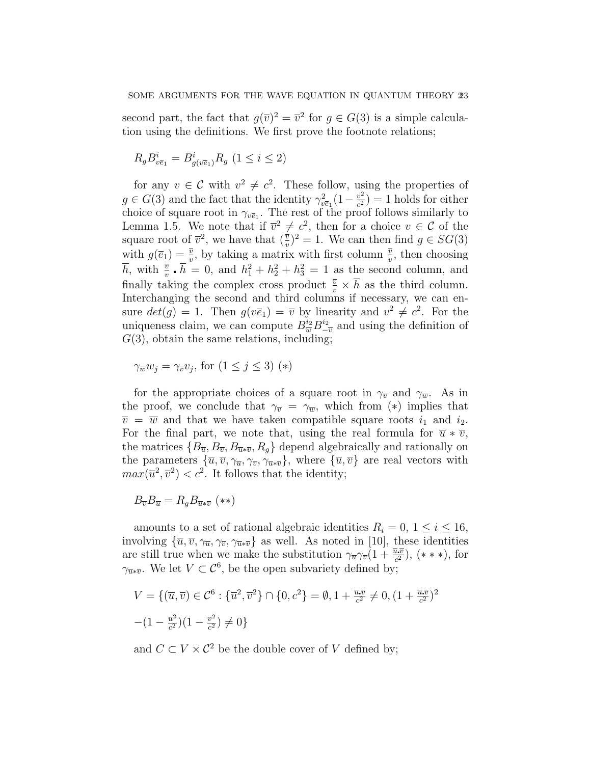second part, the fact that $g(\overline{v})^2 = \overline{v}^2$ for $g \in G(3)$ is a simple calculation using the definitions. We first prove the footnote relations;

$$R_g B^i_{v\overline{e}_1} = B^i_{g(v\overline{e}_1)} R_g \ (1 \leq i \leq 2)$$

for any $v \in \mathcal{C}$ with $v^2 \neq c^2$. These follow, using the properties of $g \in G(3)$ and the fact that the identity $\gamma^2_{v\overline{e}_1}(1 - \frac{v^2}{c^2}) = 1$ holds for either choice of square root in $\gamma_{v\overline{e}_1}$. The rest of the proof follows similarly to Lemma 1.5. We note that if $\overline{v}^2 \neq c^2$, then for a choice $v \in \mathcal{C}$ of the square root of $\overline{v}^2$, we have that $(\frac{\overline{v}}{v})^2 = 1$. We can then find $g \in SG(3)$ with $g(\overline{e}_1) = \frac{\overline{v}}{v}$, by taking a matrix with first column $\frac{\overline{v}}{v}$, then choosing $\overline{h}$, with $\frac{\overline{v}}{v} \centerdot \overline{h} = 0$, and $h_1^2 + h_2^2 + h_3^2 = 1$ as the second column, and finally taking the complex cross product $\frac{\overline{v}}{v} \times \overline{h}$ as the third column. Interchanging the second and third columns if necessary, we can ensure $det(g) = 1$. Then $g(v\overline{e}_1) = \overline{v}$ by linearity and $v^2 \neq c^2$. For the uniqueness claim, we can compute $B^{i_2}_{\overline{w}} B^{i_2}_{-\overline{v}}$ and using the definition of $G(3)$, obtain the same relations, including;

$$\gamma_{\overline{w}} w_j = \gamma_{\overline{v}} v_j, \text{ for } (1 \leq j \leq 3) \ (*)$$

for the appropriate choices of a square root in $\gamma_{\overline{v}}$ and $\gamma_{\overline{w}}$. As in the proof, we conclude that $\gamma_{\overline{v}} = \gamma_{\overline{w}}$, which from $(*)$ implies that $\overline{v} = \overline{w}$ and that we have taken compatible square roots $i_1$ and $i_2$. For the final part, we note that, using the real formula for $\overline{u} * \overline{v}$, the matrices $\{B_{\overline{u}}, B_{\overline{v}}, B_{\overline{u}*\overline{v}}, R_g\}$ depend algebraically and rationally on the parameters $\{\overline{u}, \overline{v}, \gamma_{\overline{u}}, \gamma_{\overline{v}}, \gamma_{\overline{u}*\overline{v}}\}$, where $\{\overline{u}, \overline{v}\}$ are real vectors with $max(\overline{u}^2, \overline{v}^2) < c^2$. It follows that the identity;

$$B_{\overline{v}} B_{\overline{u}} = R_g B_{\overline{u}*\overline{v}} \ (**)$$

amounts to a set of rational algebraic identities $R_i = 0$, $1 \leq i \leq 16$, involving $\{\overline{u}, \overline{v}, \gamma_{\overline{u}}, \gamma_{\overline{v}}, \gamma_{\overline{u}*\overline{v}}\}$ as well. As noted in [10], these identities are still true when we make the substitution $\gamma_{\overline{u}}\gamma_{\overline{v}}(1 + \frac{\overline{u}\centerdot\overline{v}}{c^2})$, $(***)$, for $\gamma_{\overline{u}*\overline{v}}$. We let $V \subset \mathcal{C}^6$, be the open subvariety defined by;

$$V = \{(\overline{u}, \overline{v}) \in \mathcal{C}^6 : \{\overline{u}^2, \overline{v}^2\} \cap \{0, c^2\} = \emptyset, 1 + \tfrac{\overline{u}\centerdot\overline{v}}{c^2} \neq 0, (1 + \tfrac{\overline{u}\centerdot\overline{v}}{c^2})^2$$

$$-(1 - \tfrac{\overline{u}^2}{c^2})(1 - \tfrac{\overline{v}^2}{c^2}) \neq 0\}$$

and $C \subset V \times \mathcal{C}^2$ be the double cover of $V$ defined by;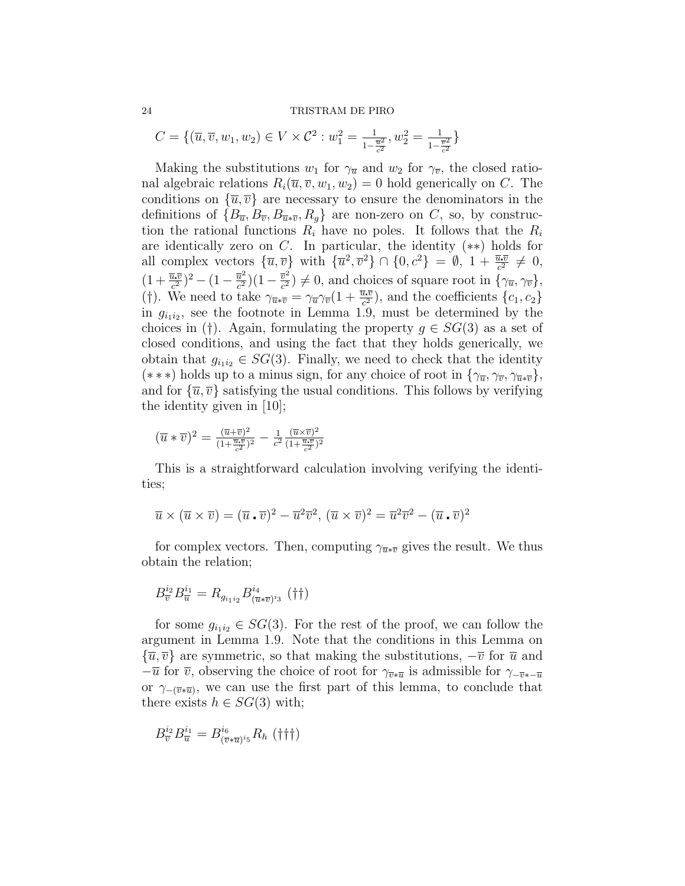$C = \{(\overline{u},\overline{v},w_1,w_2) \in V \times \mathcal{C}^2 : w_1^2 = \frac{1}{1-\frac{\overline{u}^2}{c^2}}, w_2^2 = \frac{1}{1-\frac{\overline{v}^2}{c^2}}\}$

Making the substitutions $w_1$ for $\gamma_{\overline{u}}$ and $w_2$ for $\gamma_{\overline{v}}$, the closed rational algebraic relations $R_i(\overline{u},\overline{v},w_1,w_2) = 0$ hold generically on $C$. The conditions on $\{\overline{u},\overline{v}\}$ are necessary to ensure the denominators in the definitions of $\{B_{\overline{u}}, B_{\overline{v}}, B_{\overline{u}*\overline{v}}, R_g\}$ are non-zero on $C$, so, by construction the rational functions $R_i$ have no poles. It follows that the $R_i$ are identically zero on $C$. In particular, the identity $(**)$ holds for all complex vectors $\{\overline{u},\overline{v}\}$ with $\{\overline{u}^2,\overline{v}^2\} \cap \{0,c^2\} = \emptyset$, $1 + \frac{\overline{u}\centerdot\overline{v}}{c^2} \neq 0$, $(1+\frac{\overline{u}\centerdot\overline{v}}{c^2})^2 - (1-\frac{\overline{u}^2}{c^2})(1-\frac{\overline{v}^2}{c^2}) \neq 0$, and choices of square root in $\{\gamma_{\overline{u}},\gamma_{\overline{v}}\}$, $(\dagger)$. We need to take $\gamma_{\overline{u}*\overline{v}} = \gamma_{\overline{u}}\gamma_{\overline{v}}(1+\frac{\overline{u}\centerdot\overline{v}}{c^2})$, and the coefficients $\{c_1,c_2\}$ in $g_{i_1 i_2}$, see the footnote in Lemma 1.9, must be determined by the choices in $(\dagger)$. Again, formulating the property $g \in SG(3)$ as a set of closed conditions, and using the fact that they holds generically, we obtain that $g_{i_1 i_2} \in SG(3)$. Finally, we need to check that the identity $(***)$ holds up to a minus sign, for any choice of root in $\{\gamma_{\overline{u}},\gamma_{\overline{v}},\gamma_{\overline{u}*\overline{v}}\}$, and for $\{\overline{u},\overline{v}\}$ satisfying the usual conditions. This follows by verifying the identity given in [10];

$$(\overline{u}*\overline{v})^2 = \frac{(\overline{u}+\overline{v})^2}{(1+\frac{\overline{u}\centerdot\overline{v}}{c^2})^2} - \frac{1}{c^2}\frac{(\overline{u}\times\overline{v})^2}{(1+\frac{\overline{u}\centerdot\overline{v}}{c^2})^2}$$

This is a straightforward calculation involving verifying the identities;

$$\overline{u}\times(\overline{u}\times\overline{v}) = (\overline{u}\centerdot\overline{v})^2 - \overline{u}^2\overline{v}^2,\ (\overline{u}\times\overline{v})^2 = \overline{u}^2\overline{v}^2 - (\overline{u}\centerdot\overline{v})^2$$

for complex vectors. Then, computing $\gamma_{\overline{u}*\overline{v}}$ gives the result. We thus obtain the relation;

$$B^{i_2}_{\overline{v}} B^{i_1}_{\overline{u}} = R_{g_{i_1 i_2}} B^{i_4}_{(\overline{u}*\overline{v})^{i_3}} \ (\dagger\dagger)$$

for some $g_{i_1 i_2} \in SG(3)$. For the rest of the proof, we can follow the argument in Lemma 1.9. Note that the conditions in this Lemma on $\{\overline{u},\overline{v}\}$ are symmetric, so that making the substitutions, $-\overline{v}$ for $\overline{u}$ and $-\overline{u}$ for $\overline{v}$, observing the choice of root for $\gamma_{\overline{v}*\overline{u}}$ is admissible for $\gamma_{-\overline{v}*-\overline{u}}$ or $\gamma_{-(\overline{v}*\overline{u})}$, we can use the first part of this lemma, to conclude that there exists $h \in SG(3)$ with;

$$B^{i_2}_{\overline{v}} B^{i_1}_{\overline{u}} = B^{i_6}_{(\overline{v}*\overline{u})^{i_5}} R_h \ (\dagger\dagger\dagger)$$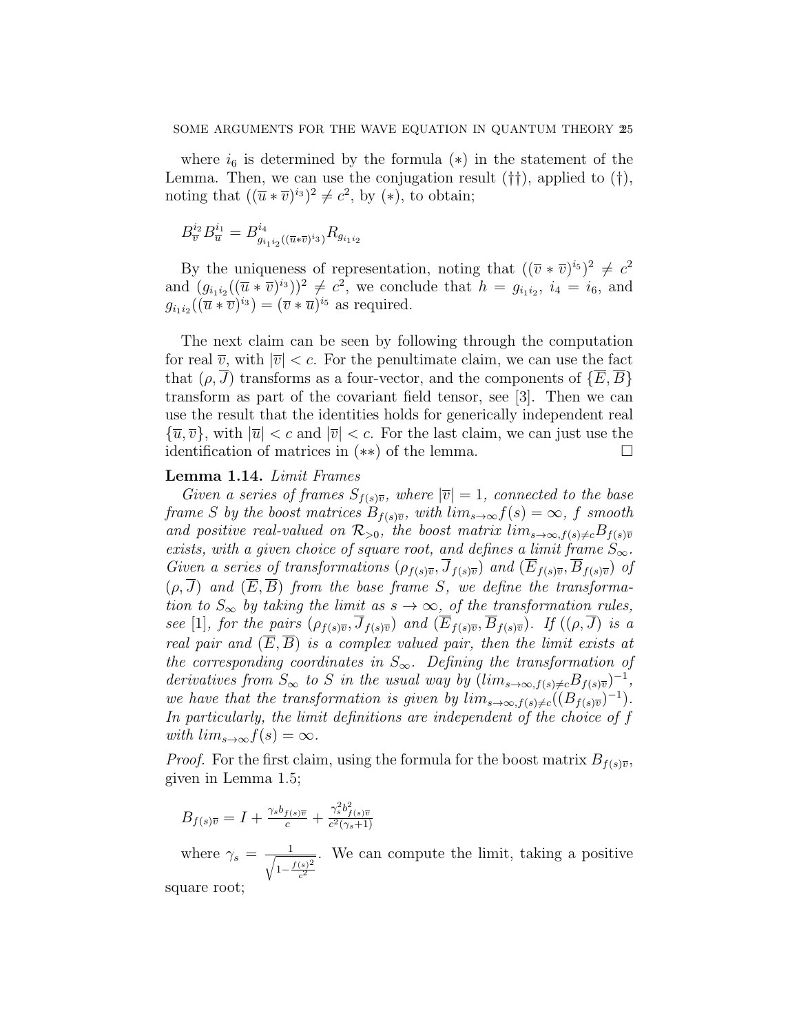where $i_6$ is determined by the formula $(*)$ in the statement of the Lemma. Then, we can use the conjugation result $(\dagger\dagger)$, applied to $(\dagger)$, noting that $((\overline{u} * \overline{v})^{i_3})^2 \neq c^2$, by $(*)$, to obtain;

$$B_{\overline{v}}^{i_2} B_{\overline{u}}^{i_1} = B^{i_4}_{g_{i_1 i_2}((\overline{u}*\overline{v})^{i_3})} R_{g_{i_1 i_2}}$$

By the uniqueness of representation, noting that $((\overline{v} * \overline{v})^{i_5})^2 \neq c^2$ and $(g_{i_1 i_2}((\overline{u} * \overline{v})^{i_3}))^2 \neq c^2$, we conclude that $h = g_{i_1 i_2}$, $i_4 = i_6$, and $g_{i_1 i_2}((\overline{u} * \overline{v})^{i_3}) = (\overline{v} * \overline{u})^{i_5}$ as required.

The next claim can be seen by following through the computation for real $\overline{v}$, with $|\overline{v}| < c$. For the penultimate claim, we can use the fact that $(\rho, \overline{J})$ transforms as a four-vector, and the components of $\{\overline{E}, \overline{B}\}$ transform as part of the covariant field tensor, see [3]. Then we can use the result that the identities holds for generically independent real $\{\overline{u}, \overline{v}\}$, with $|\overline{u}| < c$ and $|\overline{v}| < c$. For the last claim, we can just use the identification of matrices in $(**)$ of the lemma. □

**Lemma 1.14.** *Limit Frames*

*Given a series of frames $S_{f(s)\overline{v}}$, where $|\overline{v}| = 1$, connected to the base frame $S$ by the boost matrices $B_{f(s)\overline{v}}$, with $lim_{s\rightarrow\infty} f(s) = \infty$, $f$ smooth and positive real-valued on $\mathcal{R}_{>0}$, the boost matrix $lim_{s\rightarrow\infty, f(s)\neq c} B_{f(s)\overline{v}}$ exists, with a given choice of square root, and defines a limit frame $S_\infty$. Given a series of transformations $(\rho_{f(s)\overline{v}}, \overline{J}_{f(s)\overline{v}})$ and $(\overline{E}_{f(s)\overline{v}}, \overline{B}_{f(s)\overline{v}})$ of $(\rho, \overline{J})$ and $(\overline{E}, \overline{B})$ from the base frame $S$, we define the transformation to $S_\infty$ by taking the limit as $s \rightarrow \infty$, of the transformation rules, see [1], for the pairs $(\rho_{f(s)\overline{v}}, \overline{J}_{f(s)\overline{v}})$ and $(\overline{E}_{f(s)\overline{v}}, \overline{B}_{f(s)\overline{v}})$. If $((\rho, \overline{J})$ is a real pair and $(\overline{E}, \overline{B})$ is a complex valued pair, then the limit exists at the corresponding coordinates in $S_\infty$. Defining the transformation of derivatives from $S_\infty$ to $S$ in the usual way by $(lim_{s\rightarrow\infty, f(s)\neq c} B_{f(s)\overline{v}})^{-1}$, we have that the transformation is given by $lim_{s\rightarrow\infty, f(s)\neq c}((B_{f(s)\overline{v}})^{-1})$. In particularly, the limit definitions are independent of the choice of $f$ with $lim_{s\rightarrow\infty} f(s) = \infty$.*

*Proof.* For the first claim, using the formula for the boost matrix $B_{f(s)\overline{v}}$, given in Lemma 1.5;

$$B_{f(s)\overline{v}} = I + \frac{\gamma_s b_{f(s)\overline{v}}}{c} + \frac{\gamma_s^2 b_{f(s)\overline{v}}^2}{c^2(\gamma_s + 1)}$$

where $\gamma_s = \frac{1}{\sqrt{1 - \frac{f(s)^2}{c^2}}}$. We can compute the limit, taking a positive square root;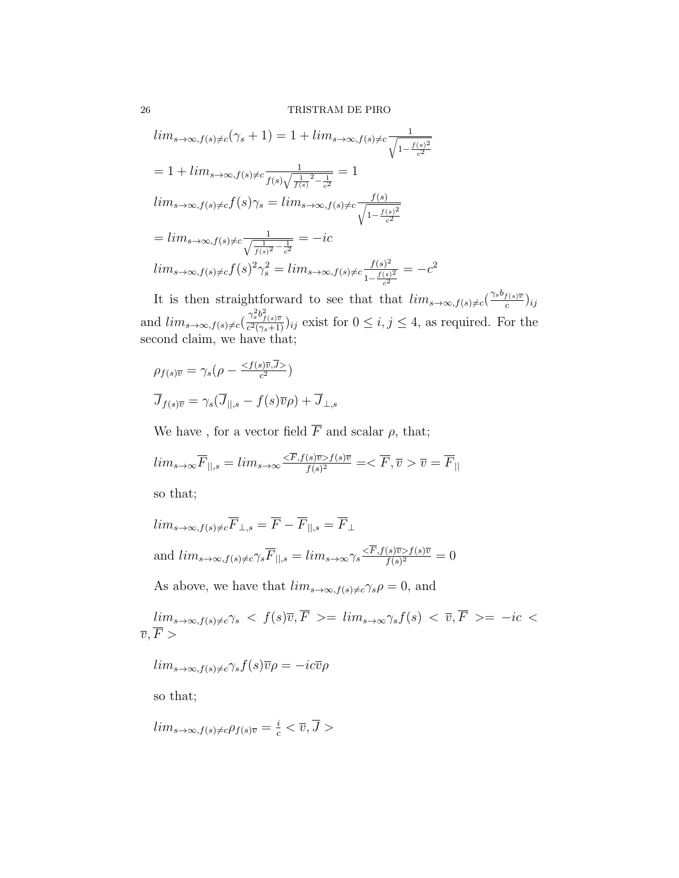$$lim_{s\rightarrow\infty,f(s)\neq c}(\gamma_s+1)=1+lim_{s\rightarrow\infty,f(s)\neq c}\frac{1}{\sqrt{1-\frac{f(s)^2}{c^2}}}$$

$$=1+lim_{s\rightarrow\infty,f(s)\neq c}\frac{1}{f(s)\sqrt{\frac{1}{f(s)}^2-\frac{1}{c^2}}}=1$$

$$lim_{s\rightarrow\infty,f(s)\neq c}f(s)\gamma_s=lim_{s\rightarrow\infty,f(s)\neq c}\frac{f(s)}{\sqrt{1-\frac{f(s)^2}{c^2}}}$$

$$=lim_{s\rightarrow\infty,f(s)\neq c}\frac{1}{\sqrt{\frac{1}{f(s)^2}-\frac{1}{c^2}}}=-ic$$

$$lim_{s\rightarrow\infty,f(s)\neq c}f(s)^2\gamma_s^2=lim_{s\rightarrow\infty,f(s)\neq c}\frac{f(s)^2}{1-\frac{f(s)^2}{c^2}}=-c^2$$

It is then straightforward to see that that $lim_{s\rightarrow\infty,f(s)\neq c}(\frac{\gamma_s b_{f(s)\overline{v}}}{c})_{ij}$ and $lim_{s\rightarrow\infty,f(s)\neq c}(\frac{\gamma_s^2 b_{f(s)\overline{v}}^2}{c^2(\gamma_s+1)})_{ij}$ exist for $0\leq i,j\leq 4$, as required. For the second claim, we have that;

$$\rho_{f(s)\overline{v}}=\gamma_s(\rho-\frac{<f(s)\overline{v},\overline{J}>}{c^2})$$

$$\overline{J}_{f(s)\overline{v}}=\gamma_s(\overline{J}_{||,s}-f(s)\overline{v}\rho)+\overline{J}_{\perp,s}$$

We have , for a vector field $\overline{F}$ and scalar $\rho$, that;

$$lim_{s\rightarrow\infty}\overline{F}_{||,s}=lim_{s\rightarrow\infty}\frac{<\overline{F},f(s)\overline{v}>f(s)\overline{v}}{f(s)^2}=<\overline{F},\overline{v}>\overline{v}=\overline{F}_{||}$$

so that;

$$lim_{s\rightarrow\infty,f(s)\neq c}\overline{F}_{\perp,s}=\overline{F}-\overline{F}_{||,s}=\overline{F}_{\perp}$$

and $lim_{s\rightarrow\infty,f(s)\neq c}\gamma_s\overline{F}_{||,s}=lim_{s\rightarrow\infty}\gamma_s\frac{<\overline{F},f(s)\overline{v}>f(s)\overline{v}}{f(s)^2}=0$

As above, we have that $lim_{s\rightarrow\infty,f(s)\neq c}\gamma_s\rho=0$, and

$lim_{s\rightarrow\infty,f(s)\neq c}\gamma_s<f(s)\overline{v},\overline{F}>=lim_{s\rightarrow\infty}\gamma_s f(s)<\overline{v},\overline{F}>=-ic<\overline{v},\overline{F}>$

$$lim_{s\rightarrow\infty,f(s)\neq c}\gamma_s f(s)\overline{v}\rho=-ic\overline{v}\rho$$

so that;

$$lim_{s\rightarrow\infty,f(s)\neq c}\rho_{f(s)\overline{v}}=\frac{i}{c}<\overline{v},\overline{J}>$$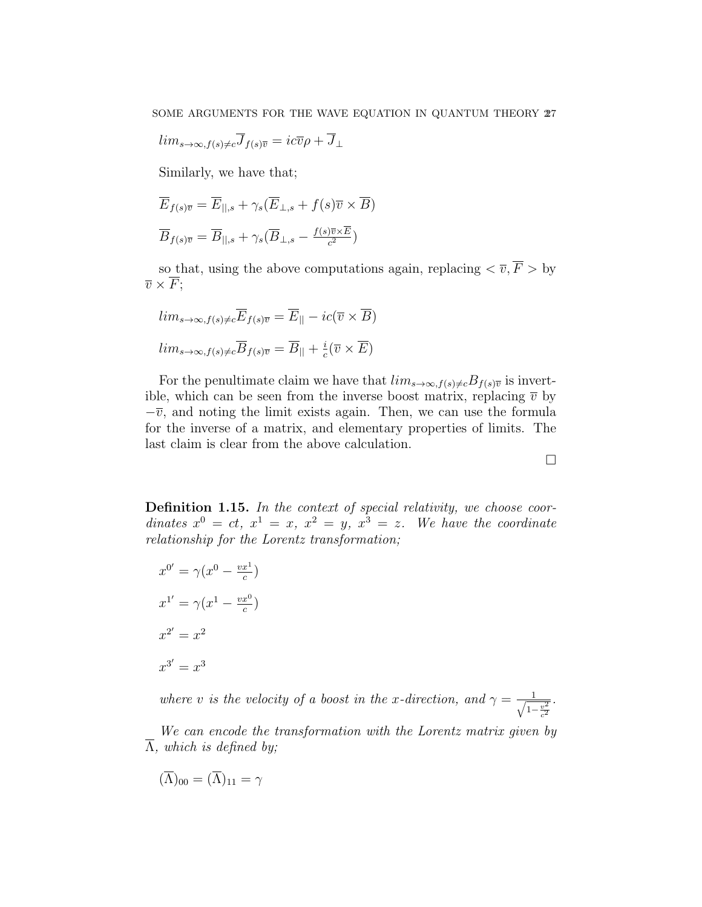$lim_{s\rightarrow\infty,f(s)\neq c}\overline{J}_{f(s)\overline{v}} = ic\overline{v}\rho + \overline{J}_{\perp}$

Similarly, we have that;

$\overline{E}_{f(s)\overline{v}} = \overline{E}_{||,s} + \gamma_s(\overline{E}_{\perp,s} + f(s)\overline{v}\times\overline{B})$

$\overline{B}_{f(s)\overline{v}} = \overline{B}_{||,s} + \gamma_s(\overline{B}_{\perp,s} - \frac{f(s)\overline{v}\times\overline{E}}{c^2})$

so that, using the above computations again, replacing $<\overline{v},\overline{F}>$ by $\overline{v}\times\overline{F}$;

$lim_{s\rightarrow\infty,f(s)\neq c}\overline{E}_{f(s)\overline{v}} = \overline{E}_{||} - ic(\overline{v}\times\overline{B})$

$lim_{s\rightarrow\infty,f(s)\neq c}\overline{B}_{f(s)\overline{v}} = \overline{B}_{||} + \frac{i}{c}(\overline{v}\times\overline{E})$

For the penultimate claim we have that $lim_{s\rightarrow\infty,f(s)\neq c}B_{f(s)\overline{v}}$ is invertible, which can be seen from the inverse boost matrix, replacing $\overline{v}$ by $-\overline{v}$, and noting the limit exists again. Then, we can use the formula for the inverse of a matrix, and elementary properties of limits. The last claim is clear from the above calculation.

□

**Definition 1.15.** *In the context of special relativity, we choose coordinates $x^0 = ct$, $x^1 = x$, $x^2 = y$, $x^3 = z$. We have the coordinate relationship for the Lorentz transformation;*

$x^{0'} = \gamma(x^0 - \frac{vx^1}{c})$

$x^{1'} = \gamma(x^1 - \frac{vx^0}{c})$

$x^{2'} = x^2$

$x^{3'} = x^3$

*where $v$ is the velocity of a boost in the x-direction, and $\gamma = \frac{1}{\sqrt{1-\frac{v^2}{c^2}}}$.*

*We can encode the transformation with the Lorentz matrix given by $\overline{\Lambda}$, which is defined by;*

$(\overline{\Lambda})_{00} = (\overline{\Lambda})_{11} = \gamma$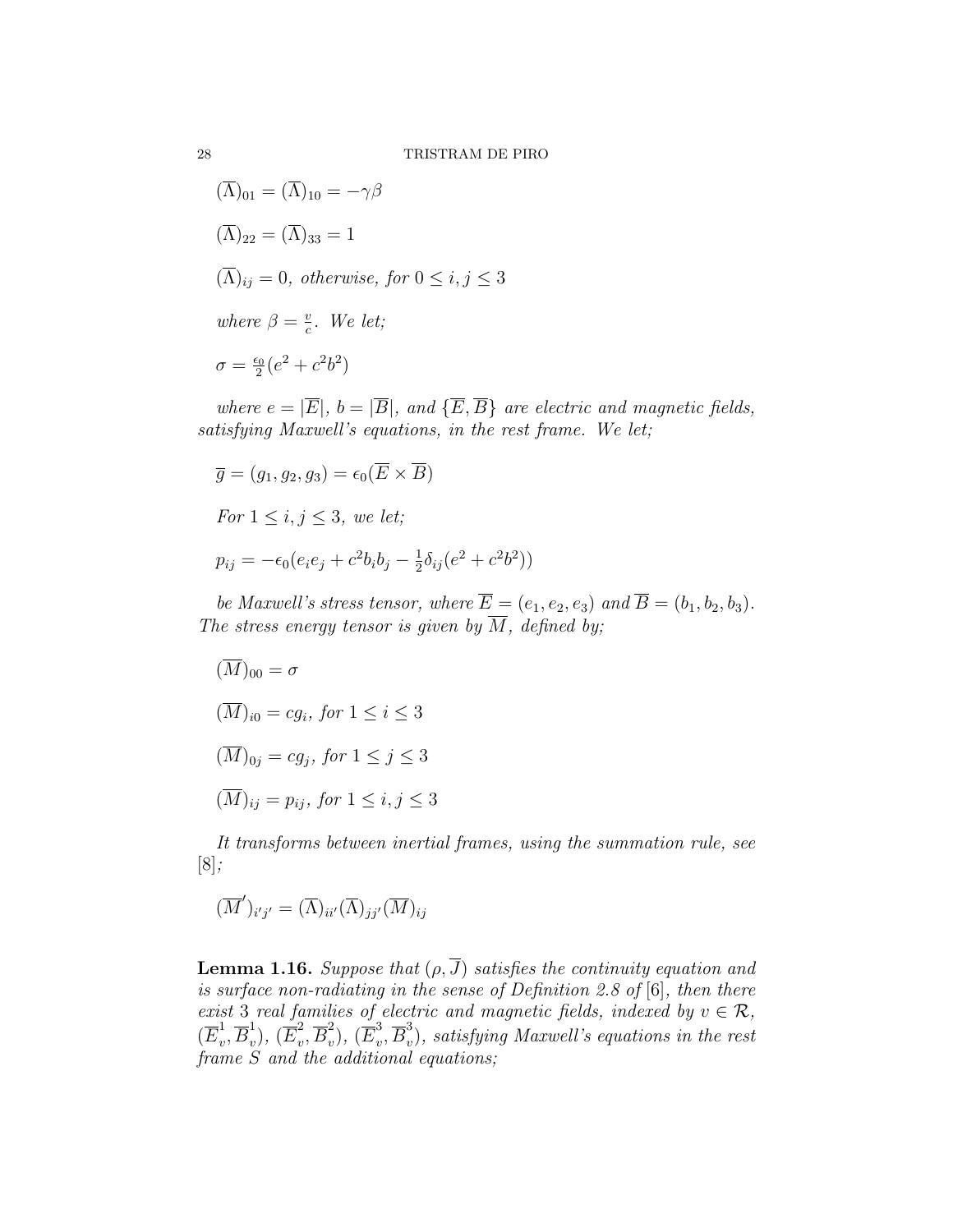$(\overline{\Lambda})_{01} = (\overline{\Lambda})_{10} = -\gamma\beta$

$(\overline{\Lambda})_{22} = (\overline{\Lambda})_{33} = 1$

$(\overline{\Lambda})_{ij} = 0$, *otherwise, for* $0 \leq i, j \leq 3$

*where* $\beta = \frac{v}{c}$. *We let;*

$\sigma = \frac{\epsilon_0}{2}(e^2 + c^2 b^2)$

*where* $e = |\overline{E}|$, $b = |\overline{B}|$, *and* $\{\overline{E}, \overline{B}\}$ *are electric and magnetic fields, satisfying Maxwell's equations, in the rest frame. We let;*

$\overline{g} = (g_1, g_2, g_3) = \epsilon_0(\overline{E} \times \overline{B})$

*For* $1 \leq i, j \leq 3$, *we let;*

$p_{ij} = -\epsilon_0(e_i e_j + c^2 b_i b_j - \frac{1}{2}\delta_{ij}(e^2 + c^2 b^2))$

*be Maxwell's stress tensor, where* $\overline{E} = (e_1, e_2, e_3)$ *and* $\overline{B} = (b_1, b_2, b_3)$. *The stress energy tensor is given by* $\overline{M}$, *defined by;*

$(\overline{M})_{00} = \sigma$

$(\overline{M})_{i0} = cg_i$, *for* $1 \leq i \leq 3$

$(\overline{M})_{0j} = cg_j$, *for* $1 \leq j \leq 3$

$(\overline{M})_{ij} = p_{ij}$, *for* $1 \leq i, j \leq 3$

*It transforms between inertial frames, using the summation rule, see* [8]*;*

$(\overline{M}')_{i'j'} = (\overline{\Lambda})_{ii'}(\overline{\Lambda})_{jj'}(\overline{M})_{ij}$

**Lemma 1.16.** *Suppose that* $(\rho, \overline{J})$ *satisfies the continuity equation and is surface non-radiating in the sense of Definition 2.8 of* [6]*, then there exist* 3 *real families of electric and magnetic fields, indexed by* $v \in \mathcal{R}$, $(\overline{E}_v^1, \overline{B}_v^1)$, $(\overline{E}_v^2, \overline{B}_v^2)$, $(\overline{E}_v^3, \overline{B}_v^3)$, *satisfying Maxwell's equations in the rest frame* $S$ *and the additional equations;*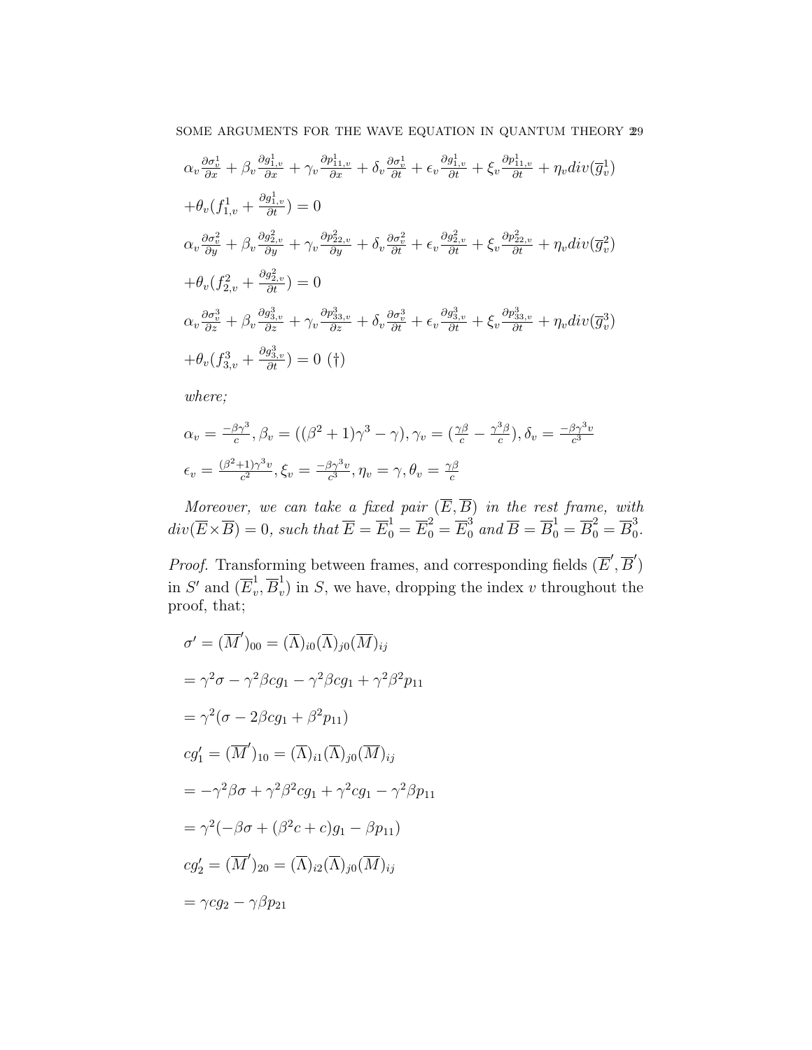$\alpha_v \frac{\partial \sigma_v^1}{\partial x} + \beta_v \frac{\partial g_{1,v}^1}{\partial x} + \gamma_v \frac{\partial p_{11,v}^1}{\partial x} + \delta_v \frac{\partial \sigma_v^1}{\partial t} + \epsilon_v \frac{\partial g_{1,v}^1}{\partial t} + \xi_v \frac{\partial p_{11,v}^1}{\partial t} + \eta_v div(\overline{g}_v^1)$

$+\theta_v(f_{1,v}^1 + \frac{\partial g_{1,v}^1}{\partial t}) = 0$

$\alpha_v \frac{\partial \sigma_v^2}{\partial y} + \beta_v \frac{\partial g_{2,v}^2}{\partial y} + \gamma_v \frac{\partial p_{22,v}^2}{\partial y} + \delta_v \frac{\partial \sigma_v^2}{\partial t} + \epsilon_v \frac{\partial g_{2,v}^2}{\partial t} + \xi_v \frac{\partial p_{22,v}^2}{\partial t} + \eta_v div(\overline{g}_v^2)$

$+\theta_v(f_{2,v}^2 + \frac{\partial g_{2,v}^2}{\partial t}) = 0$

$\alpha_v \frac{\partial \sigma_v^3}{\partial z} + \beta_v \frac{\partial g_{3,v}^3}{\partial z} + \gamma_v \frac{\partial p_{33,v}^3}{\partial z} + \delta_v \frac{\partial \sigma_v^3}{\partial t} + \epsilon_v \frac{\partial g_{3,v}^3}{\partial t} + \xi_v \frac{\partial p_{33,v}^3}{\partial t} + \eta_v div(\overline{g}_v^3)$

$+\theta_v(f_{3,v}^3 + \frac{\partial g_{3,v}^3}{\partial t}) = 0$ (†)

*where;*

$\alpha_v = \frac{-\beta\gamma^3}{c}, \beta_v = ((\beta^2+1)\gamma^3 - \gamma), \gamma_v = (\frac{\gamma\beta}{c} - \frac{\gamma^3\beta}{c}), \delta_v = \frac{-\beta\gamma^3 v}{c^3}$

$\epsilon_v = \frac{(\beta^2+1)\gamma^3 v}{c^2}, \xi_v = \frac{-\beta\gamma^3 v}{c^3}, \eta_v = \gamma, \theta_v = \frac{\gamma\beta}{c}$

*Moreover, we can take a fixed pair* $(\overline{E}, \overline{B})$ *in the rest frame, with* $div(\overline{E} \times \overline{B}) = 0$*, such that* $\overline{E} = \overline{E}_0^1 = \overline{E}_0^2 = \overline{E}_0^3$ *and* $\overline{B} = \overline{B}_0^1 = \overline{B}_0^2 = \overline{B}_0^3$.

*Proof.* Transforming between frames, and corresponding fields $(\overline{E}', \overline{B}')$ in $S'$ and $(\overline{E}_v^1, \overline{B}_v^1)$ in $S$, we have, dropping the index $v$ throughout the proof, that;

$\sigma' = (\overline{M}')_{00} = (\overline{\Lambda})_{i0}(\overline{\Lambda})_{j0}(\overline{M})_{ij}$

$= \gamma^2\sigma - \gamma^2\beta c g_1 - \gamma^2\beta c g_1 + \gamma^2\beta^2 p_{11}$

$= \gamma^2(\sigma - 2\beta c g_1 + \beta^2 p_{11})$

$cg_1' = (\overline{M}')_{10} = (\overline{\Lambda})_{i1}(\overline{\Lambda})_{j0}(\overline{M})_{ij}$

$= -\gamma^2\beta\sigma + \gamma^2\beta^2 c g_1 + \gamma^2 c g_1 - \gamma^2\beta p_{11}$

$= \gamma^2(-\beta\sigma + (\beta^2 c + c)g_1 - \beta p_{11})$

$cg_2' = (\overline{M}')_{20} = (\overline{\Lambda})_{i2}(\overline{\Lambda})_{j0}(\overline{M})_{ij}$

$= \gamma c g_2 - \gamma\beta p_{21}$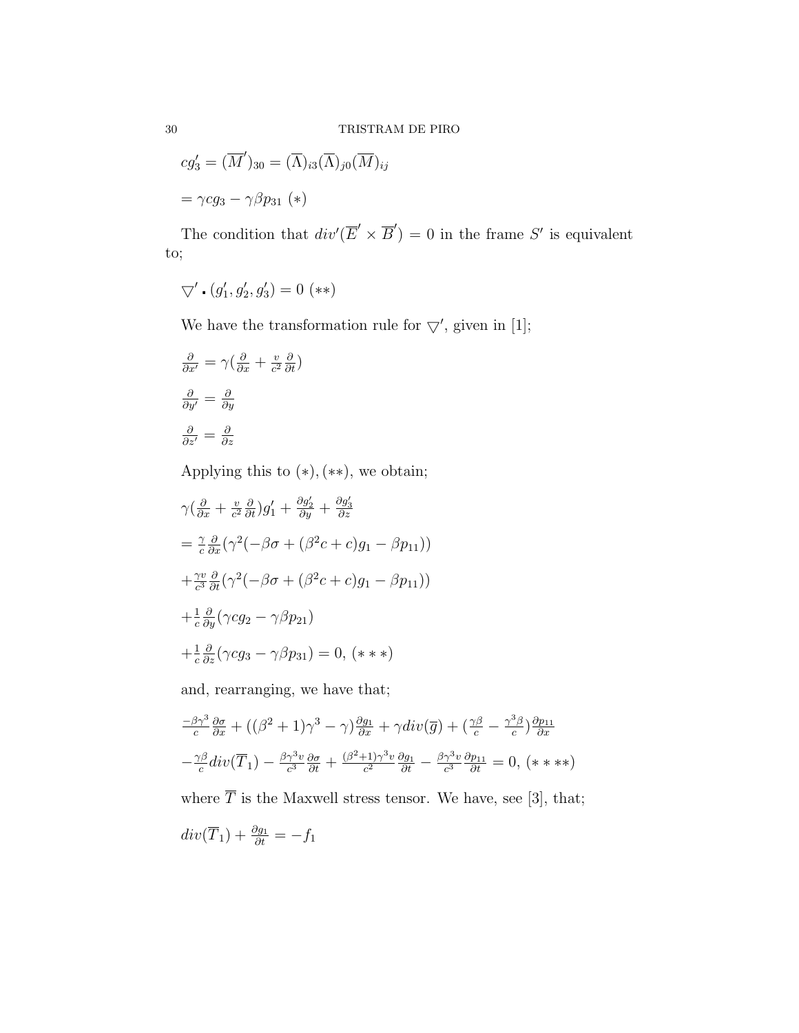$$cg'_3 = (\overline{M}')_{30} = (\overline{\Lambda})_{i3}(\overline{\Lambda})_{j0}(\overline{M})_{ij}$$

$$= \gamma c g_3 - \gamma\beta p_{31} \ (*)$$

The condition that $div'(\overline{E}' \times \overline{B}') = 0$ in the frame $S'$ is equivalent to;

$$\bigtriangledown' \cdot (g'_1, g'_2, g'_3) = 0 \ (**)$$

We have the transformation rule for $\bigtriangledown'$, given in [1];

$$\frac{\partial}{\partial x'} = \gamma(\frac{\partial}{\partial x} + \frac{v}{c^2}\frac{\partial}{\partial t})$$

$$\frac{\partial}{\partial y'} = \frac{\partial}{\partial y}$$

$$\frac{\partial}{\partial z'} = \frac{\partial}{\partial z}$$

Applying this to $(*), (**)$, we obtain;

$$\gamma(\frac{\partial}{\partial x} + \frac{v}{c^2}\frac{\partial}{\partial t})g'_1 + \frac{\partial g'_2}{\partial y} + \frac{\partial g'_3}{\partial z}$$

$$= \frac{\gamma}{c}\frac{\partial}{\partial x}(\gamma^2(-\beta\sigma + (\beta^2 c + c)g_1 - \beta p_{11}))$$

$$+ \frac{\gamma v}{c^3}\frac{\partial}{\partial t}(\gamma^2(-\beta\sigma + (\beta^2 c + c)g_1 - \beta p_{11}))$$

$$+ \frac{1}{c}\frac{\partial}{\partial y}(\gamma c g_2 - \gamma\beta p_{21})$$

$$+ \frac{1}{c}\frac{\partial}{\partial z}(\gamma c g_3 - \gamma\beta p_{31}) = 0, \ (***)$$

and, rearranging, we have that;

$$\frac{-\beta\gamma^3}{c}\frac{\partial\sigma}{\partial x} + ((\beta^2+1)\gamma^3 - \gamma)\frac{\partial g_1}{\partial x} + \gamma div(\overline{g}) + (\frac{\gamma\beta}{c} - \frac{\gamma^3\beta}{c})\frac{\partial p_{11}}{\partial x}$$

$$-\frac{\gamma\beta}{c}div(\overline{T}_1) - \frac{\beta\gamma^3 v}{c^3}\frac{\partial\sigma}{\partial t} + \frac{(\beta^2+1)\gamma^3 v}{c^2}\frac{\partial g_1}{\partial t} - \frac{\beta\gamma^3 v}{c^3}\frac{\partial p_{11}}{\partial t} = 0, \ (****)$$

where $\overline{T}$ is the Maxwell stress tensor. We have, see [3], that;

$$div(\overline{T}_1) + \frac{\partial g_1}{\partial t} = -f_1$$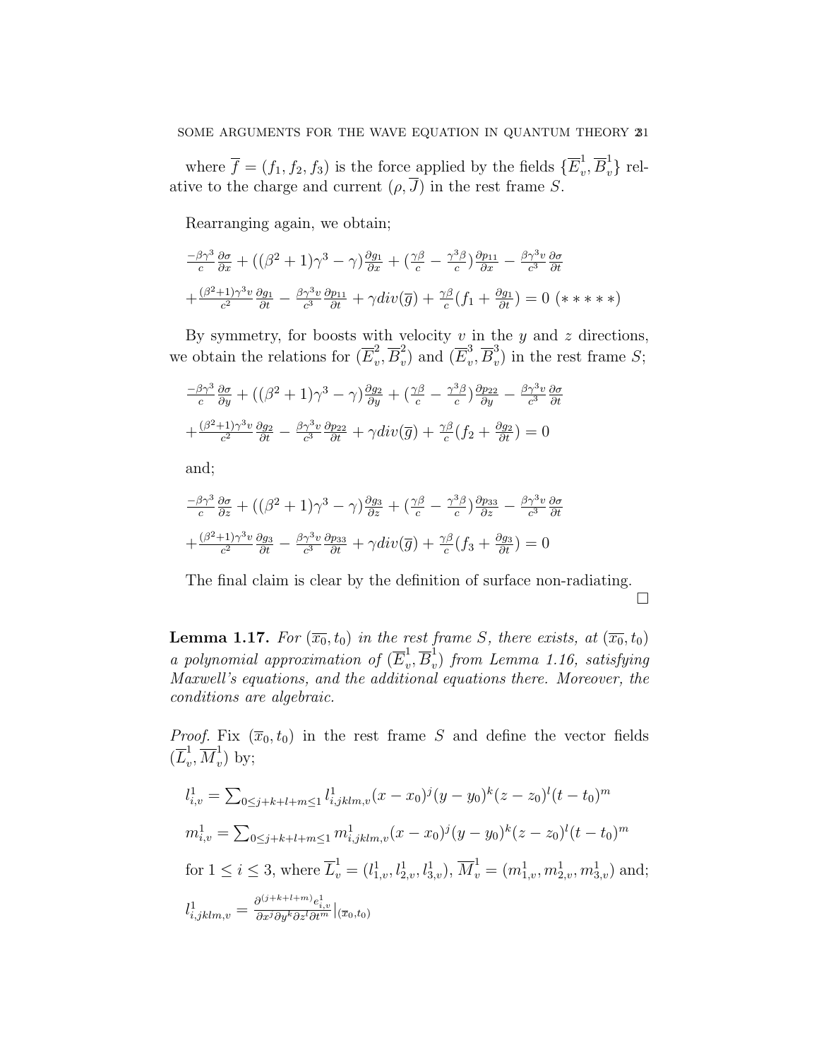where $\overline{f} = (f_1, f_2, f_3)$ is the force applied by the fields $\{\overline{E}_v^1, \overline{B}_v^1\}$ relative to the charge and current $(\rho, \overline{J})$ in the rest frame $S$.

Rearranging again, we obtain;

$$\frac{-\beta\gamma^3}{c}\frac{\partial\sigma}{\partial x} + ((\beta^2+1)\gamma^3 - \gamma)\frac{\partial g_1}{\partial x} + (\frac{\gamma\beta}{c} - \frac{\gamma^3\beta}{c})\frac{\partial p_{11}}{\partial x} - \frac{\beta\gamma^3 v}{c^3}\frac{\partial\sigma}{\partial t}$$
$$+\frac{(\beta^2+1)\gamma^3 v}{c^2}\frac{\partial g_1}{\partial t} - \frac{\beta\gamma^3 v}{c^3}\frac{\partial p_{11}}{\partial t} + \gamma div(\overline{g}) + \frac{\gamma\beta}{c}(f_1 + \frac{\partial g_1}{\partial t}) = 0 \; (*****)$$

By symmetry, for boosts with velocity $v$ in the $y$ and $z$ directions, we obtain the relations for $(\overline{E}_v^2, \overline{B}_v^2)$ and $(\overline{E}_v^3, \overline{B}_v^3)$ in the rest frame $S$;

$$\frac{-\beta\gamma^3}{c}\frac{\partial\sigma}{\partial y} + ((\beta^2+1)\gamma^3 - \gamma)\frac{\partial g_2}{\partial y} + (\frac{\gamma\beta}{c} - \frac{\gamma^3\beta}{c})\frac{\partial p_{22}}{\partial y} - \frac{\beta\gamma^3 v}{c^3}\frac{\partial\sigma}{\partial t}$$
$$+\frac{(\beta^2+1)\gamma^3 v}{c^2}\frac{\partial g_2}{\partial t} - \frac{\beta\gamma^3 v}{c^3}\frac{\partial p_{22}}{\partial t} + \gamma div(\overline{g}) + \frac{\gamma\beta}{c}(f_2 + \frac{\partial g_2}{\partial t}) = 0$$

and;

$$\frac{-\beta\gamma^3}{c}\frac{\partial\sigma}{\partial z} + ((\beta^2+1)\gamma^3 - \gamma)\frac{\partial g_3}{\partial z} + (\frac{\gamma\beta}{c} - \frac{\gamma^3\beta}{c})\frac{\partial p_{33}}{\partial z} - \frac{\beta\gamma^3 v}{c^3}\frac{\partial\sigma}{\partial t}$$
$$+\frac{(\beta^2+1)\gamma^3 v}{c^2}\frac{\partial g_3}{\partial t} - \frac{\beta\gamma^3 v}{c^3}\frac{\partial p_{33}}{\partial t} + \gamma div(\overline{g}) + \frac{\gamma\beta}{c}(f_3 + \frac{\partial g_3}{\partial t}) = 0$$

The final claim is clear by the definition of surface non-radiating. □

**Lemma 1.17.** *For $(\overline{x_0}, t_0)$ in the rest frame $S$, there exists, at $(\overline{x_0}, t_0)$ a polynomial approximation of $(\overline{E}_v^1, \overline{B}_v^1)$ from Lemma 1.16, satisfying Maxwell's equations, and the additional equations there. Moreover, the conditions are algebraic.*

*Proof.* Fix $(\overline{x}_0, t_0)$ in the rest frame $S$ and define the vector fields $(\overline{L}_v^1, \overline{M}_v^1)$ by;

$l_{i,v}^1 = \sum_{0\leq j+k+l+m\leq 1} l_{i,jklm,v}^1 (x-x_0)^j (y-y_0)^k (z-z_0)^l (t-t_0)^m$

$m_{i,v}^1 = \sum_{0\leq j+k+l+m\leq 1} m_{i,jklm,v}^1 (x-x_0)^j (y-y_0)^k (z-z_0)^l (t-t_0)^m$

for $1 \leq i \leq 3$, where $\overline{L}_v^1 = (l_{1,v}^1, l_{2,v}^1, l_{3,v}^1)$, $\overline{M}_v^1 = (m_{1,v}^1, m_{2,v}^1, m_{3,v}^1)$ and;

$l_{i,jklm,v}^1 = \frac{\partial^{(j+k+l+m)} e_{i,v}^1}{\partial x^j \partial y^k \partial z^l \partial t^m}|_{(\overline{x}_0, t_0)}$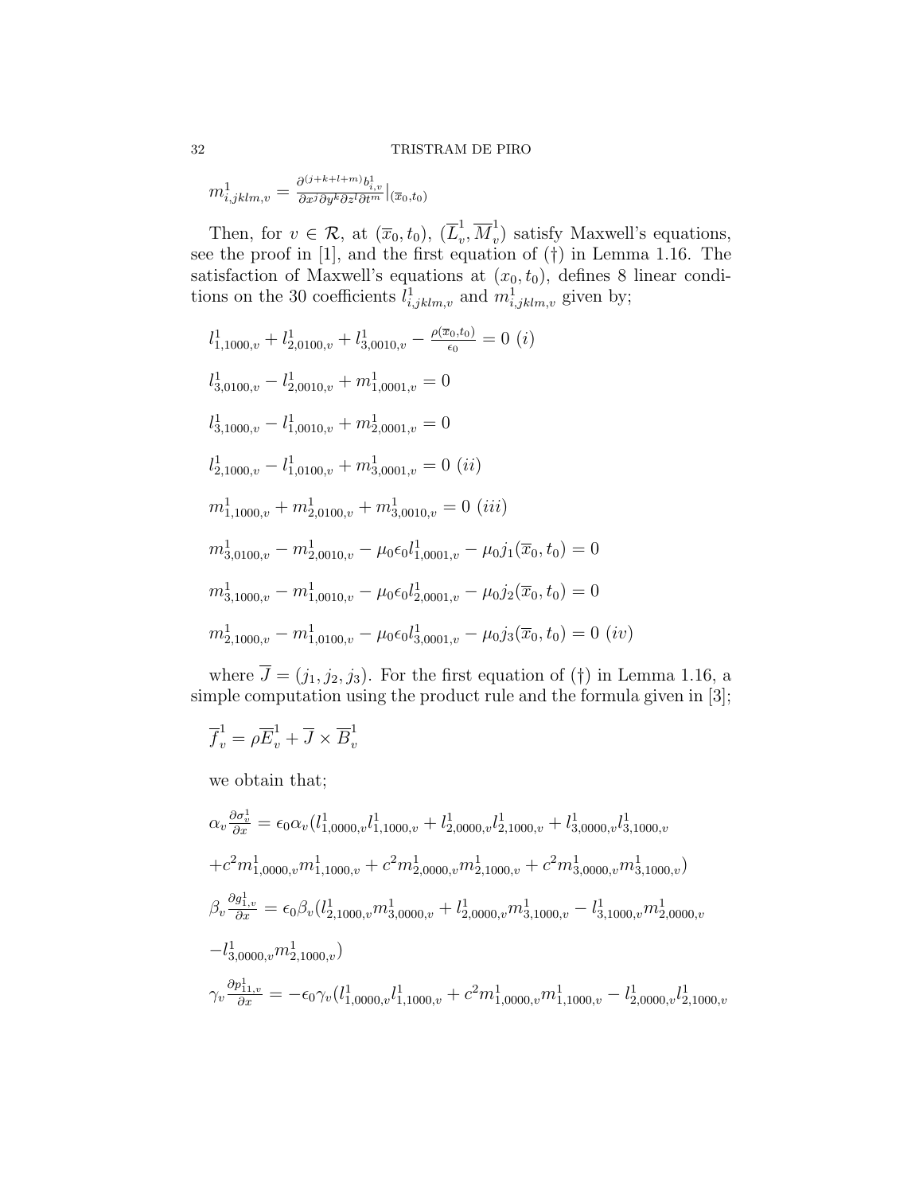$m^1_{i,jklm,v} = \frac{\partial^{(j+k+l+m)} b^1_{i,v}}{\partial x^j \partial y^k \partial z^l \partial t^m}|_{(\overline{x}_0,t_0)}$

Then, for $v \in \mathcal{R}$, at $(\overline{x}_0, t_0)$, $(\overline{L}^1_v, \overline{M}^1_v)$ satisfy Maxwell's equations, see the proof in [1], and the first equation of (†) in Lemma 1.16. The satisfaction of Maxwell's equations at $(x_0, t_0)$, defines 8 linear conditions on the 30 coefficients $l^1_{i,jklm,v}$ and $m^1_{i,jklm,v}$ given by;

$$l^1_{1,1000,v} + l^1_{2,0100,v} + l^1_{3,0010,v} - \frac{\rho(\overline{x}_0,t_0)}{\epsilon_0} = 0 \ (i)$$

$$l^1_{3,0100,v} - l^1_{2,0010,v} + m^1_{1,0001,v} = 0$$

$$l^1_{3,1000,v} - l^1_{1,0010,v} + m^1_{2,0001,v} = 0$$

$$l^1_{2,1000,v} - l^1_{1,0100,v} + m^1_{3,0001,v} = 0 \ (ii)$$

$$m^1_{1,1000,v} + m^1_{2,0100,v} + m^1_{3,0010,v} = 0 \ (iii)$$

$$m^1_{3,0100,v} - m^1_{2,0010,v} - \mu_0\epsilon_0 l^1_{1,0001,v} - \mu_0 j_1(\overline{x}_0, t_0) = 0$$

$$m^1_{3,1000,v} - m^1_{1,0010,v} - \mu_0\epsilon_0 l^1_{2,0001,v} - \mu_0 j_2(\overline{x}_0, t_0) = 0$$

$$m^1_{2,1000,v} - m^1_{1,0100,v} - \mu_0\epsilon_0 l^1_{3,0001,v} - \mu_0 j_3(\overline{x}_0, t_0) = 0 \ (iv)$$

where $\overline{J} = (j_1, j_2, j_3)$. For the first equation of (†) in Lemma 1.16, a simple computation using the product rule and the formula given in [3];

$$\overline{f}^1_v = \rho\overline{E}^1_v + \overline{J} \times \overline{B}^1_v$$

we obtain that;

$$\alpha_v \frac{\partial \sigma^1_v}{\partial x} = \epsilon_0\alpha_v(l^1_{1,0000,v} l^1_{1,1000,v} + l^1_{2,0000,v} l^1_{2,1000,v} + l^1_{3,0000,v} l^1_{3,1000,v}$$

$$+c^2 m^1_{1,0000,v} m^1_{1,1000,v} + c^2 m^1_{2,0000,v} m^1_{2,1000,v} + c^2 m^1_{3,0000,v} m^1_{3,1000,v})$$

$$\beta_v \frac{\partial g^1_{1,v}}{\partial x} = \epsilon_0\beta_v(l^1_{2,1000,v} m^1_{3,0000,v} + l^1_{2,0000,v} m^1_{3,1000,v} - l^1_{3,1000,v} m^1_{2,0000,v}$$

$$-l^1_{3,0000,v} m^1_{2,1000,v})$$

$$\gamma_v \frac{\partial p^1_{11,v}}{\partial x} = -\epsilon_0\gamma_v(l^1_{1,0000,v} l^1_{1,1000,v} + c^2 m^1_{1,0000,v} m^1_{1,1000,v} - l^1_{2,0000,v} l^1_{2,1000,v}$$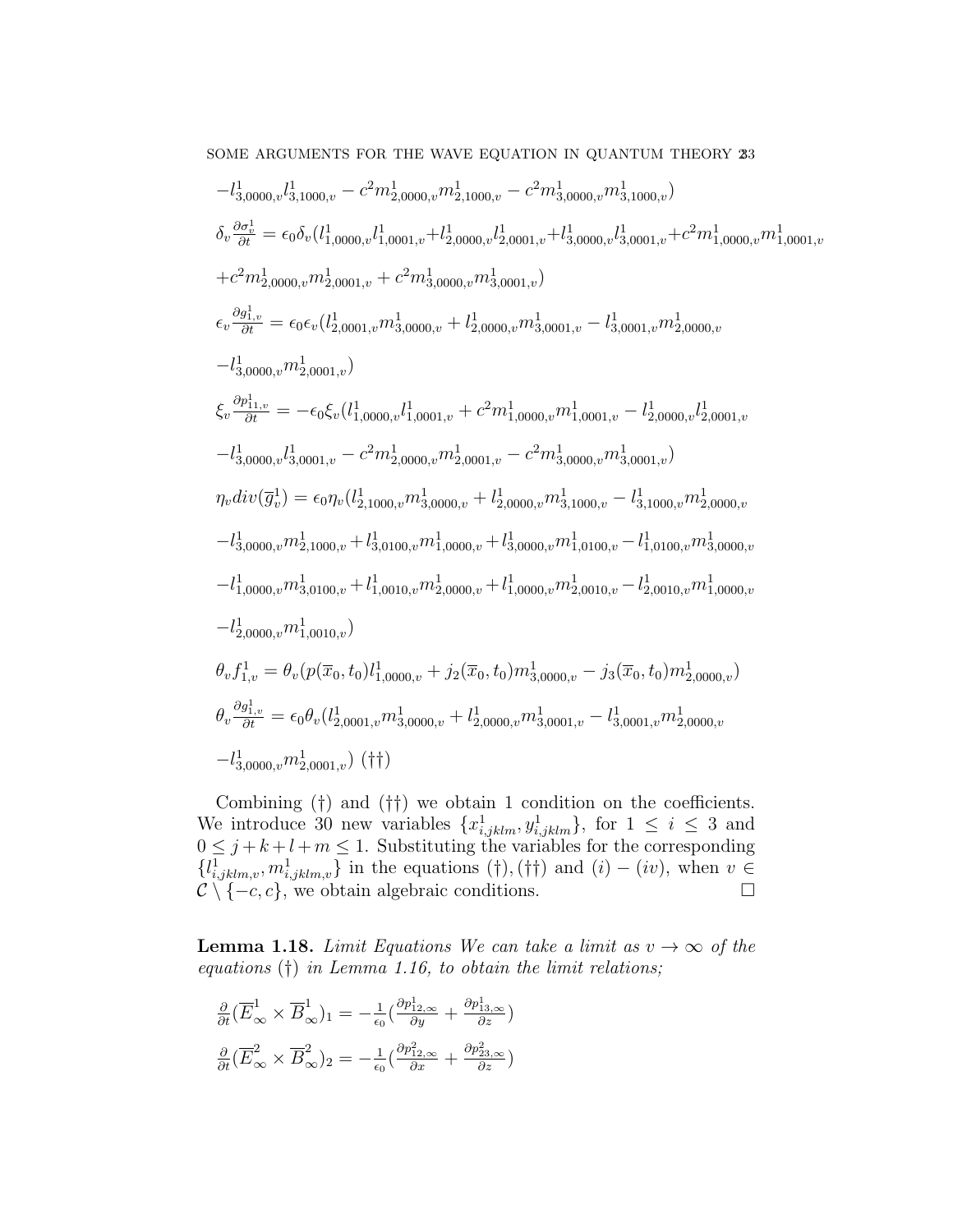$-l^1_{3,0000,v}l^1_{3,1000,v}-c^2m^1_{2,0000,v}m^1_{2,1000,v}-c^2m^1_{3,0000,v}m^1_{3,1000,v})$

$\delta_v\frac{\partial\sigma^1_v}{\partial t}=\epsilon_0\delta_v(l^1_{1,0000,v}l^1_{1,0001,v}+l^1_{2,0000,v}l^1_{2,0001,v}+l^1_{3,0000,v}l^1_{3,0001,v}+c^2m^1_{1,0000,v}m^1_{1,0001,v}$

$+c^2m^1_{2,0000,v}m^1_{2,0001,v}+c^2m^1_{3,0000,v}m^1_{3,0001,v})$

$\epsilon_v\frac{\partial g^1_{1,v}}{\partial t}=\epsilon_0\epsilon_v(l^1_{2,0001,v}m^1_{3,0000,v}+l^1_{2,0000,v}m^1_{3,0001,v}-l^1_{3,0001,v}m^1_{2,0000,v}$

$-l^1_{3,0000,v}m^1_{2,0001,v})$

$\xi_v\frac{\partial p^1_{11,v}}{\partial t}=-\epsilon_0\xi_v(l^1_{1,0000,v}l^1_{1,0001,v}+c^2m^1_{1,0000,v}m^1_{1,0001,v}-l^1_{2,0000,v}l^1_{2,0001,v}$

$-l^1_{3,0000,v}l^1_{3,0001,v}-c^2m^1_{2,0000,v}m^1_{2,0001,v}-c^2m^1_{3,0000,v}m^1_{3,0001,v})$

$\eta_v div(\overline{g}^1_v)=\epsilon_0\eta_v(l^1_{2,1000,v}m^1_{3,0000,v}+l^1_{2,0000,v}m^1_{3,1000,v}-l^1_{3,1000,v}m^1_{2,0000,v}$

$-l^1_{3,0000,v}m^1_{2,1000,v}+l^1_{3,0100,v}m^1_{1,0000,v}+l^1_{3,0000,v}m^1_{1,0100,v}-l^1_{1,0100,v}m^1_{3,0000,v}$

$-l^1_{1,0000,v}m^1_{3,0100,v}+l^1_{1,0010,v}m^1_{2,0000,v}+l^1_{1,0000,v}m^1_{2,0010,v}-l^1_{2,0010,v}m^1_{1,0000,v}$

$-l^1_{2,0000,v}m^1_{1,0010,v})$

$\theta_vf^1_{1,v}=\theta_v(p(\overline{x}_0,t_0)l^1_{1,0000,v}+j_2(\overline{x}_0,t_0)m^1_{3,0000,v}-j_3(\overline{x}_0,t_0)m^1_{2,0000,v})$

$\theta_v\frac{\partial g^1_{1,v}}{\partial t}=\epsilon_0\theta_v(l^1_{2,0001,v}m^1_{3,0000,v}+l^1_{2,0000,v}m^1_{3,0001,v}-l^1_{3,0001,v}m^1_{2,0000,v}$

$-l^1_{3,0000,v}m^1_{2,0001,v})$ $(\dagger\dagger)$

Combining $(\dagger)$ and $(\dagger\dagger)$ we obtain 1 condition on the coefficients. We introduce 30 new variables $\{x^1_{i,jklm},y^1_{i,jklm}\}$, for $1\leq i\leq 3$ and $0\leq j+k+l+m\leq 1$. Substituting the variables for the corresponding $\{l^1_{i,jklm,v},m^1_{i,jklm,v}\}$ in the equations $(\dagger),(\dagger\dagger)$ and $(i)-(iv)$, when $v\in\mathcal{C}\setminus\{-c,c\}$, we obtain algebraic conditions. □

**Lemma 1.18.** *Limit Equations We can take a limit as $v\rightarrow\infty$ of the equations $(\dagger)$ in Lemma 1.16, to obtain the limit relations;*

$\frac{\partial}{\partial t}(\overline{E}^1_\infty\times\overline{B}^1_\infty)_1=-\frac{1}{\epsilon_0}(\frac{\partial p^1_{12,\infty}}{\partial y}+\frac{\partial p^1_{13,\infty}}{\partial z})$

$\frac{\partial}{\partial t}(\overline{E}^2_\infty\times\overline{B}^2_\infty)_2=-\frac{1}{\epsilon_0}(\frac{\partial p^2_{12,\infty}}{\partial x}+\frac{\partial p^2_{23,\infty}}{\partial z})$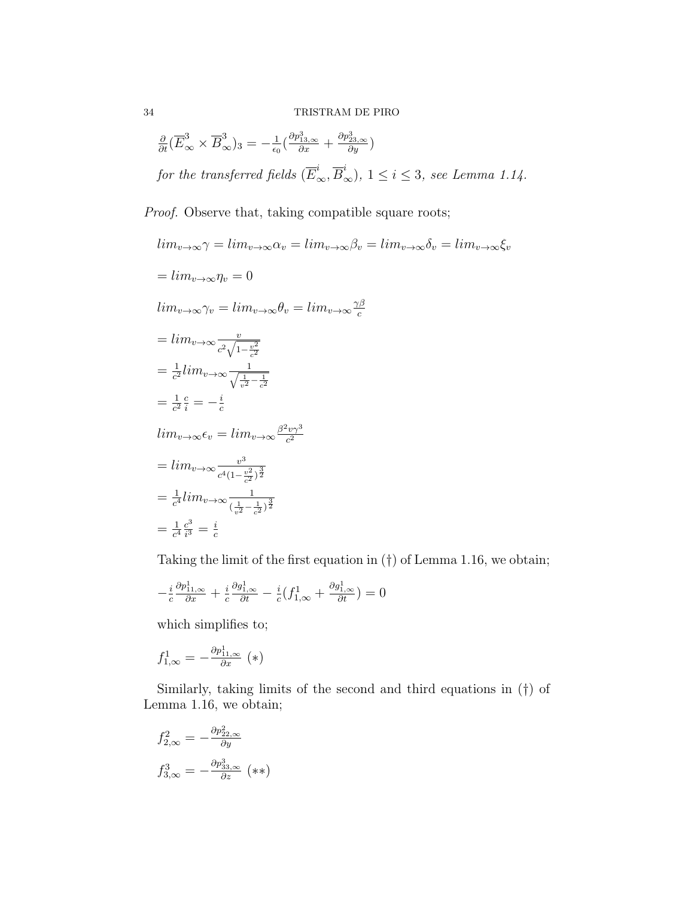$\frac{\partial}{\partial t}(\overline{E}^3_\infty \times \overline{B}^3_\infty)_3 = -\frac{1}{\epsilon_0}(\frac{\partial p^3_{13,\infty}}{\partial x} + \frac{\partial p^3_{23,\infty}}{\partial y})$

*for the transferred fields* $(\overline{E}^i_\infty, \overline{B}^i_\infty)$*,* $1 \leq i \leq 3$*, see Lemma 1.14.*

*Proof.* Observe that, taking compatible square roots;

$$lim_{v\rightarrow\infty}\gamma = lim_{v\rightarrow\infty}\alpha_v = lim_{v\rightarrow\infty}\beta_v = lim_{v\rightarrow\infty}\delta_v = lim_{v\rightarrow\infty}\xi_v$$

$$= lim_{v\rightarrow\infty}\eta_v = 0$$

$$lim_{v\rightarrow\infty}\gamma_v = lim_{v\rightarrow\infty}\theta_v = lim_{v\rightarrow\infty}\frac{\gamma\beta}{c}$$

$$= lim_{v\rightarrow\infty}\frac{v}{c^2\sqrt{1-\frac{v^2}{c^2}}}$$

$$= \frac{1}{c^2}lim_{v\rightarrow\infty}\frac{1}{\sqrt{\frac{1}{v^2}-\frac{1}{c^2}}}$$

$$= \frac{1}{c^2}\frac{c}{i} = -\frac{i}{c}$$

$$lim_{v\rightarrow\infty}\epsilon_v = lim_{v\rightarrow\infty}\frac{\beta^2 v\gamma^3}{c^2}$$

$$= lim_{v\rightarrow\infty}\frac{v^3}{c^4(1-\frac{v^2}{c^2})^{\frac{3}{2}}}$$

$$= \frac{1}{c^4}lim_{v\rightarrow\infty}\frac{1}{(\frac{1}{v^2}-\frac{1}{c^2})^{\frac{3}{2}}}$$

$$= \frac{1}{c^4}\frac{c^3}{i^3} = \frac{i}{c}$$

Taking the limit of the first equation in (†) of Lemma 1.16, we obtain;

$$-\frac{i}{c}\frac{\partial p^1_{11,\infty}}{\partial x} + \frac{i}{c}\frac{\partial g^1_{1,\infty}}{\partial t} - \frac{i}{c}(f^1_{1,\infty} + \frac{\partial g^1_{1,\infty}}{\partial t}) = 0$$

which simplifies to;

$$f^1_{1,\infty} = -\frac{\partial p^1_{11,\infty}}{\partial x} \ (*)$$

Similarly, taking limits of the second and third equations in (†) of Lemma 1.16, we obtain;

$$f^2_{2,\infty} = -\frac{\partial p^2_{22,\infty}}{\partial y}$$

$$f^3_{3,\infty} = -\frac{\partial p^3_{33,\infty}}{\partial z} \ (**)$$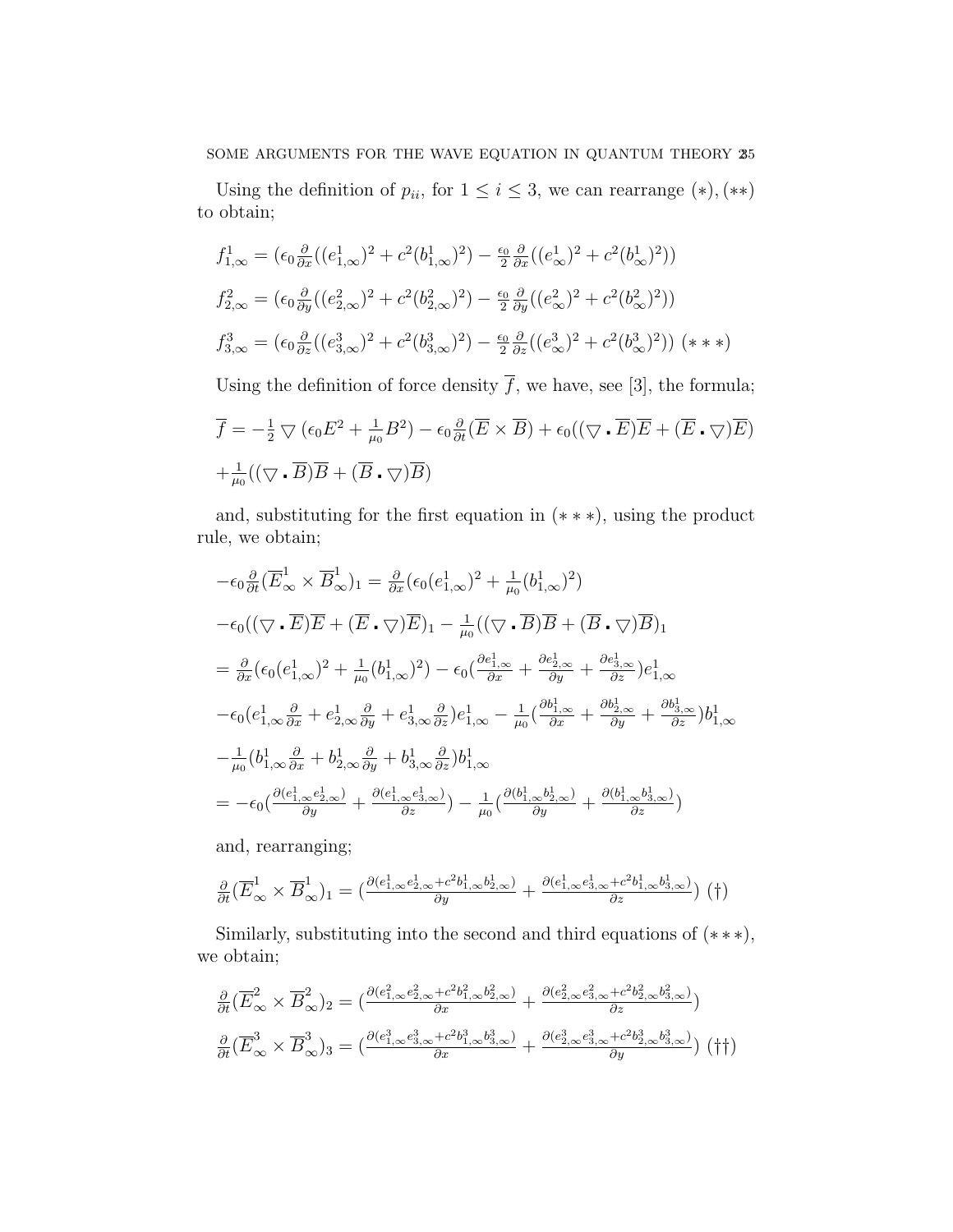Using the definition of $p_{ii}$, for $1 \leq i \leq 3$, we can rearrange $(*), (**)$ to obtain;

$$f^1_{1,\infty} = (\epsilon_0 \tfrac{\partial}{\partial x}((e^1_{1,\infty})^2 + c^2(b^1_{1,\infty})^2) - \tfrac{\epsilon_0}{2} \tfrac{\partial}{\partial x}((e^1_{\infty})^2 + c^2(b^1_{\infty})^2))$$

$$f^2_{2,\infty} = (\epsilon_0 \tfrac{\partial}{\partial y}((e^2_{2,\infty})^2 + c^2(b^2_{2,\infty})^2) - \tfrac{\epsilon_0}{2} \tfrac{\partial}{\partial y}((e^2_{\infty})^2 + c^2(b^2_{\infty})^2))$$

$$f^3_{3,\infty} = (\epsilon_0 \tfrac{\partial}{\partial z}((e^3_{3,\infty})^2 + c^2(b^3_{3,\infty})^2) - \tfrac{\epsilon_0}{2} \tfrac{\partial}{\partial z}((e^3_{\infty})^2 + c^2(b^3_{\infty})^2)) \ (***)$$

Using the definition of force density $\overline{f}$, we have, see [3], the formula;

$$\overline{f} = -\tfrac{1}{2} \bigtriangledown (\epsilon_0 E^2 + \tfrac{1}{\mu_0} B^2) - \epsilon_0 \tfrac{\partial}{\partial t}(\overline{E} \times \overline{B}) + \epsilon_0((\bigtriangledown \cdot \overline{E})\overline{E} + (\overline{E} \cdot \bigtriangledown)\overline{E})$$

$$+ \tfrac{1}{\mu_0}((\bigtriangledown \cdot \overline{B})\overline{B} + (\overline{B} \cdot \bigtriangledown)\overline{B})$$

and, substituting for the first equation in $(***)$, using the product rule, we obtain;

$$-\epsilon_0 \tfrac{\partial}{\partial t}(\overline{E}^1_{\infty} \times \overline{B}^1_{\infty})_1 = \tfrac{\partial}{\partial x}(\epsilon_0 (e^1_{1,\infty})^2 + \tfrac{1}{\mu_0}(b^1_{1,\infty})^2)$$

$$-\epsilon_0((\bigtriangledown \cdot \overline{E})\overline{E} + (\overline{E} \cdot \bigtriangledown)\overline{E})_1 - \tfrac{1}{\mu_0}((\bigtriangledown \cdot \overline{B})\overline{B} + (\overline{B} \cdot \bigtriangledown)\overline{B})_1$$

$$= \tfrac{\partial}{\partial x}(\epsilon_0 (e^1_{1,\infty})^2 + \tfrac{1}{\mu_0}(b^1_{1,\infty})^2) - \epsilon_0(\tfrac{\partial e^1_{1,\infty}}{\partial x} + \tfrac{\partial e^1_{2,\infty}}{\partial y} + \tfrac{\partial e^1_{3,\infty}}{\partial z})e^1_{1,\infty}$$

$$-\epsilon_0(e^1_{1,\infty}\tfrac{\partial}{\partial x} + e^1_{2,\infty}\tfrac{\partial}{\partial y} + e^1_{3,\infty}\tfrac{\partial}{\partial z})e^1_{1,\infty} - \tfrac{1}{\mu_0}(\tfrac{\partial b^1_{1,\infty}}{\partial x} + \tfrac{\partial b^1_{2,\infty}}{\partial y} + \tfrac{\partial b^1_{3,\infty}}{\partial z})b^1_{1,\infty}$$

$$-\tfrac{1}{\mu_0}(b^1_{1,\infty}\tfrac{\partial}{\partial x} + b^1_{2,\infty}\tfrac{\partial}{\partial y} + b^1_{3,\infty}\tfrac{\partial}{\partial z})b^1_{1,\infty}$$

$$= -\epsilon_0(\tfrac{\partial(e^1_{1,\infty}e^1_{2,\infty})}{\partial y} + \tfrac{\partial(e^1_{1,\infty}e^1_{3,\infty})}{\partial z}) - \tfrac{1}{\mu_0}(\tfrac{\partial(b^1_{1,\infty}b^1_{2,\infty})}{\partial y} + \tfrac{\partial(b^1_{1,\infty}b^1_{3,\infty})}{\partial z})$$

and, rearranging;

$$\tfrac{\partial}{\partial t}(\overline{E}^1_{\infty} \times \overline{B}^1_{\infty})_1 = (\tfrac{\partial(e^1_{1,\infty}e^1_{2,\infty} + c^2 b^1_{1,\infty}b^1_{2,\infty})}{\partial y} + \tfrac{\partial(e^1_{1,\infty}e^1_{3,\infty} + c^2 b^1_{1,\infty}b^1_{3,\infty})}{\partial z}) \ (\dagger)$$

Similarly, substituting into the second and third equations of $(***)$, we obtain;

$$\tfrac{\partial}{\partial t}(\overline{E}^2_{\infty} \times \overline{B}^2_{\infty})_2 = (\tfrac{\partial(e^2_{1,\infty}e^2_{2,\infty} + c^2 b^2_{1,\infty}b^2_{2,\infty})}{\partial x} + \tfrac{\partial(e^2_{2,\infty}e^2_{3,\infty} + c^2 b^2_{2,\infty}b^2_{3,\infty})}{\partial z})$$

$$\tfrac{\partial}{\partial t}(\overline{E}^3_{\infty} \times \overline{B}^3_{\infty})_3 = (\tfrac{\partial(e^3_{1,\infty}e^3_{3,\infty} + c^2 b^3_{1,\infty}b^3_{3,\infty})}{\partial x} + \tfrac{\partial(e^3_{2,\infty}e^3_{3,\infty} + c^2 b^3_{2,\infty}b^3_{3,\infty})}{\partial y}) \ (\dagger\dagger)$$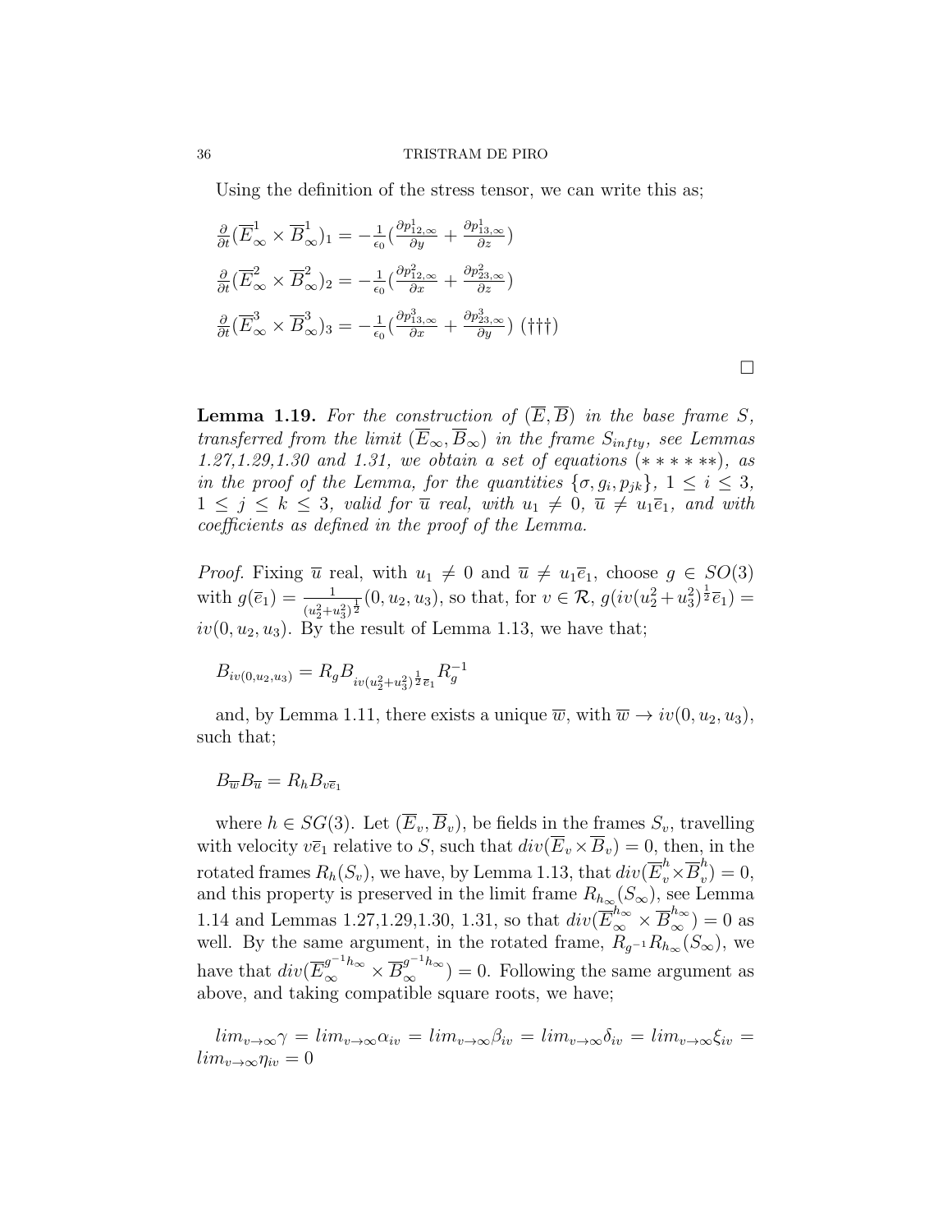Using the definition of the stress tensor, we can write this as;

$\frac{\partial}{\partial t}(\overline{E}^1_\infty \times \overline{B}^1_\infty)_1 = -\frac{1}{\epsilon_0}(\frac{\partial p^1_{12,\infty}}{\partial y} + \frac{\partial p^1_{13,\infty}}{\partial z})$

$\frac{\partial}{\partial t}(\overline{E}^2_\infty \times \overline{B}^2_\infty)_2 = -\frac{1}{\epsilon_0}(\frac{\partial p^2_{12,\infty}}{\partial x} + \frac{\partial p^2_{23,\infty}}{\partial z})$

$\frac{\partial}{\partial t}(\overline{E}^3_\infty \times \overline{B}^3_\infty)_3 = -\frac{1}{\epsilon_0}(\frac{\partial p^3_{13,\infty}}{\partial x} + \frac{\partial p^3_{23,\infty}}{\partial y})$ $(\dagger\dagger\dagger)$

$\square$

**Lemma 1.19.** *For the construction of $(\overline{E}, \overline{B})$ in the base frame $S$, transferred from the limit $(\overline{E}_\infty, \overline{B}_\infty)$ in the frame $S_{infty}$, see Lemmas 1.27,1.29,1.30 and 1.31, we obtain a set of equations $(*****)$, as in the proof of the Lemma, for the quantities $\{\sigma, g_i, p_{jk}\}$, $1 \leq i \leq 3$, $1 \leq j \leq k \leq 3$, valid for $\overline{u}$ real, with $u_1 \neq 0$, $\overline{u} \neq u_1\overline{e}_1$, and with coefficients as defined in the proof of the Lemma.*

*Proof.* Fixing $\overline{u}$ real, with $u_1 \neq 0$ and $\overline{u} \neq u_1\overline{e}_1$, choose $g \in SO(3)$ with $g(\overline{e}_1) = \frac{1}{(u_2^2+u_3^2)^{\frac{1}{2}}}(0, u_2, u_3)$, so that, for $v \in \mathcal{R}$, $g(iv(u_2^2+u_3^2)^{\frac{1}{2}}\overline{e}_1) = iv(0, u_2, u_3)$. By the result of Lemma 1.13, we have that;

$B_{iv(0,u_2,u_3)} = R_g B_{iv(u_2^2+u_3^2)^{\frac{1}{2}}\overline{e}_1} R_g^{-1}$

and, by Lemma 1.11, there exists a unique $\overline{w}$, with $\overline{w} \rightarrow iv(0, u_2, u_3)$, such that;

$B_{\overline{w}} B_{\overline{u}} = R_h B_{v\overline{e}_1}$

where $h \in SG(3)$. Let $(\overline{E}_v, \overline{B}_v)$, be fields in the frames $S_v$, travelling with velocity $v\overline{e}_1$ relative to $S$, such that $div(\overline{E}_v \times \overline{B}_v) = 0$, then, in the rotated frames $R_h(S_v)$, we have, by Lemma 1.13, that $div(\overline{E}^h_v \times \overline{B}^h_v) = 0$, and this property is preserved in the limit frame $R_{h_\infty}(S_\infty)$, see Lemma 1.14 and Lemmas 1.27,1.29,1.30, 1.31, so that $div(\overline{E}^{h_\infty}_\infty \times \overline{B}^{h_\infty}_\infty) = 0$ as well. By the same argument, in the rotated frame, $R_{g^{-1}}R_{h_\infty}(S_\infty)$, we have that $div(\overline{E}^{g^{-1}h_\infty}_\infty \times \overline{B}^{g^{-1}h_\infty}_\infty) = 0$. Following the same argument as above, and taking compatible square roots, we have;

$lim_{v\rightarrow\infty}\gamma = lim_{v\rightarrow\infty}\alpha_{iv} = lim_{v\rightarrow\infty}\beta_{iv} = lim_{v\rightarrow\infty}\delta_{iv} = lim_{v\rightarrow\infty}\xi_{iv} = lim_{v\rightarrow\infty}\eta_{iv} = 0$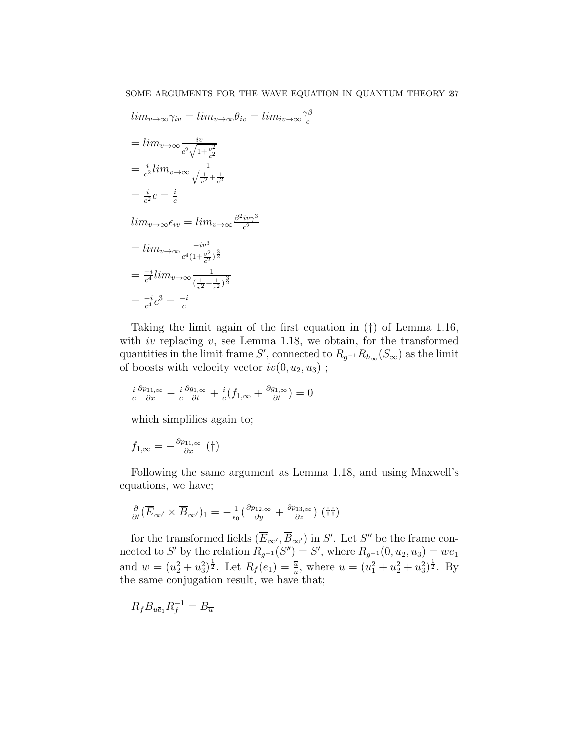$lim_{v\rightarrow\infty}\gamma_{iv} = lim_{v\rightarrow\infty}\theta_{iv} = lim_{iv\rightarrow\infty}\frac{\gamma\beta}{c}$

$= lim_{v\rightarrow\infty}\frac{iv}{c^2\sqrt{1+\frac{v^2}{c^2}}}$

$= \frac{i}{c^2}lim_{v\rightarrow\infty}\frac{1}{\sqrt{\frac{1}{v^2}+\frac{1}{c^2}}}$

$= \frac{i}{c^2}c = \frac{i}{c}$

$lim_{v\rightarrow\infty}\epsilon_{iv} = lim_{v\rightarrow\infty}\frac{\beta^2 iv\gamma^3}{c^2}$

$= lim_{v\rightarrow\infty}\frac{-iv^3}{c^4(1+\frac{v^2}{c^2})^{\frac{3}{2}}}$

$= \frac{-i}{c^4}lim_{v\rightarrow\infty}\frac{1}{(\frac{1}{v^2}+\frac{1}{c^2})^{\frac{3}{2}}}$

$= \frac{-i}{c^4}c^3 = \frac{-i}{c}$

Taking the limit again of the first equation in (†) of Lemma 1.16, with $iv$ replacing $v$, see Lemma 1.18, we obtain, for the transformed quantities in the limit frame $S'$, connected to $R_{g^{-1}}R_{h_\infty}(S_\infty)$ as the limit of boosts with velocity vector $iv(0,u_2,u_3)$ ;

$\frac{i}{c}\frac{\partial p_{11,\infty}}{\partial x} - \frac{i}{c}\frac{\partial g_{1,\infty}}{\partial t} + \frac{i}{c}(f_{1,\infty} + \frac{\partial g_{1,\infty}}{\partial t}) = 0$

which simplifies again to;

$f_{1,\infty} = -\frac{\partial p_{11,\infty}}{\partial x}$ (†)

Following the same argument as Lemma 1.18, and using Maxwell's equations, we have;

$\frac{\partial}{\partial t}(\overline{E}_{\infty'} \times \overline{B}_{\infty'})_1 = -\frac{1}{\epsilon_0}(\frac{\partial p_{12,\infty}}{\partial y} + \frac{\partial p_{13,\infty}}{\partial z})$ (††)

for the transformed fields $(\overline{E}_{\infty'}, \overline{B}_{\infty'})$ in $S'$. Let $S''$ be the frame connected to $S'$ by the relation $R_{g^{-1}}(S'') = S'$, where $R_{g^{-1}}(0,u_2,u_3) = w\overline{e}_1$ and $w = (u_2^2+u_3^2)^{\frac{1}{2}}$. Let $R_f(\overline{e}_1) = \frac{\overline{u}}{u}$, where $u = (u_1^2+u_2^2+u_3^2)^{\frac{1}{2}}$. By the same conjugation result, we have that;

$R_f B_{u\overline{e}_1} R_f^{-1} = B_{\overline{u}}$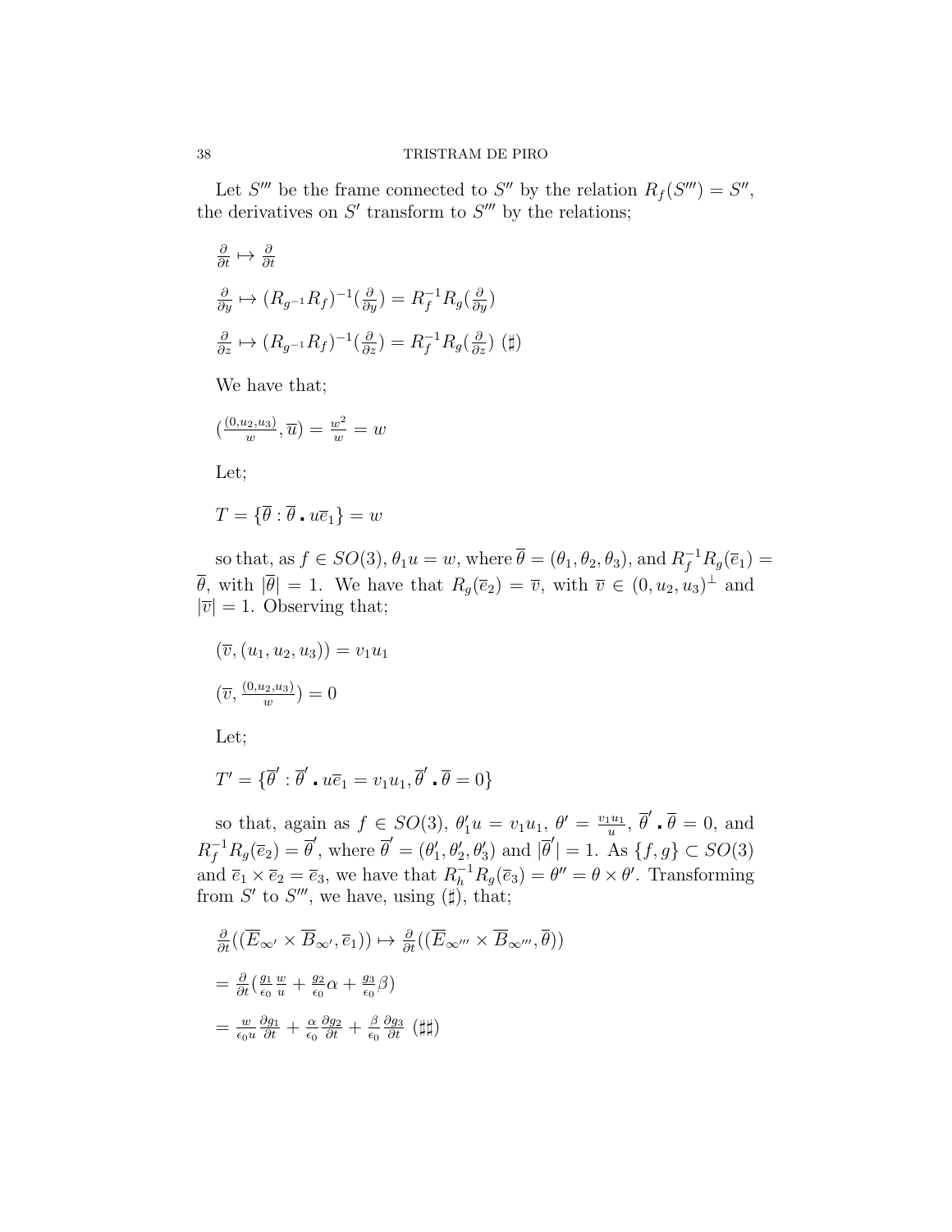Let $S'''$ be the frame connected to $S''$ by the relation $R_f(S''') = S''$, the derivatives on $S'$ transform to $S'''$ by the relations;

$\frac{\partial}{\partial t} \mapsto \frac{\partial}{\partial t}$

$\frac{\partial}{\partial y} \mapsto (R_{g^{-1}}R_f)^{-1}(\frac{\partial}{\partial y}) = R_f^{-1}R_g(\frac{\partial}{\partial y})$

$\frac{\partial}{\partial z} \mapsto (R_{g^{-1}}R_f)^{-1}(\frac{\partial}{\partial z}) = R_f^{-1}R_g(\frac{\partial}{\partial z})$ $(\sharp)$

We have that;

$(\frac{(0,u_2,u_3)}{w}, \overline{u}) = \frac{w^2}{w} = w$

Let;

$T = \{\overline{\theta} : \overline{\theta} \centerdot u\overline{e}_1\} = w$

so that, as $f \in SO(3)$, $\theta_1 u = w$, where $\overline{\theta} = (\theta_1, \theta_2, \theta_3)$, and $R_f^{-1}R_g(\overline{e}_1) = \overline{\theta}$, with $|\overline{\theta}| = 1$. We have that $R_g(\overline{e}_2) = \overline{v}$, with $\overline{v} \in (0, u_2, u_3)^{\perp}$ and $|\overline{v}| = 1$. Observing that;

$(\overline{v}, (u_1, u_2, u_3)) = v_1 u_1$

$(\overline{v}, \frac{(0,u_2,u_3)}{w}) = 0$

Let;

$T' = \{\overline{\theta}' : \overline{\theta}' \centerdot u\overline{e}_1 = v_1 u_1, \overline{\theta}' \centerdot \overline{\theta} = 0\}$

so that, again as $f \in SO(3)$, $\theta_1' u = v_1 u_1$, $\theta' = \frac{v_1 u_1}{u}$, $\overline{\theta}' \centerdot \overline{\theta} = 0$, and $R_f^{-1}R_g(\overline{e}_2) = \overline{\theta}'$, where $\overline{\theta}' = (\theta_1', \theta_2', \theta_3')$ and $|\overline{\theta}'| = 1$. As $\{f, g\} \subset SO(3)$ and $\overline{e}_1 \times \overline{e}_2 = \overline{e}_3$, we have that $R_h^{-1}R_g(\overline{e}_3) = \theta'' = \theta \times \theta'$. Transforming from $S'$ to $S'''$, we have, using $(\sharp)$, that;

$\frac{\partial}{\partial t}((\overline{E}_{\infty'} \times \overline{B}_{\infty'}, \overline{e}_1)) \mapsto \frac{\partial}{\partial t}((\overline{E}_{\infty'''} \times \overline{B}_{\infty'''}, \overline{\theta}))$

$= \frac{\partial}{\partial t}(\frac{g_1}{\epsilon_0}\frac{w}{u} + \frac{g_2}{\epsilon_0}\alpha + \frac{g_3}{\epsilon_0}\beta)$

$= \frac{w}{\epsilon_0 u}\frac{\partial g_1}{\partial t} + \frac{\alpha}{\epsilon_0}\frac{\partial g_2}{\partial t} + \frac{\beta}{\epsilon_0}\frac{\partial g_3}{\partial t}$ $(\sharp\sharp)$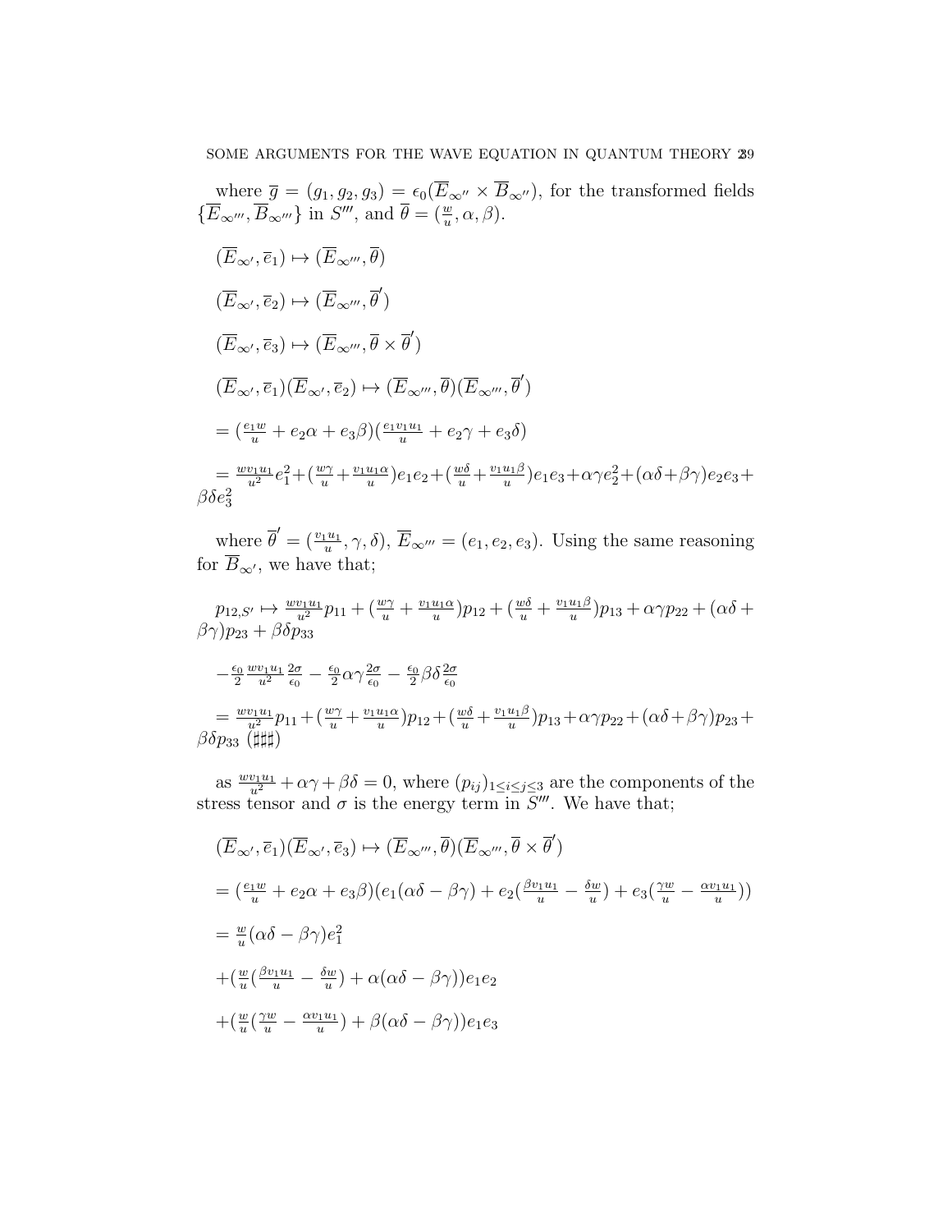where $\overline{g} = (g_1, g_2, g_3) = \epsilon_0(\overline{E}_{\infty''} \times \overline{B}_{\infty''})$, for the transformed fields $\{\overline{E}_{\infty'''}, \overline{B}_{\infty'''}\}$ in $S'''$, and $\overline{\theta} = (\frac{w}{u}, \alpha, \beta)$.

$(\overline{E}_{\infty'}, \overline{e}_1) \mapsto (\overline{E}_{\infty'''}, \overline{\theta})$

$(\overline{E}_{\infty'}, \overline{e}_2) \mapsto (\overline{E}_{\infty'''}, \overline{\theta}')$

$(\overline{E}_{\infty'}, \overline{e}_3) \mapsto (\overline{E}_{\infty'''}, \overline{\theta} \times \overline{\theta}')$

$(\overline{E}_{\infty'}, \overline{e}_1)(\overline{E}_{\infty'}, \overline{e}_2) \mapsto (\overline{E}_{\infty'''}, \overline{\theta})(\overline{E}_{\infty'''}, \overline{\theta}')$

$= (\frac{e_1 w}{u} + e_2\alpha + e_3\beta)(\frac{e_1 v_1 u_1}{u} + e_2\gamma + e_3\delta)$

$= \frac{w v_1 u_1}{u^2}e_1^2 + (\frac{w\gamma}{u} + \frac{v_1 u_1 \alpha}{u})e_1 e_2 + (\frac{w\delta}{u} + \frac{v_1 u_1 \beta}{u})e_1 e_3 + \alpha\gamma e_2^2 + (\alpha\delta + \beta\gamma)e_2 e_3 + \beta\delta e_3^2$

where $\overline{\theta}' = (\frac{v_1 u_1}{u}, \gamma, \delta)$, $\overline{E}_{\infty'''} = (e_1, e_2, e_3)$. Using the same reasoning for $\overline{B}_{\infty'}$, we have that;

$p_{12,S'} \mapsto \frac{w v_1 u_1}{u^2}p_{11} + (\frac{w\gamma}{u} + \frac{v_1 u_1 \alpha}{u})p_{12} + (\frac{w\delta}{u} + \frac{v_1 u_1 \beta}{u})p_{13} + \alpha\gamma p_{22} + (\alpha\delta + \beta\gamma)p_{23} + \beta\delta p_{33}$

$-\frac{\epsilon_0}{2}\frac{w v_1 u_1}{u^2}\frac{2\sigma}{\epsilon_0} - \frac{\epsilon_0}{2}\alpha\gamma\frac{2\sigma}{\epsilon_0} - \frac{\epsilon_0}{2}\beta\delta\frac{2\sigma}{\epsilon_0}$

$= \frac{w v_1 u_1}{u^2}p_{11} + (\frac{w\gamma}{u} + \frac{v_1 u_1 \alpha}{u})p_{12} + (\frac{w\delta}{u} + \frac{v_1 u_1 \beta}{u})p_{13} + \alpha\gamma p_{22} + (\alpha\delta + \beta\gamma)p_{23} + \beta\delta p_{33}$ ($\sharp\sharp\sharp$)

as $\frac{w v_1 u_1}{u^2} + \alpha\gamma + \beta\delta = 0$, where $(p_{ij})_{1 \leq i \leq j \leq 3}$ are the components of the stress tensor and $\sigma$ is the energy term in $S'''$. We have that;

$(\overline{E}_{\infty'}, \overline{e}_1)(\overline{E}_{\infty'}, \overline{e}_3) \mapsto (\overline{E}_{\infty'''}, \overline{\theta})(\overline{E}_{\infty'''}, \overline{\theta} \times \overline{\theta}')$

$= (\frac{e_1 w}{u} + e_2\alpha + e_3\beta)(e_1(\alpha\delta - \beta\gamma) + e_2(\frac{\beta v_1 u_1}{u} - \frac{\delta w}{u}) + e_3(\frac{\gamma w}{u} - \frac{\alpha v_1 u_1}{u}))$

$= \frac{w}{u}(\alpha\delta - \beta\gamma)e_1^2$

$+ (\frac{w}{u}(\frac{\beta v_1 u_1}{u} - \frac{\delta w}{u}) + \alpha(\alpha\delta - \beta\gamma))e_1 e_2$

$+ (\frac{w}{u}(\frac{\gamma w}{u} - \frac{\alpha v_1 u_1}{u}) + \beta(\alpha\delta - \beta\gamma))e_1 e_3$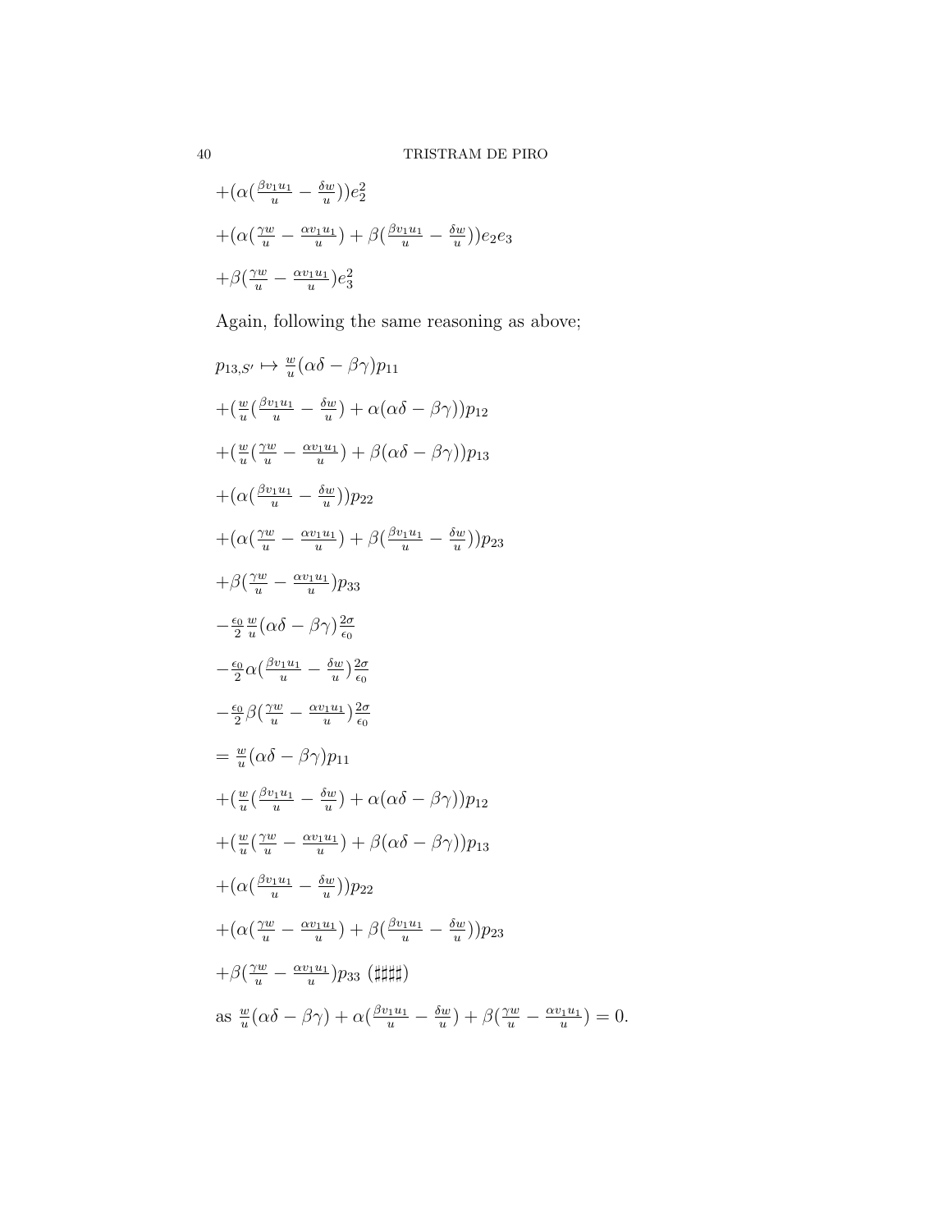$+(\alpha(\frac{\beta v_1 u_1}{u} - \frac{\delta w}{u}))e_2^2$

$+(\alpha(\frac{\gamma w}{u} - \frac{\alpha v_1 u_1}{u}) + \beta(\frac{\beta v_1 u_1}{u} - \frac{\delta w}{u}))e_2 e_3$

$+\beta(\frac{\gamma w}{u} - \frac{\alpha v_1 u_1}{u})e_3^2$

Again, following the same reasoning as above;

$p_{13,S'} \mapsto \frac{w}{u}(\alpha\delta - \beta\gamma)p_{11}$

$+(\frac{w}{u}(\frac{\beta v_1 u_1}{u} - \frac{\delta w}{u}) + \alpha(\alpha\delta - \beta\gamma))p_{12}$

$+(\frac{w}{u}(\frac{\gamma w}{u} - \frac{\alpha v_1 u_1}{u}) + \beta(\alpha\delta - \beta\gamma))p_{13}$

$+(\alpha(\frac{\beta v_1 u_1}{u} - \frac{\delta w}{u}))p_{22}$

$+(\alpha(\frac{\gamma w}{u} - \frac{\alpha v_1 u_1}{u}) + \beta(\frac{\beta v_1 u_1}{u} - \frac{\delta w}{u}))p_{23}$

$+\beta(\frac{\gamma w}{u} - \frac{\alpha v_1 u_1}{u})p_{33}$

$-\frac{\epsilon_0}{2}\frac{w}{u}(\alpha\delta - \beta\gamma)\frac{2\sigma}{\epsilon_0}$

$-\frac{\epsilon_0}{2}\alpha(\frac{\beta v_1 u_1}{u} - \frac{\delta w}{u})\frac{2\sigma}{\epsilon_0}$

$-\frac{\epsilon_0}{2}\beta(\frac{\gamma w}{u} - \frac{\alpha v_1 u_1}{u})\frac{2\sigma}{\epsilon_0}$

$= \frac{w}{u}(\alpha\delta - \beta\gamma)p_{11}$

$+(\frac{w}{u}(\frac{\beta v_1 u_1}{u} - \frac{\delta w}{u}) + \alpha(\alpha\delta - \beta\gamma))p_{12}$

$+(\frac{w}{u}(\frac{\gamma w}{u} - \frac{\alpha v_1 u_1}{u}) + \beta(\alpha\delta - \beta\gamma))p_{13}$

$+(\alpha(\frac{\beta v_1 u_1}{u} - \frac{\delta w}{u}))p_{22}$

$+(\alpha(\frac{\gamma w}{u} - \frac{\alpha v_1 u_1}{u}) + \beta(\frac{\beta v_1 u_1}{u} - \frac{\delta w}{u}))p_{23}$

$+\beta(\frac{\gamma w}{u} - \frac{\alpha v_1 u_1}{u})p_{33}$ $(\sharp\sharp\sharp\sharp)$

as $\frac{w}{u}(\alpha\delta - \beta\gamma) + \alpha(\frac{\beta v_1 u_1}{u} - \frac{\delta w}{u}) + \beta(\frac{\gamma w}{u} - \frac{\alpha v_1 u_1}{u}) = 0$.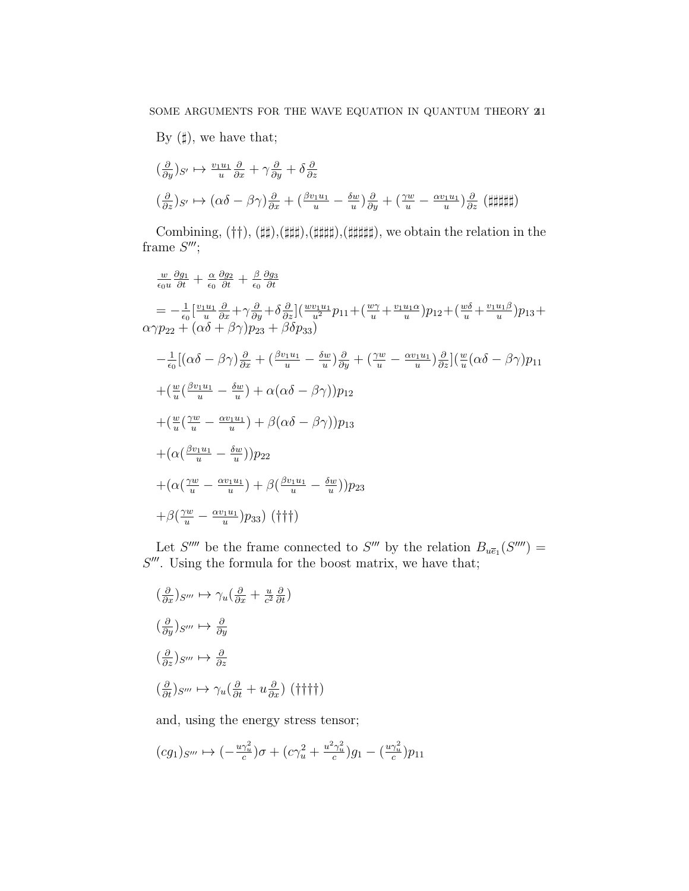By $(\sharp)$, we have that;

$(\frac{\partial}{\partial y})_{S'} \mapsto \frac{v_1 u_1}{u}\frac{\partial}{\partial x} + \gamma\frac{\partial}{\partial y} + \delta\frac{\partial}{\partial z}$

$(\frac{\partial}{\partial z})_{S'} \mapsto (\alpha\delta - \beta\gamma)\frac{\partial}{\partial x} + (\frac{\beta v_1 u_1}{u} - \frac{\delta w}{u})\frac{\partial}{\partial y} + (\frac{\gamma w}{u} - \frac{\alpha v_1 u_1}{u})\frac{\partial}{\partial z}$ $(\sharp\sharp\sharp\sharp\sharp)$

Combining, $(\dagger\dagger)$, $(\sharp\sharp)$,$(\sharp\sharp\sharp)$,$(\sharp\sharp\sharp\sharp)$,$(\sharp\sharp\sharp\sharp\sharp)$, we obtain the relation in the frame $S'''$;

$\frac{w}{\epsilon_0 u}\frac{\partial g_1}{\partial t} + \frac{\alpha}{\epsilon_0}\frac{\partial g_2}{\partial t} + \frac{\beta}{\epsilon_0}\frac{\partial g_3}{\partial t}$

$= -\frac{1}{\epsilon_0}[\frac{v_1 u_1}{u}\frac{\partial}{\partial x} + \gamma\frac{\partial}{\partial y} + \delta\frac{\partial}{\partial z}](\frac{w v_1 u_1}{u^2}p_{11} + (\frac{w\gamma}{u} + \frac{v_1 u_1 \alpha}{u})p_{12} + (\frac{w\delta}{u} + \frac{v_1 u_1 \beta}{u})p_{13} + \alpha\gamma p_{22} + (\alpha\delta + \beta\gamma)p_{23} + \beta\delta p_{33})$

$-\frac{1}{\epsilon_0}[(\alpha\delta - \beta\gamma)\frac{\partial}{\partial x} + (\frac{\beta v_1 u_1}{u} - \frac{\delta w}{u})\frac{\partial}{\partial y} + (\frac{\gamma w}{u} - \frac{\alpha v_1 u_1}{u})\frac{\partial}{\partial z}](\frac{w}{u}(\alpha\delta - \beta\gamma)p_{11}$

$+(\frac{w}{u}(\frac{\beta v_1 u_1}{u} - \frac{\delta w}{u}) + \alpha(\alpha\delta - \beta\gamma))p_{12}$

$+(\frac{w}{u}(\frac{\gamma w}{u} - \frac{\alpha v_1 u_1}{u}) + \beta(\alpha\delta - \beta\gamma))p_{13}$

$+(\alpha(\frac{\beta v_1 u_1}{u} - \frac{\delta w}{u}))p_{22}$

$+(\alpha(\frac{\gamma w}{u} - \frac{\alpha v_1 u_1}{u}) + \beta(\frac{\beta v_1 u_1}{u} - \frac{\delta w}{u}))p_{23}$

$+\beta(\frac{\gamma w}{u} - \frac{\alpha v_1 u_1}{u})p_{33})$ $(\dagger\dagger\dagger)$

Let $S''''$ be the frame connected to $S'''$ by the relation $B_{u\overline{e}_1}(S'''') = S'''$. Using the formula for the boost matrix, we have that;

$(\frac{\partial}{\partial x})_{S'''} \mapsto \gamma_u(\frac{\partial}{\partial x} + \frac{u}{c^2}\frac{\partial}{\partial t})$

$(\frac{\partial}{\partial y})_{S'''} \mapsto \frac{\partial}{\partial y}$

$(\frac{\partial}{\partial z})_{S'''} \mapsto \frac{\partial}{\partial z}$

$(\frac{\partial}{\partial t})_{S'''} \mapsto \gamma_u(\frac{\partial}{\partial t} + u\frac{\partial}{\partial x})$ $(\dagger\dagger\dagger\dagger)$

and, using the energy stress tensor;

$(cg_1)_{S'''} \mapsto (-\frac{u\gamma_u^2}{c})\sigma + (c\gamma_u^2 + \frac{u^2\gamma_u^2}{c})g_1 - (\frac{u\gamma_u^2}{c})p_{11}$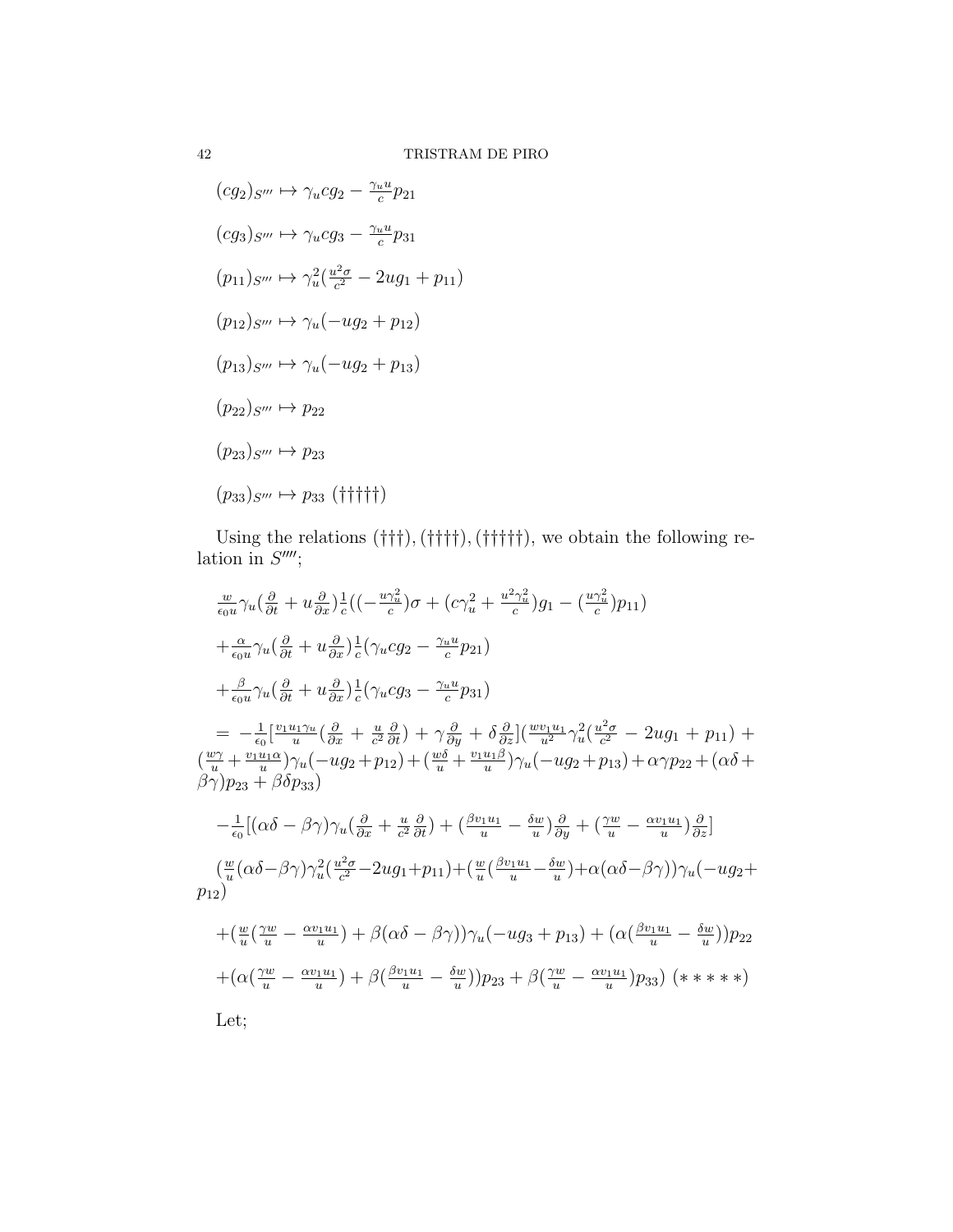$(cg_2)_{S'''} \mapsto \gamma_u c g_2 - \frac{\gamma_u u}{c} p_{21}$

$(cg_3)_{S'''} \mapsto \gamma_u c g_3 - \frac{\gamma_u u}{c} p_{31}$

$(p_{11})_{S'''} \mapsto \gamma_u^2 (\frac{u^2 \sigma}{c^2} - 2ug_1 + p_{11})$

$(p_{12})_{S'''} \mapsto \gamma_u(-ug_2 + p_{12})$

$(p_{13})_{S'''} \mapsto \gamma_u(-ug_2 + p_{13})$

$(p_{22})_{S'''} \mapsto p_{22}$

$(p_{23})_{S'''} \mapsto p_{23}$

$(p_{33})_{S'''} \mapsto p_{33}$ $(\dagger\dagger\dagger\dagger\dagger)$

Using the relations $(\dagger\dagger\dagger), (\dagger\dagger\dagger\dagger), (\dagger\dagger\dagger\dagger\dagger)$, we obtain the following relation in $S''''$;

$\frac{w}{\epsilon_0 u}\gamma_u(\frac{\partial}{\partial t} + u\frac{\partial}{\partial x})\frac{1}{c}((-\frac{u\gamma_u^2}{c})\sigma + (c\gamma_u^2 + \frac{u^2\gamma_u^2}{c})g_1 - (\frac{u\gamma_u^2}{c})p_{11})$

$+\frac{\alpha}{\epsilon_0 u}\gamma_u(\frac{\partial}{\partial t} + u\frac{\partial}{\partial x})\frac{1}{c}(\gamma_u c g_2 - \frac{\gamma_u u}{c} p_{21})$

$+\frac{\beta}{\epsilon_0 u}\gamma_u(\frac{\partial}{\partial t} + u\frac{\partial}{\partial x})\frac{1}{c}(\gamma_u c g_3 - \frac{\gamma_u u}{c} p_{31})$

$= -\frac{1}{\epsilon_0}[\frac{v_1 u_1 \gamma_u}{u}(\frac{\partial}{\partial x} + \frac{u}{c^2}\frac{\partial}{\partial t}) + \gamma\frac{\partial}{\partial y} + \delta\frac{\partial}{\partial z}](\frac{w v_1 u_1}{u^2}\gamma_u^2(\frac{u^2\sigma}{c^2} - 2ug_1 + p_{11}) + (\frac{w\gamma}{u} + \frac{v_1 u_1 \alpha}{u})\gamma_u(-ug_2 + p_{12}) + (\frac{w\delta}{u} + \frac{v_1 u_1 \beta}{u})\gamma_u(-ug_2 + p_{13}) + \alpha\gamma p_{22} + (\alpha\delta + \beta\gamma)p_{23} + \beta\delta p_{33})$

$-\frac{1}{\epsilon_0}[(\alpha\delta - \beta\gamma)\gamma_u(\frac{\partial}{\partial x} + \frac{u}{c^2}\frac{\partial}{\partial t}) + (\frac{\beta v_1 u_1}{u} - \frac{\delta w}{u})\frac{\partial}{\partial y} + (\frac{\gamma w}{u} - \frac{\alpha v_1 u_1}{u})\frac{\partial}{\partial z}]$

$(\frac{w}{u}(\alpha\delta - \beta\gamma)\gamma_u^2(\frac{u^2\sigma}{c^2} - 2ug_1 + p_{11}) + (\frac{w}{u}(\frac{\beta v_1 u_1}{u} - \frac{\delta w}{u}) + \alpha(\alpha\delta - \beta\gamma))\gamma_u(-ug_2 + p_{12})$

$+(\frac{w}{u}(\frac{\gamma w}{u} - \frac{\alpha v_1 u_1}{u}) + \beta(\alpha\delta - \beta\gamma))\gamma_u(-ug_3 + p_{13}) + (\alpha(\frac{\beta v_1 u_1}{u} - \frac{\delta w}{u}))p_{22}$

$+(\alpha(\frac{\gamma w}{u} - \frac{\alpha v_1 u_1}{u}) + \beta(\frac{\beta v_1 u_1}{u} - \frac{\delta w}{u}))p_{23} + \beta(\frac{\gamma w}{u} - \frac{\alpha v_1 u_1}{u})p_{33})$ $(*****)$

Let;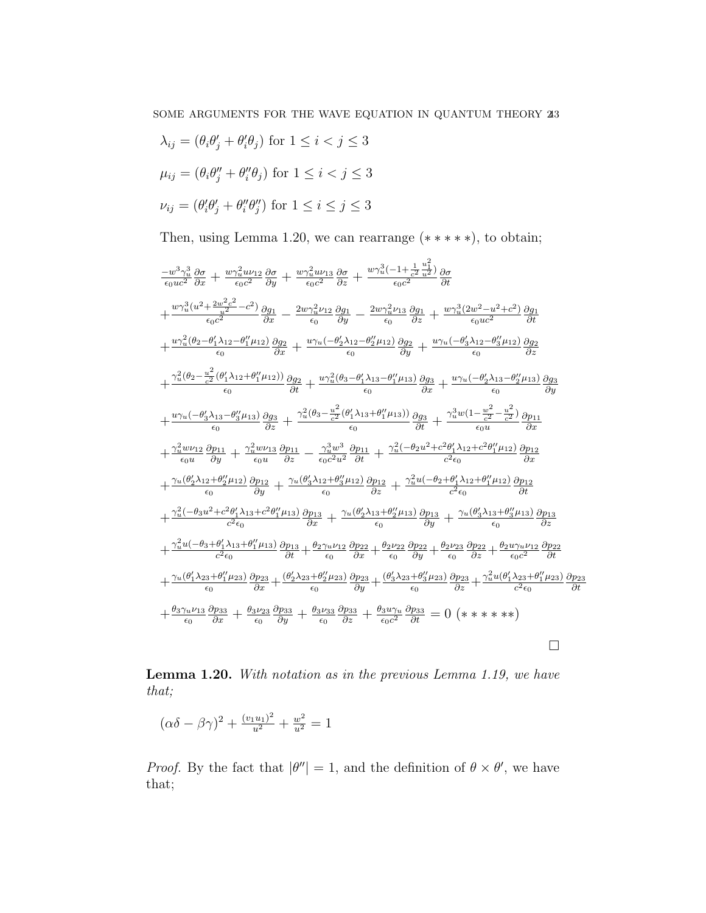$\lambda_{ij} = (\theta_i\theta'_j + \theta'_i\theta_j)$ for $1 \leq i < j \leq 3$

$\mu_{ij} = (\theta_i\theta''_j + \theta''_i\theta_j)$ for $1 \leq i < j \leq 3$

$\nu_{ij} = (\theta'_i\theta'_j + \theta''_i\theta''_j)$ for $1 \leq i \leq j \leq 3$

Then, using Lemma 1.20, we can rearrange $(*****)$, to obtain;

$$\frac{-w^3\gamma_u^3}{\epsilon_0 uc^2}\frac{\partial\sigma}{\partial x} + \frac{w\gamma_u^2 u\nu_{12}}{\epsilon_0 c^2}\frac{\partial\sigma}{\partial y} + \frac{w\gamma_u^2 u\nu_{13}}{\epsilon_0 c^2}\frac{\partial\sigma}{\partial z} + \frac{w\gamma_u^3(-1+\frac{1}{c^2}\frac{u_1^2}{u^2})}{\epsilon_0 c^2}\frac{\partial\sigma}{\partial t}$$

$$+\frac{w\gamma_u^3(u^2+\frac{2w^2c^2}{u^2}-c^2)}{\epsilon_0 c^2}\frac{\partial g_1}{\partial x} - \frac{2w\gamma_u^2\nu_{12}}{\epsilon_0}\frac{\partial g_1}{\partial y} - \frac{2w\gamma_u^2\nu_{13}}{\epsilon_0}\frac{\partial g_1}{\partial z} + \frac{w\gamma_u^3(2w^2-u^2+c^2)}{\epsilon_0 uc^2}\frac{\partial g_1}{\partial t}$$

$$+\frac{u\gamma_u^2(\theta_2-\theta'_1\lambda_{12}-\theta''_1\mu_{12})}{\epsilon_0}\frac{\partial g_2}{\partial x} + \frac{u\gamma_u(-\theta'_2\lambda_{12}-\theta''_2\mu_{12})}{\epsilon_0}\frac{\partial g_2}{\partial y} + \frac{u\gamma_u(-\theta'_3\lambda_{12}-\theta''_3\mu_{12})}{\epsilon_0}\frac{\partial g_2}{\partial z}$$

$$+\frac{\gamma_u^2(\theta_2-\frac{u^2}{c^2}(\theta'_1\lambda_{12}+\theta''_1\mu_{12}))}{\epsilon_0}\frac{\partial g_2}{\partial t} + \frac{u\gamma_u^2(\theta_3-\theta'_1\lambda_{13}-\theta''_1\mu_{13})}{\epsilon_0}\frac{\partial g_3}{\partial x} + \frac{u\gamma_u(-\theta'_2\lambda_{13}-\theta''_2\mu_{13})}{\epsilon_0}\frac{\partial g_3}{\partial y}$$

$$+\frac{u\gamma_u(-\theta'_3\lambda_{13}-\theta''_3\mu_{13})}{\epsilon_0}\frac{\partial g_3}{\partial z} + \frac{\gamma_u^2(\theta_3-\frac{u^2}{c^2}(\theta'_1\lambda_{13}+\theta''_1\mu_{13}))}{\epsilon_0}\frac{\partial g_3}{\partial t} + \frac{\gamma_u^3 w(1-\frac{w^2}{c^2}-\frac{u^2}{c^2})}{\epsilon_0 u}\frac{\partial p_{11}}{\partial x}$$

$$+\frac{\gamma_u^2 w\nu_{12}}{\epsilon_0 u}\frac{\partial p_{11}}{\partial y} + \frac{\gamma_u^2 w\nu_{13}}{\epsilon_0 u}\frac{\partial p_{11}}{\partial z} - \frac{\gamma_u^3 w^3}{\epsilon_0 c^2 u^2}\frac{\partial p_{11}}{\partial t} + \frac{\gamma_u^2(-\theta_2 u^2+c^2\theta'_1\lambda_{12}+c^2\theta''_1\mu_{12})}{c^2\epsilon_0}\frac{\partial p_{12}}{\partial x}$$

$$+\frac{\gamma_u(\theta'_2\lambda_{12}+\theta''_2\mu_{12})}{\epsilon_0}\frac{\partial p_{12}}{\partial y} + \frac{\gamma_u(\theta'_3\lambda_{12}+\theta''_3\mu_{12})}{\epsilon_0}\frac{\partial p_{12}}{\partial z} + \frac{\gamma_u^2 u(-\theta_2+\theta'_1\lambda_{12}+\theta''_1\mu_{12})}{c^2\epsilon_0}\frac{\partial p_{12}}{\partial t}$$

$$+\frac{\gamma_u^2(-\theta_3 u^2+c^2\theta'_1\lambda_{13}+c^2\theta''_1\mu_{13})}{c^2\epsilon_0}\frac{\partial p_{13}}{\partial x} + \frac{\gamma_u(\theta'_2\lambda_{13}+\theta''_2\mu_{13})}{\epsilon_0}\frac{\partial p_{13}}{\partial y} + \frac{\gamma_u(\theta'_3\lambda_{13}+\theta''_3\mu_{13})}{\epsilon_0}\frac{\partial p_{13}}{\partial z}$$

$$+\frac{\gamma_u^2 u(-\theta_3+\theta'_1\lambda_{13}+\theta''_1\mu_{13})}{c^2\epsilon_0}\frac{\partial p_{13}}{\partial t} + \frac{\theta_2\gamma_u\nu_{12}}{\epsilon_0}\frac{\partial p_{22}}{\partial x} + \frac{\theta_2\nu_{22}}{\epsilon_0}\frac{\partial p_{22}}{\partial y} + \frac{\theta_2\nu_{23}}{\epsilon_0}\frac{\partial p_{22}}{\partial z} + \frac{\theta_2 u\gamma_u\nu_{12}}{\epsilon_0 c^2}\frac{\partial p_{22}}{\partial t}$$

$$+\frac{\gamma_u(\theta'_1\lambda_{23}+\theta''_1\mu_{23})}{\epsilon_0}\frac{\partial p_{23}}{\partial x} + \frac{(\theta'_2\lambda_{23}+\theta''_2\mu_{23})}{\epsilon_0}\frac{\partial p_{23}}{\partial y} + \frac{(\theta'_3\lambda_{23}+\theta''_3\mu_{23})}{\epsilon_0}\frac{\partial p_{23}}{\partial z} + \frac{\gamma_u^2 u(\theta'_1\lambda_{23}+\theta''_1\mu_{23})}{c^2\epsilon_0}\frac{\partial p_{23}}{\partial t}$$

$$+\frac{\theta_3\gamma_u\nu_{13}}{\epsilon_0}\frac{\partial p_{33}}{\partial x} + \frac{\theta_3\nu_{23}}{\epsilon_0}\frac{\partial p_{33}}{\partial y} + \frac{\theta_3\nu_{33}}{\epsilon_0}\frac{\partial p_{33}}{\partial z} + \frac{\theta_3 u\gamma_u}{\epsilon_0 c^2}\frac{\partial p_{33}}{\partial t} = 0 \ (******)$$

□

**Lemma 1.20.** *With notation as in the previous Lemma 1.19, we have that;*

$$(\alpha\delta - \beta\gamma)^2 + \frac{(v_1u_1)^2}{u^2} + \frac{w^2}{u^2} = 1$$

*Proof.* By the fact that $|\theta''| = 1$, and the definition of $\theta \times \theta'$, we have that;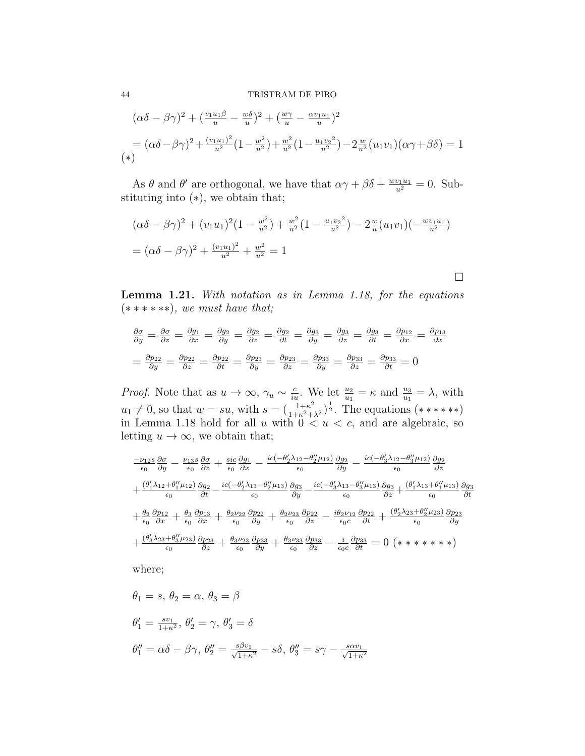$(\alpha\delta-\beta\gamma)^2+(\frac{v_1 u_1\beta}{u}-\frac{w\delta}{u})^2+(\frac{w\gamma}{u}-\frac{\alpha v_1 u_1}{u})^2$

$=(\alpha\delta-\beta\gamma)^2+\frac{(v_1u_1)^2}{u^2}(1-\frac{w^2}{u^2})+\frac{w^2}{u^2}(1-\frac{u_1{v_2}^2}{u^2})-2\frac{w}{u^2}(u_1v_1)(\alpha\gamma+\beta\delta)=1$ $(*)$

As $\theta$ and $\theta'$ are orthogonal, we have that $\alpha\gamma+\beta\delta+\frac{wv_1u_1}{u^2}=0$. Substituting into $(*)$, we obtain that;

$(\alpha\delta-\beta\gamma)^2+(v_1u_1)^2(1-\frac{w^2}{u^2})+\frac{w^2}{u^2}(1-\frac{u_1{v_2}^2}{u^2})-2\frac{w}{u}(u_1v_1)(-\frac{wv_1u_1}{u^2})$

$=(\alpha\delta-\beta\gamma)^2+\frac{(v_1u_1)^2}{u^2}+\frac{w^2}{u^2}=1$

□

**Lemma 1.21.** *With notation as in Lemma 1.18, for the equations* $(******)$*, we must have that;*

$\frac{\partial\sigma}{\partial y}=\frac{\partial\sigma}{\partial z}=\frac{\partial g_1}{\partial x}=\frac{\partial g_2}{\partial y}=\frac{\partial g_2}{\partial z}=\frac{\partial g_2}{\partial t}=\frac{\partial g_3}{\partial y}=\frac{\partial g_3}{\partial z}=\frac{\partial g_3}{\partial t}=\frac{\partial p_{12}}{\partial x}=\frac{\partial p_{13}}{\partial x}$

$=\frac{\partial p_{22}}{\partial y}=\frac{\partial p_{22}}{\partial z}=\frac{\partial p_{22}}{\partial t}=\frac{\partial p_{23}}{\partial y}=\frac{\partial p_{23}}{\partial z}=\frac{\partial p_{33}}{\partial y}=\frac{\partial p_{33}}{\partial z}=\frac{\partial p_{33}}{\partial t}=0$

*Proof.* Note that as $u\rightarrow\infty$, $\gamma_u\sim\frac{c}{iu}$. We let $\frac{u_2}{u_1}=\kappa$ and $\frac{u_3}{u_1}=\lambda$, with $u_1\neq 0$, so that $w=su$, with $s=(\frac{1+\kappa^2}{1+\kappa^2+\lambda^2})^{\frac{1}{2}}$. The equations $(******)$ in Lemma 1.18 hold for all $u$ with $0<u<c$, and are algebraic, so letting $u\rightarrow\infty$, we obtain that;

$\frac{-\nu_{12}s}{\epsilon_0}\frac{\partial\sigma}{\partial y}-\frac{\nu_{13}s}{\epsilon_0}\frac{\partial\sigma}{\partial z}+\frac{sic}{\epsilon_0}\frac{\partial g_1}{\partial x}-\frac{ic(-\theta_2'\lambda_{12}-\theta_2''\mu_{12})}{\epsilon_0}\frac{\partial g_2}{\partial y}-\frac{ic(-\theta_3'\lambda_{12}-\theta_3''\mu_{12})}{\epsilon_0}\frac{\partial g_2}{\partial z}$

$+\frac{(\theta_1'\lambda_{12}+\theta_1''\mu_{12})}{\epsilon_0}\frac{\partial g_2}{\partial t}-\frac{ic(-\theta_2'\lambda_{13}-\theta_2''\mu_{13})}{\epsilon_0}\frac{\partial g_3}{\partial y}-\frac{ic(-\theta_3'\lambda_{13}-\theta_3''\mu_{13})}{\epsilon_0}\frac{\partial g_3}{\partial z}+\frac{(\theta_1'\lambda_{13}+\theta_1''\mu_{13})}{\epsilon_0}\frac{\partial g_3}{\partial t}$

$+\frac{\theta_2}{\epsilon_0}\frac{\partial p_{12}}{\partial x}+\frac{\theta_3}{\epsilon_0}\frac{\partial p_{13}}{\partial x}+\frac{\theta_2\nu_{22}}{\epsilon_0}\frac{\partial p_{22}}{\partial y}+\frac{\theta_2\nu_{23}}{\epsilon_0}\frac{\partial p_{22}}{\partial z}-\frac{i\theta_2\nu_{12}}{\epsilon_0 c}\frac{\partial p_{22}}{\partial t}+\frac{(\theta_2'\lambda_{23}+\theta_2''\mu_{23})}{\epsilon_0}\frac{\partial p_{23}}{\partial y}$

$+\frac{(\theta_3'\lambda_{23}+\theta_3''\mu_{23})}{\epsilon_0}\frac{\partial p_{23}}{\partial z}+\frac{\theta_3\nu_{23}}{\epsilon_0}\frac{\partial p_{33}}{\partial y}+\frac{\theta_3\nu_{33}}{\epsilon_0}\frac{\partial p_{33}}{\partial z}-\frac{i}{\epsilon_0 c}\frac{\partial p_{33}}{\partial t}=0$ $(*******)$

where;

$\theta_1=s$, $\theta_2=\alpha$, $\theta_3=\beta$

$\theta_1'=\frac{sv_1}{1+\kappa^2}$, $\theta_2'=\gamma$, $\theta_3'=\delta$

$\theta_1''=\alpha\delta-\beta\gamma$, $\theta_2''=\frac{s\beta v_1}{\sqrt{1+\kappa^2}}-s\delta$, $\theta_3''=s\gamma-\frac{s\alpha v_1}{\sqrt{1+\kappa^2}}$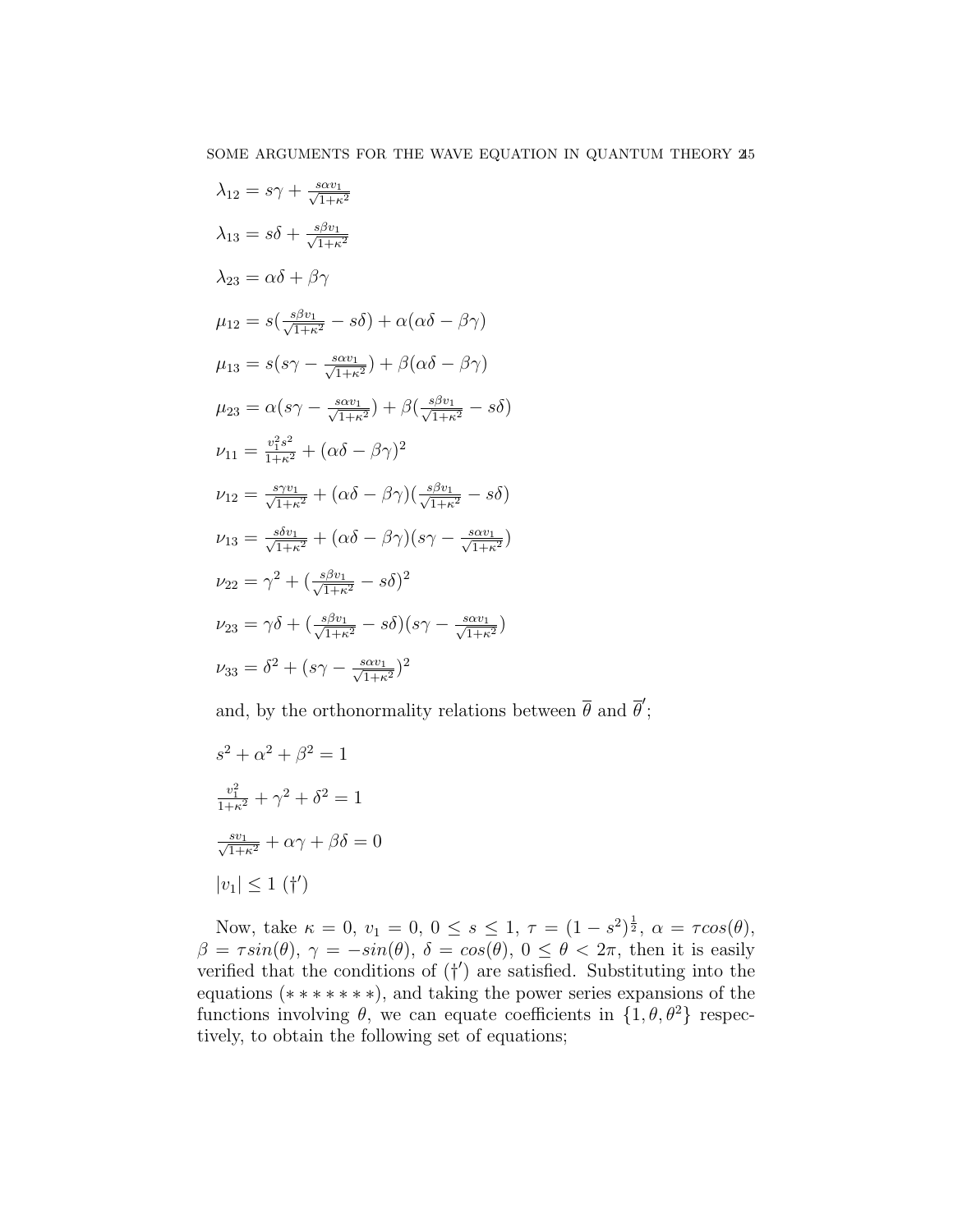$$\lambda_{12} = s\gamma + \tfrac{s\alpha v_1}{\sqrt{1+\kappa^2}}$$

$$\lambda_{13} = s\delta + \tfrac{s\beta v_1}{\sqrt{1+\kappa^2}}$$

$$\lambda_{23} = \alpha\delta + \beta\gamma$$

$$\mu_{12} = s(\tfrac{s\beta v_1}{\sqrt{1+\kappa^2}} - s\delta) + \alpha(\alpha\delta - \beta\gamma)$$

$$\mu_{13} = s(s\gamma - \tfrac{s\alpha v_1}{\sqrt{1+\kappa^2}}) + \beta(\alpha\delta - \beta\gamma)$$

$$\mu_{23} = \alpha(s\gamma - \tfrac{s\alpha v_1}{\sqrt{1+\kappa^2}}) + \beta(\tfrac{s\beta v_1}{\sqrt{1+\kappa^2}} - s\delta)$$

$$\nu_{11} = \tfrac{v_1^2 s^2}{1+\kappa^2} + (\alpha\delta - \beta\gamma)^2$$

$$\nu_{12} = \tfrac{s\gamma v_1}{\sqrt{1+\kappa^2}} + (\alpha\delta - \beta\gamma)(\tfrac{s\beta v_1}{\sqrt{1+\kappa^2}} - s\delta)$$

$$\nu_{13} = \tfrac{s\delta v_1}{\sqrt{1+\kappa^2}} + (\alpha\delta - \beta\gamma)(s\gamma - \tfrac{s\alpha v_1}{\sqrt{1+\kappa^2}})$$

$$\nu_{22} = \gamma^2 + (\tfrac{s\beta v_1}{\sqrt{1+\kappa^2}} - s\delta)^2$$

$$\nu_{23} = \gamma\delta + (\tfrac{s\beta v_1}{\sqrt{1+\kappa^2}} - s\delta)(s\gamma - \tfrac{s\alpha v_1}{\sqrt{1+\kappa^2}})$$

$$\nu_{33} = \delta^2 + (s\gamma - \tfrac{s\alpha v_1}{\sqrt{1+\kappa^2}})^2$$

and, by the orthonormality relations between $\overline{\theta}$ and $\overline{\theta}'$;

$$s^2 + \alpha^2 + \beta^2 = 1$$

$$\tfrac{v_1^2}{1+\kappa^2} + \gamma^2 + \delta^2 = 1$$

$$\tfrac{s v_1}{\sqrt{1+\kappa^2}} + \alpha\gamma + \beta\delta = 0$$

$$|v_1| \leq 1 \ (\dagger')$$

Now, take $\kappa = 0$, $v_1 = 0$, $0 \leq s \leq 1$, $\tau = (1-s^2)^{\frac{1}{2}}$, $\alpha = \tau cos(\theta)$, $\beta = \tau sin(\theta)$, $\gamma = -sin(\theta)$, $\delta = cos(\theta)$, $0 \leq \theta < 2\pi$, then it is easily verified that the conditions of $(\dagger')$ are satisfied. Substituting into the equations $(*******)$, and taking the power series expansions of the functions involving $\theta$, we can equate coefficients in $\{1, \theta, \theta^2\}$ respectively, to obtain the following set of equations;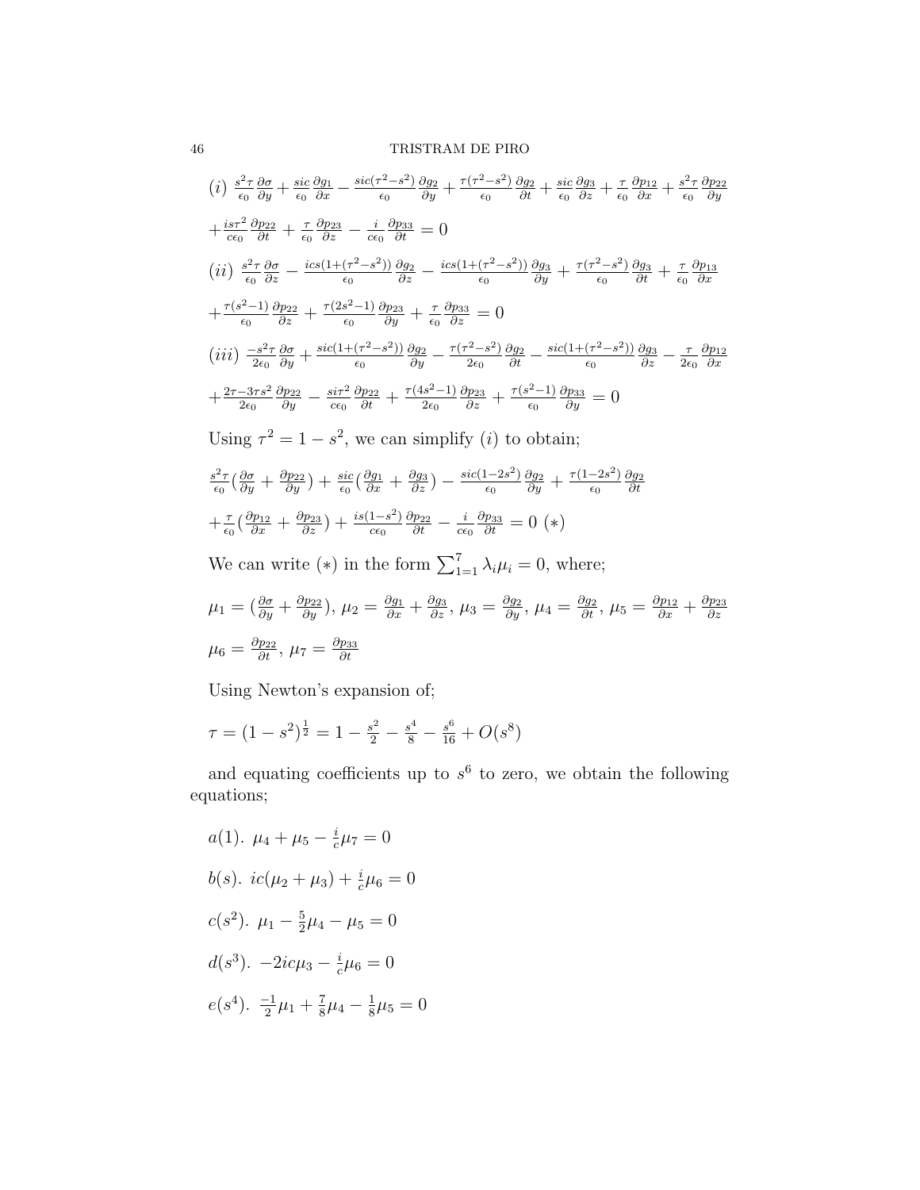$(i)$ $\frac{s^2\tau}{\epsilon_0}\frac{\partial\sigma}{\partial y} + \frac{sic}{\epsilon_0}\frac{\partial g_1}{\partial x} - \frac{sic(\tau^2-s^2)}{\epsilon_0}\frac{\partial g_2}{\partial y} + \frac{\tau(\tau^2-s^2)}{\epsilon_0}\frac{\partial g_2}{\partial t} + \frac{sic}{\epsilon_0}\frac{\partial g_3}{\partial z} + \frac{\tau}{\epsilon_0}\frac{\partial p_{12}}{\partial x} + \frac{s^2\tau}{\epsilon_0}\frac{\partial p_{22}}{\partial y}$

$+\frac{is\tau^2}{c\epsilon_0}\frac{\partial p_{22}}{\partial t} + \frac{\tau}{\epsilon_0}\frac{\partial p_{23}}{\partial z} - \frac{i}{c\epsilon_0}\frac{\partial p_{33}}{\partial t} = 0$

$(ii)$ $\frac{s^2\tau}{\epsilon_0}\frac{\partial\sigma}{\partial z} - \frac{ics(1+(\tau^2-s^2))}{\epsilon_0}\frac{\partial g_2}{\partial z} - \frac{ics(1+(\tau^2-s^2))}{\epsilon_0}\frac{\partial g_3}{\partial y} + \frac{\tau(\tau^2-s^2)}{\epsilon_0}\frac{\partial g_3}{\partial t} + \frac{\tau}{\epsilon_0}\frac{\partial p_{13}}{\partial x}$

$+\frac{\tau(s^2-1)}{\epsilon_0}\frac{\partial p_{22}}{\partial z} + \frac{\tau(2s^2-1)}{\epsilon_0}\frac{\partial p_{23}}{\partial y} + \frac{\tau}{\epsilon_0}\frac{\partial p_{33}}{\partial z} = 0$

$(iii)$ $\frac{-s^2\tau}{2\epsilon_0}\frac{\partial\sigma}{\partial y} + \frac{sic(1+(\tau^2-s^2))}{\epsilon_0}\frac{\partial g_2}{\partial y} - \frac{\tau(\tau^2-s^2)}{2\epsilon_0}\frac{\partial g_2}{\partial t} - \frac{sic(1+(\tau^2-s^2))}{\epsilon_0}\frac{\partial g_3}{\partial z} - \frac{\tau}{2\epsilon_0}\frac{\partial p_{12}}{\partial x}$

$+\frac{2\tau-3\tau s^2}{2\epsilon_0}\frac{\partial p_{22}}{\partial y} - \frac{si\tau^2}{c\epsilon_0}\frac{\partial p_{22}}{\partial t} + \frac{\tau(4s^2-1)}{2\epsilon_0}\frac{\partial p_{23}}{\partial z} + \frac{\tau(s^2-1)}{\epsilon_0}\frac{\partial p_{33}}{\partial y} = 0$

Using $\tau^2 = 1 - s^2$, we can simplify $(i)$ to obtain;

$\frac{s^2\tau}{\epsilon_0}(\frac{\partial\sigma}{\partial y} + \frac{\partial p_{22}}{\partial y}) + \frac{sic}{\epsilon_0}(\frac{\partial g_1}{\partial x} + \frac{\partial g_3}{\partial z}) - \frac{sic(1-2s^2)}{\epsilon_0}\frac{\partial g_2}{\partial y} + \frac{\tau(1-2s^2)}{\epsilon_0}\frac{\partial g_2}{\partial t}$

$+\frac{\tau}{\epsilon_0}(\frac{\partial p_{12}}{\partial x} + \frac{\partial p_{23}}{\partial z}) + \frac{is(1-s^2)}{c\epsilon_0}\frac{\partial p_{22}}{\partial t} - \frac{i}{c\epsilon_0}\frac{\partial p_{33}}{\partial t} = 0 \ (*)$

We can write $(*)$ in the form $\sum_{1=1}^{7}\lambda_i\mu_i = 0$, where;

$\mu_1 = (\frac{\partial\sigma}{\partial y} + \frac{\partial p_{22}}{\partial y})$, $\mu_2 = \frac{\partial g_1}{\partial x} + \frac{\partial g_3}{\partial z}$, $\mu_3 = \frac{\partial g_2}{\partial y}$, $\mu_4 = \frac{\partial g_2}{\partial t}$, $\mu_5 = \frac{\partial p_{12}}{\partial x} + \frac{\partial p_{23}}{\partial z}$

$\mu_6 = \frac{\partial p_{22}}{\partial t}$, $\mu_7 = \frac{\partial p_{33}}{\partial t}$

Using Newton's expansion of;

$\tau = (1-s^2)^{\frac{1}{2}} = 1 - \frac{s^2}{2} - \frac{s^4}{8} - \frac{s^6}{16} + O(s^8)$

and equating coefficients up to $s^6$ to zero, we obtain the following equations;

$a(1)$. $\mu_4 + \mu_5 - \frac{i}{c}\mu_7 = 0$

$b(s)$. $ic(\mu_2 + \mu_3) + \frac{i}{c}\mu_6 = 0$

$c(s^2)$. $\mu_1 - \frac{5}{2}\mu_4 - \mu_5 = 0$

$d(s^3)$. $-2ic\mu_3 - \frac{i}{c}\mu_6 = 0$

$e(s^4)$. $\frac{-1}{2}\mu_1 + \frac{7}{8}\mu_4 - \frac{1}{8}\mu_5 = 0$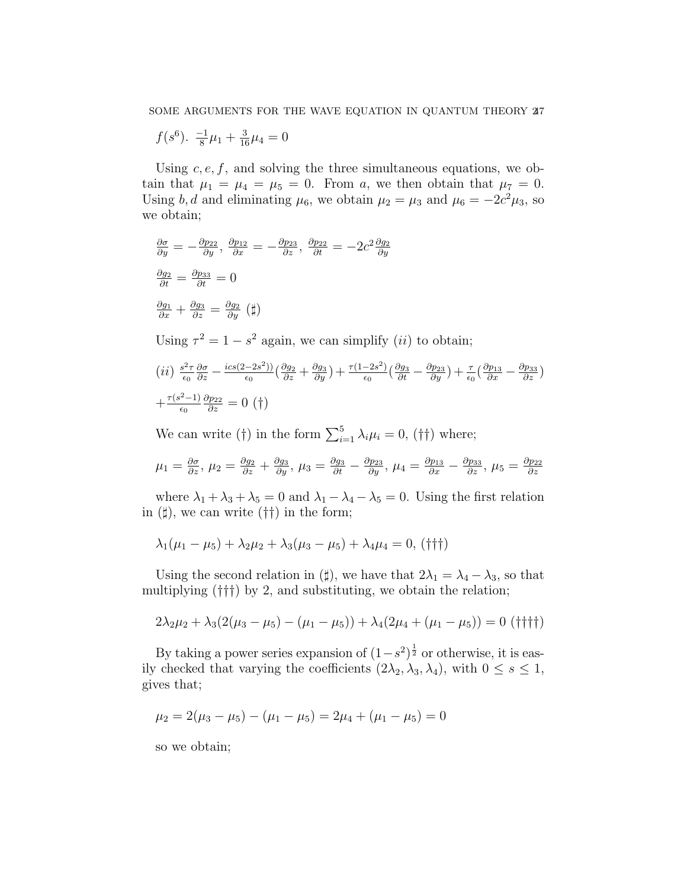$f(s^6)$. $\frac{-1}{8}\mu_1+\frac{3}{16}\mu_4=0$

Using $c,e,f$, and solving the three simultaneous equations, we obtain that $\mu_1=\mu_4=\mu_5=0$. From $a$, we then obtain that $\mu_7=0$. Using $b,d$ and eliminating $\mu_6$, we obtain $\mu_2=\mu_3$ and $\mu_6=-2c^2\mu_3$, so we obtain;

$\frac{\partial\sigma}{\partial y}=-\frac{\partial p_{22}}{\partial y}$, $\frac{\partial p_{12}}{\partial x}=-\frac{\partial p_{23}}{\partial z}$, $\frac{\partial p_{22}}{\partial t}=-2c^2\frac{\partial g_2}{\partial y}$

$\frac{\partial g_2}{\partial t}=\frac{\partial p_{33}}{\partial t}=0$

$\frac{\partial g_1}{\partial x}+\frac{\partial g_3}{\partial z}=\frac{\partial g_2}{\partial y}$ $(\sharp)$

Using $\tau^2=1-s^2$ again, we can simplify $(ii)$ to obtain;

$(ii)$ $\frac{s^2\tau}{\epsilon_0}\frac{\partial\sigma}{\partial z}-\frac{ics(2-2s^2))}{\epsilon_0}\left(\frac{\partial g_2}{\partial z}+\frac{\partial g_3}{\partial y}\right)+\frac{\tau(1-2s^2)}{\epsilon_0}\left(\frac{\partial g_3}{\partial t}-\frac{\partial p_{23}}{\partial y}\right)+\frac{\tau}{\epsilon_0}\left(\frac{\partial p_{13}}{\partial x}-\frac{\partial p_{33}}{\partial z}\right)$

$+\frac{\tau(s^2-1)}{\epsilon_0}\frac{\partial p_{22}}{\partial z}=0$ $(\dagger)$

We can write $(\dagger)$ in the form $\sum_{i=1}^{5}\lambda_i\mu_i=0$, $(\dagger\dagger)$ where;

$\mu_1=\frac{\partial\sigma}{\partial z}$, $\mu_2=\frac{\partial g_2}{\partial z}+\frac{\partial g_3}{\partial y}$, $\mu_3=\frac{\partial g_3}{\partial t}-\frac{\partial p_{23}}{\partial y}$, $\mu_4=\frac{\partial p_{13}}{\partial x}-\frac{\partial p_{33}}{\partial z}$, $\mu_5=\frac{\partial p_{22}}{\partial z}$

where $\lambda_1+\lambda_3+\lambda_5=0$ and $\lambda_1-\lambda_4-\lambda_5=0$. Using the first relation in $(\sharp)$, we can write $(\dagger\dagger)$ in the form;

$\lambda_1(\mu_1-\mu_5)+\lambda_2\mu_2+\lambda_3(\mu_3-\mu_5)+\lambda_4\mu_4=0$, $(\dagger\dagger\dagger)$

Using the second relation in $(\sharp)$, we have that $2\lambda_1=\lambda_4-\lambda_3$, so that multiplying $(\dagger\dagger\dagger)$ by 2, and substituting, we obtain the relation;

$2\lambda_2\mu_2+\lambda_3(2(\mu_3-\mu_5)-(\mu_1-\mu_5))+\lambda_4(2\mu_4+(\mu_1-\mu_5))=0$ $(\dagger\dagger\dagger\dagger)$

By taking a power series expansion of $(1-s^2)^{\frac{1}{2}}$ or otherwise, it is easily checked that varying the coefficients $(2\lambda_2,\lambda_3,\lambda_4)$, with $0\leq s\leq 1$, gives that;

$\mu_2=2(\mu_3-\mu_5)-(\mu_1-\mu_5)=2\mu_4+(\mu_1-\mu_5)=0$

so we obtain;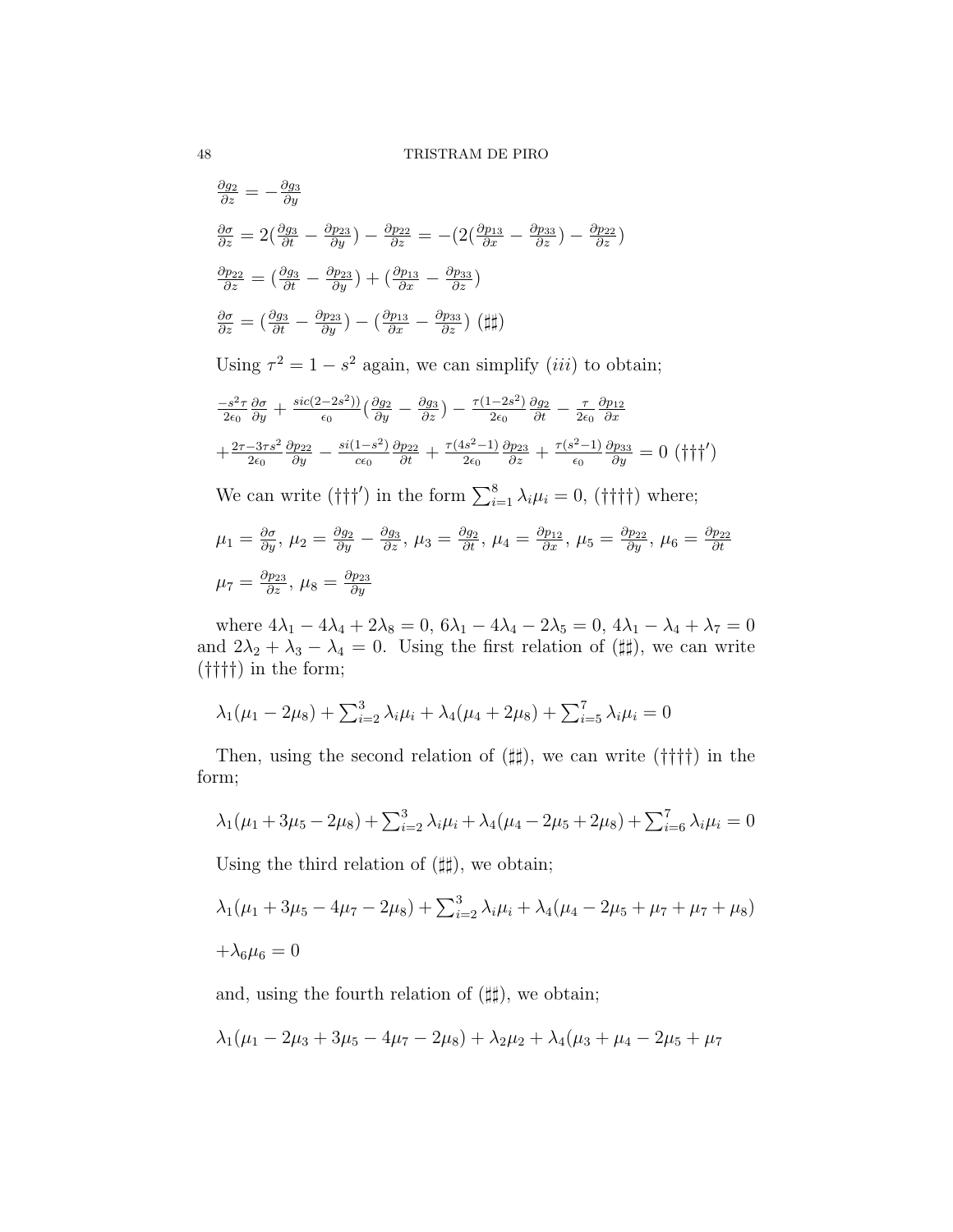$\frac{\partial g_2}{\partial z} = -\frac{\partial g_3}{\partial y}$

$\frac{\partial \sigma}{\partial z} = 2(\frac{\partial g_3}{\partial t} - \frac{\partial p_{23}}{\partial y}) - \frac{\partial p_{22}}{\partial z} = -(2(\frac{\partial p_{13}}{\partial x} - \frac{\partial p_{33}}{\partial z}) - \frac{\partial p_{22}}{\partial z})$

$\frac{\partial p_{22}}{\partial z} = (\frac{\partial g_3}{\partial t} - \frac{\partial p_{23}}{\partial y}) + (\frac{\partial p_{13}}{\partial x} - \frac{\partial p_{33}}{\partial z})$

$\frac{\partial \sigma}{\partial z} = (\frac{\partial g_3}{\partial t} - \frac{\partial p_{23}}{\partial y}) - (\frac{\partial p_{13}}{\partial x} - \frac{\partial p_{33}}{\partial z})$ $(\sharp\sharp)$

Using $\tau^2 = 1 - s^2$ again, we can simplify $(iii)$ to obtain;

$\frac{-s^2\tau}{2\epsilon_0}\frac{\partial \sigma}{\partial y} + \frac{sic(2-2s^2))}{\epsilon_0}(\frac{\partial g_2}{\partial y} - \frac{\partial g_3}{\partial z}) - \frac{\tau(1-2s^2)}{2\epsilon_0}\frac{\partial g_2}{\partial t} - \frac{\tau}{2\epsilon_0}\frac{\partial p_{12}}{\partial x}$

$+\frac{2\tau - 3\tau s^2}{2\epsilon_0}\frac{\partial p_{22}}{\partial y} - \frac{si(1-s^2)}{c\epsilon_0}\frac{\partial p_{22}}{\partial t} + \frac{\tau(4s^2-1)}{2\epsilon_0}\frac{\partial p_{23}}{\partial z} + \frac{\tau(s^2-1)}{\epsilon_0}\frac{\partial p_{33}}{\partial y} = 0$ $(\dagger\dagger\dagger')$

We can write $(\dagger\dagger\dagger')$ in the form $\sum_{i=1}^{8}\lambda_i\mu_i = 0$, $(\dagger\dagger\dagger\dagger)$ where;

$\mu_1 = \frac{\partial \sigma}{\partial y}$, $\mu_2 = \frac{\partial g_2}{\partial y} - \frac{\partial g_3}{\partial z}$, $\mu_3 = \frac{\partial g_2}{\partial t}$, $\mu_4 = \frac{\partial p_{12}}{\partial x}$, $\mu_5 = \frac{\partial p_{22}}{\partial y}$, $\mu_6 = \frac{\partial p_{22}}{\partial t}$

$\mu_7 = \frac{\partial p_{23}}{\partial z}$, $\mu_8 = \frac{\partial p_{23}}{\partial y}$

where $4\lambda_1 - 4\lambda_4 + 2\lambda_8 = 0$, $6\lambda_1 - 4\lambda_4 - 2\lambda_5 = 0$, $4\lambda_1 - \lambda_4 + \lambda_7 = 0$ and $2\lambda_2 + \lambda_3 - \lambda_4 = 0$. Using the first relation of $(\sharp\sharp)$, we can write $(\dagger\dagger\dagger\dagger)$ in the form;

$\lambda_1(\mu_1 - 2\mu_8) + \sum_{i=2}^{3}\lambda_i\mu_i + \lambda_4(\mu_4 + 2\mu_8) + \sum_{i=5}^{7}\lambda_i\mu_i = 0$

Then, using the second relation of $(\sharp\sharp)$, we can write $(\dagger\dagger\dagger\dagger)$ in the form;

$\lambda_1(\mu_1 + 3\mu_5 - 2\mu_8) + \sum_{i=2}^{3}\lambda_i\mu_i + \lambda_4(\mu_4 - 2\mu_5 + 2\mu_8) + \sum_{i=6}^{7}\lambda_i\mu_i = 0$

Using the third relation of $(\sharp\sharp)$, we obtain;

$\lambda_1(\mu_1 + 3\mu_5 - 4\mu_7 - 2\mu_8) + \sum_{i=2}^{3}\lambda_i\mu_i + \lambda_4(\mu_4 - 2\mu_5 + \mu_7 + \mu_7 + \mu_8)$

$+\lambda_6\mu_6 = 0$

and, using the fourth relation of $(\sharp\sharp)$, we obtain;

$\lambda_1(\mu_1 - 2\mu_3 + 3\mu_5 - 4\mu_7 - 2\mu_8) + \lambda_2\mu_2 + \lambda_4(\mu_3 + \mu_4 - 2\mu_5 + \mu_7$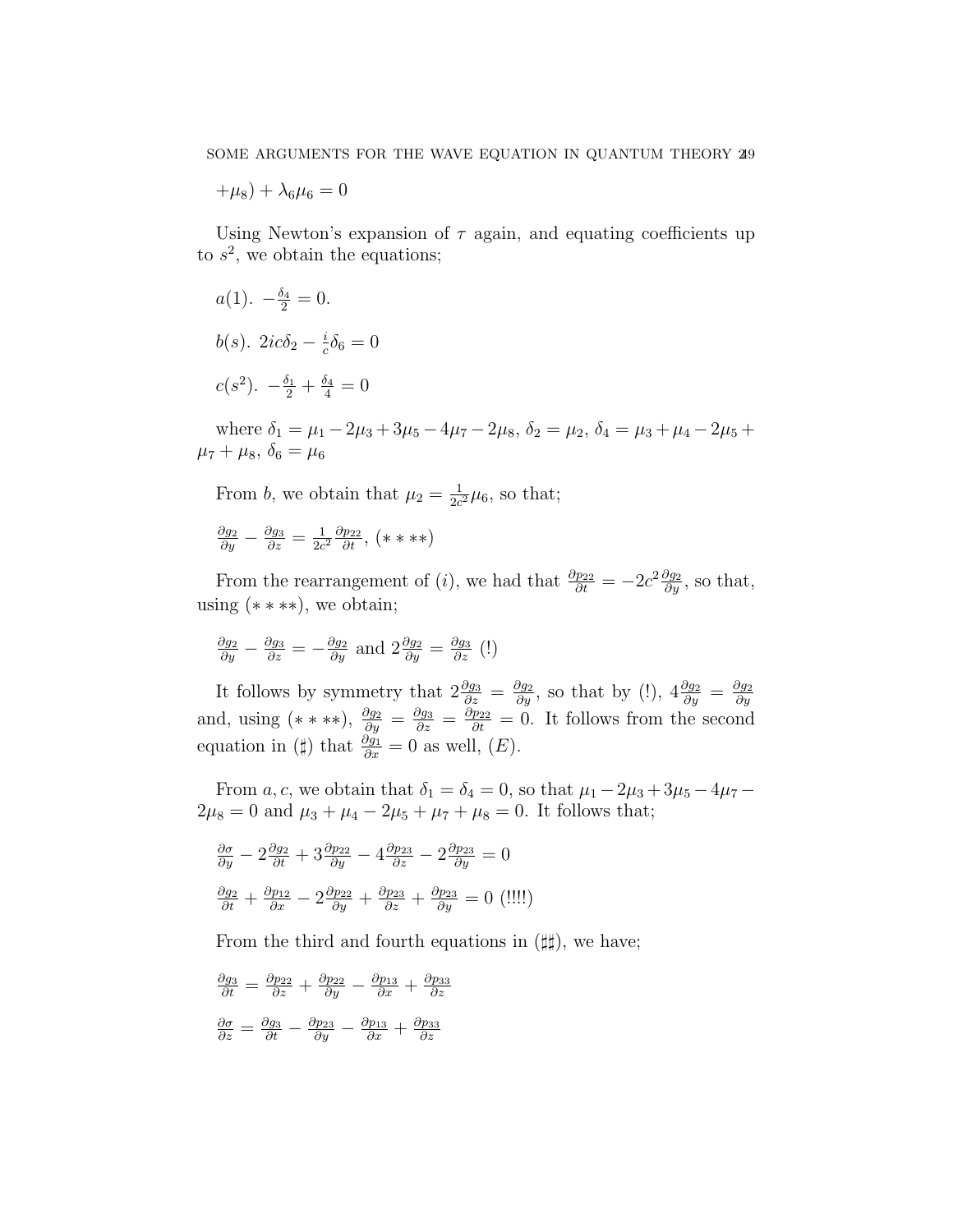$+\mu_8) + \lambda_6\mu_6 = 0$

Using Newton's expansion of $\tau$ again, and equating coefficients up to $s^2$, we obtain the equations;

$a(1)$. $-\frac{\delta_4}{2} = 0$.

$b(s)$. $2ic\delta_2 - \frac{i}{c}\delta_6 = 0$

$c(s^2)$. $-\frac{\delta_1}{2} + \frac{\delta_4}{4} = 0$

where $\delta_1 = \mu_1 - 2\mu_3 + 3\mu_5 - 4\mu_7 - 2\mu_8$, $\delta_2 = \mu_2$, $\delta_4 = \mu_3 + \mu_4 - 2\mu_5 + \mu_7 + \mu_8$, $\delta_6 = \mu_6$

From $b$, we obtain that $\mu_2 = \frac{1}{2c^2}\mu_6$, so that;

$\frac{\partial g_2}{\partial y} - \frac{\partial g_3}{\partial z} = \frac{1}{2c^2}\frac{\partial p_{22}}{\partial t}$, $(****)$

From the rearrangement of $(i)$, we had that $\frac{\partial p_{22}}{\partial t} = -2c^2\frac{\partial g_2}{\partial y}$, so that, using $(****)$, we obtain;

$\frac{\partial g_2}{\partial y} - \frac{\partial g_3}{\partial z} = -\frac{\partial g_2}{\partial y}$ and $2\frac{\partial g_2}{\partial y} = \frac{\partial g_3}{\partial z}$ (!)

It follows by symmetry that $2\frac{\partial g_3}{\partial z} = \frac{\partial g_2}{\partial y}$, so that by (!), $4\frac{\partial g_2}{\partial y} = \frac{\partial g_2}{\partial y}$ and, using $(****)$, $\frac{\partial g_2}{\partial y} = \frac{\partial g_3}{\partial z} = \frac{\partial p_{22}}{\partial t} = 0$. It follows from the second equation in $(\sharp)$ that $\frac{\partial g_1}{\partial x} = 0$ as well, $(E)$.

From $a, c$, we obtain that $\delta_1 = \delta_4 = 0$, so that $\mu_1 - 2\mu_3 + 3\mu_5 - 4\mu_7 - 2\mu_8 = 0$ and $\mu_3 + \mu_4 - 2\mu_5 + \mu_7 + \mu_8 = 0$. It follows that;

$\frac{\partial \sigma}{\partial y} - 2\frac{\partial g_2}{\partial t} + 3\frac{\partial p_{22}}{\partial y} - 4\frac{\partial p_{23}}{\partial z} - 2\frac{\partial p_{23}}{\partial y} = 0$

$\frac{\partial g_2}{\partial t} + \frac{\partial p_{12}}{\partial x} - 2\frac{\partial p_{22}}{\partial y} + \frac{\partial p_{23}}{\partial z} + \frac{\partial p_{23}}{\partial y} = 0$ (!!!!)

From the third and fourth equations in $(\sharp\sharp)$, we have;

$\frac{\partial g_3}{\partial t} = \frac{\partial p_{22}}{\partial z} + \frac{\partial p_{22}}{\partial y} - \frac{\partial p_{13}}{\partial x} + \frac{\partial p_{33}}{\partial z}$

$\frac{\partial \sigma}{\partial z} = \frac{\partial g_3}{\partial t} - \frac{\partial p_{23}}{\partial y} - \frac{\partial p_{13}}{\partial x} + \frac{\partial p_{33}}{\partial z}$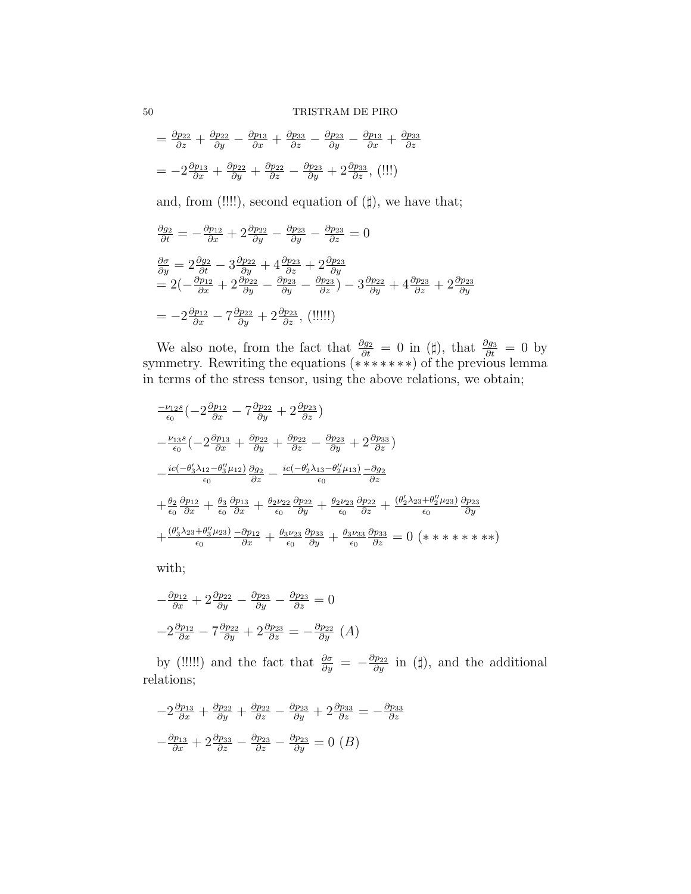$$= \frac{\partial p_{22}}{\partial z} + \frac{\partial p_{22}}{\partial y} - \frac{\partial p_{13}}{\partial x} + \frac{\partial p_{33}}{\partial z} - \frac{\partial p_{23}}{\partial y} - \frac{\partial p_{13}}{\partial x} + \frac{\partial p_{33}}{\partial z}$$

$$= -2\frac{\partial p_{13}}{\partial x} + \frac{\partial p_{22}}{\partial y} + \frac{\partial p_{22}}{\partial z} - \frac{\partial p_{23}}{\partial y} + 2\frac{\partial p_{33}}{\partial z}, \text{ (!!!)}$$

and, from (!!!!), second equation of ($\sharp$), we have that;

$$\frac{\partial g_2}{\partial t} = -\frac{\partial p_{12}}{\partial x} + 2\frac{\partial p_{22}}{\partial y} - \frac{\partial p_{23}}{\partial y} - \frac{\partial p_{23}}{\partial z} = 0$$

$$\frac{\partial \sigma}{\partial y} = 2\frac{\partial g_2}{\partial t} - 3\frac{\partial p_{22}}{\partial y} + 4\frac{\partial p_{23}}{\partial z} + 2\frac{\partial p_{23}}{\partial y}$$
$$= 2(-\frac{\partial p_{12}}{\partial x} + 2\frac{\partial p_{22}}{\partial y} - \frac{\partial p_{23}}{\partial y} - \frac{\partial p_{23}}{\partial z}) - 3\frac{\partial p_{22}}{\partial y} + 4\frac{\partial p_{23}}{\partial z} + 2\frac{\partial p_{23}}{\partial y}$$

$$= -2\frac{\partial p_{12}}{\partial x} - 7\frac{\partial p_{22}}{\partial y} + 2\frac{\partial p_{23}}{\partial z}, \text{ (!!!!!)}$$

We also note, from the fact that $\frac{\partial g_2}{\partial t} = 0$ in ($\sharp$), that $\frac{\partial g_3}{\partial t} = 0$ by symmetry. Rewriting the equations $(*******)$ of the previous lemma in terms of the stress tensor, using the above relations, we obtain;

$$\frac{-\nu_{12}s}{\epsilon_0}(-2\frac{\partial p_{12}}{\partial x} - 7\frac{\partial p_{22}}{\partial y} + 2\frac{\partial p_{23}}{\partial z})$$

$$-\frac{\nu_{13}s}{\epsilon_0}(-2\frac{\partial p_{13}}{\partial x} + \frac{\partial p_{22}}{\partial y} + \frac{\partial p_{22}}{\partial z} - \frac{\partial p_{23}}{\partial y} + 2\frac{\partial p_{33}}{\partial z})$$

$$-\frac{ic(-\theta_3'\lambda_{12} - \theta_3''\mu_{12})}{\epsilon_0}\frac{\partial g_2}{\partial z} - \frac{ic(-\theta_2'\lambda_{13} - \theta_2''\mu_{13})}{\epsilon_0}\frac{-\partial g_2}{\partial z}$$

$$+\frac{\theta_2}{\epsilon_0}\frac{\partial p_{12}}{\partial x} + \frac{\theta_3}{\epsilon_0}\frac{\partial p_{13}}{\partial x} + \frac{\theta_2\nu_{22}}{\epsilon_0}\frac{\partial p_{22}}{\partial y} + \frac{\theta_2\nu_{23}}{\epsilon_0}\frac{\partial p_{22}}{\partial z} + \frac{(\theta_2'\lambda_{23} + \theta_2''\mu_{23})}{\epsilon_0}\frac{\partial p_{23}}{\partial y}$$

$$+\frac{(\theta_3'\lambda_{23} + \theta_3''\mu_{23})}{\epsilon_0}\frac{-\partial p_{12}}{\partial x} + \frac{\theta_3\nu_{23}}{\epsilon_0}\frac{\partial p_{33}}{\partial y} + \frac{\theta_3\nu_{33}}{\epsilon_0}\frac{\partial p_{33}}{\partial z} = 0 \ (********)$$

with;

$$-\frac{\partial p_{12}}{\partial x} + 2\frac{\partial p_{22}}{\partial y} - \frac{\partial p_{23}}{\partial y} - \frac{\partial p_{23}}{\partial z} = 0$$

$$-2\frac{\partial p_{12}}{\partial x} - 7\frac{\partial p_{22}}{\partial y} + 2\frac{\partial p_{23}}{\partial z} = -\frac{\partial p_{22}}{\partial y} \ (A)$$

by (!!!!!) and the fact that $\frac{\partial \sigma}{\partial y} = -\frac{\partial p_{22}}{\partial y}$ in ($\sharp$), and the additional relations;

$$-2\frac{\partial p_{13}}{\partial x} + \frac{\partial p_{22}}{\partial y} + \frac{\partial p_{22}}{\partial z} - \frac{\partial p_{23}}{\partial y} + 2\frac{\partial p_{33}}{\partial z} = -\frac{\partial p_{33}}{\partial z}$$

$$-\frac{\partial p_{13}}{\partial x} + 2\frac{\partial p_{33}}{\partial z} - \frac{\partial p_{23}}{\partial z} - \frac{\partial p_{23}}{\partial y} = 0 \ (B)$$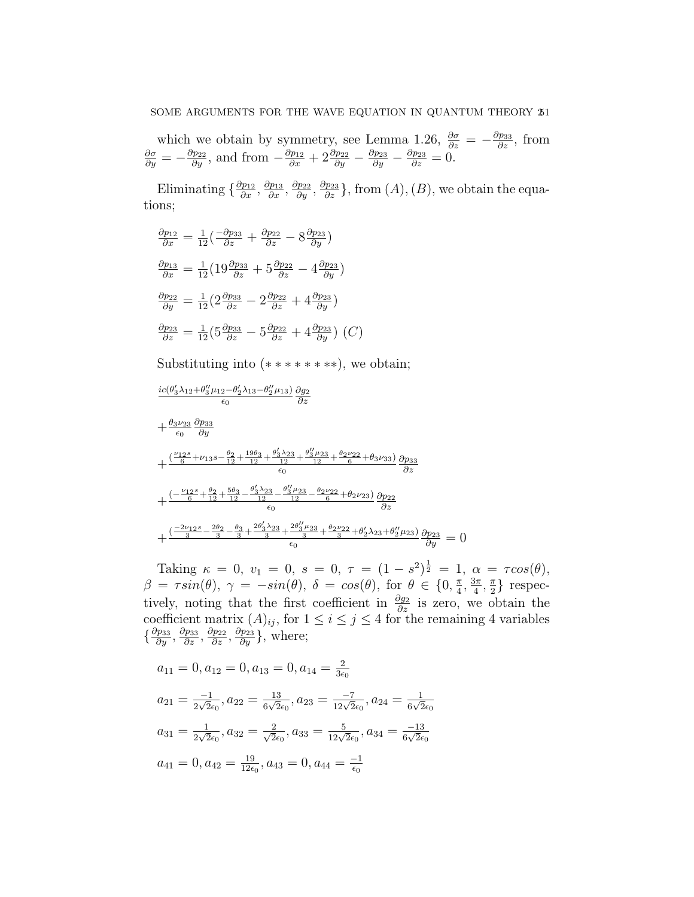which we obtain by symmetry, see Lemma 1.26, $\frac{\partial \sigma}{\partial z} = -\frac{\partial p_{33}}{\partial z}$, from $\frac{\partial \sigma}{\partial y} = -\frac{\partial p_{22}}{\partial y}$, and from $-\frac{\partial p_{12}}{\partial x} + 2\frac{\partial p_{22}}{\partial y} - \frac{\partial p_{23}}{\partial y} - \frac{\partial p_{23}}{\partial z} = 0$.

Eliminating $\{\frac{\partial p_{12}}{\partial x}, \frac{\partial p_{13}}{\partial x}, \frac{\partial p_{22}}{\partial y}, \frac{\partial p_{23}}{\partial z}\}$, from $(A), (B)$, we obtain the equations;

$\frac{\partial p_{12}}{\partial x} = \frac{1}{12}(\frac{-\partial p_{33}}{\partial z} + \frac{\partial p_{22}}{\partial z} - 8\frac{\partial p_{23}}{\partial y})$

$\frac{\partial p_{13}}{\partial x} = \frac{1}{12}(19\frac{\partial p_{33}}{\partial z} + 5\frac{\partial p_{22}}{\partial z} - 4\frac{\partial p_{23}}{\partial y})$

$\frac{\partial p_{22}}{\partial y} = \frac{1}{12}(2\frac{\partial p_{33}}{\partial z} - 2\frac{\partial p_{22}}{\partial z} + 4\frac{\partial p_{23}}{\partial y})$

$\frac{\partial p_{23}}{\partial z} = \frac{1}{12}(5\frac{\partial p_{33}}{\partial z} - 5\frac{\partial p_{22}}{\partial z} + 4\frac{\partial p_{23}}{\partial y})$ $(C)$

Substituting into $(********)$, we obtain;

$\frac{ic(\theta_3'\lambda_{12}+\theta_3''\mu_{12}-\theta_2'\lambda_{13}-\theta_2''\mu_{13})}{\epsilon_0}\frac{\partial g_2}{\partial z}$

$+\frac{\theta_3\nu_{23}}{\epsilon_0}\frac{\partial p_{33}}{\partial y}$

$+\frac{(\frac{\nu_{12}s}{6}+\nu_{13}s-\frac{\theta_2}{12}+\frac{19\theta_3}{12}+\frac{\theta_3'\lambda_{23}}{12}+\frac{\theta_3''\mu_{23}}{12}+\frac{\theta_2\nu_{22}}{6}+\theta_3\nu_{33})}{\epsilon_0}\frac{\partial p_{33}}{\partial z}$

$+\frac{(-\frac{\nu_{12}s}{6}+\frac{\theta_2}{12}+\frac{5\theta_3}{12}-\frac{\theta_3'\lambda_{23}}{12}-\frac{\theta_3''\mu_{23}}{12}-\frac{\theta_2\nu_{22}}{6}+\theta_2\nu_{23})}{\epsilon_0}\frac{\partial p_{22}}{\partial z}$

$+\frac{(\frac{-2\nu_{12}s}{3}-\frac{2\theta_2}{3}-\frac{\theta_3}{3}+\frac{2\theta_3'\lambda_{23}}{3}+\frac{2\theta_3''\mu_{23}}{3}+\frac{\theta_2\nu_{22}}{3}+\theta_2'\lambda_{23}+\theta_2''\mu_{23})}{\epsilon_0}\frac{\partial p_{23}}{\partial y} = 0$

Taking $\kappa = 0$, $v_1 = 0$, $s = 0$, $\tau = (1-s^2)^{\frac{1}{2}} = 1$, $\alpha = \tau cos(\theta)$, $\beta = \tau sin(\theta)$, $\gamma = -sin(\theta)$, $\delta = cos(\theta)$, for $\theta \in \{0, \frac{\pi}{4}, \frac{3\pi}{4}, \frac{\pi}{2}\}$ respectively, noting that the first coefficient in $\frac{\partial g_2}{\partial z}$ is zero, we obtain the coefficient matrix $(A)_{ij}$, for $1 \leq i \leq j \leq 4$ for the remaining 4 variables $\{\frac{\partial p_{33}}{\partial y}, \frac{\partial p_{33}}{\partial z}, \frac{\partial p_{22}}{\partial z}, \frac{\partial p_{23}}{\partial y}\}$, where;

$a_{11} = 0, a_{12} = 0, a_{13} = 0, a_{14} = \frac{2}{3\epsilon_0}$

$a_{21} = \frac{-1}{2\sqrt{2}\epsilon_0}, a_{22} = \frac{13}{6\sqrt{2}\epsilon_0}, a_{23} = \frac{-7}{12\sqrt{2}\epsilon_0}, a_{24} = \frac{1}{6\sqrt{2}\epsilon_0}$

$a_{31} = \frac{1}{2\sqrt{2}\epsilon_0}, a_{32} = \frac{2}{\sqrt{2}\epsilon_0}, a_{33} = \frac{5}{12\sqrt{2}\epsilon_0}, a_{34} = \frac{-13}{6\sqrt{2}\epsilon_0}$

$a_{41} = 0, a_{42} = \frac{19}{12\epsilon_0}, a_{43} = 0, a_{44} = \frac{-1}{\epsilon_0}$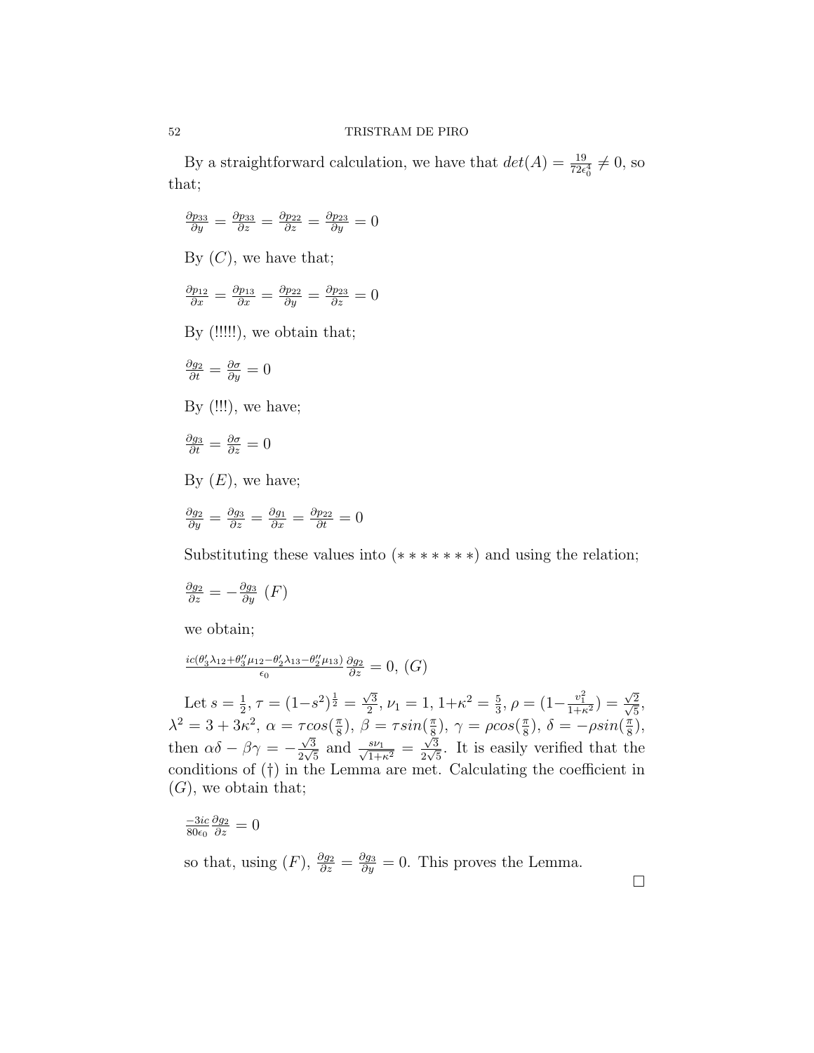By a straightforward calculation, we have that $det(A) = \frac{19}{72\epsilon_0^4} \neq 0$, so that;

$\frac{\partial p_{33}}{\partial y} = \frac{\partial p_{33}}{\partial z} = \frac{\partial p_{22}}{\partial z} = \frac{\partial p_{23}}{\partial y} = 0$

By $(C)$, we have that;

$\frac{\partial p_{12}}{\partial x} = \frac{\partial p_{13}}{\partial x} = \frac{\partial p_{22}}{\partial y} = \frac{\partial p_{23}}{\partial z} = 0$

By (!!!!!), we obtain that;

$\frac{\partial g_2}{\partial t} = \frac{\partial \sigma}{\partial y} = 0$

By (!!!), we have;

$\frac{\partial g_3}{\partial t} = \frac{\partial \sigma}{\partial z} = 0$

By $(E)$, we have;

$\frac{\partial g_2}{\partial y} = \frac{\partial g_3}{\partial z} = \frac{\partial g_1}{\partial x} = \frac{\partial p_{22}}{\partial t} = 0$

Substituting these values into $(*******)$ and using the relation;

$\frac{\partial g_2}{\partial z} = -\frac{\partial g_3}{\partial y}$ $(F)$

we obtain;

$\frac{ic(\theta_3'\lambda_{12}+\theta_3''\mu_{12}-\theta_2'\lambda_{13}-\theta_2''\mu_{13})}{\epsilon_0}\frac{\partial g_2}{\partial z} = 0$, $(G)$

Let $s = \frac{1}{2}$, $\tau = (1-s^2)^{\frac{1}{2}} = \frac{\sqrt{3}}{2}$, $\nu_1 = 1$, $1+\kappa^2 = \frac{5}{3}$, $\rho = (1-\frac{v_1^2}{1+\kappa^2}) = \frac{\sqrt{2}}{\sqrt{5}}$, $\lambda^2 = 3+3\kappa^2$, $\alpha = \tau cos(\frac{\pi}{8})$, $\beta = \tau sin(\frac{\pi}{8})$, $\gamma = \rho cos(\frac{\pi}{8})$, $\delta = -\rho sin(\frac{\pi}{8})$, then $\alpha\delta - \beta\gamma = -\frac{\sqrt{3}}{2\sqrt{5}}$ and $\frac{s\nu_1}{\sqrt{1+\kappa^2}} = \frac{\sqrt{3}}{2\sqrt{5}}$. It is easily verified that the conditions of $(\dagger)$ in the Lemma are met. Calculating the coefficient in $(G)$, we obtain that;

$\frac{-3ic}{80\epsilon_0}\frac{\partial g_2}{\partial z} = 0$

so that, using $(F)$, $\frac{\partial g_2}{\partial z} = \frac{\partial g_3}{\partial y} = 0$. This proves the Lemma.

□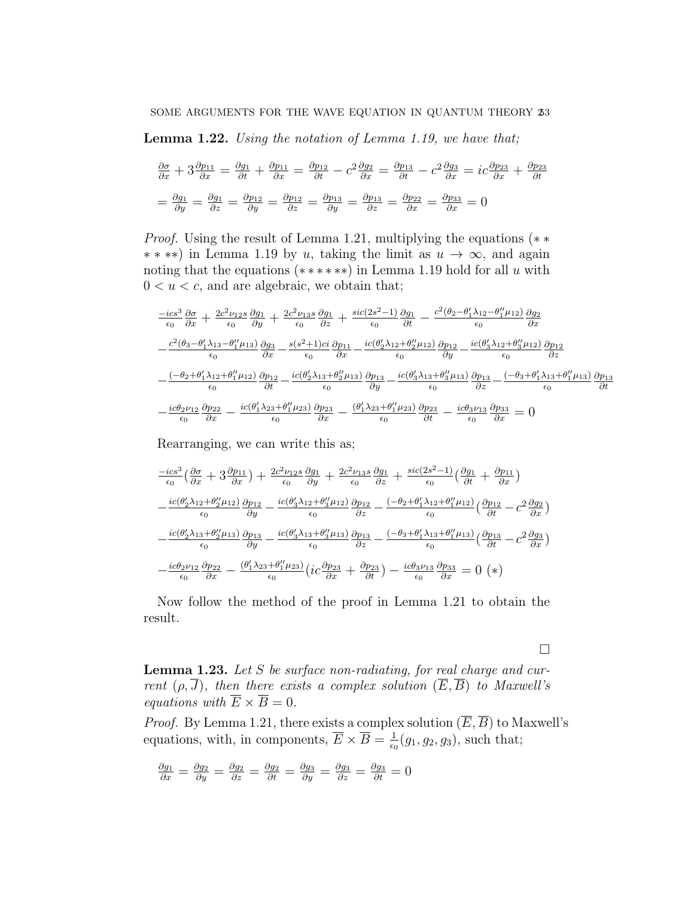**Lemma 1.22.** *Using the notation of Lemma 1.19, we have that;*

$$\frac{\partial\sigma}{\partial x}+3\frac{\partial p_{11}}{\partial x}=\frac{\partial g_1}{\partial t}+\frac{\partial p_{11}}{\partial x}=\frac{\partial p_{12}}{\partial t}-c^2\frac{\partial g_2}{\partial x}=\frac{\partial p_{13}}{\partial t}-c^2\frac{\partial g_3}{\partial x}=ic\frac{\partial p_{23}}{\partial x}+\frac{\partial p_{23}}{\partial t}$$

$$=\frac{\partial g_1}{\partial y}=\frac{\partial g_1}{\partial z}=\frac{\partial p_{12}}{\partial y}=\frac{\partial p_{12}}{\partial z}=\frac{\partial p_{13}}{\partial y}=\frac{\partial p_{13}}{\partial z}=\frac{\partial p_{22}}{\partial x}=\frac{\partial p_{33}}{\partial x}=0$$

*Proof.* Using the result of Lemma 1.21, multiplying the equations $(*****)$ in Lemma 1.19 by $u$, taking the limit as $u\rightarrow\infty$, and again noting that the equations $(******)$ in Lemma 1.19 hold for all $u$ with $0<u<c$, and are algebraic, we obtain that;

$$\frac{-ics^3}{\epsilon_0}\frac{\partial\sigma}{\partial x}+\frac{2c^2\nu_{12}s}{\epsilon_0}\frac{\partial g_1}{\partial y}+\frac{2c^2\nu_{13}s}{\epsilon_0}\frac{\partial g_1}{\partial z}+\frac{sic(2s^2-1)}{\epsilon_0}\frac{\partial g_1}{\partial t}-\frac{c^2(\theta_2-\theta_1'\lambda_{12}-\theta_1''\mu_{12})}{\epsilon_0}\frac{\partial g_2}{\partial x}$$

$$-\frac{c^2(\theta_3-\theta_1'\lambda_{13}-\theta_1''\mu_{13})}{\epsilon_0}\frac{\partial g_3}{\partial x}-\frac{s(s^2+1)ci}{\epsilon_0}\frac{\partial p_{11}}{\partial x}-\frac{ic(\theta_2'\lambda_{12}+\theta_2''\mu_{12})}{\epsilon_0}\frac{\partial p_{12}}{\partial y}-\frac{ic(\theta_3'\lambda_{12}+\theta_3''\mu_{12})}{\epsilon_0}\frac{\partial p_{12}}{\partial z}$$

$$-\frac{(-\theta_2+\theta_1'\lambda_{12}+\theta_1''\mu_{12})}{\epsilon_0}\frac{\partial p_{12}}{\partial t}-\frac{ic(\theta_2'\lambda_{13}+\theta_2''\mu_{13})}{\epsilon_0}\frac{\partial p_{13}}{\partial y}-\frac{ic(\theta_3'\lambda_{13}+\theta_3''\mu_{13})}{\epsilon_0}\frac{\partial p_{13}}{\partial z}-\frac{(-\theta_3+\theta_1'\lambda_{13}+\theta_1''\mu_{13})}{\epsilon_0}\frac{\partial p_{13}}{\partial t}$$

$$-\frac{ic\theta_2\nu_{12}}{\epsilon_0}\frac{\partial p_{22}}{\partial x}-\frac{ic(\theta_1'\lambda_{23}+\theta_1''\mu_{23})}{\epsilon_0}\frac{\partial p_{23}}{\partial x}-\frac{(\theta_1'\lambda_{23}+\theta_1''\mu_{23})}{\epsilon_0}\frac{\partial p_{23}}{\partial t}-\frac{ic\theta_3\nu_{13}}{\epsilon_0}\frac{\partial p_{33}}{\partial x}=0$$

Rearranging, we can write this as;

$$\frac{-ics^3}{\epsilon_0}\left(\frac{\partial\sigma}{\partial x}+3\frac{\partial p_{11}}{\partial x}\right)+\frac{2c^2\nu_{12}s}{\epsilon_0}\frac{\partial g_1}{\partial y}+\frac{2c^2\nu_{13}s}{\epsilon_0}\frac{\partial g_1}{\partial z}+\frac{sic(2s^2-1)}{\epsilon_0}\left(\frac{\partial g_1}{\partial t}+\frac{\partial p_{11}}{\partial x}\right)$$

$$-\frac{ic(\theta_2'\lambda_{12}+\theta_2''\mu_{12})}{\epsilon_0}\frac{\partial p_{12}}{\partial y}-\frac{ic(\theta_3'\lambda_{12}+\theta_3''\mu_{12})}{\epsilon_0}\frac{\partial p_{12}}{\partial z}-\frac{(-\theta_2+\theta_1'\lambda_{12}+\theta_1''\mu_{12})}{\epsilon_0}\left(\frac{\partial p_{12}}{\partial t}-c^2\frac{\partial g_2}{\partial x}\right)$$

$$-\frac{ic(\theta_2'\lambda_{13}+\theta_2''\mu_{13})}{\epsilon_0}\frac{\partial p_{13}}{\partial y}-\frac{ic(\theta_3'\lambda_{13}+\theta_3''\mu_{13})}{\epsilon_0}\frac{\partial p_{13}}{\partial z}-\frac{(-\theta_3+\theta_1'\lambda_{13}+\theta_1''\mu_{13})}{\epsilon_0}\left(\frac{\partial p_{13}}{\partial t}-c^2\frac{\partial g_3}{\partial x}\right)$$

$$-\frac{ic\theta_2\nu_{12}}{\epsilon_0}\frac{\partial p_{22}}{\partial x}-\frac{(\theta_1'\lambda_{23}+\theta_1''\mu_{23})}{\epsilon_0}\left(ic\frac{\partial p_{23}}{\partial x}+\frac{\partial p_{23}}{\partial t}\right)-\frac{ic\theta_3\nu_{13}}{\epsilon_0}\frac{\partial p_{33}}{\partial x}=0\ (*)$$

Now follow the method of the proof in Lemma 1.21 to obtain the result.

□

**Lemma 1.23.** *Let $S$ be surface non-radiating, for real charge and current $(\rho,\overline{J})$, then there exists a complex solution $(\overline{E},\overline{B})$ to Maxwell's equations with $\overline{E}\times\overline{B}=0$.*

*Proof.* By Lemma 1.21, there exists a complex solution $(\overline{E},\overline{B})$ to Maxwell's equations, with, in components, $\overline{E}\times\overline{B}=\frac{1}{\epsilon_0}(g_1,g_2,g_3)$, such that;

$$\frac{\partial g_1}{\partial x}=\frac{\partial g_2}{\partial y}=\frac{\partial g_2}{\partial z}=\frac{\partial g_2}{\partial t}=\frac{\partial g_3}{\partial y}=\frac{\partial g_3}{\partial z}=\frac{\partial g_3}{\partial t}=0$$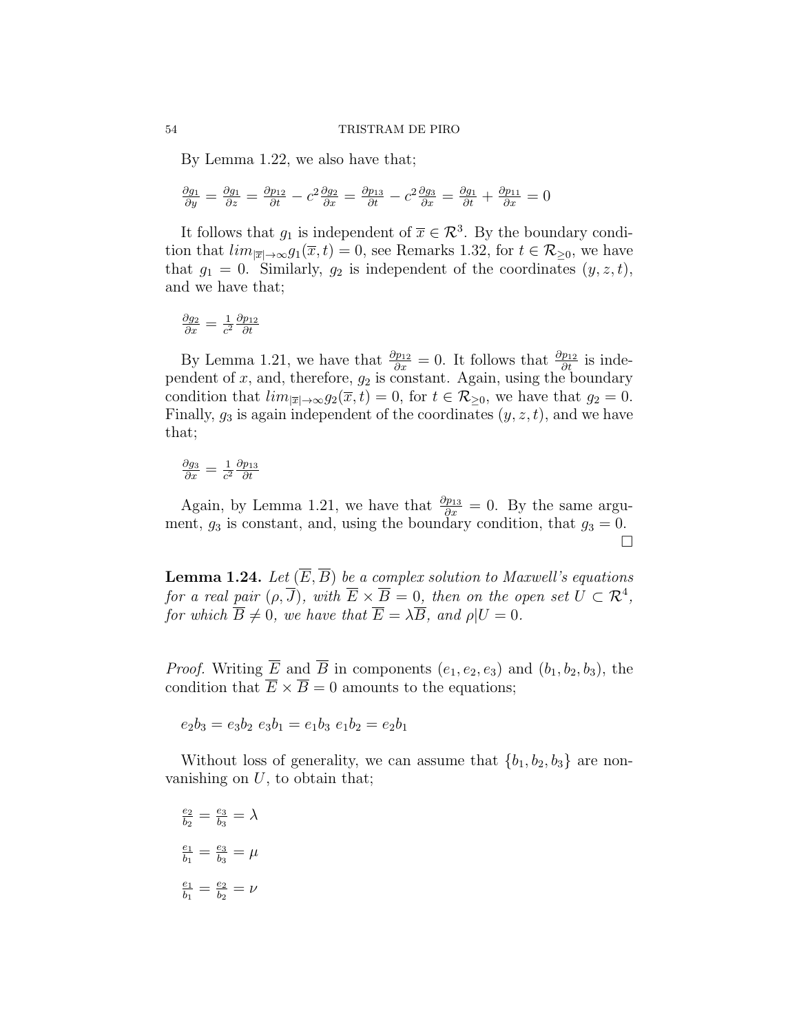By Lemma 1.22, we also have that;

$\frac{\partial g_1}{\partial y} = \frac{\partial g_1}{\partial z} = \frac{\partial p_{12}}{\partial t} - c^2 \frac{\partial g_2}{\partial x} = \frac{\partial p_{13}}{\partial t} - c^2 \frac{\partial g_3}{\partial x} = \frac{\partial g_1}{\partial t} + \frac{\partial p_{11}}{\partial x} = 0$

It follows that $g_1$ is independent of $\overline{x} \in \mathcal{R}^3$. By the boundary condition that $lim_{|\overline{x}| \rightarrow \infty} g_1(\overline{x}, t) = 0$, see Remarks 1.32, for $t \in \mathcal{R}_{\geq 0}$, we have that $g_1 = 0$. Similarly, $g_2$ is independent of the coordinates $(y, z, t)$, and we have that;

$\frac{\partial g_2}{\partial x} = \frac{1}{c^2} \frac{\partial p_{12}}{\partial t}$

By Lemma 1.21, we have that $\frac{\partial p_{12}}{\partial x} = 0$. It follows that $\frac{\partial p_{12}}{\partial t}$ is independent of $x$, and, therefore, $g_2$ is constant. Again, using the boundary condition that $lim_{|\overline{x}| \rightarrow \infty} g_2(\overline{x}, t) = 0$, for $t \in \mathcal{R}_{\geq 0}$, we have that $g_2 = 0$. Finally, $g_3$ is again independent of the coordinates $(y, z, t)$, and we have that;

$\frac{\partial g_3}{\partial x} = \frac{1}{c^2} \frac{\partial p_{13}}{\partial t}$

Again, by Lemma 1.21, we have that $\frac{\partial p_{13}}{\partial x} = 0$. By the same argument, $g_3$ is constant, and, using the boundary condition, that $g_3 = 0$. □

**Lemma 1.24.** *Let $(\overline{E}, \overline{B})$ be a complex solution to Maxwell's equations for a real pair $(\rho, \overline{J})$, with $\overline{E} \times \overline{B} = 0$, then on the open set $U \subset \mathcal{R}^4$, for which $\overline{B} \neq 0$, we have that $\overline{E} = \lambda \overline{B}$, and $\rho | U = 0$.*

*Proof.* Writing $\overline{E}$ and $\overline{B}$ in components $(e_1, e_2, e_3)$ and $(b_1, b_2, b_3)$, the condition that $\overline{E} \times \overline{B} = 0$ amounts to the equations;

$e_2 b_3 = e_3 b_2 \; e_3 b_1 = e_1 b_3 \; e_1 b_2 = e_2 b_1$

Without loss of generality, we can assume that $\{b_1, b_2, b_3\}$ are non-vanishing on $U$, to obtain that;

$\frac{e_2}{b_2} = \frac{e_3}{b_3} = \lambda$

$\frac{e_1}{b_1} = \frac{e_3}{b_3} = \mu$

$\frac{e_1}{b_1} = \frac{e_2}{b_2} = \nu$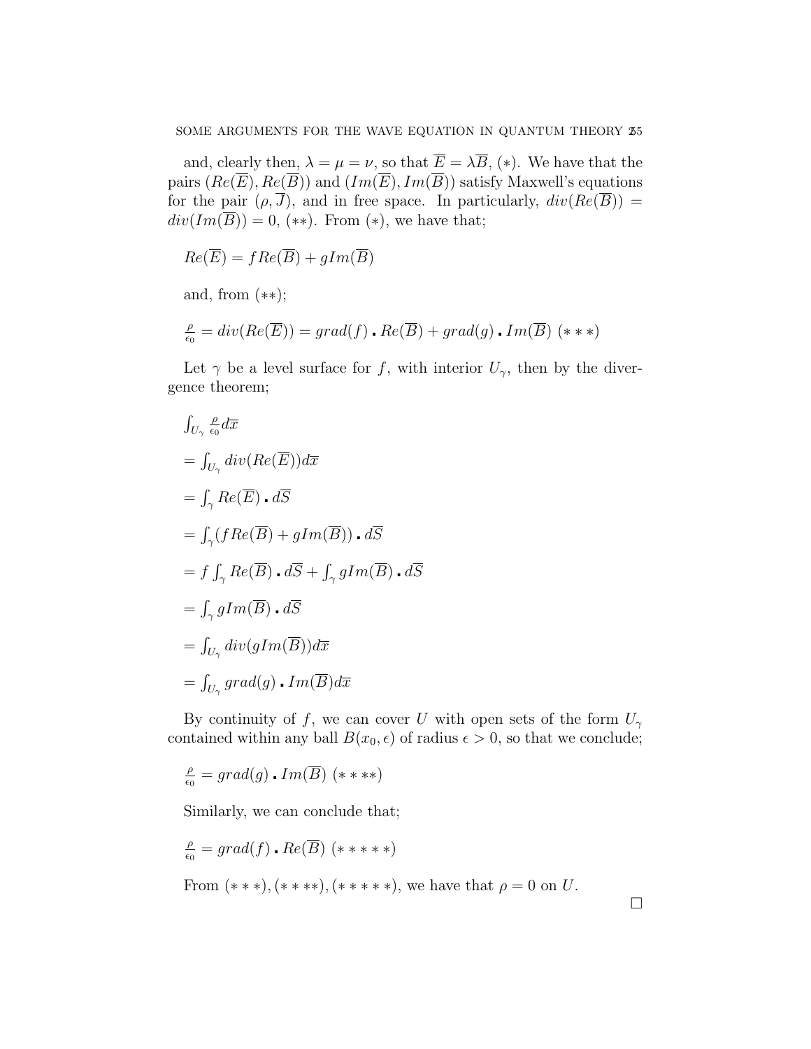and, clearly then, $\lambda = \mu = \nu$, so that $\overline{E} = \lambda \overline{B}$, $(*)$. We have that the pairs $(Re(\overline{E}), Re(\overline{B}))$ and $(Im(\overline{E}), Im(\overline{B}))$ satisfy Maxwell's equations for the pair $(\rho, \overline{J})$, and in free space. In particularly, $div(Re(\overline{B})) = div(Im(\overline{B})) = 0$, $(**)$. From $(*)$, we have that;

$Re(\overline{E}) = f Re(\overline{B}) + g Im(\overline{B})$

and, from $(**)$;

$\frac{\rho}{\epsilon_0} = div(Re(\overline{E})) = grad(f) \cdot Re(\overline{B}) + grad(g) \cdot Im(\overline{B})$ $(***)$

Let $\gamma$ be a level surface for $f$, with interior $U_\gamma$, then by the divergence theorem;

$\int_{U_\gamma} \frac{\rho}{\epsilon_0} d\overline{x}$

$= \int_{U_\gamma} div(Re(\overline{E})) d\overline{x}$

$= \int_\gamma Re(\overline{E}) \cdot d\overline{S}$

$= \int_\gamma (f Re(\overline{B}) + g Im(\overline{B})) \cdot d\overline{S}$

$= f \int_\gamma Re(\overline{B}) \cdot d\overline{S} + \int_\gamma g Im(\overline{B}) \cdot d\overline{S}$

$= \int_\gamma g Im(\overline{B}) \cdot d\overline{S}$

$= \int_{U_\gamma} div(g Im(\overline{B})) d\overline{x}$

$= \int_{U_\gamma} grad(g) \cdot Im(\overline{B}) d\overline{x}$

By continuity of $f$, we can cover $U$ with open sets of the form $U_\gamma$ contained within any ball $B(x_0, \epsilon)$ of radius $\epsilon > 0$, so that we conclude;

$\frac{\rho}{\epsilon_0} = grad(g) \cdot Im(\overline{B})$ $(****)$

Similarly, we can conclude that;

$\frac{\rho}{\epsilon_0} = grad(f) \cdot Re(\overline{B})$ $(*****)$

From $(***), (****), (*****)$, we have that $\rho = 0$ on $U$.

$\square$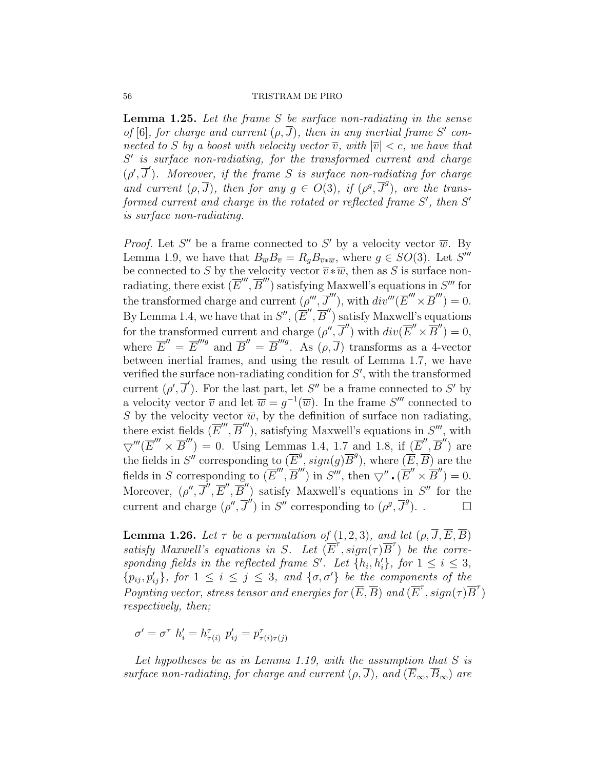**Lemma 1.25.** *Let the frame $S$ be surface non-radiating in the sense of [6], for charge and current $(\rho, \overline{J})$, then in any inertial frame $S'$ connected to $S$ by a boost with velocity vector $\overline{v}$, with $|\overline{v}| < c$, we have that $S'$ is surface non-radiating, for the transformed current and charge $(\rho', \overline{J}')$. Moreover, if the frame $S$ is surface non-radiating for charge and current $(\rho, \overline{J})$, then for any $g \in O(3)$, if $(\rho^g, \overline{J}^g)$, are the transformed current and charge in the rotated or reflected frame $S'$, then $S'$ is surface non-radiating.*

*Proof.* Let $S''$ be a frame connected to $S'$ by a velocity vector $\overline{w}$. By Lemma 1.9, we have that $B_{\overline{w}} B_{\overline{v}} = R_g B_{\overline{v} * \overline{w}}$, where $g \in SO(3)$. Let $S'''$ be connected to $S$ by the velocity vector $\overline{v} * \overline{w}$, then as $S$ is surface non-radiating, there exist $(\overline{E}''', \overline{B}''')$ satisfying Maxwell's equations in $S'''$ for the transformed charge and current $(\rho''', \overline{J}''')$, with $div'''(\overline{E}''' \times \overline{B}''') = 0$. By Lemma 1.4, we have that in $S''$, $(\overline{E}'', \overline{B}'')$ satisfy Maxwell's equations for the transformed current and charge $(\rho'', \overline{J}'')$ with $div(\overline{E}'' \times \overline{B}'') = 0$, where $\overline{E}'' = \overline{E}'''^g$ and $\overline{B}'' = \overline{B}'''^g$. As $(\rho, \overline{J})$ transforms as a 4-vector between inertial frames, and using the result of Lemma 1.7, we have verified the surface non-radiating condition for $S'$, with the transformed current $(\rho', \overline{J}')$. For the last part, let $S''$ be a frame connected to $S'$ by a velocity vector $\overline{v}$ and let $\overline{w} = g^{-1}(\overline{w})$. In the frame $S'''$ connected to $S$ by the velocity vector $\overline{w}$, by the definition of surface non radiating, there exist fields $(\overline{E}''', \overline{B}''')$, satisfying Maxwell's equations in $S'''$, with $\bigtriangledown'''(\overline{E}''' \times \overline{B}''') = 0$. Using Lemmas 1.4, 1.7 and 1.8, if $(\overline{E}'', \overline{B}'')$ are the fields in $S''$ corresponding to $(\overline{E}^g, sign(g)\overline{B}^g)$, where $(\overline{E}, \overline{B})$ are the fields in $S$ corresponding to $(\overline{E}''', \overline{B}''')$ in $S'''$, then $\bigtriangledown'' \cdot (\overline{E}'' \times \overline{B}'') = 0$. Moreover, $(\rho'', \overline{J}'', \overline{E}'', \overline{B}'')$ satisfy Maxwell's equations in $S''$ for the current and charge $(\rho'', \overline{J}'')$ in $S''$ corresponding to $(\rho^g, \overline{J}^g)$. . $\square$

**Lemma 1.26.** *Let $\tau$ be a permutation of $(1, 2, 3)$, and let $(\rho, \overline{J}, \overline{E}, \overline{B})$ satisfy Maxwell's equations in $S$. Let $(\overline{E}^\tau, sign(\tau)\overline{B}^\tau)$ be the corresponding fields in the reflected frame $S'$. Let $\{h_i, h_i'\}$, for $1 \leq i \leq 3$, $\{p_{ij}, p_{ij}'\}$, for $1 \leq i \leq j \leq 3$, and $\{\sigma, \sigma'\}$ be the components of the Poynting vector, stress tensor and energies for $(\overline{E}, \overline{B})$ and $(\overline{E}^\tau, sign(\tau)\overline{B}^\tau)$ respectively, then;*

$$\sigma' = \sigma^\tau \ \ h_i' = h_{\tau(i)}^\tau \ \ p_{ij}' = p_{\tau(i)\tau(j)}^\tau$$

*Let hypotheses be as in Lemma 1.19, with the assumption that $S$ is surface non-radiating, for charge and current $(\rho, \overline{J})$, and $(\overline{E}_\infty, \overline{B}_\infty)$ are*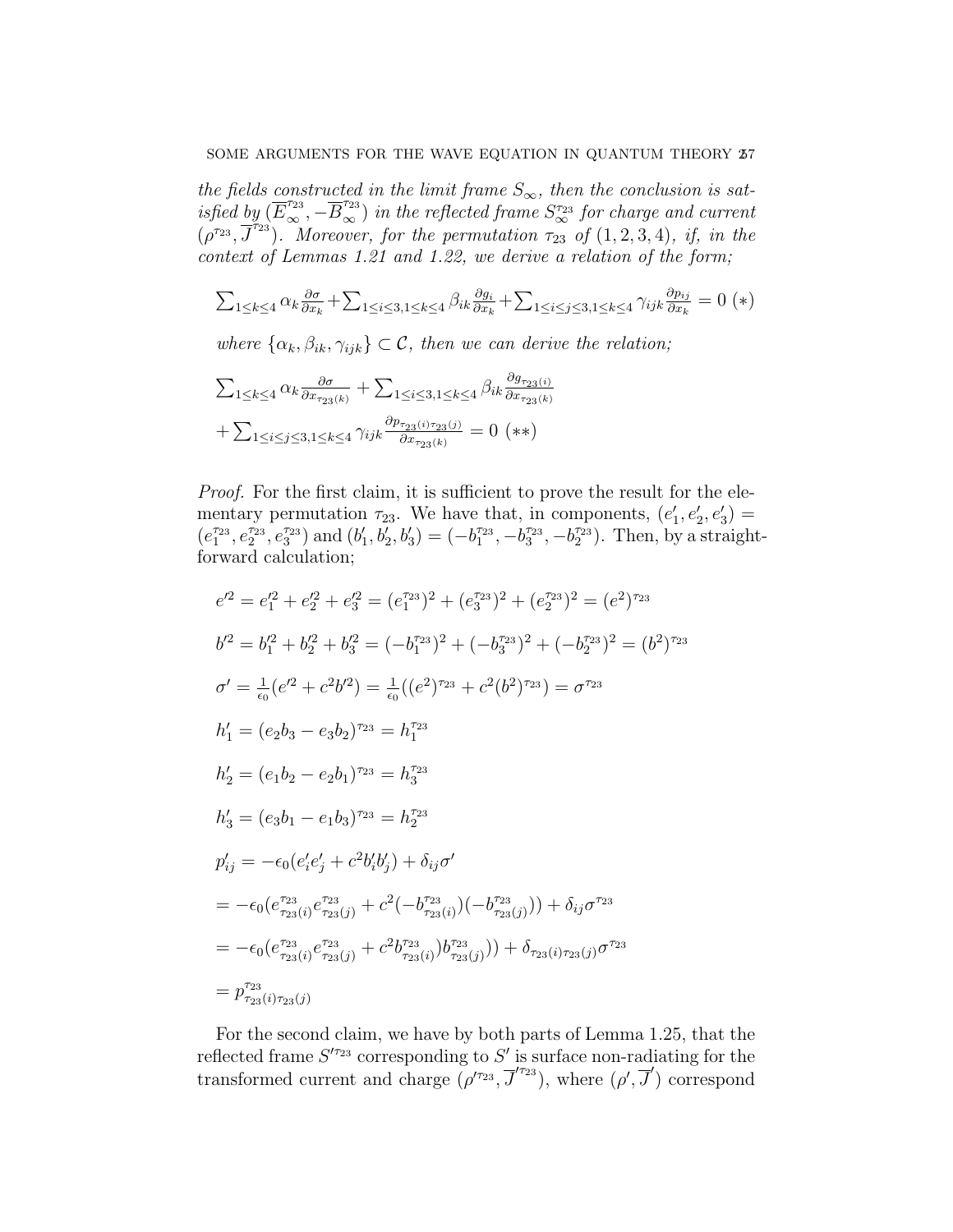*the fields constructed in the limit frame $S_\infty$, then the conclusion is satisfied by $(\overline{E}_\infty^{\tau_{23}}, -\overline{B}_\infty^{\tau_{23}})$ in the reflected frame $S_\infty^{\tau_{23}}$ for charge and current $(\rho^{\tau_{23}}, \overline{J}^{\tau_{23}})$. Moreover, for the permutation $\tau_{23}$ of $(1,2,3,4)$, if, in the context of Lemmas 1.21 and 1.22, we derive a relation of the form;*

$$\sum_{1\leq k\leq 4}\alpha_k\frac{\partial\sigma}{\partial x_k}+\sum_{1\leq i\leq 3,1\leq k\leq 4}\beta_{ik}\frac{\partial g_i}{\partial x_k}+\sum_{1\leq i\leq j\leq 3,1\leq k\leq 4}\gamma_{ijk}\frac{\partial p_{ij}}{\partial x_k}=0\ (*)$$

*where $\{\alpha_k, \beta_{ik}, \gamma_{ijk}\} \subset \mathcal{C}$, then we can derive the relation;*

$$\sum_{1\leq k\leq 4}\alpha_k\frac{\partial\sigma}{\partial x_{\tau_{23}(k)}}+\sum_{1\leq i\leq 3,1\leq k\leq 4}\beta_{ik}\frac{\partial g_{\tau_{23}(i)}}{\partial x_{\tau_{23}(k)}}$$

$$+\sum_{1\leq i\leq j\leq 3,1\leq k\leq 4}\gamma_{ijk}\frac{\partial p_{\tau_{23}(i)\tau_{23}(j)}}{\partial x_{\tau_{23}(k)}}=0\ (**)$$

*Proof.* For the first claim, it is sufficient to prove the result for the elementary permutation $\tau_{23}$. We have that, in components, $(e_1', e_2', e_3') = (e_1^{\tau_{23}}, e_2^{\tau_{23}}, e_3^{\tau_{23}})$ and $(b_1', b_2', b_3') = (-b_1^{\tau_{23}}, -b_3^{\tau_{23}}, -b_2^{\tau_{23}})$. Then, by a straightforward calculation;

$$e'^2 = e_1'^2 + e_2'^2 + e_3'^2 = (e_1^{\tau_{23}})^2 + (e_3^{\tau_{23}})^2 + (e_2^{\tau_{23}})^2 = (e^2)^{\tau_{23}}$$

$$b'^2 = b_1'^2 + b_2'^2 + b_3'^2 = (-b_1^{\tau_{23}})^2 + (-b_3^{\tau_{23}})^2 + (-b_2^{\tau_{23}})^2 = (b^2)^{\tau_{23}}$$

$$\sigma' = \tfrac{1}{\epsilon_0}(e'^2 + c^2 b'^2) = \tfrac{1}{\epsilon_0}((e^2)^{\tau_{23}} + c^2(b^2)^{\tau_{23}}) = \sigma^{\tau_{23}}$$

$$h_1' = (e_2 b_3 - e_3 b_2)^{\tau_{23}} = h_1^{\tau_{23}}$$

$$h_2' = (e_1 b_2 - e_2 b_1)^{\tau_{23}} = h_3^{\tau_{23}}$$

$$h_3' = (e_3 b_1 - e_1 b_3)^{\tau_{23}} = h_2^{\tau_{23}}$$

$$p_{ij}' = -\epsilon_0(e_i' e_j' + c^2 b_i' b_j') + \delta_{ij}\sigma'$$

$$= -\epsilon_0(e_{\tau_{23}(i)}^{\tau_{23}} e_{\tau_{23}(j)}^{\tau_{23}} + c^2(-b_{\tau_{23}(i)}^{\tau_{23}})(-b_{\tau_{23}(j)}^{\tau_{23}})) + \delta_{ij}\sigma^{\tau_{23}}$$

$$= -\epsilon_0(e_{\tau_{23}(i)}^{\tau_{23}} e_{\tau_{23}(j)}^{\tau_{23}} + c^2 b_{\tau_{23}(i)}^{\tau_{23}}) b_{\tau_{23}(j)}^{\tau_{23}})) + \delta_{\tau_{23}(i)\tau_{23}(j)}\sigma^{\tau_{23}}$$

$$= p_{\tau_{23}(i)\tau_{23}(j)}^{\tau_{23}}$$

For the second claim, we have by both parts of Lemma 1.25, that the reflected frame $S'^{\tau_{23}}$ corresponding to $S'$ is surface non-radiating for the transformed current and charge $(\rho'^{\tau_{23}}, \overline{J}'^{\tau_{23}})$, where $(\rho', \overline{J}')$ correspond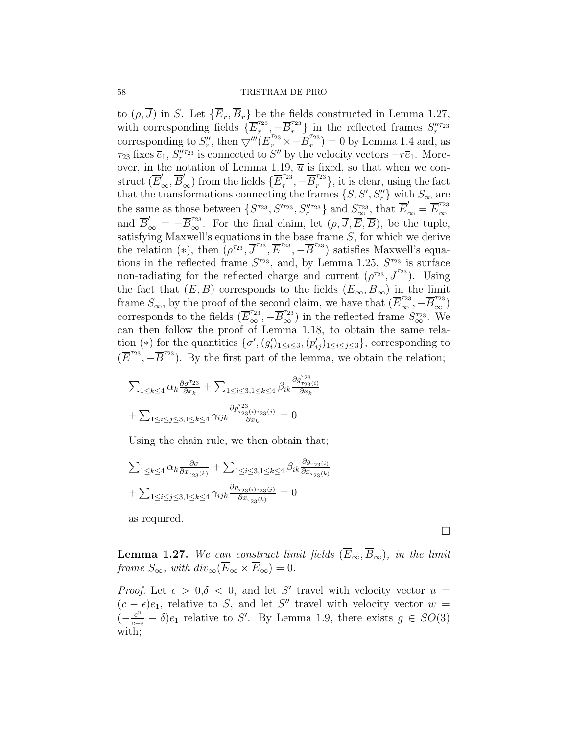to $(\rho, \overline{J})$ in $S$. Let $\{\overline{E}_r, \overline{B}_r\}$ be the fields constructed in Lemma 1.27, with corresponding fields $\{\overline{E}_r^{\tau_{23}}, -\overline{B}_r^{\tau_{23}}\}$ in the reflected frames $S_r''^{\tau_{23}}$ corresponding to $S_r''$, then $\bigtriangledown'''(\overline{E}_r^{\tau_{23}} \times -\overline{B}_r^{\tau_{23}}) = 0$ by Lemma 1.4 and, as $\tau_{23}$ fixes $\overline{e}_1$, $S_r''^{\tau_{23}}$ is connected to $S''$ by the velocity vectors $-r\overline{e}_1$. Moreover, in the notation of Lemma 1.19, $\overline{u}$ is fixed, so that when we construct $(\overline{E}_\infty', \overline{B}_\infty')$ from the fields $\{\overline{E}_r^{\tau_{23}}, -\overline{B}_r^{\tau_{23}}\}$, it is clear, using the fact that the transformations connecting the frames $\{S, S', S_r''\}$ with $S_\infty$ are the same as those between $\{S^{\tau_{23}}, S'^{\tau_{23}}, S_r''^{\tau_{23}}\}$ and $S_\infty^{\tau_{23}}$, that $\overline{E}_\infty' = \overline{E}_\infty^{\tau_{23}}$ and $\overline{B}_\infty' = -\overline{B}_\infty^{\tau_{23}}$. For the final claim, let $(\rho, \overline{J}, \overline{E}, \overline{B})$, be the tuple, satisfying Maxwell's equations in the base frame $S$, for which we derive the relation $(*)$, then $(\rho^{\tau_{23}}, \overline{J}^{\tau_{23}}, \overline{E}^{\tau_{23}}, -\overline{B}^{\tau_{23}})$ satisfies Maxwell's equations in the reflected frame $S^{\tau_{23}}$, and, by Lemma 1.25, $S^{\tau_{23}}$ is surface non-radiating for the reflected charge and current $(\rho^{\tau_{23}}, \overline{J}^{\tau_{23}})$. Using the fact that $(\overline{E}, \overline{B})$ corresponds to the fields $(\overline{E}_\infty, \overline{B}_\infty)$ in the limit frame $S_\infty$, by the proof of the second claim, we have that $(\overline{E}_\infty^{\tau_{23}}, -\overline{B}_\infty^{\tau_{23}})$ corresponds to the fields $(\overline{E}_\infty^{\tau_{23}}, -\overline{B}_\infty^{\tau_{23}})$ in the reflected frame $S_\infty^{\tau_{23}}$. We can then follow the proof of Lemma 1.18, to obtain the same relation $(*)$ for the quantities $\{\sigma', (g_i')_{1\leq i\leq 3}, (p_{ij}')_{1\leq i\leq j\leq 3}\}$, corresponding to $(\overline{E}^{\tau_{23}}, -\overline{B}^{\tau_{23}})$. By the first part of the lemma, we obtain the relation;

$$\sum_{1\leq k\leq 4} \alpha_k \frac{\partial \sigma^{\tau_{23}}}{\partial x_k} + \sum_{1\leq i\leq 3, 1\leq k\leq 4} \beta_{ik} \frac{\partial g^{\tau_{23}}_{\tau_{23}(i)}}{\partial x_k}$$

$$+ \sum_{1\leq i\leq j\leq 3, 1\leq k\leq 4} \gamma_{ijk} \frac{\partial p^{\tau_{23}}_{\tau_{23}(i)\tau_{23}(j)}}{\partial x_k} = 0$$

Using the chain rule, we then obtain that;

$$\sum_{1\leq k\leq 4} \alpha_k \frac{\partial \sigma}{\partial x_{\tau_{23}(k)}} + \sum_{1\leq i\leq 3, 1\leq k\leq 4} \beta_{ik} \frac{\partial g_{\tau_{23}(i)}}{\partial x_{\tau_{23}(k)}}$$

$$+ \sum_{1\leq i\leq j\leq 3, 1\leq k\leq 4} \gamma_{ijk} \frac{\partial p_{\tau_{23}(i)\tau_{23}(j)}}{\partial x_{\tau_{23}(k)}} = 0$$

as required.

∎

**Lemma 1.27.** *We can construct limit fields $(\overline{E}_\infty, \overline{B}_\infty)$, in the limit frame $S_\infty$, with $div_\infty(\overline{E}_\infty \times \overline{E}_\infty) = 0$.*

*Proof.* Let $\epsilon > 0, \delta < 0$, and let $S'$ travel with velocity vector $\overline{u} = (c-\epsilon)\overline{e}_1$, relative to $S$, and let $S''$ travel with velocity vector $\overline{w} = (-\frac{c^2}{c-\epsilon} - \delta)\overline{e}_1$ relative to $S'$. By Lemma 1.9, there exists $g \in SO(3)$ with;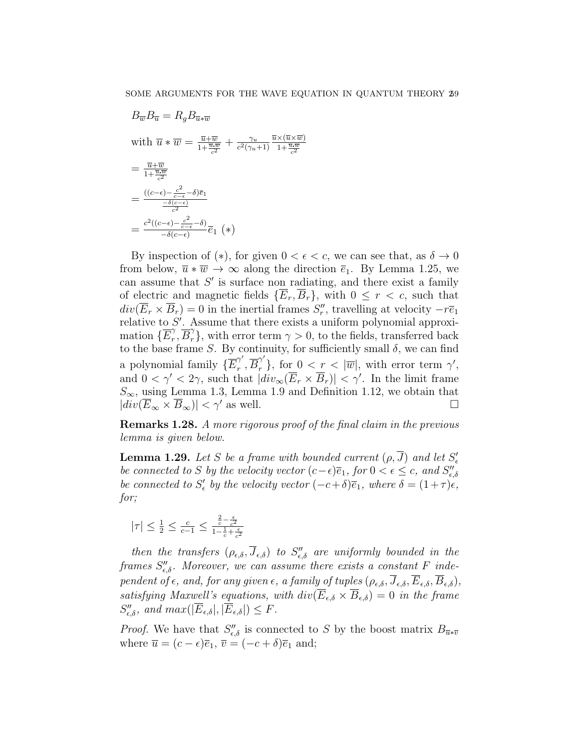$$B_{\overline{w}} B_{\overline{u}} = R_g B_{\overline{u}*\overline{w}}$$

with $\overline{u} * \overline{w} = \frac{\overline{u}+\overline{w}}{1+\frac{\overline{u}.\overline{w}}{c^2}} + \frac{\gamma_u}{c^2(\gamma_u+1)} \frac{\overline{u}\times(\overline{u}\times\overline{w})}{1+\frac{\overline{u}.\overline{w}}{c^2}}$

$= \frac{\overline{u}+\overline{w}}{1+\frac{\overline{u}.\overline{w}}{c^2}}$

$= \frac{((c-\epsilon)-\frac{c^2}{c-\epsilon}-\delta)\overline{e}_1}{\frac{-\delta(c-\epsilon)}{c^2}}$

$= \frac{c^2((c-\epsilon)-\frac{c^2}{c-\epsilon}-\delta)}{-\delta(c-\epsilon)}\overline{e}_1$ $(*)$

By inspection of $(*)$, for given $0 < \epsilon < c$, we can see that, as $\delta \rightarrow 0$ from below, $\overline{u} * \overline{w} \rightarrow \infty$ along the direction $\overline{e}_1$. By Lemma 1.25, we can assume that $S'$ is surface non radiating, and there exist a family of electric and magnetic fields $\{\overline{E}_r, \overline{B}_r\}$, with $0 \leq r < c$, such that $div(\overline{E}_r \times \overline{B}_r) = 0$ in the inertial frames $S''_r$, travelling at velocity $-r\overline{e}_1$ relative to $S'$. Assume that there exists a uniform polynomial approximation $\{\overline{E}_r^{\gamma}, \overline{B}_r^{\gamma}\}$, with error term $\gamma > 0$, to the fields, transferred back to the base frame $S$. By continuity, for sufficiently small $\delta$, we can find a polynomial family $\{\overline{E}_r^{\gamma'}, \overline{B}_r^{\gamma'}\}$, for $0 < r < |\overline{w}|$, with error term $\gamma'$, and $0 < \gamma' < 2\gamma$, such that $|div_{\infty}(\overline{E}_r \times \overline{B}_r)| < \gamma'$. In the limit frame $S_{\infty}$, using Lemma 1.3, Lemma 1.9 and Definition 1.12, we obtain that $|div(\overline{E}_{\infty} \times \overline{B}_{\infty})| < \gamma'$ as well. $\square$

**Remarks 1.28.** *A more rigorous proof of the final claim in the previous lemma is given below.*

**Lemma 1.29.** *Let $S$ be a frame with bounded current $(\rho, \overline{J})$ and let $S'_{\epsilon}$ be connected to $S$ by the velocity vector $(c-\epsilon)\overline{e}_1$, for $0 < \epsilon \leq c$, and $S''_{\epsilon,\delta}$ be connected to $S'_{\epsilon}$ by the velocity vector $(-c+\delta)\overline{e}_1$, where $\delta = (1+\tau)\epsilon$, for;*

$$|\tau| \leq \tfrac{1}{2} \leq \tfrac{c}{c-1} \leq \frac{\frac{2}{c}-\frac{\epsilon}{c^2}}{1-\frac{1}{c}+\frac{\epsilon}{c^2}}$$

*then the transfers $(\rho_{\epsilon,\delta}, \overline{J}_{\epsilon,\delta})$ to $S''_{\epsilon,\delta}$ are uniformly bounded in the frames $S''_{\epsilon,\delta}$. Moreover, we can assume there exists a constant $F$ independent of $\epsilon$, and, for any given $\epsilon$, a family of tuples $(\rho_{\epsilon,\delta}, \overline{J}_{\epsilon,\delta}, \overline{E}_{\epsilon,\delta}, \overline{B}_{\epsilon,\delta})$, satisfying Maxwell's equations, with $div(\overline{E}_{\epsilon,\delta} \times \overline{B}_{\epsilon,\delta}) = 0$ in the frame $S''_{\epsilon,\delta}$, and $max(|\overline{E}_{\epsilon,\delta}|, |\overline{E}_{\epsilon,\delta}|) \leq F$.*

*Proof.* We have that $S''_{\epsilon,\delta}$ is connected to $S$ by the boost matrix $B_{\overline{u}*\overline{v}}$ where $\overline{u} = (c-\epsilon)\overline{e}_1$, $\overline{v} = (-c+\delta)\overline{e}_1$ and;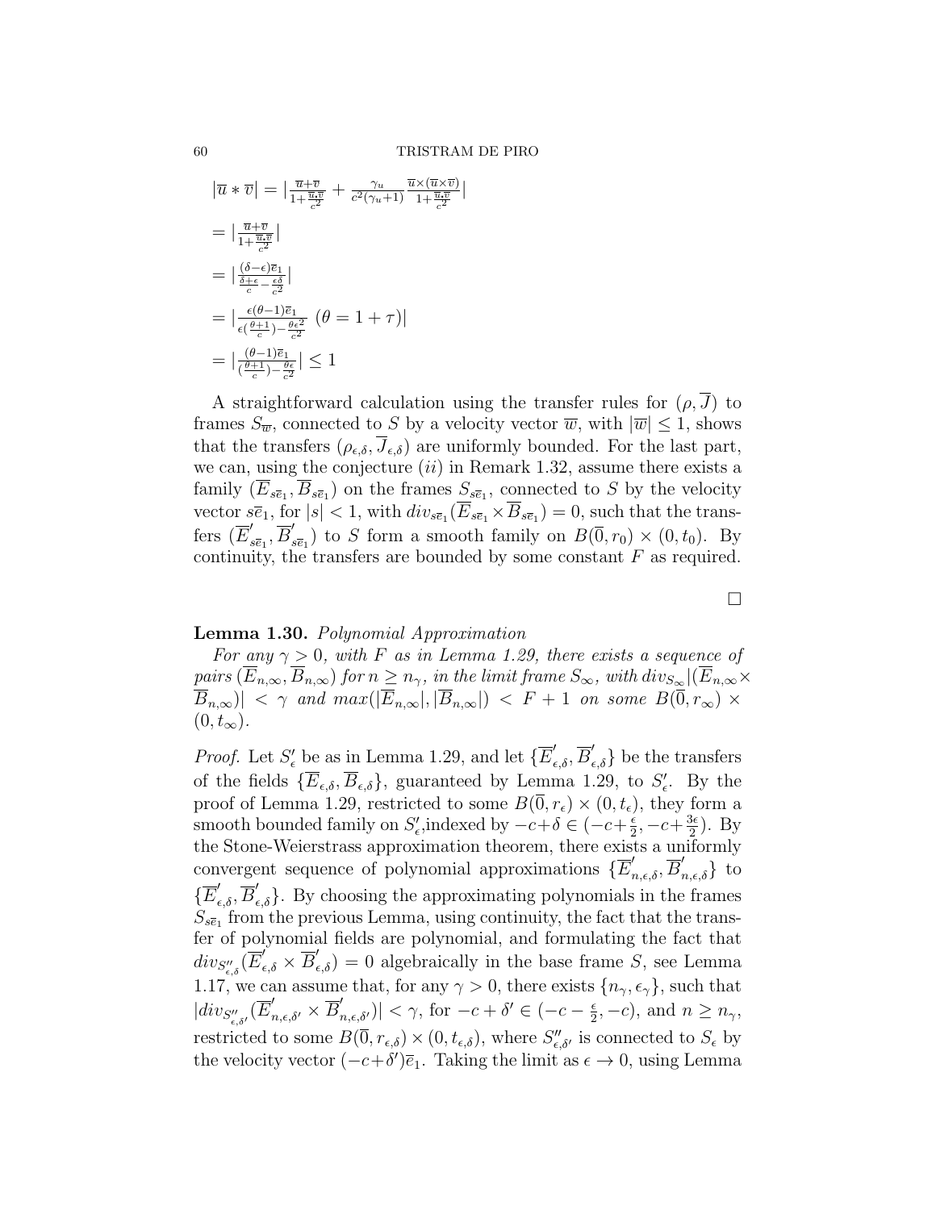$|\overline{u}*\overline{v}| = |\frac{\overline{u}+\overline{v}}{1+\frac{\overline{u}.\overline{v}}{c^2}} + \frac{\gamma_u}{c^2(\gamma_u+1)}\frac{\overline{u}\times(\overline{u}\times\overline{v})}{1+\frac{\overline{u}.\overline{v}}{c^2}}|$

$= |\frac{\overline{u}+\overline{v}}{1+\frac{\overline{u}.\overline{v}}{c^2}}|$

$= |\frac{(\delta-\epsilon)\overline{e}_1}{\frac{\delta+\epsilon}{c}-\frac{\epsilon\delta}{c^2}}|$

$= |\frac{\epsilon(\theta-1)\overline{e}_1}{\epsilon(\frac{\theta+1}{c})-\frac{\theta\epsilon^2}{c^2}} \ (\theta = 1+\tau)|$

$= |\frac{(\theta-1)\overline{e}_1}{(\frac{\theta+1}{c})-\frac{\theta\epsilon}{c^2}}| \leq 1$

A straightforward calculation using the transfer rules for $(\rho, \overline{J})$ to frames $S_{\overline{w}}$, connected to $S$ by a velocity vector $\overline{w}$, with $|\overline{w}| \leq 1$, shows that the transfers $(\rho_{\epsilon,\delta}, \overline{J}_{\epsilon,\delta})$ are uniformly bounded. For the last part, we can, using the conjecture $(ii)$ in Remark 1.32, assume there exists a family $(\overline{E}_{s\overline{e}_1}, \overline{B}_{s\overline{e}_1})$ on the frames $S_{s\overline{e}_1}$, connected to $S$ by the velocity vector $s\overline{e}_1$, for $|s| < 1$, with $div_{s\overline{e}_1}(\overline{E}_{s\overline{e}_1} \times \overline{B}_{s\overline{e}_1}) = 0$, such that the transfers $(\overline{E}'_{s\overline{e}_1}, \overline{B}'_{s\overline{e}_1})$ to $S$ form a smooth family on $B(\overline{0}, r_0) \times (0, t_0)$. By continuity, the transfers are bounded by some constant $F$ as required.

$\square$

**Lemma 1.30.** *Polynomial Approximation*

*For any $\gamma > 0$, with $F$ as in Lemma 1.29, there exists a sequence of pairs $(\overline{E}_{n,\infty}, \overline{B}_{n,\infty})$ for $n \geq n_\gamma$, in the limit frame $S_\infty$, with $div_{S_\infty}|(\overline{E}_{n,\infty} \times \overline{B}_{n,\infty})| < \gamma$ and $max(|\overline{E}_{n,\infty}|, |\overline{B}_{n,\infty}|) < F + 1$ on some $B(\overline{0}, r_\infty) \times (0, t_\infty)$.*

*Proof.* Let $S'_\epsilon$ be as in Lemma 1.29, and let $\{\overline{E}'_{\epsilon,\delta}, \overline{B}'_{\epsilon,\delta}\}$ be the transfers of the fields $\{\overline{E}_{\epsilon,\delta}, \overline{B}_{\epsilon,\delta}\}$, guaranteed by Lemma 1.29, to $S'_\epsilon$. By the proof of Lemma 1.29, restricted to some $B(\overline{0}, r_\epsilon) \times (0, t_\epsilon)$, they form a smooth bounded family on $S'_\epsilon$, indexed by $-c+\delta \in (-c+\frac{\epsilon}{2}, -c+\frac{3\epsilon}{2})$. By the Stone-Weierstrass approximation theorem, there exists a uniformly convergent sequence of polynomial approximations $\{\overline{E}'_{n,\epsilon,\delta}, \overline{B}'_{n,\epsilon,\delta}\}$ to $\{\overline{E}'_{\epsilon,\delta}, \overline{B}'_{\epsilon,\delta}\}$. By choosing the approximating polynomials in the frames $S_{s\overline{e}_1}$ from the previous Lemma, using continuity, the fact that the transfer of polynomial fields are polynomial, and formulating the fact that $div_{S''_{\epsilon,\delta}}(\overline{E}'_{\epsilon,\delta} \times \overline{B}'_{\epsilon,\delta}) = 0$ algebraically in the base frame $S$, see Lemma 1.17, we can assume that, for any $\gamma > 0$, there exists $\{n_\gamma, \epsilon_\gamma\}$, such that $|div_{S''_{\epsilon,\delta'}}(\overline{E}'_{n,\epsilon,\delta'} \times \overline{B}'_{n,\epsilon,\delta'})| < \gamma$, for $-c+\delta' \in (-c-\frac{\epsilon}{2}, -c)$, and $n \geq n_\gamma$, restricted to some $B(\overline{0}, r_{\epsilon,\delta}) \times (0, t_{\epsilon,\delta})$, where $S''_{\epsilon,\delta'}$ is connected to $S_\epsilon$ by the velocity vector $(-c+\delta')\overline{e}_1$. Taking the limit as $\epsilon \to 0$, using Lemma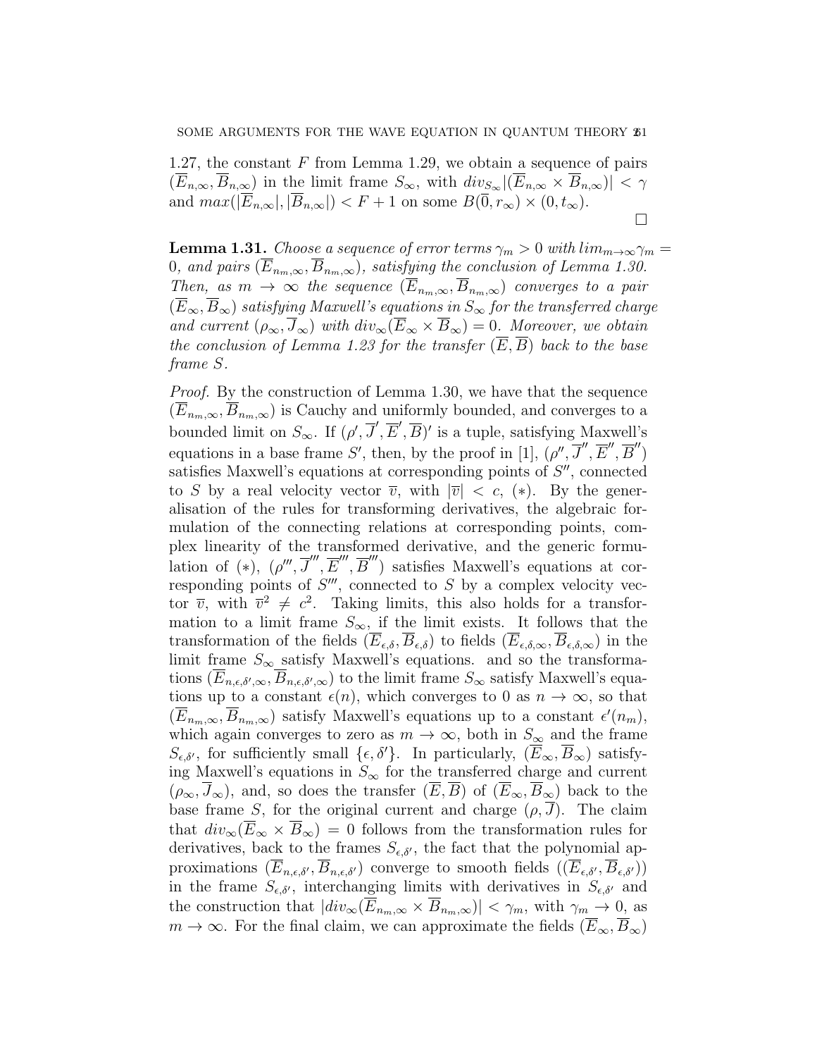1.27, the constant $F$ from Lemma 1.29, we obtain a sequence of pairs $(\overline{E}_{n,\infty}, \overline{B}_{n,\infty})$ in the limit frame $S_\infty$, with $div_{S_\infty}|(\overline{E}_{n,\infty} \times \overline{B}_{n,\infty})| < \gamma$ and $max(|\overline{E}_{n,\infty}|, |\overline{B}_{n,\infty}|) < F + 1$ on some $B(\overline{0}, r_\infty) \times (0, t_\infty)$.

$\square$

**Lemma 1.31.** *Choose a sequence of error terms $\gamma_m > 0$ with $lim_{m\rightarrow\infty}\gamma_m = 0$, and pairs $(\overline{E}_{n_m,\infty}, \overline{B}_{n_m,\infty})$, satisfying the conclusion of Lemma 1.30. Then, as $m \rightarrow \infty$ the sequence $(\overline{E}_{n_m,\infty}, \overline{B}_{n_m,\infty})$ converges to a pair $(\overline{E}_\infty, \overline{B}_\infty)$ satisfying Maxwell's equations in $S_\infty$ for the transferred charge and current $(\rho_\infty, \overline{J}_\infty)$ with $div_\infty(\overline{E}_\infty \times \overline{B}_\infty) = 0$. Moreover, we obtain the conclusion of Lemma 1.23 for the transfer $(\overline{E}, \overline{B})$ back to the base frame $S$.*

*Proof.* By the construction of Lemma 1.30, we have that the sequence $(\overline{E}_{n_m,\infty}, \overline{B}_{n_m,\infty})$ is Cauchy and uniformly bounded, and converges to a bounded limit on $S_\infty$. If $(\rho', \overline{J}', \overline{E}', \overline{B})'$ is a tuple, satisfying Maxwell's equations in a base frame $S'$, then, by the proof in [1], $(\rho'', \overline{J}'', \overline{E}'', \overline{B}'')$ satisfies Maxwell's equations at corresponding points of $S''$, connected to $S$ by a real velocity vector $\overline{v}$, with $|\overline{v}| < c$, $(*)$. By the generalisation of the rules for transforming derivatives, the algebraic formulation of the connecting relations at corresponding points, complex linearity of the transformed derivative, and the generic formulation of $(*)$, $(\rho''', \overline{J}''', \overline{E}''', \overline{B}''')$ satisfies Maxwell's equations at corresponding points of $S'''$, connected to $S$ by a complex velocity vector $\overline{v}$, with $\overline{v}^2 \neq c^2$. Taking limits, this also holds for a transformation to a limit frame $S_\infty$, if the limit exists. It follows that the transformation of the fields $(\overline{E}_{\epsilon,\delta}, \overline{B}_{\epsilon,\delta})$ to fields $(\overline{E}_{\epsilon,\delta,\infty}, \overline{B}_{\epsilon,\delta,\infty})$ in the limit frame $S_\infty$ satisfy Maxwell's equations. and so the transformations $(\overline{E}_{n,\epsilon,\delta',\infty}, \overline{B}_{n,\epsilon,\delta',\infty})$ to the limit frame $S_\infty$ satisfy Maxwell's equations up to a constant $\epsilon(n)$, which converges to 0 as $n \rightarrow \infty$, so that $(\overline{E}_{n_m,\infty}, \overline{B}_{n_m,\infty})$ satisfy Maxwell's equations up to a constant $\epsilon'(n_m)$, which again converges to zero as $m \rightarrow \infty$, both in $S_\infty$ and the frame $S_{\epsilon,\delta'}$, for sufficiently small $\{\epsilon, \delta'\}$. In particularly, $(\overline{E}_\infty, \overline{B}_\infty)$ satisfying Maxwell's equations in $S_\infty$ for the transferred charge and current $(\rho_\infty, \overline{J}_\infty)$, and, so does the transfer $(\overline{E}, \overline{B})$ of $(\overline{E}_\infty, \overline{B}_\infty)$ back to the base frame $S$, for the original current and charge $(\rho, \overline{J})$. The claim that $div_\infty(\overline{E}_\infty \times \overline{B}_\infty) = 0$ follows from the transformation rules for derivatives, back to the frames $S_{\epsilon,\delta'}$, the fact that the polynomial approximations $(\overline{E}_{n,\epsilon,\delta'}, \overline{B}_{n,\epsilon,\delta'})$ converge to smooth fields $((\overline{E}_{\epsilon,\delta'}, \overline{B}_{\epsilon,\delta'}))$ in the frame $S_{\epsilon,\delta'}$, interchanging limits with derivatives in $S_{\epsilon,\delta'}$ and the construction that $|div_\infty(\overline{E}_{n_m,\infty} \times \overline{B}_{n_m,\infty})| < \gamma_m$, with $\gamma_m \rightarrow 0$, as $m \rightarrow \infty$. For the final claim, we can approximate the fields $(\overline{E}_\infty, \overline{B}_\infty)$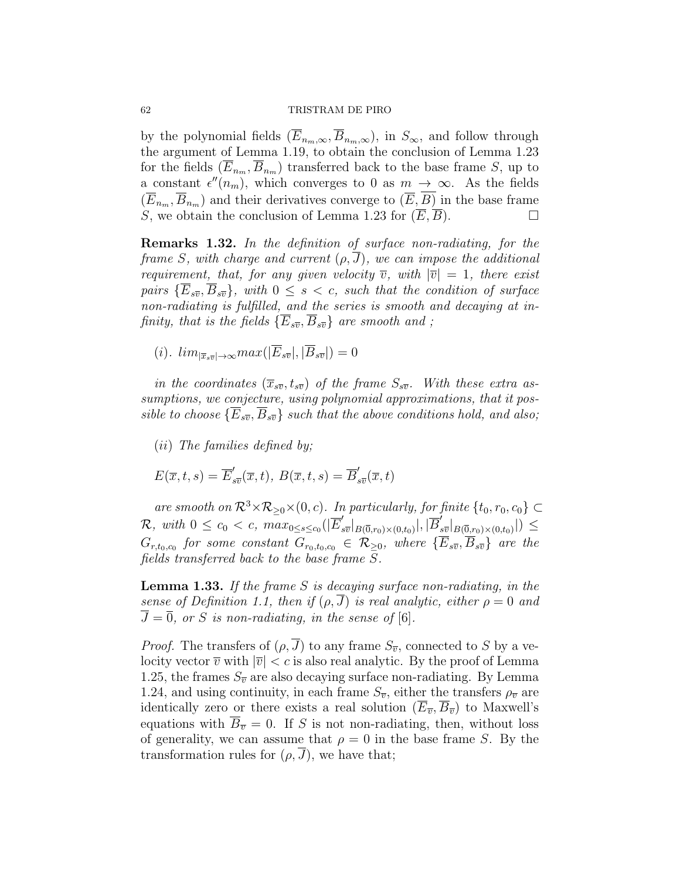by the polynomial fields $(\overline{E}_{n_m,\infty}, \overline{B}_{n_m,\infty})$, in $S_\infty$, and follow through the argument of Lemma 1.19, to obtain the conclusion of Lemma 1.23 for the fields $(\overline{E}_{n_m}, \overline{B}_{n_m})$ transferred back to the base frame $S$, up to a constant $\epsilon''(n_m)$, which converges to 0 as $m \rightarrow \infty$. As the fields $(\overline{E}_{n_m}, \overline{B}_{n_m})$ and their derivatives converge to $(\overline{E}, \overline{B})$ in the base frame $S$, we obtain the conclusion of Lemma 1.23 for $(\overline{E}, \overline{B})$. □

**Remarks 1.32.** *In the definition of surface non-radiating, for the frame $S$, with charge and current $(\rho, \overline{J})$, we can impose the additional requirement, that, for any given velocity $\overline{v}$, with $|\overline{v}| = 1$, there exist pairs $\{\overline{E}_{s\overline{v}}, \overline{B}_{s\overline{v}}\}$, with $0 \leq s < c$, such that the condition of surface non-radiating is fulfilled, and the series is smooth and decaying at infinity, that is the fields $\{\overline{E}_{s\overline{v}}, \overline{B}_{s\overline{v}}\}$ are smooth and ;*

$(i)$. $lim_{|\overline{x}_{s\overline{v}}| \rightarrow \infty} max(|\overline{E}_{s\overline{v}}|, |\overline{B}_{s\overline{v}}|) = 0$

*in the coordinates $(\overline{x}_{s\overline{v}}, t_{s\overline{v}})$ of the frame $S_{s\overline{v}}$. With these extra assumptions, we conjecture, using polynomial approximations, that it possible to choose $\{\overline{E}_{s\overline{v}}, \overline{B}_{s\overline{v}}\}$ such that the above conditions hold, and also;*

$(ii)$ *The families defined by;*

$E(\overline{x}, t, s) = \overline{E}'_{s\overline{v}}(\overline{x}, t)$, $B(\overline{x}, t, s) = \overline{B}'_{s\overline{v}}(\overline{x}, t)$

*are smooth on $\mathcal{R}^3 \times \mathcal{R}_{\geq 0} \times (0, c)$. In particularly, for finite $\{t_0, r_0, c_0\} \subset \mathcal{R}$, with $0 \leq c_0 < c$, $max_{0 \leq s \leq c_0}(|\overline{E}'_{s\overline{v}}|_{B(\overline{0},r_0)\times(0,t_0)}|, |\overline{B}'_{s\overline{v}}|_{B(\overline{0},r_0)\times(0,t_0)}|) \leq G_{r,t_0,c_0}$ for some constant $G_{r_0,t_0,c_0} \in \mathcal{R}_{\geq 0}$, where $\{\overline{E}_{s\overline{v}}, \overline{B}_{s\overline{v}}\}$ are the fields transferred back to the base frame $S$.*

**Lemma 1.33.** *If the frame $S$ is decaying surface non-radiating, in the sense of Definition 1.1, then if $(\rho, \overline{J})$ is real analytic, either $\rho = 0$ and $\overline{J} = \overline{0}$, or $S$ is non-radiating, in the sense of* [6].

*Proof.* The transfers of $(\rho, \overline{J})$ to any frame $S_{\overline{v}}$, connected to $S$ by a velocity vector $\overline{v}$ with $|\overline{v}| < c$ is also real analytic. By the proof of Lemma 1.25, the frames $S_{\overline{v}}$ are also decaying surface non-radiating. By Lemma 1.24, and using continuity, in each frame $S_{\overline{v}}$, either the transfers $\rho_{\overline{v}}$ are identically zero or there exists a real solution $(\overline{E}_{\overline{v}}, \overline{B}_{\overline{v}})$ to Maxwell's equations with $\overline{B}_{\overline{v}} = 0$. If $S$ is not non-radiating, then, without loss of generality, we can assume that $\rho = 0$ in the base frame $S$. By the transformation rules for $(\rho, \overline{J})$, we have that;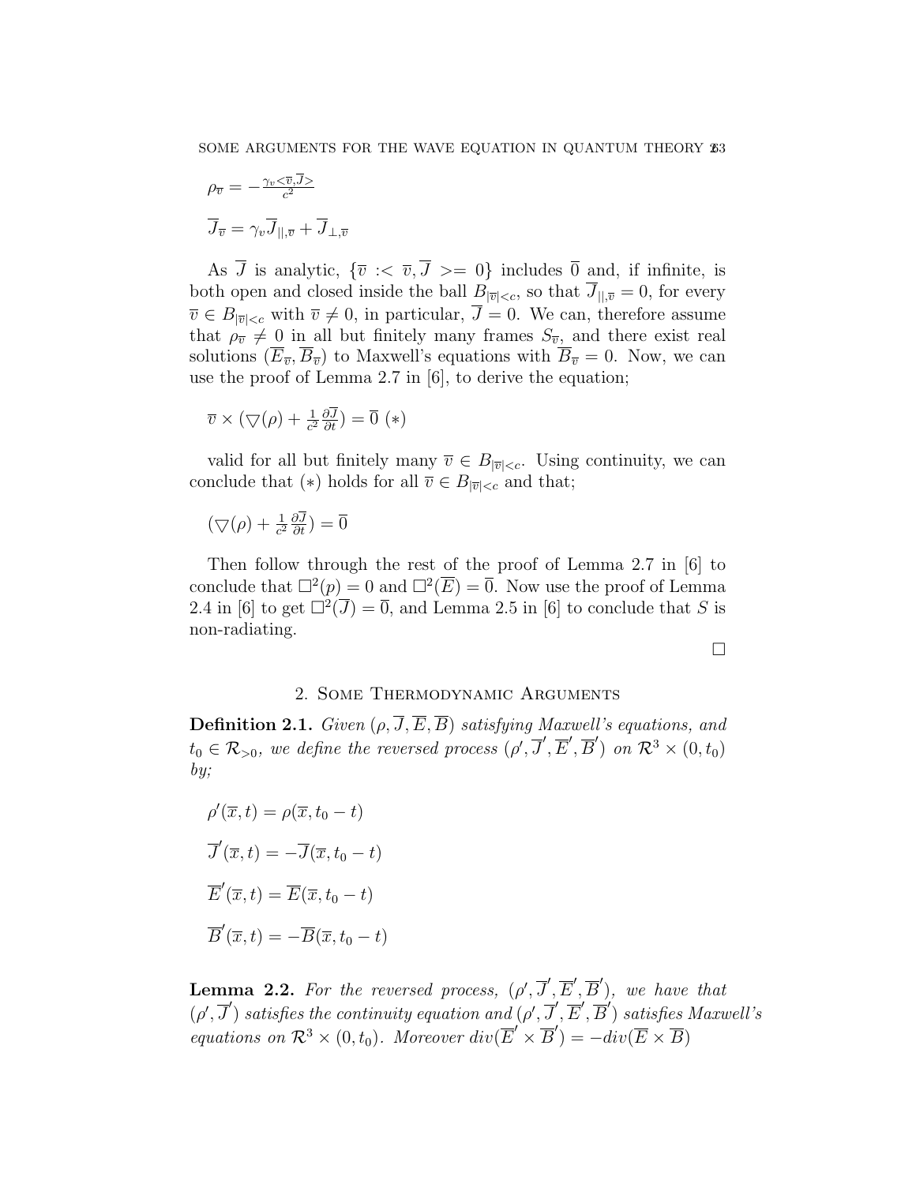$\rho_{\overline{v}} = -\frac{\gamma_v <\overline{v},\overline{J}>}{c^2}$

$\overline{J}_{\overline{v}} = \gamma_v \overline{J}_{||,\overline{v}} + \overline{J}_{\perp,\overline{v}}$

As $\overline{J}$ is analytic, $\{\overline{v} :< \overline{v}, \overline{J} >= 0\}$ includes $\overline{0}$ and, if infinite, is both open and closed inside the ball $B_{|\overline{v}|<c}$, so that $\overline{J}_{||,\overline{v}} = 0$, for every $\overline{v} \in B_{|\overline{v}|<c}$ with $\overline{v} \neq 0$, in particular, $\overline{J} = 0$. We can, therefore assume that $\rho_{\overline{v}} \neq 0$ in all but finitely many frames $S_{\overline{v}}$, and there exist real solutions $(\overline{E}_{\overline{v}}, \overline{B}_{\overline{v}})$ to Maxwell's equations with $\overline{B}_{\overline{v}} = 0$. Now, we can use the proof of Lemma 2.7 in [6], to derive the equation;

$\overline{v} \times (\bigtriangledown(\rho) + \frac{1}{c^2}\frac{\partial \overline{J}}{\partial t}) = \overline{0}$ $(*)$

valid for all but finitely many $\overline{v} \in B_{|\overline{v}|<c}$. Using continuity, we can conclude that $(*)$ holds for all $\overline{v} \in B_{|\overline{v}|<c}$ and that;

$(\bigtriangledown(\rho) + \frac{1}{c^2}\frac{\partial \overline{J}}{\partial t}) = \overline{0}$

Then follow through the rest of the proof of Lemma 2.7 in [6] to conclude that $\square^2(p) = 0$ and $\square^2(\overline{E}) = \overline{0}$. Now use the proof of Lemma 2.4 in [6] to get $\square^2(\overline{J}) = \overline{0}$, and Lemma 2.5 in [6] to conclude that $S$ is non-radiating.

$\square$

## 2. Some Thermodynamic Arguments

**Definition 2.1.** *Given $(\rho, \overline{J}, \overline{E}, \overline{B})$ satisfying Maxwell's equations, and $t_0 \in \mathcal{R}_{>0}$, we define the reversed process $(\rho', \overline{J}', \overline{E}', \overline{B}')$ on $\mathcal{R}^3 \times (0, t_0)$ by;*

$\rho'(\overline{x}, t) = \rho(\overline{x}, t_0 - t)$

$\overline{J}'(\overline{x}, t) = -\overline{J}(\overline{x}, t_0 - t)$

$\overline{E}'(\overline{x}, t) = \overline{E}(\overline{x}, t_0 - t)$

$\overline{B}'(\overline{x}, t) = -\overline{B}(\overline{x}, t_0 - t)$

**Lemma 2.2.** *For the reversed process, $(\rho', \overline{J}', \overline{E}', \overline{B}')$, we have that $(\rho', \overline{J}')$ satisfies the continuity equation and $(\rho', \overline{J}', \overline{E}', \overline{B}')$ satisfies Maxwell's equations on $\mathcal{R}^3 \times (0, t_0)$. Moreover $div(\overline{E}' \times \overline{B}') = -div(\overline{E} \times \overline{B})$*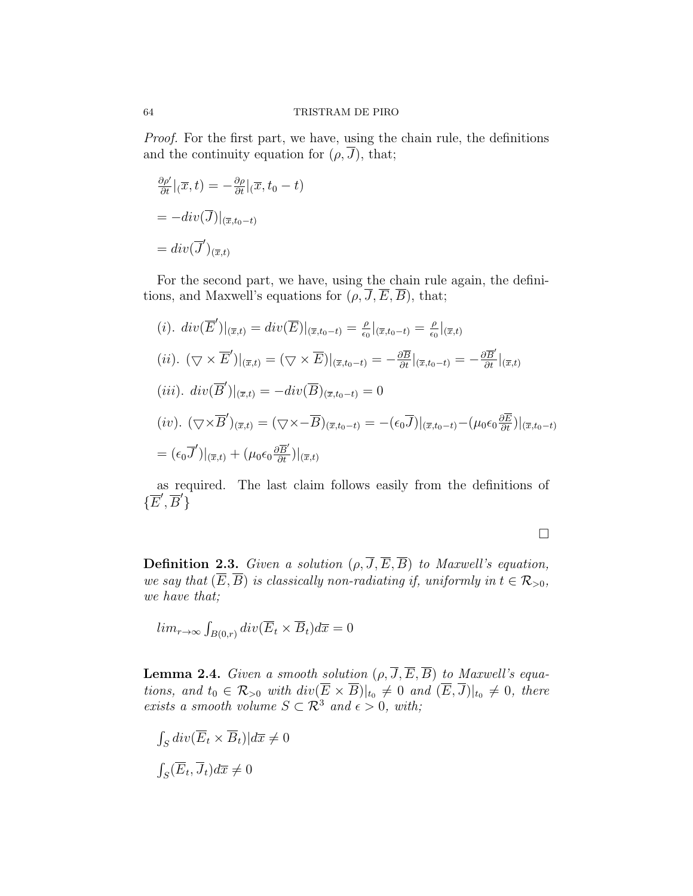*Proof.* For the first part, we have, using the chain rule, the definitions and the continuity equation for $(\rho, \overline{J})$, that;

$\frac{\partial \rho'}{\partial t}|(\overline{x}, t) = -\frac{\partial \rho}{\partial t}|(\overline{x}, t_0 - t)$

$= -div(\overline{J})|_{(\overline{x}, t_0 - t)}$

$= div(\overline{J}')_{(\overline{x}, t)}$

For the second part, we have, using the chain rule again, the definitions, and Maxwell's equations for $(\rho, \overline{J}, \overline{E}, \overline{B})$, that;

$(i).\ div(\overline{E}')|_{(\overline{x},t)} = div(\overline{E})|_{(\overline{x},t_0-t)} = \frac{\rho}{\epsilon_0}|_{(\overline{x},t_0-t)} = \frac{\rho}{\epsilon_0}|_{(\overline{x},t)}$

$(ii).\ (\bigtriangledown \times \overline{E}')|_{(\overline{x},t)} = (\bigtriangledown \times \overline{E})|_{(\overline{x},t_0-t)} = -\frac{\partial \overline{B}}{\partial t}|_{(\overline{x},t_0-t)} = -\frac{\partial \overline{B}'}{\partial t}|_{(\overline{x},t)}$

$(iii).\ div(\overline{B}')|_{(\overline{x},t)} = -div(\overline{B})_{(\overline{x},t_0-t)} = 0$

$(iv).\ (\bigtriangledown \times \overline{B}')_{(\overline{x},t)} = (\bigtriangledown \times -\overline{B})_{(\overline{x},t_0-t)} = -(\epsilon_0 \overline{J})|_{(\overline{x},t_0-t)} - (\mu_0 \epsilon_0 \frac{\partial \overline{E}}{\partial t})|_{(\overline{x},t_0-t)}$

$= (\epsilon_0 \overline{J}')|_{(\overline{x},t)} + (\mu_0 \epsilon_0 \frac{\partial \overline{B}'}{\partial t})|_{(\overline{x},t)}$

as required. The last claim follows easily from the definitions of $\{\overline{E}', \overline{B}'\}$

$\square$

**Definition 2.3.** *Given a solution $(\rho, \overline{J}, \overline{E}, \overline{B})$ to Maxwell's equation, we say that $(\overline{E}, \overline{B})$ is classically non-radiating if, uniformly in $t \in \mathcal{R}_{>0}$, we have that;*

$lim_{r \rightarrow \infty} \int_{B(0,r)} div(\overline{E}_t \times \overline{B}_t) d\overline{x} = 0$

**Lemma 2.4.** *Given a smooth solution $(\rho, \overline{J}, \overline{E}, \overline{B})$ to Maxwell's equations, and $t_0 \in \mathcal{R}_{>0}$ with $div(\overline{E} \times \overline{B})|_{t_0} \neq 0$ and $(\overline{E}, \overline{J})|_{t_0} \neq 0$, there exists a smooth volume $S \subset \mathcal{R}^3$ and $\epsilon > 0$, with;*

$\int_S div(\overline{E}_t \times \overline{B}_t)|d\overline{x} \neq 0$

$\int_S (\overline{E}_t, \overline{J}_t) d\overline{x} \neq 0$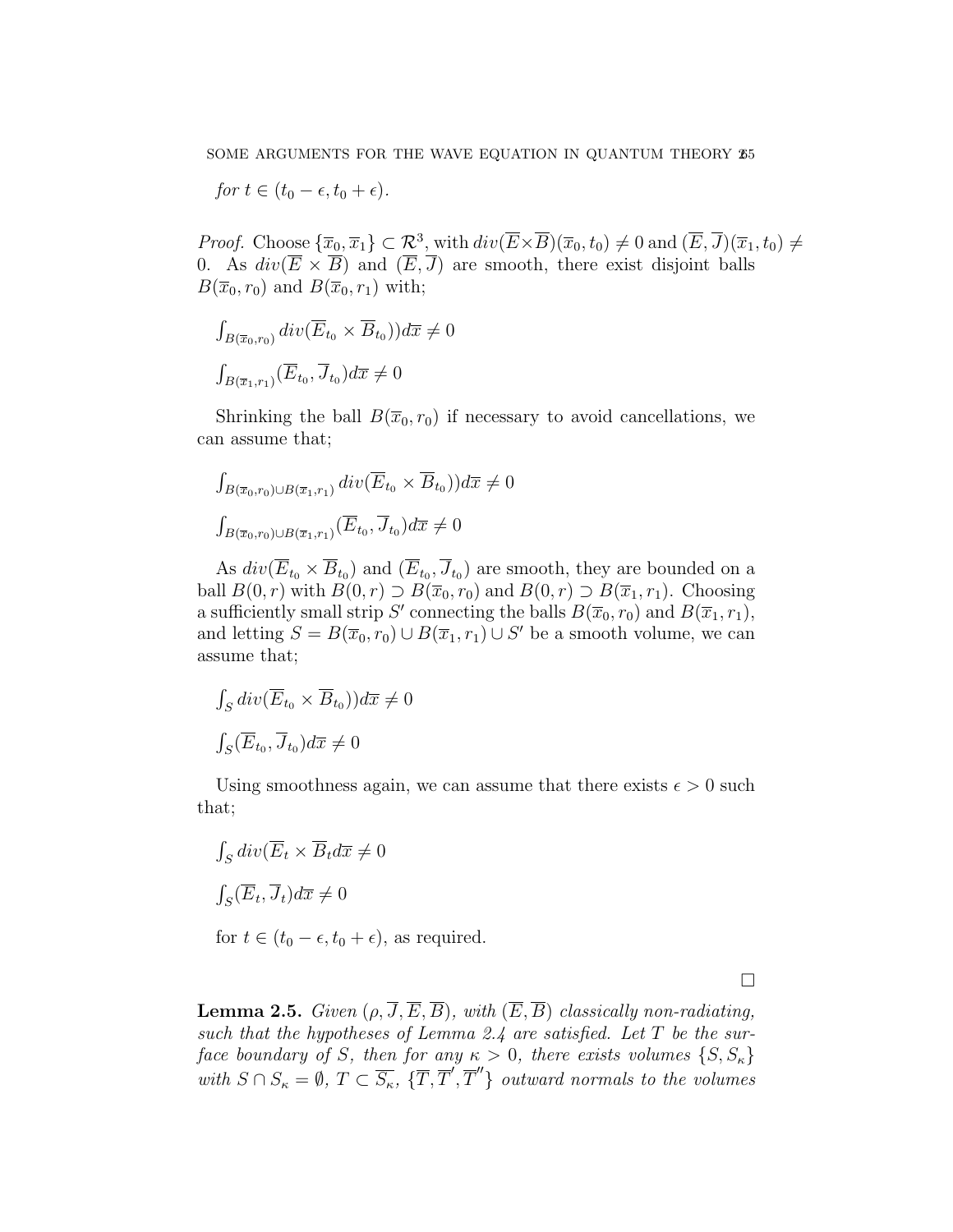*for* $t \in (t_0 - \epsilon, t_0 + \epsilon)$.

*Proof.* Choose $\{\overline{x}_0, \overline{x}_1\} \subset \mathcal{R}^3$, with $div(\overline{E} \times \overline{B})(\overline{x}_0, t_0) \neq 0$ and $(\overline{E}, \overline{J})(\overline{x}_1, t_0) \neq 0$. As $div(\overline{E} \times \overline{B})$ and $(\overline{E}, \overline{J})$ are smooth, there exist disjoint balls $B(\overline{x}_0, r_0)$ and $B(\overline{x}_0, r_1)$ with;

$\int_{B(\overline{x}_0, r_0)} div(\overline{E}_{t_0} \times \overline{B}_{t_0}))d\overline{x} \neq 0$

$\int_{B(\overline{x}_1, r_1)} (\overline{E}_{t_0}, \overline{J}_{t_0})d\overline{x} \neq 0$

Shrinking the ball $B(\overline{x}_0, r_0)$ if necessary to avoid cancellations, we can assume that;

$\int_{B(\overline{x}_0, r_0) \cup B(\overline{x}_1, r_1)} div(\overline{E}_{t_0} \times \overline{B}_{t_0}))d\overline{x} \neq 0$

$\int_{B(\overline{x}_0, r_0) \cup B(\overline{x}_1, r_1)} (\overline{E}_{t_0}, \overline{J}_{t_0})d\overline{x} \neq 0$

As $div(\overline{E}_{t_0} \times \overline{B}_{t_0})$ and $(\overline{E}_{t_0}, \overline{J}_{t_0})$ are smooth, they are bounded on a ball $B(0, r)$ with $B(0, r) \supset B(\overline{x}_0, r_0)$ and $B(0, r) \supset B(\overline{x}_1, r_1)$. Choosing a sufficiently small strip $S'$ connecting the balls $B(\overline{x}_0, r_0)$ and $B(\overline{x}_1, r_1)$, and letting $S = B(\overline{x}_0, r_0) \cup B(\overline{x}_1, r_1) \cup S'$ be a smooth volume, we can assume that;

$\int_S div(\overline{E}_{t_0} \times \overline{B}_{t_0}))d\overline{x} \neq 0$

$\int_S (\overline{E}_{t_0}, \overline{J}_{t_0})d\overline{x} \neq 0$

Using smoothness again, we can assume that there exists $\epsilon > 0$ such that;

$\int_S div(\overline{E}_t \times \overline{B}_t d\overline{x} \neq 0$

$\int_S (\overline{E}_t, \overline{J}_t)d\overline{x} \neq 0$

for $t \in (t_0 - \epsilon, t_0 + \epsilon)$, as required.

□

**Lemma 2.5.** *Given $(\rho, \overline{J}, \overline{E}, \overline{B})$, with $(\overline{E}, \overline{B})$ classically non-radiating, such that the hypotheses of Lemma 2.4 are satisfied. Let $T$ be the surface boundary of $S$, then for any $\kappa > 0$, there exists volumes $\{S, S_\kappa\}$ with $S \cap S_\kappa = \emptyset$, $T \subset \overline{S_\kappa}$, $\{\overline{T}, \overline{T}', \overline{T}''\}$ outward normals to the volumes*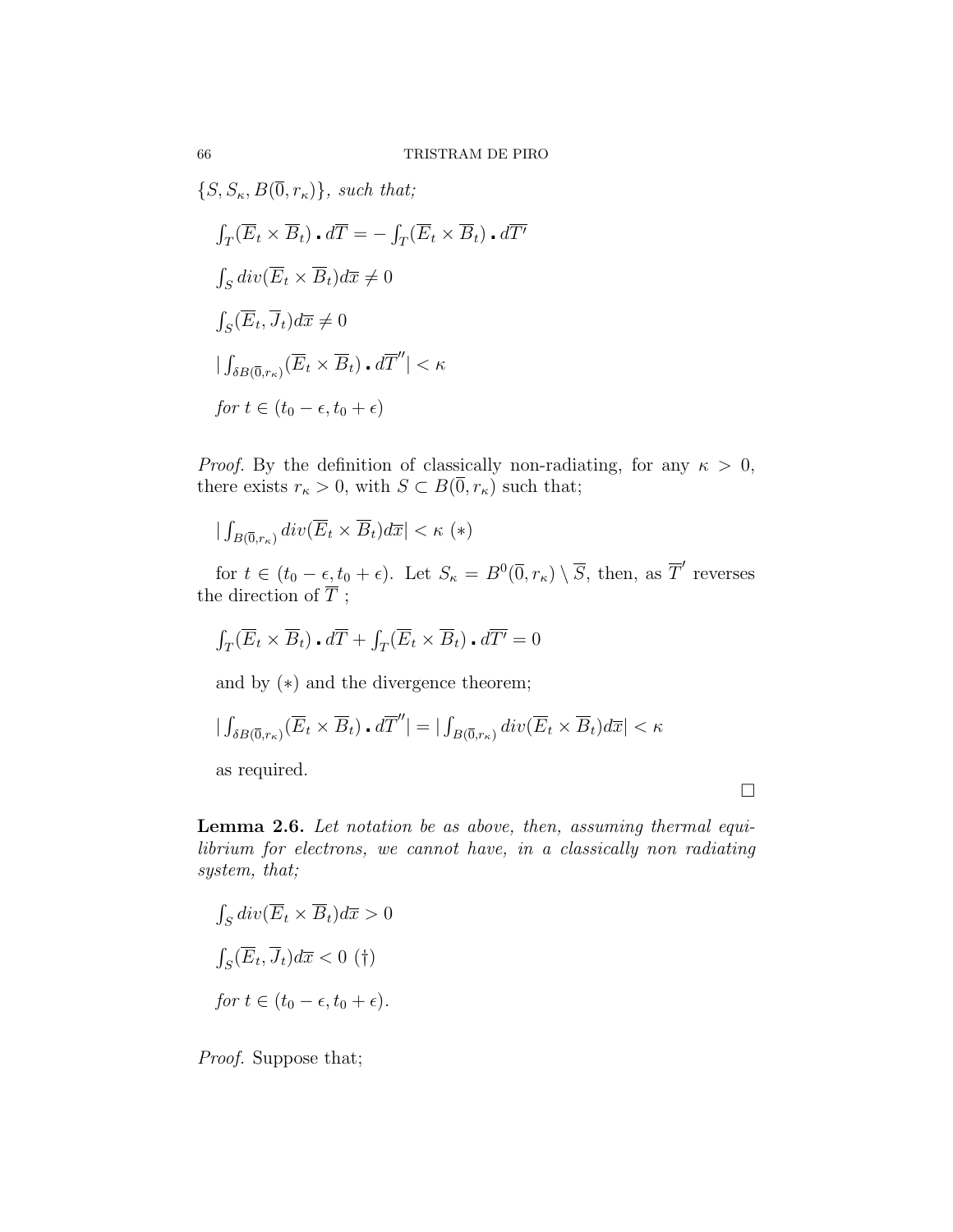$\{S, S_\kappa, B(\overline{0}, r_\kappa)\}$, *such that;*

$\int_T (\overline{E}_t \times \overline{B}_t) \centerdot d\overline{T} = -\int_T (\overline{E}_t \times \overline{B}_t) \centerdot d\overline{T'}$

$\int_S div(\overline{E}_t \times \overline{B}_t) d\overline{x} \neq 0$

$\int_S (\overline{E}_t, \overline{J}_t) d\overline{x} \neq 0$

$|\int_{\delta B(\overline{0}, r_\kappa)} (\overline{E}_t \times \overline{B}_t) \centerdot d\overline{T}''| < \kappa$

*for* $t \in (t_0 - \epsilon, t_0 + \epsilon)$

*Proof.* By the definition of classically non-radiating, for any $\kappa > 0$, there exists $r_\kappa > 0$, with $S \subset B(\overline{0}, r_\kappa)$ such that;

$|\int_{B(\overline{0}, r_\kappa)} div(\overline{E}_t \times \overline{B}_t) d\overline{x}| < \kappa \; (*)$

for $t \in (t_0 - \epsilon, t_0 + \epsilon)$. Let $S_\kappa = B^0(\overline{0}, r_\kappa) \setminus \overline{S}$, then, as $\overline{T}'$ reverses the direction of $\overline{T}$ ;

$\int_T (\overline{E}_t \times \overline{B}_t) \centerdot d\overline{T} + \int_T (\overline{E}_t \times \overline{B}_t) \centerdot d\overline{T'} = 0$

and by $(*)$ and the divergence theorem;

$|\int_{\delta B(\overline{0}, r_\kappa)} (\overline{E}_t \times \overline{B}_t) \centerdot d\overline{T}''| = |\int_{B(\overline{0}, r_\kappa)} div(\overline{E}_t \times \overline{B}_t) d\overline{x}| < \kappa$

as required. □

**Lemma 2.6.** *Let notation be as above, then, assuming thermal equilibrium for electrons, we cannot have, in a classically non radiating system, that;*

$\int_S div(\overline{E}_t \times \overline{B}_t) d\overline{x} > 0$

$\int_S (\overline{E}_t, \overline{J}_t) d\overline{x} < 0 \; (\dagger)$

*for* $t \in (t_0 - \epsilon, t_0 + \epsilon)$.

*Proof.* Suppose that;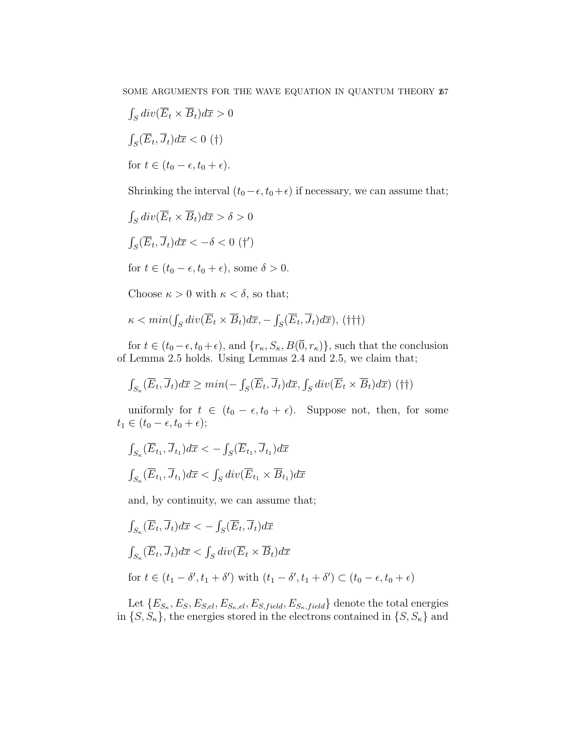$\int_S div(\overline{E}_t \times \overline{B}_t)d\overline{x} > 0$

$\int_S (\overline{E}_t, \overline{J}_t)d\overline{x} < 0$ (†)

for $t \in (t_0 - \epsilon, t_0 + \epsilon)$.

Shrinking the interval $(t_0 - \epsilon, t_0 + \epsilon)$ if necessary, we can assume that;

$\int_S div(\overline{E}_t \times \overline{B}_t)d\overline{x} > \delta > 0$

$\int_S (\overline{E}_t, \overline{J}_t)d\overline{x} < -\delta < 0$ (†′)

for $t \in (t_0 - \epsilon, t_0 + \epsilon)$, some $\delta > 0$.

Choose $\kappa > 0$ with $\kappa < \delta$, so that;

$\kappa < min(\int_S div(\overline{E}_t \times \overline{B}_t)d\overline{x}, -\int_S (\overline{E}_t, \overline{J}_t)d\overline{x})$, (†††)

for $t \in (t_0 - \epsilon, t_0 + \epsilon)$, and $\{r_\kappa, S_\kappa, B(\overline{0}, r_\kappa)\}$, such that the conclusion of Lemma 2.5 holds. Using Lemmas 2.4 and 2.5, we claim that;

$\int_{S_\kappa} (\overline{E}_t, \overline{J}_t)d\overline{x} \geq min(-\int_S (\overline{E}_t, \overline{J}_t)d\overline{x}, \int_S div(\overline{E}_t \times \overline{B}_t)d\overline{x})$ (††)

uniformly for $t \in (t_0 - \epsilon, t_0 + \epsilon)$. Suppose not, then, for some $t_1 \in (t_0 - \epsilon, t_0 + \epsilon)$;

$\int_{S_\kappa} (\overline{E}_{t_1}, \overline{J}_{t_1})d\overline{x} < -\int_S (\overline{E}_{t_1}, \overline{J}_{t_1})d\overline{x}$

$\int_{S_\kappa} (\overline{E}_{t_1}, \overline{J}_{t_1})d\overline{x} < \int_S div(\overline{E}_{t_1} \times \overline{B}_{t_1})d\overline{x}$

and, by continuity, we can assume that;

$\int_{S_\kappa} (\overline{E}_t, \overline{J}_t)d\overline{x} < -\int_S (\overline{E}_t, \overline{J}_t)d\overline{x}$

$\int_{S_\kappa} (\overline{E}_t, \overline{J}_t)d\overline{x} < \int_S div(\overline{E}_t \times \overline{B}_t)d\overline{x}$

for $t \in (t_1 - \delta', t_1 + \delta')$ with $(t_1 - \delta', t_1 + \delta') \subset (t_0 - \epsilon, t_0 + \epsilon)$

Let $\{E_{S_\kappa}, E_S, E_{S,el}, E_{S_\kappa,el}, E_{S,field}, E_{S_\kappa,field}\}$ denote the total energies in $\{S, S_\kappa\}$, the energies stored in the electrons contained in $\{S, S_\kappa\}$ and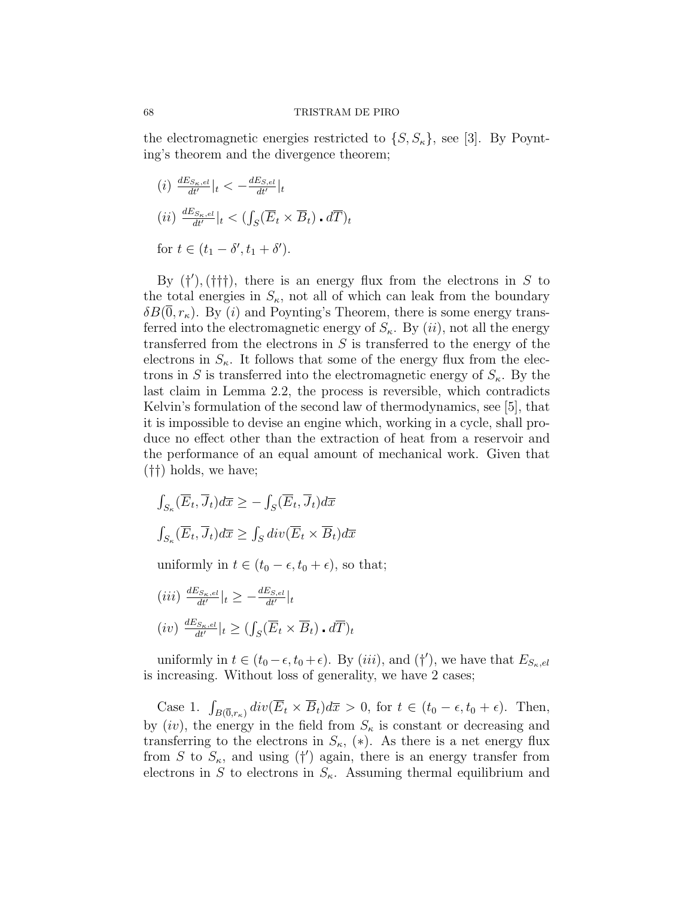the electromagnetic energies restricted to $\{S, S_\kappa\}$, see [3]. By Poynting's theorem and the divergence theorem;

$(i)$ $\frac{dE_{S_\kappa,el}}{dt'}|_t < -\frac{dE_{S,el}}{dt'}|_t$

$(ii)$ $\frac{dE_{S_\kappa,el}}{dt'}|_t < (\int_S (\overline{E}_t \times \overline{B}_t) \cdot d\overline{T})_t$

for $t \in (t_1 - \delta', t_1 + \delta')$.

By $(\dagger'), (\dagger\dagger\dagger)$, there is an energy flux from the electrons in $S$ to the total energies in $S_\kappa$, not all of which can leak from the boundary $\delta B(\overline{0}, r_\kappa)$. By $(i)$ and Poynting's Theorem, there is some energy transferred into the electromagnetic energy of $S_\kappa$. By $(ii)$, not all the energy transferred from the electrons in $S$ is transferred to the energy of the electrons in $S_\kappa$. It follows that some of the energy flux from the electrons in $S$ is transferred into the electromagnetic energy of $S_\kappa$. By the last claim in Lemma 2.2, the process is reversible, which contradicts Kelvin's formulation of the second law of thermodynamics, see [5], that it is impossible to devise an engine which, working in a cycle, shall produce no effect other than the extraction of heat from a reservoir and the performance of an equal amount of mechanical work. Given that $(\dagger\dagger)$ holds, we have;

$\int_{S_\kappa} (\overline{E}_t, \overline{J}_t) d\overline{x} \geq -\int_S (\overline{E}_t, \overline{J}_t) d\overline{x}$

$\int_{S_\kappa} (\overline{E}_t, \overline{J}_t) d\overline{x} \geq \int_S div(\overline{E}_t \times \overline{B}_t) d\overline{x}$

uniformly in $t \in (t_0 - \epsilon, t_0 + \epsilon)$, so that;

$(iii)$ $\frac{dE_{S_\kappa,el}}{dt'}|_t \geq -\frac{dE_{S,el}}{dt'}|_t$

$(iv)$ $\frac{dE_{S_\kappa,el}}{dt'}|_t \geq (\int_S (\overline{E}_t \times \overline{B}_t) \cdot d\overline{T})_t$

uniformly in $t \in (t_0 - \epsilon, t_0 + \epsilon)$. By $(iii)$, and $(\dagger')$, we have that $E_{S_\kappa,el}$ is increasing. Without loss of generality, we have 2 cases;

Case 1. $\int_{B(\overline{0}, r_\kappa)} div(\overline{E}_t \times \overline{B}_t) d\overline{x} > 0$, for $t \in (t_0 - \epsilon, t_0 + \epsilon)$. Then, by $(iv)$, the energy in the field from $S_\kappa$ is constant or decreasing and transferring to the electrons in $S_\kappa$, $(*)$. As there is a net energy flux from $S$ to $S_\kappa$, and using $(\dagger')$ again, there is an energy transfer from electrons in $S$ to electrons in $S_\kappa$. Assuming thermal equilibrium and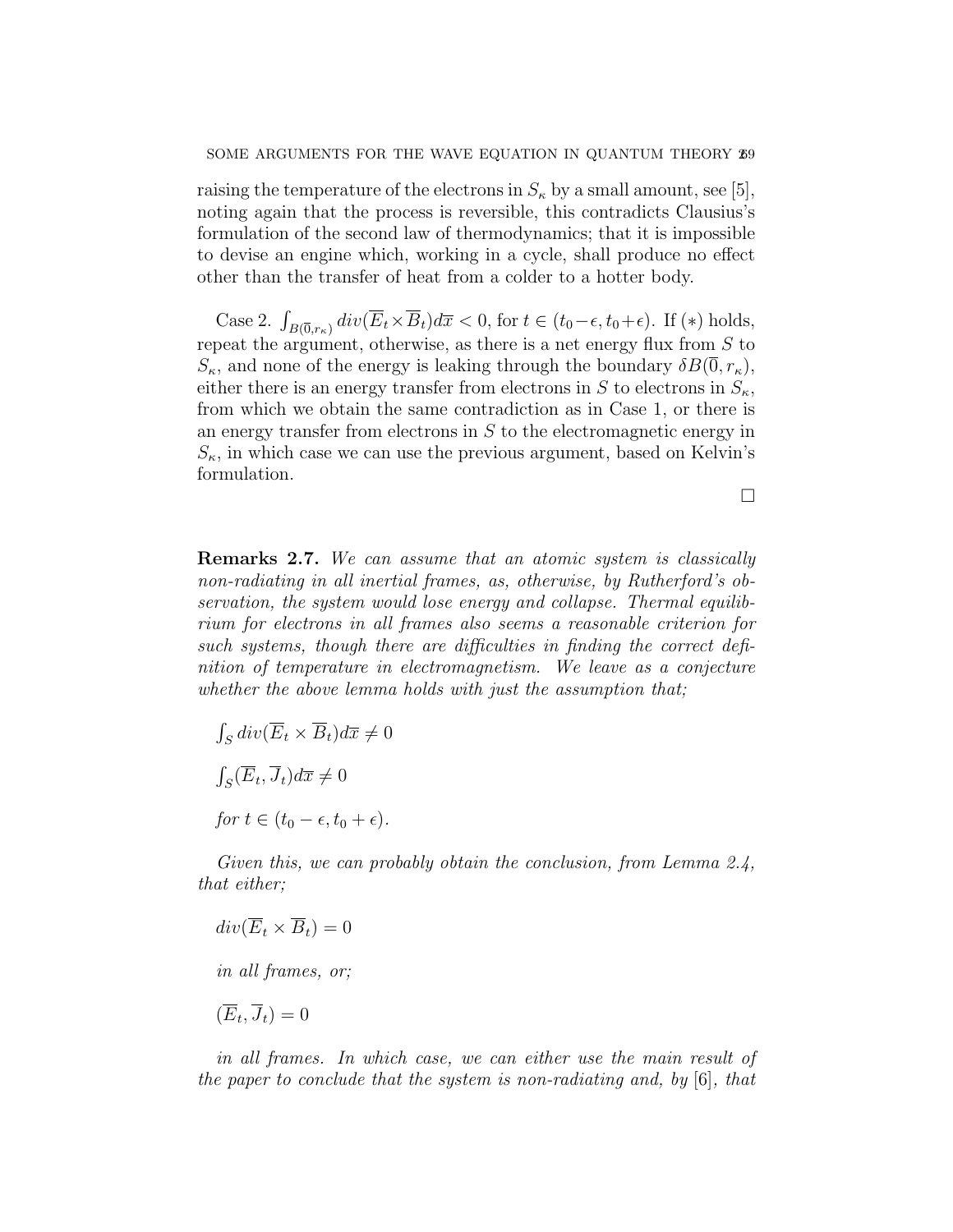raising the temperature of the electrons in $S_\kappa$ by a small amount, see [5], noting again that the process is reversible, this contradicts Clausius's formulation of the second law of thermodynamics; that it is impossible to devise an engine which, working in a cycle, shall produce no effect other than the transfer of heat from a colder to a hotter body.

Case 2. $\int_{B(\overline{0},r_\kappa)} div(\overline{E}_t \times \overline{B}_t) d\overline{x} < 0$, for $t \in (t_0 - \epsilon, t_0 + \epsilon)$. If $(*)$ holds, repeat the argument, otherwise, as there is a net energy flux from $S$ to $S_\kappa$, and none of the energy is leaking through the boundary $\delta B(\overline{0}, r_\kappa)$, either there is an energy transfer from electrons in $S$ to electrons in $S_\kappa$, from which we obtain the same contradiction as in Case 1, or there is an energy transfer from electrons in $S$ to the electromagnetic energy in $S_\kappa$, in which case we can use the previous argument, based on Kelvin's formulation.

$\square$

**Remarks 2.7.** *We can assume that an atomic system is classically non-radiating in all inertial frames, as, otherwise, by Rutherford's observation, the system would lose energy and collapse. Thermal equilibrium for electrons in all frames also seems a reasonable criterion for such systems, though there are difficulties in finding the correct definition of temperature in electromagnetism. We leave as a conjecture whether the above lemma holds with just the assumption that;*

$\int_S div(\overline{E}_t \times \overline{B}_t) d\overline{x} \neq 0$

$\int_S (\overline{E}_t, \overline{J}_t) d\overline{x} \neq 0$

*for* $t \in (t_0 - \epsilon, t_0 + \epsilon)$.

*Given this, we can probably obtain the conclusion, from Lemma 2.4, that either;*

$div(\overline{E}_t \times \overline{B}_t) = 0$

*in all frames, or;*

$(\overline{E}_t, \overline{J}_t) = 0$

*in all frames. In which case, we can either use the main result of the paper to conclude that the system is non-radiating and, by [6], that*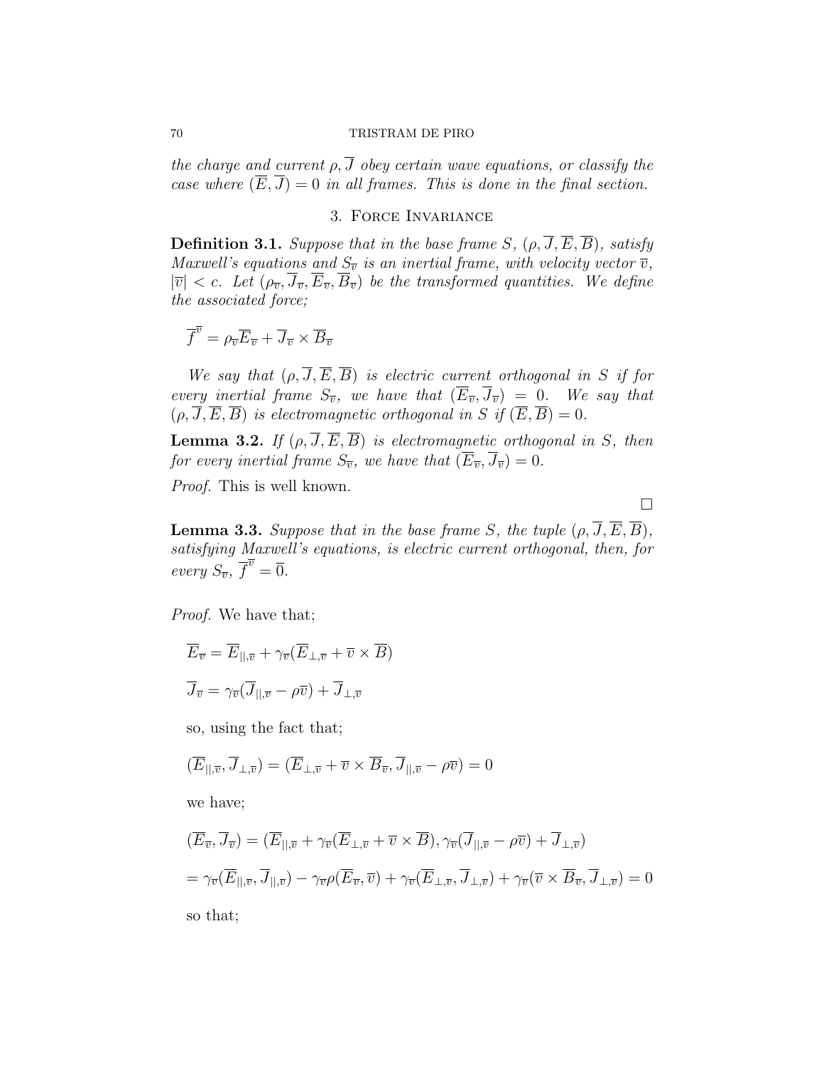*the charge and current $\rho, \overline{J}$ obey certain wave equations, or classify the case where $(\overline{E}, \overline{J}) = 0$ in all frames. This is done in the final section.*

## 3. Force Invariance

**Definition 3.1.** *Suppose that in the base frame $S$, $(\rho, \overline{J}, \overline{E}, \overline{B})$, satisfy Maxwell's equations and $S_{\overline{v}}$ is an inertial frame, with velocity vector $\overline{v}$, $|\overline{v}| < c$. Let $(\rho_{\overline{v}}, \overline{J}_{\overline{v}}, \overline{E}_{\overline{v}}, \overline{B}_{\overline{v}})$ be the transformed quantities. We define the associated force;*

$$\overline{f}^{\overline{v}} = \rho_{\overline{v}}\overline{E}_{\overline{v}} + \overline{J}_{\overline{v}} \times \overline{B}_{\overline{v}}$$

*We say that $(\rho, \overline{J}, \overline{E}, \overline{B})$ is electric current orthogonal in $S$ if for every inertial frame $S_{\overline{v}}$, we have that $(\overline{E}_{\overline{v}}, \overline{J}_{\overline{v}}) = 0$. We say that $(\rho, \overline{J}, \overline{E}, \overline{B})$ is electromagnetic orthogonal in $S$ if $(\overline{E}, \overline{B}) = 0$.*

**Lemma 3.2.** *If $(\rho, \overline{J}, \overline{E}, \overline{B})$ is electromagnetic orthogonal in $S$, then for every inertial frame $S_{\overline{v}}$, we have that $(\overline{E}_{\overline{v}}, \overline{J}_{\overline{v}}) = 0$.*

*Proof.* This is well known.

□

**Lemma 3.3.** *Suppose that in the base frame $S$, the tuple $(\rho, \overline{J}, \overline{E}, \overline{B})$, satisfying Maxwell's equations, is electric current orthogonal, then, for every $S_{\overline{v}}$, $\overline{f}^{\overline{v}} = \overline{0}$.*

*Proof.* We have that;

$$\overline{E}_{\overline{v}} = \overline{E}_{||,\overline{v}} + \gamma_{\overline{v}}(\overline{E}_{\perp,\overline{v}} + \overline{v} \times \overline{B})$$

$$\overline{J}_{\overline{v}} = \gamma_{\overline{v}}(\overline{J}_{||,\overline{v}} - \rho\overline{v}) + \overline{J}_{\perp,\overline{v}}$$

so, using the fact that;

$$(\overline{E}_{||,\overline{v}}, \overline{J}_{\perp,\overline{v}}) = (\overline{E}_{\perp,\overline{v}} + \overline{v} \times \overline{B}_{\overline{v}}, \overline{J}_{||,\overline{v}} - \rho\overline{v}) = 0$$

we have;

$$(\overline{E}_{\overline{v}}, \overline{J}_{\overline{v}}) = (\overline{E}_{||,\overline{v}} + \gamma_{\overline{v}}(\overline{E}_{\perp,\overline{v}} + \overline{v} \times \overline{B}), \gamma_{\overline{v}}(\overline{J}_{||,\overline{v}} - \rho\overline{v}) + \overline{J}_{\perp,\overline{v}})$$

$$= \gamma_{\overline{v}}(\overline{E}_{||,\overline{v}}, \overline{J}_{||,\overline{v}}) - \gamma_{\overline{v}}\rho(\overline{E}_{\overline{v}}, \overline{v}) + \gamma_{\overline{v}}(\overline{E}_{\perp,\overline{v}}, \overline{J}_{\perp,\overline{v}}) + \gamma_{\overline{v}}(\overline{v} \times \overline{B}_{\overline{v}}, \overline{J}_{\perp,\overline{v}}) = 0$$

so that;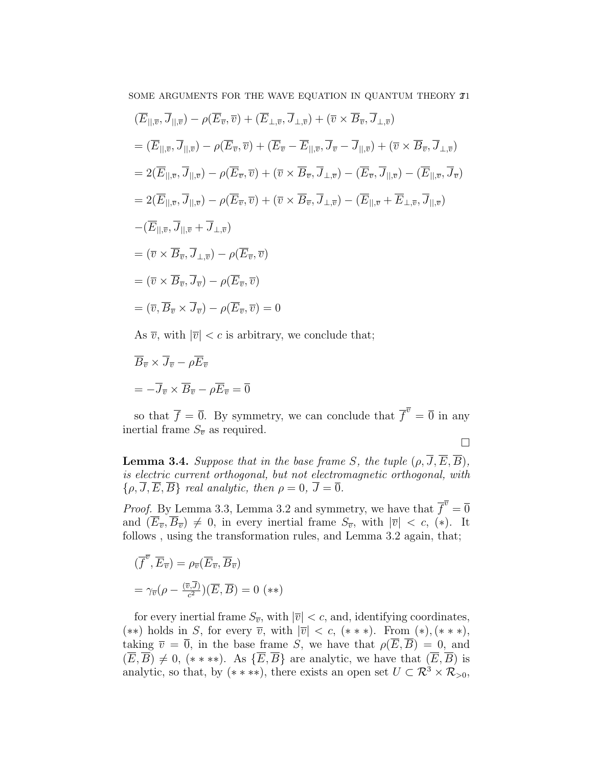$(\overline{E}_{||,\overline{v}},\overline{J}_{||,\overline{v}})-\rho(\overline{E}_{\overline{v}},\overline{v})+(\overline{E}_{\perp,\overline{v}},\overline{J}_{\perp,\overline{v}})+(\overline{v}\times\overline{B}_{\overline{v}},\overline{J}_{\perp,\overline{v}})$

$=(\overline{E}_{||,\overline{v}},\overline{J}_{||,\overline{v}})-\rho(\overline{E}_{\overline{v}},\overline{v})+(\overline{E}_{\overline{v}}-\overline{E}_{||,\overline{v}},\overline{J}_{\overline{v}}-\overline{J}_{||,\overline{v}})+(\overline{v}\times\overline{B}_{\overline{v}},\overline{J}_{\perp,\overline{v}})$

$=2(\overline{E}_{||,\overline{v}},\overline{J}_{||,\overline{v}})-\rho(\overline{E}_{\overline{v}},\overline{v})+(\overline{v}\times\overline{B}_{\overline{v}},\overline{J}_{\perp,\overline{v}})-(\overline{E}_{\overline{v}},\overline{J}_{||,\overline{v}})-(\overline{E}_{||,\overline{v}},\overline{J}_{\overline{v}})$

$=2(\overline{E}_{||,\overline{v}},\overline{J}_{||,\overline{v}})-\rho(\overline{E}_{\overline{v}},\overline{v})+(\overline{v}\times\overline{B}_{\overline{v}},\overline{J}_{\perp,\overline{v}})-(\overline{E}_{||,\overline{v}}+\overline{E}_{\perp,\overline{v}},\overline{J}_{||,\overline{v}})$

$-(\overline{E}_{||,\overline{v}},\overline{J}_{||,\overline{v}}+\overline{J}_{\perp,\overline{v}})$

$=(\overline{v}\times\overline{B}_{\overline{v}},\overline{J}_{\perp,\overline{v}})-\rho(\overline{E}_{\overline{v}},\overline{v})$

$=(\overline{v}\times\overline{B}_{\overline{v}},\overline{J}_{\overline{v}})-\rho(\overline{E}_{\overline{v}},\overline{v})$

$=(\overline{v},\overline{B}_{\overline{v}}\times\overline{J}_{\overline{v}})-\rho(\overline{E}_{\overline{v}},\overline{v})=0$

As $\overline{v}$, with $|\overline{v}|<c$ is arbitrary, we conclude that;

$\overline{B}_{\overline{v}}\times\overline{J}_{\overline{v}}-\rho\overline{E}_{\overline{v}}$

$=-\overline{J}_{\overline{v}}\times\overline{B}_{\overline{v}}-\rho\overline{E}_{\overline{v}}=\overline{0}$

so that $\overline{f}=\overline{0}$. By symmetry, we can conclude that $\overline{f}^{\overline{v}}=\overline{0}$ in any inertial frame $S_{\overline{v}}$ as required.

□

**Lemma 3.4.** *Suppose that in the base frame $S$, the tuple $(\rho,\overline{J},\overline{E},\overline{B})$, is electric current orthogonal, but not electromagnetic orthogonal, with $\{\rho,\overline{J},\overline{E},\overline{B}\}$ real analytic, then $\rho=0$, $\overline{J}=\overline{0}$.*

*Proof.* By Lemma 3.3, Lemma 3.2 and symmetry, we have that $\overline{f}^{\overline{v}}=\overline{0}$ and $(\overline{E}_{\overline{v}},\overline{B}_{\overline{v}})\neq 0$, in every inertial frame $S_{\overline{v}}$, with $|\overline{v}|<c$, $(*)$. It follows , using the transformation rules, and Lemma 3.2 again, that;

$(\overline{f}^{\overline{v}},\overline{E}_{\overline{v}})=\rho_{\overline{v}}(\overline{E}_{\overline{v}},\overline{B}_{\overline{v}})$

$=\gamma_{\overline{v}}(\rho-\frac{(\overline{v},\overline{J})}{c^2})(\overline{E},\overline{B})=0$ $(**)$

for every inertial frame $S_{\overline{v}}$, with $|\overline{v}|<c$, and, identifying coordinates, $(**)$ holds in $S$, for every $\overline{v}$, with $|\overline{v}|<c$, $(***)$. From $(*),(***)$, taking $\overline{v}=\overline{0}$, in the base frame $S$, we have that $\rho(\overline{E},\overline{B})=0$, and $(\overline{E},\overline{B})\neq 0$, $(****)$. As $\{\overline{E},\overline{B}\}$ are analytic, we have that $(\overline{E},\overline{B})$ is analytic, so that, by $(****)$, there exists an open set $U\subset\mathcal{R}^3\times\mathcal{R}_{>0}$,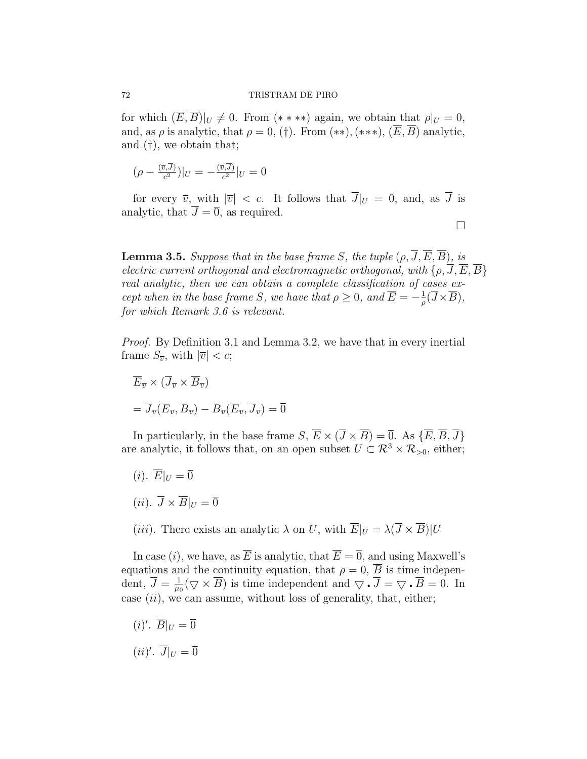for which $(\overline{E}, \overline{B})|_U \neq 0$. From $(****)$ again, we obtain that $\rho|_U = 0$, and, as $\rho$ is analytic, that $\rho = 0$, $(\dagger)$. From $(**)$, $(***)$, $(\overline{E}, \overline{B})$ analytic, and $(\dagger)$, we obtain that;

$$(\rho - \tfrac{(\overline{v}, \overline{J})}{c^2})|_U = -\tfrac{(\overline{v}, \overline{J})}{c^2}|_U = 0$$

for every $\overline{v}$, with $|\overline{v}| < c$. It follows that $\overline{J}|_U = \overline{0}$, and, as $\overline{J}$ is analytic, that $\overline{J} = \overline{0}$, as required.

$\square$

**Lemma 3.5.** *Suppose that in the base frame $S$, the tuple $(\rho, \overline{J}, \overline{E}, \overline{B})$, is electric current orthogonal and electromagnetic orthogonal, with $\{\rho, \overline{J}, \overline{E}, \overline{B}\}$ real analytic, then we can obtain a complete classification of cases except when in the base frame $S$, we have that $\rho \geq 0$, and $\overline{E} = -\frac{1}{\rho}(\overline{J} \times \overline{B})$, for which Remark 3.6 is relevant.*

*Proof.* By Definition 3.1 and Lemma 3.2, we have that in every inertial frame $S_{\overline{v}}$, with $|\overline{v}| < c$;

$$\overline{E}_{\overline{v}} \times (\overline{J}_{\overline{v}} \times \overline{B}_{\overline{v}})$$

$$= \overline{J}_{\overline{v}}(\overline{E}_{\overline{v}}, \overline{B}_{\overline{v}}) - \overline{B}_{\overline{v}}(\overline{E}_{\overline{v}}, \overline{J}_{\overline{v}}) = \overline{0}$$

In particularly, in the base frame $S$, $\overline{E} \times (\overline{J} \times \overline{B}) = \overline{0}$. As $\{\overline{E}, \overline{B}, \overline{J}\}$ are analytic, it follows that, on an open subset $U \subset \mathcal{R}^3 \times \mathcal{R}_{>0}$, either;

$(i)$. $\overline{E}|_U = \overline{0}$

$(ii)$. $\overline{J} \times \overline{B}|_U = \overline{0}$

$(iii)$. There exists an analytic $\lambda$ on $U$, with $\overline{E}|_U = \lambda(\overline{J} \times \overline{B})|U$

In case $(i)$, we have, as $\overline{E}$ is analytic, that $\overline{E} = \overline{0}$, and using Maxwell's equations and the continuity equation, that $\rho = 0$, $\overline{B}$ is time independent, $\overline{J} = \frac{1}{\mu_0}(\bigtriangledown \times \overline{B})$ is time independent and $\bigtriangledown \cdot \overline{J} = \bigtriangledown \cdot \overline{B} = 0$. In case $(ii)$, we can assume, without loss of generality, that, either;

$(i)'$. $\overline{B}|_U = \overline{0}$

$(ii)'$. $\overline{J}|_U = \overline{0}$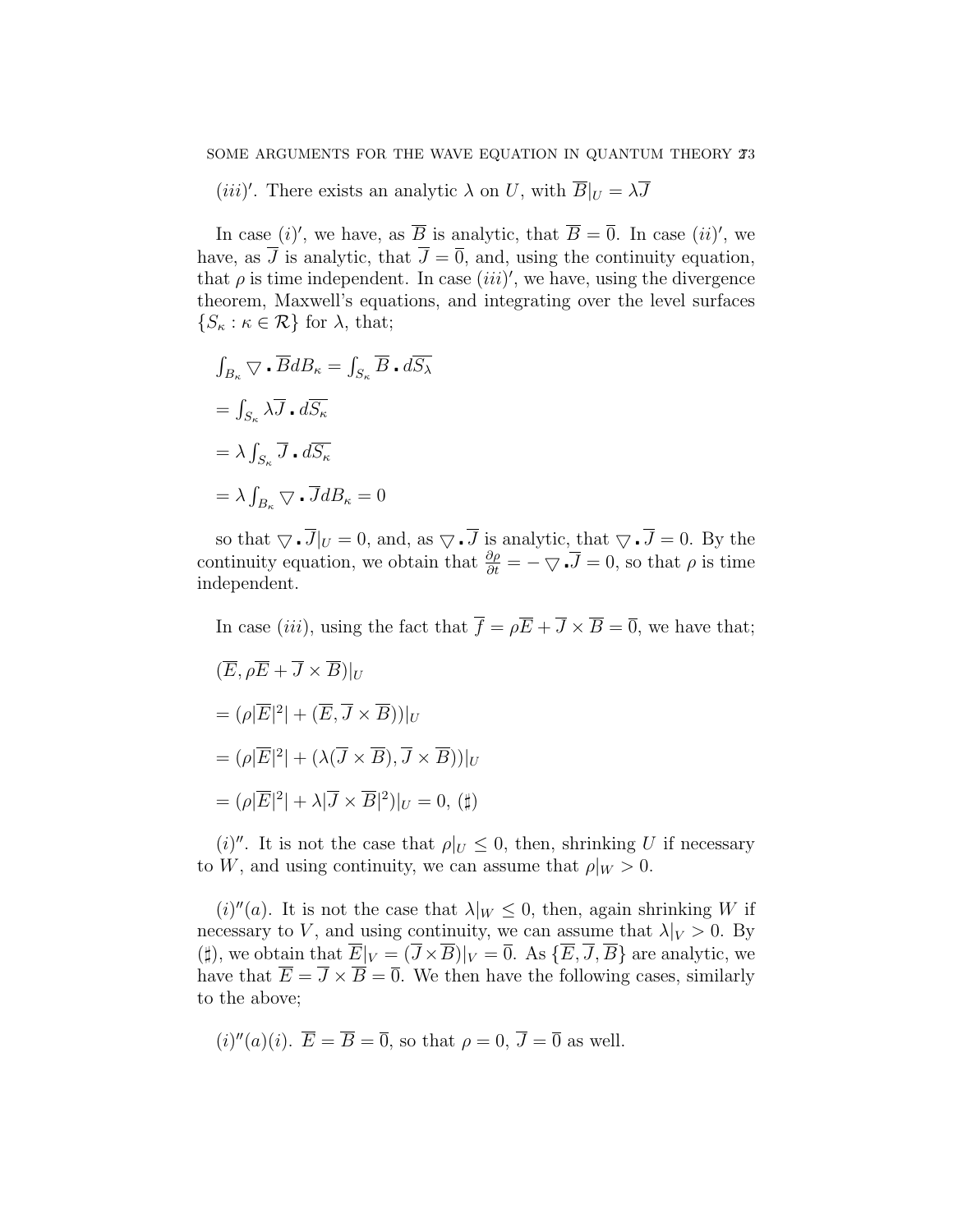$(iii)'$. There exists an analytic $\lambda$ on $U$, with $\overline{B}|_U = \lambda\overline{J}$

In case $(i)'$, we have, as $\overline{B}$ is analytic, that $\overline{B} = \overline{0}$. In case $(ii)'$, we have, as $\overline{J}$ is analytic, that $\overline{J} = \overline{0}$, and, using the continuity equation, that $\rho$ is time independent. In case $(iii)'$, we have, using the divergence theorem, Maxwell's equations, and integrating over the level surfaces $\{S_\kappa : \kappa \in \mathcal{R}\}$ for $\lambda$, that;

$\int_{B_\kappa} \bigtriangledown \cdot \overline{B} dB_\kappa = \int_{S_\kappa} \overline{B} \cdot d\overline{S_\lambda}$

$= \int_{S_\kappa} \lambda\overline{J} \cdot d\overline{S_\kappa}$

$= \lambda \int_{S_\kappa} \overline{J} \cdot d\overline{S_\kappa}$

$= \lambda \int_{B_\kappa} \bigtriangledown \cdot \overline{J} dB_\kappa = 0$

so that $\bigtriangledown \cdot \overline{J}|_U = 0$, and, as $\bigtriangledown \cdot \overline{J}$ is analytic, that $\bigtriangledown \cdot \overline{J} = 0$. By the continuity equation, we obtain that $\frac{\partial\rho}{\partial t} = -\bigtriangledown \cdot \overline{J} = 0$, so that $\rho$ is time independent.

In case $(iii)$, using the fact that $\overline{f} = \rho\overline{E} + \overline{J} \times \overline{B} = \overline{0}$, we have that;

$(\overline{E}, \rho\overline{E} + \overline{J} \times \overline{B})|_U$

$= (\rho|\overline{E}|^2| + (\overline{E}, \overline{J} \times \overline{B}))|_U$

$= (\rho|\overline{E}|^2| + (\lambda(\overline{J} \times \overline{B}), \overline{J} \times \overline{B}))|_U$

$= (\rho|\overline{E}|^2| + \lambda|\overline{J} \times \overline{B}|^2)|_U = 0$, $(\sharp)$

$(i)''$. It is not the case that $\rho|_U \leq 0$, then, shrinking $U$ if necessary to $W$, and using continuity, we can assume that $\rho|_W > 0$.

$(i)''(a)$. It is not the case that $\lambda|_W \leq 0$, then, again shrinking $W$ if necessary to $V$, and using continuity, we can assume that $\lambda|_V > 0$. By $(\sharp)$, we obtain that $\overline{E}|_V = (\overline{J} \times \overline{B})|_V = \overline{0}$. As $\{\overline{E}, \overline{J}, \overline{B}\}$ are analytic, we have that $\overline{E} = \overline{J} \times \overline{B} = \overline{0}$. We then have the following cases, similarly to the above;

$(i)''(a)(i)$. $\overline{E} = \overline{B} = \overline{0}$, so that $\rho = 0$, $\overline{J} = \overline{0}$ as well.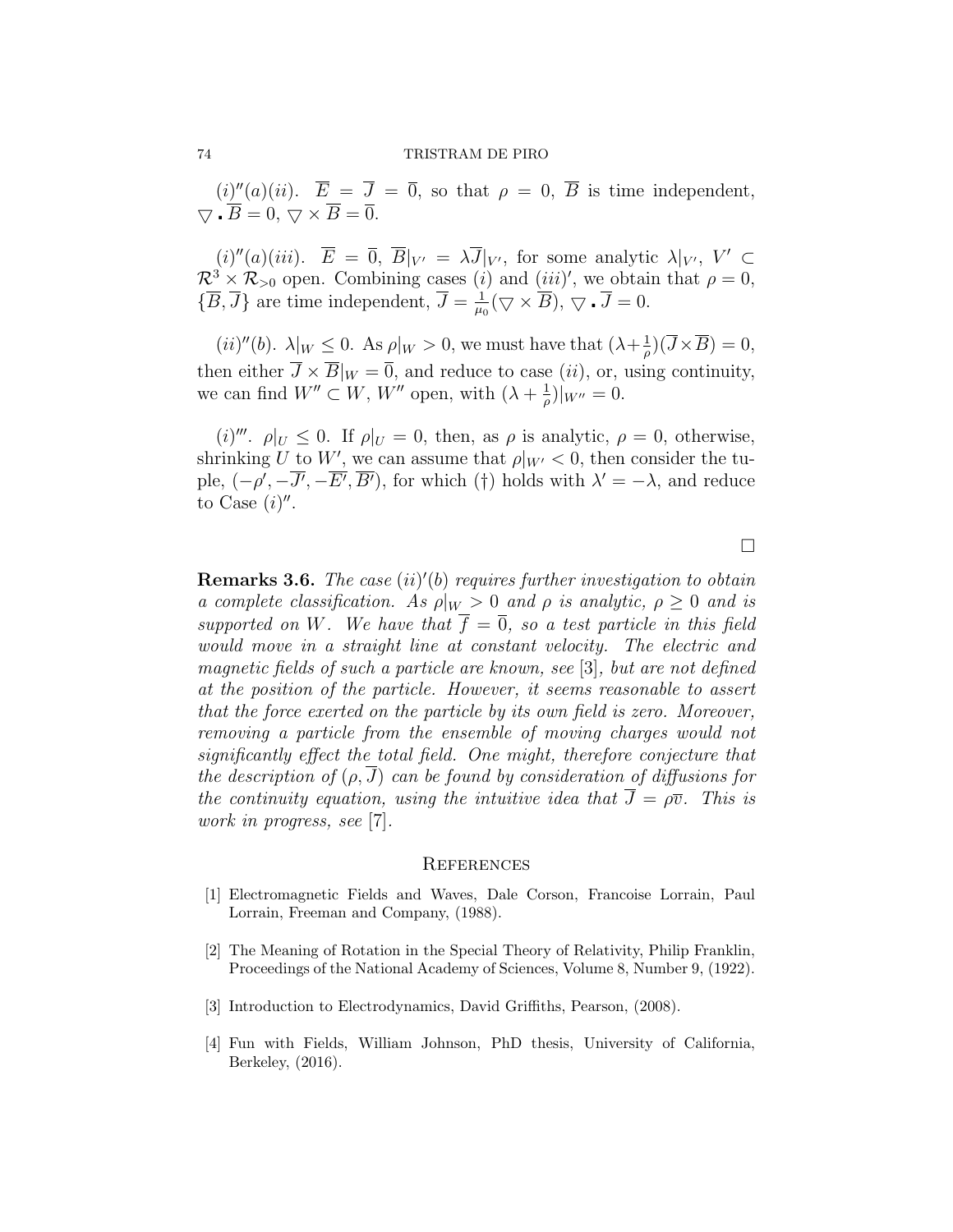$(i)''(a)(ii)$. $\overline{E} = \overline{J} = \overline{0}$, so that $\rho = 0$, $\overline{B}$ is time independent, $\bigtriangledown \cdot \overline{B} = 0$, $\bigtriangledown \times \overline{B} = \overline{0}$.

$(i)''(a)(iii)$. $\overline{E} = \overline{0}$, $\overline{B}|_{V'} = \lambda \overline{J}|_{V'}$, for some analytic $\lambda|_{V'}$, $V' \subset \mathcal{R}^3 \times \mathcal{R}_{>0}$ open. Combining cases $(i)$ and $(iii)'$, we obtain that $\rho = 0$, $\{\overline{B}, \overline{J}\}$ are time independent, $\overline{J} = \frac{1}{\mu_0}(\bigtriangledown \times \overline{B})$, $\bigtriangledown \cdot \overline{J} = 0$.

$(ii)''(b)$. $\lambda|_W \leq 0$. As $\rho|_W > 0$, we must have that $(\lambda + \frac{1}{\rho})(\overline{J} \times \overline{B}) = 0$, then either $\overline{J} \times \overline{B}|_W = \overline{0}$, and reduce to case $(ii)$, or, using continuity, we can find $W'' \subset W$, $W''$ open, with $(\lambda + \frac{1}{\rho})|_{W''} = 0$.

$(i)'''$. $\rho|_U \leq 0$. If $\rho|_U = 0$, then, as $\rho$ is analytic, $\rho = 0$, otherwise, shrinking $U$ to $W'$, we can assume that $\rho|_{W'} < 0$, then consider the tuple, $(-\rho', -\overline{J'}, -\overline{E'}, \overline{B'})$, for which (†) holds with $\lambda' = -\lambda$, and reduce to Case $(i)''$.

□

**Remarks 3.6.** *The case $(ii)'(b)$ requires further investigation to obtain a complete classification. As $\rho|_W > 0$ and $\rho$ is analytic, $\rho \geq 0$ and is supported on $W$. We have that $\overline{f} = \overline{0}$, so a test particle in this field would move in a straight line at constant velocity. The electric and magnetic fields of such a particle are known, see* [3]*, but are not defined at the position of the particle. However, it seems reasonable to assert that the force exerted on the particle by its own field is zero. Moreover, removing a particle from the ensemble of moving charges would not significantly effect the total field. One might, therefore conjecture that the description of $(\rho, \overline{J})$ can be found by consideration of diffusions for the continuity equation, using the intuitive idea that $\overline{J} = \rho\overline{v}$. This is work in progress, see* [7].

## References

[1] Electromagnetic Fields and Waves, Dale Corson, Francoise Lorrain, Paul Lorrain, Freeman and Company, (1988).

[2] The Meaning of Rotation in the Special Theory of Relativity, Philip Franklin, Proceedings of the National Academy of Sciences, Volume 8, Number 9, (1922).

[3] Introduction to Electrodynamics, David Griffiths, Pearson, (2008).

[4] Fun with Fields, William Johnson, PhD thesis, University of California, Berkeley, (2016).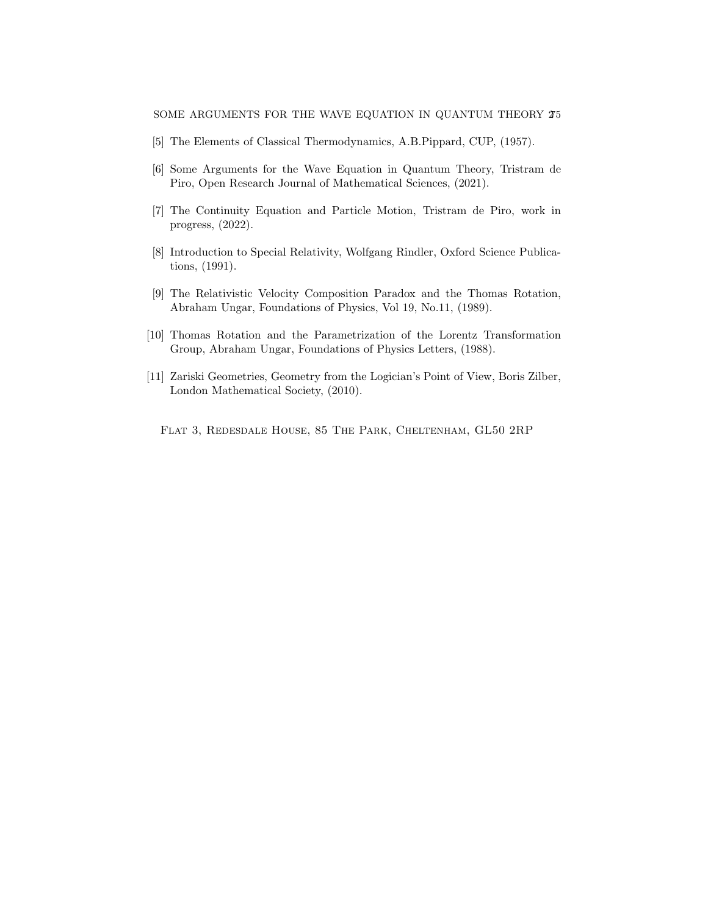[5] The Elements of Classical Thermodynamics, A.B.Pippard, CUP, (1957).

[6] Some Arguments for the Wave Equation in Quantum Theory, Tristram de Piro, Open Research Journal of Mathematical Sciences, (2021).

[7] The Continuity Equation and Particle Motion, Tristram de Piro, work in progress, (2022).

[8] Introduction to Special Relativity, Wolfgang Rindler, Oxford Science Publications, (1991).

[9] The Relativistic Velocity Composition Paradox and the Thomas Rotation, Abraham Ungar, Foundations of Physics, Vol 19, No.11, (1989).

[10] Thomas Rotation and the Parametrization of the Lorentz Transformation Group, Abraham Ungar, Foundations of Physics Letters, (1988).

[11] Zariski Geometries, Geometry from the Logician's Point of View, Boris Zilber, London Mathematical Society, (2010).

Flat 3, Redesdale House, 85 The Park, Cheltenham, GL50 2RP